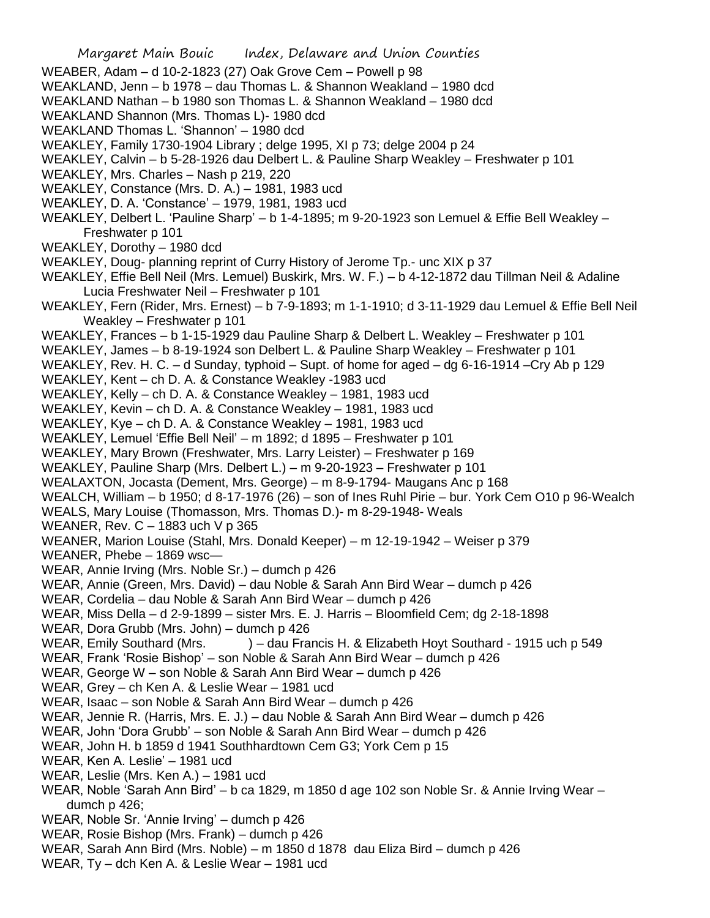Margaret Main Bouic Index, Delaware and Union Counties

WEABER, Adam – d 10-2-1823 (27) Oak Grove Cem – Powell p 98

WEAKLAND, Jenn – b 1978 – dau Thomas L. & Shannon Weakland – 1980 dcd

WEAKLAND Nathan – b 1980 son Thomas L. & Shannon Weakland – 1980 dcd

WEAKLAND Shannon (Mrs. Thomas L)- 1980 dcd

WEAKLAND Thomas L. 'Shannon' – 1980 dcd

WEAKLEY, Family 1730-1904 Library ; delge 1995, XI p 73; delge 2004 p 24

WEAKLEY, Calvin – b 5-28-1926 dau Delbert L. & Pauline Sharp Weakley – Freshwater p 101

WEAKLEY, Mrs. Charles – Nash p 219, 220

WEAKLEY, Constance (Mrs. D. A.) – 1981, 1983 ucd

WEAKLEY, D. A. 'Constance' – 1979, 1981, 1983 ucd

WEAKLEY, Delbert L. 'Pauline Sharp' – b 1-4-1895; m 9-20-1923 son Lemuel & Effie Bell Weakley – Freshwater p 101

WEAKLEY, Dorothy – 1980 dcd

WEAKLEY, Doug- planning reprint of Curry History of Jerome Tp.- unc XIX p 37

WEAKLEY, Effie Bell Neil (Mrs. Lemuel) Buskirk, Mrs. W. F.) – b 4-12-1872 dau Tillman Neil & Adaline Lucia Freshwater Neil – Freshwater p 101

WEAKLEY, Fern (Rider, Mrs. Ernest) – b 7-9-1893; m 1-1-1910; d 3-11-1929 dau Lemuel & Effie Bell Neil Weakley – Freshwater p 101

WEAKLEY, Frances – b 1-15-1929 dau Pauline Sharp & Delbert L. Weakley – Freshwater p 101

WEAKLEY, James – b 8-19-1924 son Delbert L. & Pauline Sharp Weakley – Freshwater p 101

WEAKLEY, Rev. H. C. – d Sunday, typhoid – Supt. of home for aged – dg 6-16-1914 –Cry Ab p 129

WEAKLEY, Kent – ch D. A. & Constance Weakley -1983 ucd

WEAKLEY, Kelly – ch D. A. & Constance Weakley – 1981, 1983 ucd

WEAKLEY, Kevin – ch D. A. & Constance Weakley – 1981, 1983 ucd

WEAKLEY, Kye – ch D. A. & Constance Weakley – 1981, 1983 ucd

WEAKLEY, Lemuel 'Effie Bell Neil' – m 1892; d 1895 – Freshwater p 101

WEAKLEY, Mary Brown (Freshwater, Mrs. Larry Leister) – Freshwater p 169

WEAKLEY, Pauline Sharp (Mrs. Delbert L.) – m 9-20-1923 – Freshwater p 101

WEALAXTON, Jocasta (Dement, Mrs. George) – m 8-9-1794- Maugans Anc p 168

WEALCH, William – b 1950; d 8-17-1976 (26) – son of Ines Ruhl Pirie – bur. York Cem O10 p 96-Wealch

WEALS, Mary Louise (Thomasson, Mrs. Thomas D.)- m 8-29-1948- Weals

WEANER, Rev. C – 1883 uch V p 365

WEANER, Marion Louise (Stahl, Mrs. Donald Keeper) – m 12-19-1942 – Weiser p 379

WEANER, Phebe – 1869 wsc—

WEAR, Annie Irving (Mrs. Noble Sr.) – dumch p 426

WEAR, Annie (Green, Mrs. David) – dau Noble & Sarah Ann Bird Wear – dumch p 426

WEAR, Cordelia – dau Noble & Sarah Ann Bird Wear – dumch p 426

WEAR, Miss Della – d 2-9-1899 – sister Mrs. E. J. Harris – Bloomfield Cem; dg 2-18-1898

WEAR, Dora Grubb (Mrs. John) – dumch p 426

WEAR, Emily Southard (Mrs. ) – dau Francis H. & Elizabeth Hoyt Southard - 1915 uch p 549

WEAR, Frank 'Rosie Bishop' – son Noble & Sarah Ann Bird Wear – dumch p 426

WEAR, George W – son Noble & Sarah Ann Bird Wear – dumch p 426

WEAR, Grey – ch Ken A. & Leslie Wear – 1981 ucd

WEAR, Isaac – son Noble & Sarah Ann Bird Wear – dumch p 426

WEAR, Jennie R. (Harris, Mrs. E. J.) – dau Noble & Sarah Ann Bird Wear – dumch p 426

WEAR, John 'Dora Grubb' – son Noble & Sarah Ann Bird Wear – dumch p 426

WEAR, John H. b 1859 d 1941 Southhardtown Cem G3; York Cem p 15

WEAR, Ken A. Leslie' – 1981 ucd

WEAR, Leslie (Mrs. Ken A.) – 1981 ucd

WEAR, Noble 'Sarah Ann Bird' – b ca 1829, m 1850 d age 102 son Noble Sr. & Annie Irving Wear – dumch p 426;

WEAR, Noble Sr. 'Annie Irving' – dumch p 426

WEAR, Rosie Bishop (Mrs. Frank) – dumch p 426

WEAR, Sarah Ann Bird (Mrs. Noble) – m 1850 d 1878 dau Eliza Bird – dumch p 426

WEAR, Ty – dch Ken A. & Leslie Wear – 1981 ucd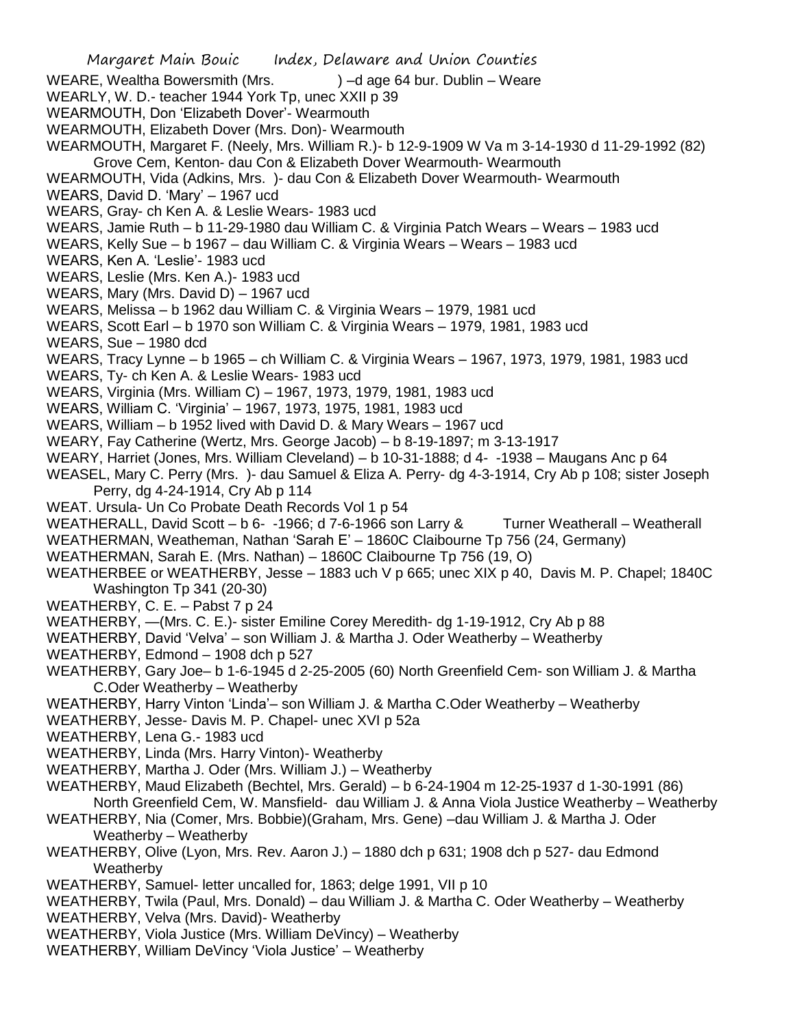WEARE, Wealtha Bowersmith (Mrs. ) –d age 64 bur. Dublin – Weare
WEARLY, W. D.- teacher 1944 York Tp, unec XXII p 39
WEARMOUTH, Don 'Elizabeth Dover'- Wearmouth
WEARMOUTH, Elizabeth Dover (Mrs. Don)- Wearmouth
WEARMOUTH, Margaret F. (Neely, Mrs. William R.)- b 12-9-1909 W Va m 3-14-1930 d 11-29-1992 (82)
    Grove Cem, Kenton- dau Con & Elizabeth Dover Wearmouth- Wearmouth
WEARMOUTH, Vida (Adkins, Mrs. )- dau Con & Elizabeth Dover Wearmouth- Wearmouth
WEARS, David D. 'Mary' – 1967 ucd
WEARS, Gray- ch Ken A. & Leslie Wears- 1983 ucd
WEARS, Jamie Ruth – b 11-29-1980 dau William C. & Virginia Patch Wears – Wears – 1983 ucd
WEARS, Kelly Sue – b 1967 – dau William C. & Virginia Wears – Wears – 1983 ucd
WEARS, Ken A. 'Leslie'- 1983 ucd
WEARS, Leslie (Mrs. Ken A.)- 1983 ucd
WEARS, Mary (Mrs. David D) – 1967 ucd
WEARS, Melissa – b 1962 dau William C. & Virginia Wears – 1979, 1981 ucd
WEARS, Scott Earl – b 1970 son William C. & Virginia Wears – 1979, 1981, 1983 ucd
WEARS, Sue – 1980 dcd
WEARS, Tracy Lynne – b 1965 – ch William C. & Virginia Wears – 1967, 1973, 1979, 1981, 1983 ucd
WEARS, Ty- ch Ken A. & Leslie Wears- 1983 ucd
WEARS, Virginia (Mrs. William C) – 1967, 1973, 1979, 1981, 1983 ucd
WEARS, William C. 'Virginia' – 1967, 1973, 1975, 1981, 1983 ucd
WEARS, William – b 1952 lived with David D. & Mary Wears – 1967 ucd
WEARY, Fay Catherine (Wertz, Mrs. George Jacob) – b 8-19-1897; m 3-13-1917
WEARY, Harriet (Jones, Mrs. William Cleveland) – b 10-31-1888; d 4- -1938 – Maugans Anc p 64
WEASEL, Mary C. Perry (Mrs. )- dau Samuel & Eliza A. Perry- dg 4-3-1914, Cry Ab p 108; sister Joseph
    Perry, dg 4-24-1914, Cry Ab p 114
WEAT. Ursula- Un Co Probate Death Records Vol 1 p 54
WEATHERALL, David Scott – b 6- -1966; d 7-6-1966 son Larry & Turner Weatherall – Weatherall
WEATHERMAN, Weatheman, Nathan 'Sarah E' – 1860C Claibourne Tp 756 (24, Germany)
WEATHERMAN, Sarah E. (Mrs. Nathan) – 1860C Claibourne Tp 756 (19, O)
WEATHERBEE or WEATHERBY, Jesse – 1883 uch V p 665; unec XIX p 40, Davis M. P. Chapel; 1840C
    Washington Tp 341 (20-30)
WEATHERBY, C. E. – Pabst 7 p 24
WEATHERBY, —(Mrs. C. E.)- sister Emiline Corey Meredith- dg 1-19-1912, Cry Ab p 88
WEATHERBY, David 'Velva' – son William J. & Martha J. Oder Weatherby – Weatherby
WEATHERBY, Edmond – 1908 dch p 527
WEATHERBY, Gary Joe– b 1-6-1945 d 2-25-2005 (60) North Greenfield Cem- son William J. & Martha
    C.Oder Weatherby – Weatherby
WEATHERBY, Harry Vinton 'Linda'– son William J. & Martha C.Oder Weatherby – Weatherby
WEATHERBY, Jesse- Davis M. P. Chapel- unec XVI p 52a
WEATHERBY, Lena G.- 1983 ucd
WEATHERBY, Linda (Mrs. Harry Vinton)- Weatherby
WEATHERBY, Martha J. Oder (Mrs. William J.) – Weatherby
WEATHERBY, Maud Elizabeth (Bechtel, Mrs. Gerald) – b 6-24-1904 m 12-25-1937 d 1-30-1991 (86)
    North Greenfield Cem, W. Mansfield- dau William J. & Anna Viola Justice Weatherby – Weatherby
WEATHERBY, Nia (Comer, Mrs. Bobbie)(Graham, Mrs. Gene) –dau William J. & Martha J. Oder
    Weatherby – Weatherby
WEATHERBY, Olive (Lyon, Mrs. Rev. Aaron J.) – 1880 dch p 631; 1908 dch p 527- dau Edmond
    Weatherby
WEATHERBY, Samuel- letter uncalled for, 1863; delge 1991, VII p 10
WEATHERBY, Twila (Paul, Mrs. Donald) – dau William J. & Martha C. Oder Weatherby – Weatherby
WEATHERBY, Velva (Mrs. David)- Weatherby
WEATHERBY, Viola Justice (Mrs. William DeVincy) – Weatherby
WEATHERBY, William DeVincy 'Viola Justice' – Weatherby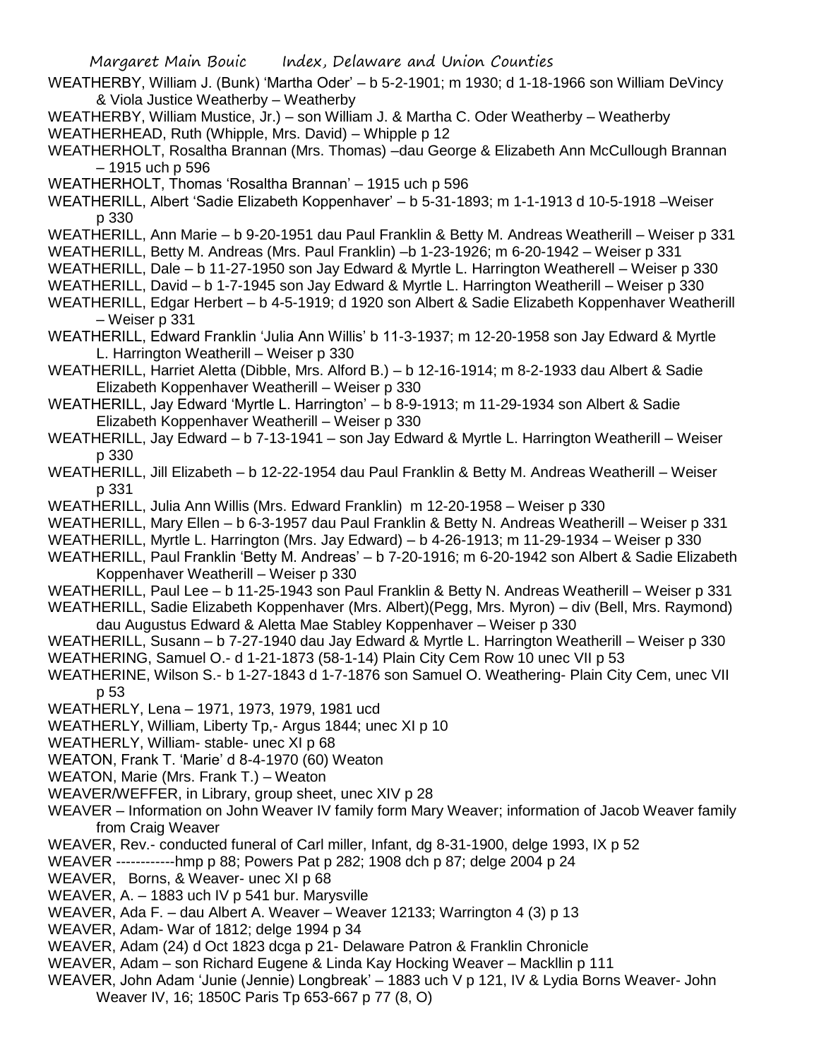WEATHERBY, William J. (Bunk) 'Martha Oder' – b 5-2-1901; m 1930; d 1-18-1966 son William DeVincy & Viola Justice Weatherby – Weatherby

WEATHERBY, William Mustice, Jr.) – son William J. & Martha C. Oder Weatherby – Weatherby

WEATHERHEAD, Ruth (Whipple, Mrs. David) – Whipple p 12

WEATHERHOLT, Rosaltha Brannan (Mrs. Thomas) –dau George & Elizabeth Ann McCullough Brannan – 1915 uch p 596

WEATHERHOLT, Thomas 'Rosaltha Brannan' – 1915 uch p 596

WEATHERILL, Albert 'Sadie Elizabeth Koppenhaver' – b 5-31-1893; m 1-1-1913 d 10-5-1918 –Weiser p 330

WEATHERILL, Ann Marie – b 9-20-1951 dau Paul Franklin & Betty M. Andreas Weatherill – Weiser p 331

WEATHERILL, Betty M. Andreas (Mrs. Paul Franklin) –b 1-23-1926; m 6-20-1942 – Weiser p 331

WEATHERILL, Dale – b 11-27-1950 son Jay Edward & Myrtle L. Harrington Weatherell – Weiser p 330

WEATHERILL, David – b 1-7-1945 son Jay Edward & Myrtle L. Harrington Weatherill – Weiser p 330

WEATHERILL, Edgar Herbert – b 4-5-1919; d 1920 son Albert & Sadie Elizabeth Koppenhaver Weatherill – Weiser p 331

WEATHERILL, Edward Franklin 'Julia Ann Willis' b 11-3-1937; m 12-20-1958 son Jay Edward & Myrtle L. Harrington Weatherill – Weiser p 330

WEATHERILL, Harriet Aletta (Dibble, Mrs. Alford B.) – b 12-16-1914; m 8-2-1933 dau Albert & Sadie Elizabeth Koppenhaver Weatherill – Weiser p 330

WEATHERILL, Jay Edward 'Myrtle L. Harrington' – b 8-9-1913; m 11-29-1934 son Albert & Sadie Elizabeth Koppenhaver Weatherill – Weiser p 330

WEATHERILL, Jay Edward – b 7-13-1941 – son Jay Edward & Myrtle L. Harrington Weatherill – Weiser p 330

WEATHERILL, Jill Elizabeth – b 12-22-1954 dau Paul Franklin & Betty M. Andreas Weatherill – Weiser p 331

WEATHERILL, Julia Ann Willis (Mrs. Edward Franklin) m 12-20-1958 – Weiser p 330

WEATHERILL, Mary Ellen – b 6-3-1957 dau Paul Franklin & Betty N. Andreas Weatherill – Weiser p 331

WEATHERILL, Myrtle L. Harrington (Mrs. Jay Edward) – b 4-26-1913; m 11-29-1934 – Weiser p 330

WEATHERILL, Paul Franklin 'Betty M. Andreas' – b 7-20-1916; m 6-20-1942 son Albert & Sadie Elizabeth Koppenhaver Weatherill – Weiser p 330

WEATHERILL, Paul Lee – b 11-25-1943 son Paul Franklin & Betty N. Andreas Weatherill – Weiser p 331

WEATHERILL, Sadie Elizabeth Koppenhaver (Mrs. Albert)(Pegg, Mrs. Myron) – div (Bell, Mrs. Raymond) dau Augustus Edward & Aletta Mae Stabley Koppenhaver – Weiser p 330

WEATHERILL, Susann – b 7-27-1940 dau Jay Edward & Myrtle L. Harrington Weatherill – Weiser p 330

WEATHERING, Samuel O.- d 1-21-1873 (58-1-14) Plain City Cem Row 10 unec VII p 53

WEATHERINE, Wilson S.- b 1-27-1843 d 1-7-1876 son Samuel O. Weathering- Plain City Cem, unec VII p 53

WEATHERLY, Lena – 1971, 1973, 1979, 1981 ucd

WEATHERLY, William, Liberty Tp,- Argus 1844; unec XI p 10

WEATHERLY, William- stable- unec XI p 68

WEATON, Frank T. 'Marie' d 8-4-1970 (60) Weaton

WEATON, Marie (Mrs. Frank T.) – Weaton

WEAVER/WEFFER, in Library, group sheet, unec XIV p 28

WEAVER – Information on John Weaver IV family form Mary Weaver; information of Jacob Weaver family from Craig Weaver

WEAVER, Rev.- conducted funeral of Carl miller, Infant, dg 8-31-1900, delge 1993, IX p 52

WEAVER ------------hmp p 88; Powers Pat p 282; 1908 dch p 87; delge 2004 p 24

WEAVER, Borns, & Weaver- unec XI p 68

WEAVER, A. – 1883 uch IV p 541 bur. Marysville

WEAVER, Ada F. – dau Albert A. Weaver – Weaver 12133; Warrington 4 (3) p 13

WEAVER, Adam- War of 1812; delge 1994 p 34

WEAVER, Adam (24) d Oct 1823 dcga p 21- Delaware Patron & Franklin Chronicle

WEAVER, Adam – son Richard Eugene & Linda Kay Hocking Weaver – Macklin p 111

WEAVER, John Adam 'Junie (Jennie) Longbreak' – 1883 uch V p 121, IV & Lydia Borns Weaver- John Weaver IV, 16; 1850C Paris Tp 653-667 p 77 (8, O)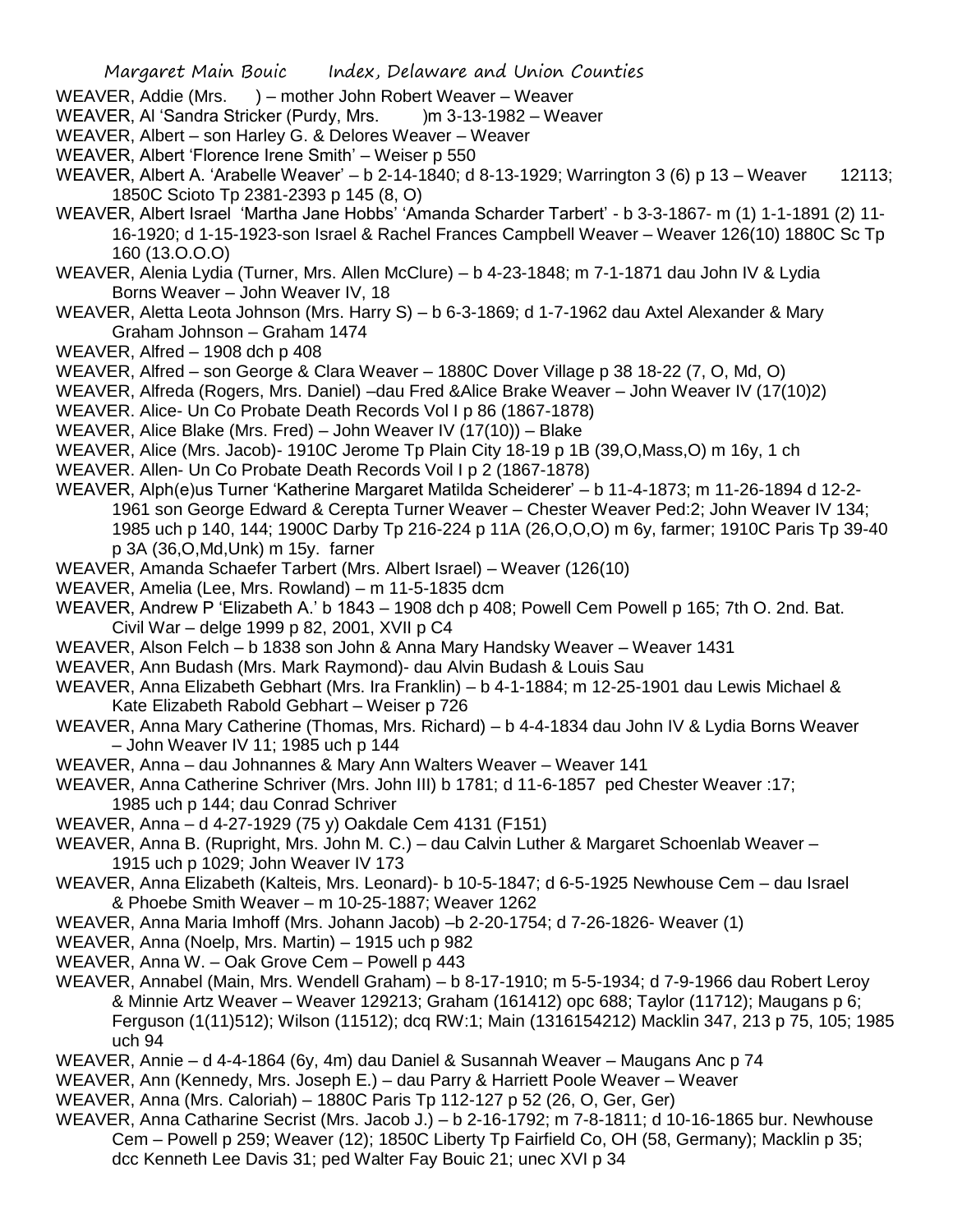WEAVER, Addie (Mrs. ) – mother John Robert Weaver – Weaver

WEAVER, Al 'Sandra Stricker (Purdy, Mrs. )m 3-13-1982 – Weaver

WEAVER, Albert – son Harley G. & Delores Weaver – Weaver

WEAVER, Albert 'Florence Irene Smith' – Weiser p 550

WEAVER, Albert A. 'Arabelle Weaver' – b 2-14-1840; d 8-13-1929; Warrington 3 (6) p 13 – Weaver 12113; 1850C Scioto Tp 2381-2393 p 145 (8, O)

WEAVER, Albert Israel 'Martha Jane Hobbs' 'Amanda Scharder Tarbert' - b 3-3-1867- m (1) 1-1-1891 (2) 11-16-1920; d 1-15-1923-son Israel & Rachel Frances Campbell Weaver – Weaver 126(10) 1880C Sc Tp 160 (13.O.O.O)

WEAVER, Alenia Lydia (Turner, Mrs. Allen McClure) – b 4-23-1848; m 7-1-1871 dau John IV & Lydia Borns Weaver – John Weaver IV, 18

WEAVER, Aletta Leota Johnson (Mrs. Harry S) – b 6-3-1869; d 1-7-1962 dau Axtel Alexander & Mary Graham Johnson – Graham 1474

WEAVER, Alfred – 1908 dch p 408

WEAVER, Alfred – son George & Clara Weaver – 1880C Dover Village p 38 18-22 (7, O, Md, O)

WEAVER, Alfreda (Rogers, Mrs. Daniel) –dau Fred &Alice Brake Weaver – John Weaver IV (17(10)2)

WEAVER. Alice- Un Co Probate Death Records Vol I p 86 (1867-1878)

WEAVER, Alice Blake (Mrs. Fred) – John Weaver IV (17(10)) – Blake

WEAVER, Alice (Mrs. Jacob)- 1910C Jerome Tp Plain City 18-19 p 1B (39,O,Mass,O) m 16y, 1 ch

WEAVER. Allen- Un Co Probate Death Records Voil I p 2 (1867-1878)

WEAVER, Alph(e)us Turner 'Katherine Margaret Matilda Scheiderer' – b 11-4-1873; m 11-26-1894 d 12-2-1961 son George Edward & Cerepta Turner Weaver – Chester Weaver Ped:2; John Weaver IV 134; 1985 uch p 140, 144; 1900C Darby Tp 216-224 p 11A (26,O,O,O) m 6y, farmer; 1910C Paris Tp 39-40 p 3A (36,O,Md,Unk) m 15y. farner

WEAVER, Amanda Schaefer Tarbert (Mrs. Albert Israel) – Weaver (126(10)

WEAVER, Amelia (Lee, Mrs. Rowland) – m 11-5-1835 dcm

WEAVER, Andrew P 'Elizabeth A.' b 1843 – 1908 dch p 408; Powell Cem Powell p 165; 7th O. 2nd. Bat. Civil War – delge 1999 p 82, 2001, XVII p C4

WEAVER, Alson Felch – b 1838 son John & Anna Mary Handsky Weaver – Weaver 1431

WEAVER, Ann Budash (Mrs. Mark Raymond)- dau Alvin Budash & Louis Sau

WEAVER, Anna Elizabeth Gebhart (Mrs. Ira Franklin) – b 4-1-1884; m 12-25-1901 dau Lewis Michael & Kate Elizabeth Rabold Gebhart – Weiser p 726

WEAVER, Anna Mary Catherine (Thomas, Mrs. Richard) – b 4-4-1834 dau John IV & Lydia Borns Weaver – John Weaver IV 11; 1985 uch p 144

WEAVER, Anna – dau Johnannes & Mary Ann Walters Weaver – Weaver 141

WEAVER, Anna Catherine Schriver (Mrs. John III) b 1781; d 11-6-1857 ped Chester Weaver :17; 1985 uch p 144; dau Conrad Schriver

WEAVER, Anna – d 4-27-1929 (75 y) Oakdale Cem 4131 (F151)

WEAVER, Anna B. (Rupright, Mrs. John M. C.) – dau Calvin Luther & Margaret Schoenlab Weaver – 1915 uch p 1029; John Weaver IV 173

WEAVER, Anna Elizabeth (Kalteis, Mrs. Leonard)- b 10-5-1847; d 6-5-1925 Newhouse Cem – dau Israel & Phoebe Smith Weaver – m 10-25-1887; Weaver 1262

WEAVER, Anna Maria Imhoff (Mrs. Johann Jacob) –b 2-20-1754; d 7-26-1826- Weaver (1)

WEAVER, Anna (Noelp, Mrs. Martin) – 1915 uch p 982

WEAVER, Anna W. – Oak Grove Cem – Powell p 443

WEAVER, Annabel (Main, Mrs. Wendell Graham) – b 8-17-1910; m 5-5-1934; d 7-9-1966 dau Robert Leroy & Minnie Artz Weaver – Weaver 129213; Graham (161412) opc 688; Taylor (11712); Maugans p 6; Ferguson (1(11)512); Wilson (11512); dcq RW:1; Main (1316154212) Macklin 347, 213 p 75, 105; 1985 uch 94

WEAVER, Annie – d 4-4-1864 (6y, 4m) dau Daniel & Susannah Weaver – Maugans Anc p 74

WEAVER, Ann (Kennedy, Mrs. Joseph E.) – dau Parry & Harriett Poole Weaver – Weaver

WEAVER, Anna (Mrs. Caloriah) – 1880C Paris Tp 112-127 p 52 (26, O, Ger, Ger)

WEAVER, Anna Catharine Secrist (Mrs. Jacob J.) – b 2-16-1792; m 7-8-1811; d 10-16-1865 bur. Newhouse Cem – Powell p 259; Weaver (12); 1850C Liberty Tp Fairfield Co, OH (58, Germany); Macklin p 35; dcc Kenneth Lee Davis 31; ped Walter Fay Bouic 21; unec XVI p 34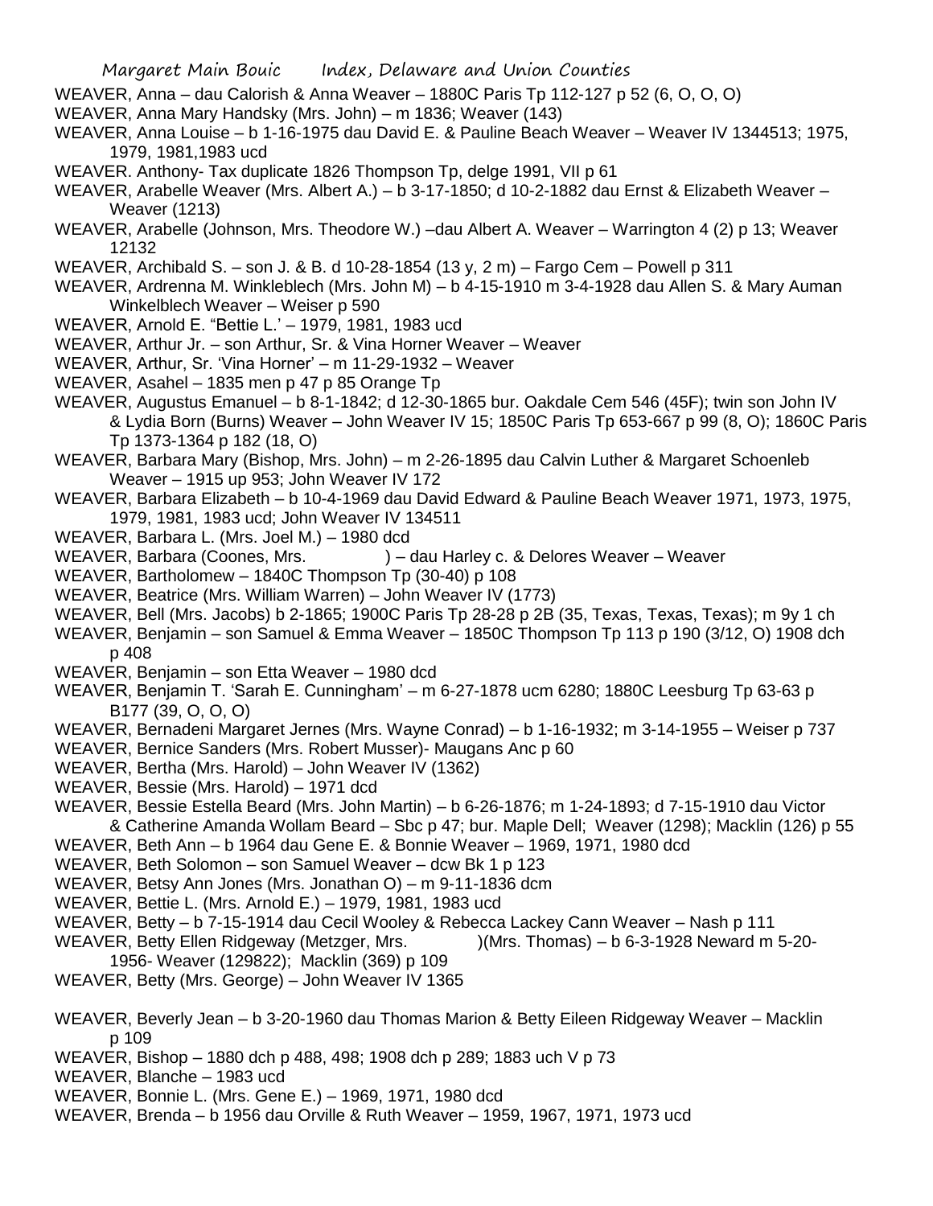WEAVER, Anna – dau Calorish & Anna Weaver – 1880C Paris Tp 112-127 p 52 (6, O, O, O)

WEAVER, Anna Mary Handsky (Mrs. John) – m 1836; Weaver (143)

WEAVER, Anna Louise – b 1-16-1975 dau David E. & Pauline Beach Weaver – Weaver IV 1344513; 1975, 1979, 1981,1983 ucd

WEAVER. Anthony- Tax duplicate 1826 Thompson Tp, delge 1991, VII p 61

WEAVER, Arabelle Weaver (Mrs. Albert A.) – b 3-17-1850; d 10-2-1882 dau Ernst & Elizabeth Weaver – Weaver (1213)

WEAVER, Arabelle (Johnson, Mrs. Theodore W.) –dau Albert A. Weaver – Warrington 4 (2) p 13; Weaver 12132

WEAVER, Archibald S. – son J. & B. d 10-28-1854 (13 y, 2 m) – Fargo Cem – Powell p 311

WEAVER, Ardrenna M. Winkleblech (Mrs. John M) – b 4-15-1910 m 3-4-1928 dau Allen S. & Mary Auman Winkelblech Weaver – Weiser p 590

WEAVER, Arnold E. "Bettie L.' – 1979, 1981, 1983 ucd

WEAVER, Arthur Jr. – son Arthur, Sr. & Vina Horner Weaver – Weaver

WEAVER, Arthur, Sr. 'Vina Horner' – m 11-29-1932 – Weaver

WEAVER, Asahel – 1835 men p 47 p 85 Orange Tp

WEAVER, Augustus Emanuel – b 8-1-1842; d 12-30-1865 bur. Oakdale Cem 546 (45F); twin son John IV & Lydia Born (Burns) Weaver – John Weaver IV 15; 1850C Paris Tp 653-667 p 99 (8, O); 1860C Paris Tp 1373-1364 p 182 (18, O)

WEAVER, Barbara Mary (Bishop, Mrs. John) – m 2-26-1895 dau Calvin Luther & Margaret Schoenleb Weaver – 1915 up 953; John Weaver IV 172

WEAVER, Barbara Elizabeth – b 10-4-1969 dau David Edward & Pauline Beach Weaver 1971, 1973, 1975, 1979, 1981, 1983 ucd; John Weaver IV 134511

WEAVER, Barbara L. (Mrs. Joel M.) – 1980 dcd

WEAVER, Barbara (Coones, Mrs. ) – dau Harley c. & Delores Weaver – Weaver

WEAVER, Bartholomew – 1840C Thompson Tp (30-40) p 108

WEAVER, Beatrice (Mrs. William Warren) – John Weaver IV (1773)

WEAVER, Bell (Mrs. Jacobs) b 2-1865; 1900C Paris Tp 28-28 p 2B (35, Texas, Texas, Texas); m 9y 1 ch

WEAVER, Benjamin – son Samuel & Emma Weaver – 1850C Thompson Tp 113 p 190 (3/12, O) 1908 dch p 408

WEAVER, Benjamin – son Etta Weaver – 1980 dcd

WEAVER, Benjamin T. 'Sarah E. Cunningham' – m 6-27-1878 ucm 6280; 1880C Leesburg Tp 63-63 p B177 (39, O, O, O)

WEAVER, Bernadeni Margaret Jernes (Mrs. Wayne Conrad) – b 1-16-1932; m 3-14-1955 – Weiser p 737

WEAVER, Bernice Sanders (Mrs. Robert Musser)- Maugans Anc p 60

WEAVER, Bertha (Mrs. Harold) – John Weaver IV (1362)

WEAVER, Bessie (Mrs. Harold) – 1971 dcd

WEAVER, Bessie Estella Beard (Mrs. John Martin) – b 6-26-1876; m 1-24-1893; d 7-15-1910 dau Victor & Catherine Amanda Wollam Beard – Sbc p 47; bur. Maple Dell; Weaver (1298); Macklin (126) p 55

WEAVER, Beth Ann – b 1964 dau Gene E. & Bonnie Weaver – 1969, 1971, 1980 dcd

WEAVER, Beth Solomon – son Samuel Weaver – dcw Bk 1 p 123

WEAVER, Betsy Ann Jones (Mrs. Jonathan O) – m 9-11-1836 dcm

WEAVER, Bettie L. (Mrs. Arnold E.) – 1979, 1981, 1983 ucd

WEAVER, Betty – b 7-15-1914 dau Cecil Wooley & Rebecca Lackey Cann Weaver – Nash p 111

WEAVER, Betty Ellen Ridgeway (Metzger, Mrs. )(Mrs. Thomas) – b 6-3-1928 Neward m 5-20-1956- Weaver (129822); Macklin (369) p 109

WEAVER, Betty (Mrs. George) – John Weaver IV 1365

WEAVER, Beverly Jean – b 3-20-1960 dau Thomas Marion & Betty Eileen Ridgeway Weaver – Macklin p 109

WEAVER, Bishop – 1880 dch p 488, 498; 1908 dch p 289; 1883 uch V p 73

WEAVER, Blanche – 1983 ucd

WEAVER, Bonnie L. (Mrs. Gene E.) – 1969, 1971, 1980 dcd

WEAVER, Brenda – b 1956 dau Orville & Ruth Weaver – 1959, 1967, 1971, 1973 ucd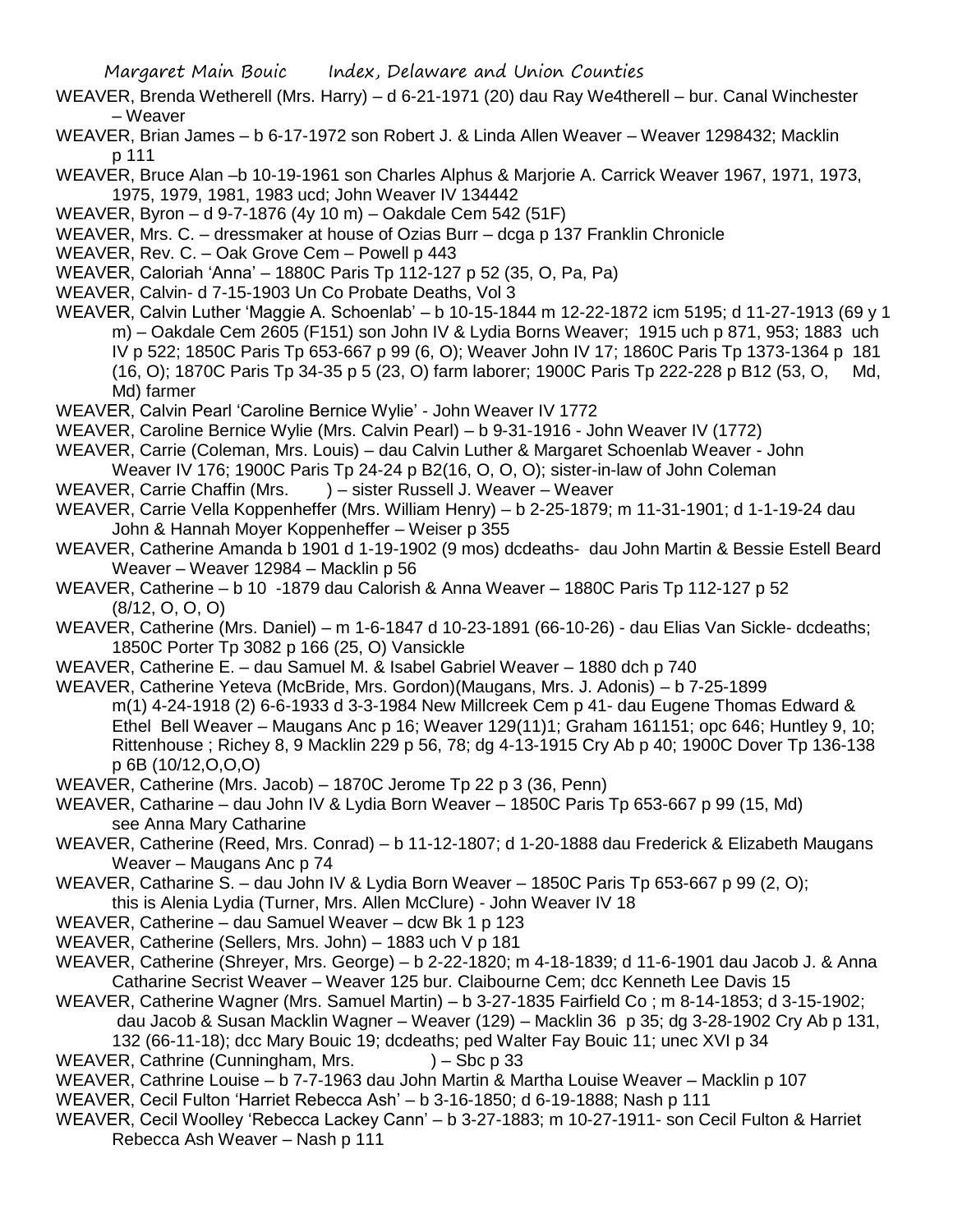WEAVER, Brenda Wetherell (Mrs. Harry) – d 6-21-1971 (20) dau Ray We4therell – bur. Canal Winchester – Weaver

WEAVER, Brian James – b 6-17-1972 son Robert J. & Linda Allen Weaver – Weaver 1298432; Macklin p 111

WEAVER, Bruce Alan –b 10-19-1961 son Charles Alphus & Marjorie A. Carrick Weaver 1967, 1971, 1973, 1975, 1979, 1981, 1983 ucd; John Weaver IV 134442

WEAVER, Byron – d 9-7-1876 (4y 10 m) – Oakdale Cem 542 (51F)

WEAVER, Mrs. C. – dressmaker at house of Ozias Burr – dcga p 137 Franklin Chronicle

WEAVER, Rev. C. – Oak Grove Cem – Powell p 443

WEAVER, Caloriah 'Anna' – 1880C Paris Tp 112-127 p 52 (35, O, Pa, Pa)

WEAVER, Calvin- d 7-15-1903 Un Co Probate Deaths, Vol 3

WEAVER, Calvin Luther 'Maggie A. Schoenlab' – b 10-15-1844 m 12-22-1872 icm 5195; d 11-27-1913 (69 y 1 m) – Oakdale Cem 2605 (F151) son John IV & Lydia Borns Weaver; 1915 uch p 871, 953; 1883 uch IV p 522; 1850C Paris Tp 653-667 p 99 (6, O); Weaver John IV 17; 1860C Paris Tp 1373-1364 p 181 (16, O); 1870C Paris Tp 34-35 p 5 (23, O) farm laborer; 1900C Paris Tp 222-228 p B12 (53, O, Md, Md) farmer

WEAVER, Calvin Pearl 'Caroline Bernice Wylie' - John Weaver IV 1772

WEAVER, Caroline Bernice Wylie (Mrs. Calvin Pearl) – b 9-31-1916 - John Weaver IV (1772)

WEAVER, Carrie (Coleman, Mrs. Louis) – dau Calvin Luther & Margaret Schoenlab Weaver - John Weaver IV 176; 1900C Paris Tp 24-24 p B2(16, O, O, O); sister-in-law of John Coleman

WEAVER, Carrie Chaffin (Mrs. ) – sister Russell J. Weaver – Weaver

WEAVER, Carrie Vella Koppenheffer (Mrs. William Henry) – b 2-25-1879; m 11-31-1901; d 1-1-19-24 dau John & Hannah Moyer Koppenheffer – Weiser p 355

WEAVER, Catherine Amanda b 1901 d 1-19-1902 (9 mos) dcdeaths- dau John Martin & Bessie Estell Beard Weaver – Weaver 12984 – Macklin p 56

WEAVER, Catherine – b 10 -1879 dau Calorish & Anna Weaver – 1880C Paris Tp 112-127 p 52 (8/12, O, O, O)

WEAVER, Catherine (Mrs. Daniel) – m 1-6-1847 d 10-23-1891 (66-10-26) - dau Elias Van Sickle- dcdeaths; 1850C Porter Tp 3082 p 166 (25, O) Vansickle

WEAVER, Catherine E. – dau Samuel M. & Isabel Gabriel Weaver – 1880 dch p 740

WEAVER, Catherine Yeteva (McBride, Mrs. Gordon)(Maugans, Mrs. J. Adonis) – b 7-25-1899 m(1) 4-24-1918 (2) 6-6-1933 d 3-3-1984 New Millcreek Cem p 41- dau Eugene Thomas Edward & Ethel Bell Weaver – Maugans Anc p 16; Weaver 129(11)1; Graham 161151; opc 646; Huntley 9, 10; Rittenhouse ; Richey 8, 9 Macklin 229 p 56, 78; dg 4-13-1915 Cry Ab p 40; 1900C Dover Tp 136-138 p 6B (10/12,O,O,O)

WEAVER, Catherine (Mrs. Jacob) – 1870C Jerome Tp 22 p 3 (36, Penn)

WEAVER, Catharine – dau John IV & Lydia Born Weaver – 1850C Paris Tp 653-667 p 99 (15, Md) see Anna Mary Catharine

WEAVER, Catherine (Reed, Mrs. Conrad) – b 11-12-1807; d 1-20-1888 dau Frederick & Elizabeth Maugans Weaver – Maugans Anc p 74

WEAVER, Catharine S. – dau John IV & Lydia Born Weaver – 1850C Paris Tp 653-667 p 99 (2, O); this is Alenia Lydia (Turner, Mrs. Allen McClure) - John Weaver IV 18

WEAVER, Catherine – dau Samuel Weaver – dcw Bk 1 p 123

WEAVER, Catherine (Sellers, Mrs. John) – 1883 uch V p 181

WEAVER, Catherine (Shreyer, Mrs. George) – b 2-22-1820; m 4-18-1839; d 11-6-1901 dau Jacob J. & Anna Catharine Secrist Weaver – Weaver 125 bur. Claibourne Cem; dcc Kenneth Lee Davis 15

WEAVER, Catherine Wagner (Mrs. Samuel Martin) – b 3-27-1835 Fairfield Co ; m 8-14-1853; d 3-15-1902; dau Jacob & Susan Macklin Wagner – Weaver (129) – Macklin 36 p 35; dg 3-28-1902 Cry Ab p 131, 132 (66-11-18); dcc Mary Bouic 19; dcdeaths; ped Walter Fay Bouic 11; unec XVI p 34

WEAVER, Cathrine (Cunningham, Mrs. ) – Sbc p 33

WEAVER, Cathrine Louise – b 7-7-1963 dau John Martin & Martha Louise Weaver – Macklin p 107

WEAVER, Cecil Fulton 'Harriet Rebecca Ash' – b 3-16-1850; d 6-19-1888; Nash p 111

WEAVER, Cecil Woolley 'Rebecca Lackey Cann' – b 3-27-1883; m 10-27-1911- son Cecil Fulton & Harriet Rebecca Ash Weaver – Nash p 111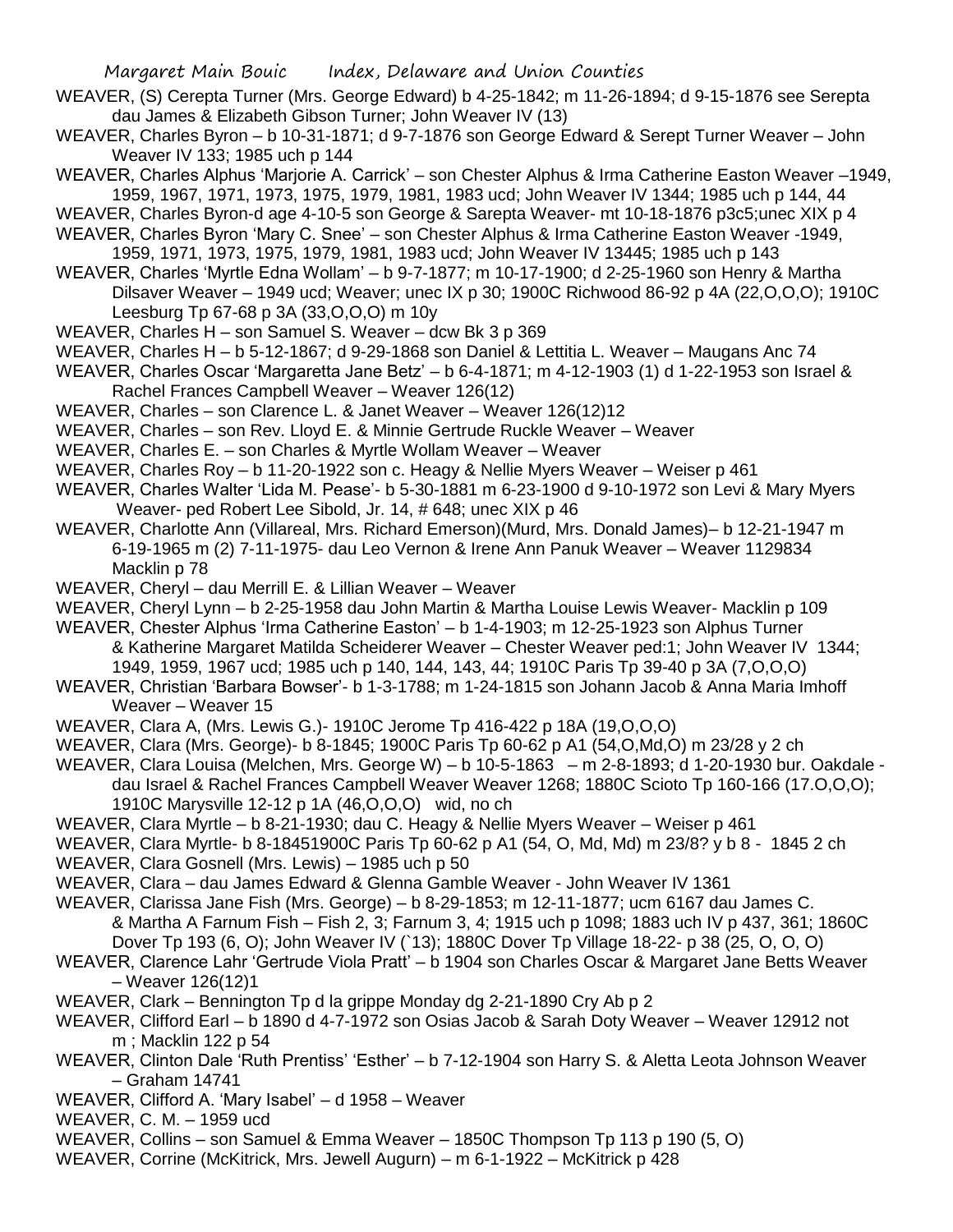WEAVER, (S) Cerepta Turner (Mrs. George Edward) b 4-25-1842; m 11-26-1894; d 9-15-1876 see Serepta dau James & Elizabeth Gibson Turner; John Weaver IV (13)

WEAVER, Charles Byron – b 10-31-1871; d 9-7-1876 son George Edward & Serept Turner Weaver – John Weaver IV 133; 1985 uch p 144

WEAVER, Charles Alphus 'Marjorie A. Carrick' – son Chester Alphus & Irma Catherine Easton Weaver –1949, 1959, 1967, 1971, 1973, 1975, 1979, 1981, 1983 ucd; John Weaver IV 1344; 1985 uch p 144, 44

WEAVER, Charles Byron-d age 4-10-5 son George & Sarepta Weaver- mt 10-18-1876 p3c5;unec XIX p 4

WEAVER, Charles Byron 'Mary C. Snee' – son Chester Alphus & Irma Catherine Easton Weaver -1949, 1959, 1971, 1973, 1975, 1979, 1981, 1983 ucd; John Weaver IV 13445; 1985 uch p 143

WEAVER, Charles 'Myrtle Edna Wollam' – b 9-7-1877; m 10-17-1900; d 2-25-1960 son Henry & Martha Dilsaver Weaver – 1949 ucd; Weaver; unec IX p 30; 1900C Richwood 86-92 p 4A (22,O,O,O); 1910C Leesburg Tp 67-68 p 3A (33,O,O,O) m 10y

WEAVER, Charles H – son Samuel S. Weaver – dcw Bk 3 p 369

WEAVER, Charles H – b 5-12-1867; d 9-29-1868 son Daniel & Lettitia L. Weaver – Maugans Anc 74

WEAVER, Charles Oscar 'Margaretta Jane Betz' – b 6-4-1871; m 4-12-1903 (1) d 1-22-1953 son Israel & Rachel Frances Campbell Weaver – Weaver 126(12)

WEAVER, Charles – son Clarence L. & Janet Weaver – Weaver 126(12)12

WEAVER, Charles – son Rev. Lloyd E. & Minnie Gertrude Ruckle Weaver – Weaver

WEAVER, Charles E. – son Charles & Myrtle Wollam Weaver – Weaver

WEAVER, Charles Roy – b 11-20-1922 son c. Heagy & Nellie Myers Weaver – Weiser p 461

WEAVER, Charles Walter 'Lida M. Pease'- b 5-30-1881 m 6-23-1900 d 9-10-1972 son Levi & Mary Myers Weaver- ped Robert Lee Sibold, Jr. 14, # 648; unec XIX p 46

WEAVER, Charlotte Ann (Villareal, Mrs. Richard Emerson)(Murd, Mrs. Donald James)– b 12-21-1947 m 6-19-1965 m (2) 7-11-1975- dau Leo Vernon & Irene Ann Panuk Weaver – Weaver 1129834 Macklin p 78

WEAVER, Cheryl – dau Merrill E. & Lillian Weaver – Weaver

WEAVER, Cheryl Lynn – b 2-25-1958 dau John Martin & Martha Louise Lewis Weaver- Macklin p 109

WEAVER, Chester Alphus 'Irma Catherine Easton' – b 1-4-1903; m 12-25-1923 son Alphus Turner & Katherine Margaret Matilda Scheiderer Weaver – Chester Weaver ped:1; John Weaver IV 1344; 1949, 1959, 1967 ucd; 1985 uch p 140, 144, 143, 44; 1910C Paris Tp 39-40 p 3A (7,O,O,O)

WEAVER, Christian 'Barbara Bowser'- b 1-3-1788; m 1-24-1815 son Johann Jacob & Anna Maria Imhoff Weaver – Weaver 15

WEAVER, Clara A, (Mrs. Lewis G.)- 1910C Jerome Tp 416-422 p 18A (19,O,O,O)

WEAVER, Clara (Mrs. George)- b 8-1845; 1900C Paris Tp 60-62 p A1 (54,O,Md,O) m 23/28 y 2 ch

WEAVER, Clara Louisa (Melchen, Mrs. George W) – b 10-5-1863 – m 2-8-1893; d 1-20-1930 bur. Oakdale - dau Israel & Rachel Frances Campbell Weaver Weaver 1268; 1880C Scioto Tp 160-166 (17.O,O,O); 1910C Marysville 12-12 p 1A (46,O,O,O) wid, no ch

WEAVER, Clara Myrtle – b 8-21-1930; dau C. Heagy & Nellie Myers Weaver – Weiser p 461

WEAVER, Clara Myrtle- b 8-18451900C Paris Tp 60-62 p A1 (54, O, Md, Md) m 23/8? y b 8 - 1845 2 ch

WEAVER, Clara Gosnell (Mrs. Lewis) – 1985 uch p 50

WEAVER, Clara – dau James Edward & Glenna Gamble Weaver - John Weaver IV 1361

WEAVER, Clarissa Jane Fish (Mrs. George) – b 8-29-1853; m 12-11-1877; ucm 6167 dau James C. & Martha A Farnum Fish – Fish 2, 3; Farnum 3, 4; 1915 uch p 1098; 1883 uch IV p 437, 361; 1860C Dover Tp 193 (6, O); John Weaver IV (`13); 1880C Dover Tp Village 18-22- p 38 (25, O, O, O)

WEAVER, Clarence Lahr 'Gertrude Viola Pratt' – b 1904 son Charles Oscar & Margaret Jane Betts Weaver – Weaver 126(12)1

WEAVER, Clark – Bennington Tp d la grippe Monday dg 2-21-1890 Cry Ab p 2

WEAVER, Clifford Earl – b 1890 d 4-7-1972 son Osias Jacob & Sarah Doty Weaver – Weaver 12912 not m ; Macklin 122 p 54

WEAVER, Clinton Dale 'Ruth Prentiss' 'Esther' – b 7-12-1904 son Harry S. & Aletta Leota Johnson Weaver – Graham 14741

WEAVER, Clifford A. 'Mary Isabel' – d 1958 – Weaver

WEAVER, C. M. – 1959 ucd

WEAVER, Collins – son Samuel & Emma Weaver – 1850C Thompson Tp 113 p 190 (5, O)

WEAVER, Corrine (McKitrick, Mrs. Jewell Augurn) – m 6-1-1922 – McKitrick p 428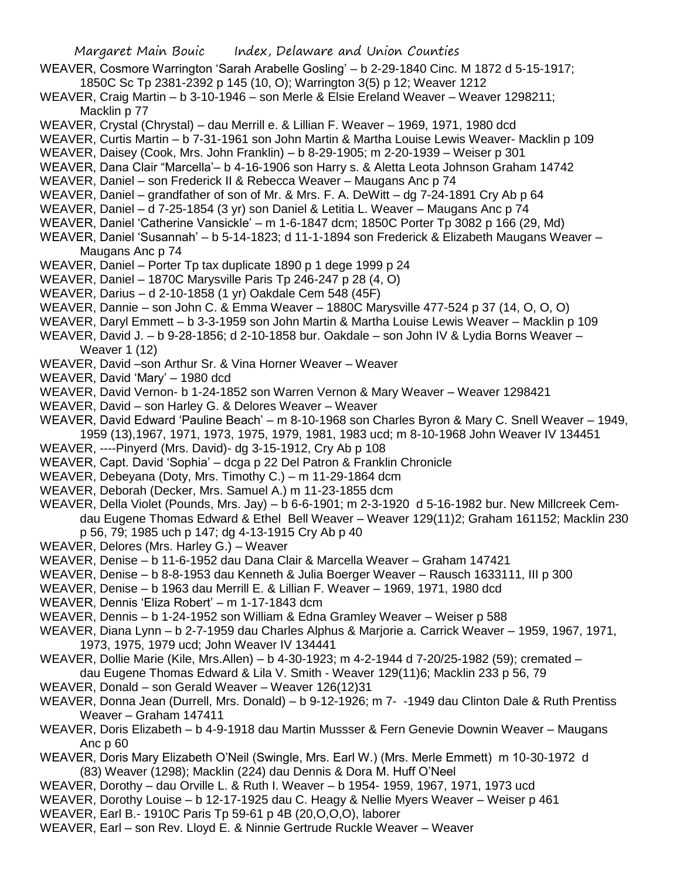WEAVER, Cosmore Warrington 'Sarah Arabelle Gosling' – b 2-29-1840 Cinc. M 1872 d 5-15-1917; 1850C Sc Tp 2381-2392 p 145 (10, O); Warrington 3(5) p 12; Weaver 1212

WEAVER, Craig Martin – b 3-10-1946 – son Merle & Elsie Ereland Weaver – Weaver 1298211; Macklin p 77

WEAVER, Crystal (Chrystal) – dau Merrill e. & Lillian F. Weaver – 1969, 1971, 1980 dcd

WEAVER, Curtis Martin – b 7-31-1961 son John Martin & Martha Louise Lewis Weaver- Macklin p 109

WEAVER, Daisey (Cook, Mrs. John Franklin) – b 8-29-1905; m 2-20-1939 – Weiser p 301

WEAVER, Dana Clair "Marcella'– b 4-16-1906 son Harry s. & Aletta Leota Johnson Graham 14742

WEAVER, Daniel – son Frederick II & Rebecca Weaver – Maugans Anc p 74

WEAVER, Daniel – grandfather of son of Mr. & Mrs. F. A. DeWitt – dg 7-24-1891 Cry Ab p 64

WEAVER, Daniel – d 7-25-1854 (3 yr) son Daniel & Letitia L. Weaver – Maugans Anc p 74

WEAVER, Daniel 'Catherine Vansickle' – m 1-6-1847 dcm; 1850C Porter Tp 3082 p 166 (29, Md)

WEAVER, Daniel 'Susannah' – b 5-14-1823; d 11-1-1894 son Frederick & Elizabeth Maugans Weaver – Maugans Anc p 74

WEAVER, Daniel – Porter Tp tax duplicate 1890 p 1 dege 1999 p 24

WEAVER, Daniel – 1870C Marysville Paris Tp 246-247 p 28 (4, O)

WEAVER, Darius – d 2-10-1858 (1 yr) Oakdale Cem 548 (45F)

WEAVER, Dannie – son John C. & Emma Weaver – 1880C Marysville 477-524 p 37 (14, O, O, O)

WEAVER, Daryl Emmett – b 3-3-1959 son John Martin & Martha Louise Lewis Weaver – Macklin p 109

WEAVER, David J. – b 9-28-1856; d 2-10-1858 bur. Oakdale – son John IV & Lydia Borns Weaver – Weaver 1 (12)

WEAVER, David –son Arthur Sr. & Vina Horner Weaver – Weaver

WEAVER, David 'Mary' – 1980 dcd

WEAVER, David Vernon- b 1-24-1852 son Warren Vernon & Mary Weaver – Weaver 1298421

WEAVER, David – son Harley G. & Delores Weaver – Weaver

WEAVER, David Edward 'Pauline Beach' – m 8-10-1968 son Charles Byron & Mary C. Snell Weaver – 1949, 1959 (13),1967, 1971, 1973, 1975, 1979, 1981, 1983 ucd; m 8-10-1968 John Weaver IV 134451

WEAVER, ----Pinyerd (Mrs. David)- dg 3-15-1912, Cry Ab p 108

WEAVER, Capt. David 'Sophia' – dcga p 22 Del Patron & Franklin Chronicle

WEAVER, Debeyana (Doty, Mrs. Timothy C.) – m 11-29-1864 dcm

WEAVER, Deborah (Decker, Mrs. Samuel A.) m 11-23-1855 dcm

WEAVER, Della Violet (Pounds, Mrs. Jay) – b 6-6-1901; m 2-3-1920 d 5-16-1982 bur. New Millcreek Cem- dau Eugene Thomas Edward & Ethel Bell Weaver – Weaver 129(11)2; Graham 161152; Macklin 230 p 56, 79; 1985 uch p 147; dg 4-13-1915 Cry Ab p 40

WEAVER, Delores (Mrs. Harley G.) – Weaver

WEAVER, Denise – b 11-6-1952 dau Dana Clair & Marcella Weaver – Graham 147421

WEAVER, Denise – b 8-8-1953 dau Kenneth & Julia Boerger Weaver – Rausch 1633111, III p 300

WEAVER, Denise – b 1963 dau Merrill E. & Lillian F. Weaver – 1969, 1971, 1980 dcd

WEAVER, Dennis 'Eliza Robert' – m 1-17-1843 dcm

WEAVER, Dennis – b 1-24-1952 son William & Edna Gramley Weaver – Weiser p 588

WEAVER, Diana Lynn – b 2-7-1959 dau Charles Alphus & Marjorie a. Carrick Weaver – 1959, 1967, 1971, 1973, 1975, 1979 ucd; John Weaver IV 134441

WEAVER, Dollie Marie (Kile, Mrs.Allen) – b 4-30-1923; m 4-2-1944 d 7-20/25-1982 (59); cremated – dau Eugene Thomas Edward & Lila V. Smith - Weaver 129(11)6; Macklin 233 p 56, 79

WEAVER, Donald – son Gerald Weaver – Weaver 126(12)31

WEAVER, Donna Jean (Durrell, Mrs. Donald) – b 9-12-1926; m 7- -1949 dau Clinton Dale & Ruth Prentiss Weaver – Graham 147411

WEAVER, Doris Elizabeth – b 4-9-1918 dau Martin Mussser & Fern Genevie Downin Weaver – Maugans Anc p 60

WEAVER, Doris Mary Elizabeth O'Neil (Swingle, Mrs. Earl W.) (Mrs. Merle Emmett) m 10-30-1972 d (83) Weaver (1298); Macklin (224) dau Dennis & Dora M. Huff O'Neel

WEAVER, Dorothy – dau Orville L. & Ruth I. Weaver – b 1954- 1959, 1967, 1971, 1973 ucd

WEAVER, Dorothy Louise – b 12-17-1925 dau C. Heagy & Nellie Myers Weaver – Weiser p 461

WEAVER, Earl B.- 1910C Paris Tp 59-61 p 4B (20,O,O,O), laborer

WEAVER, Earl – son Rev. Lloyd E. & Ninnie Gertrude Ruckle Weaver – Weaver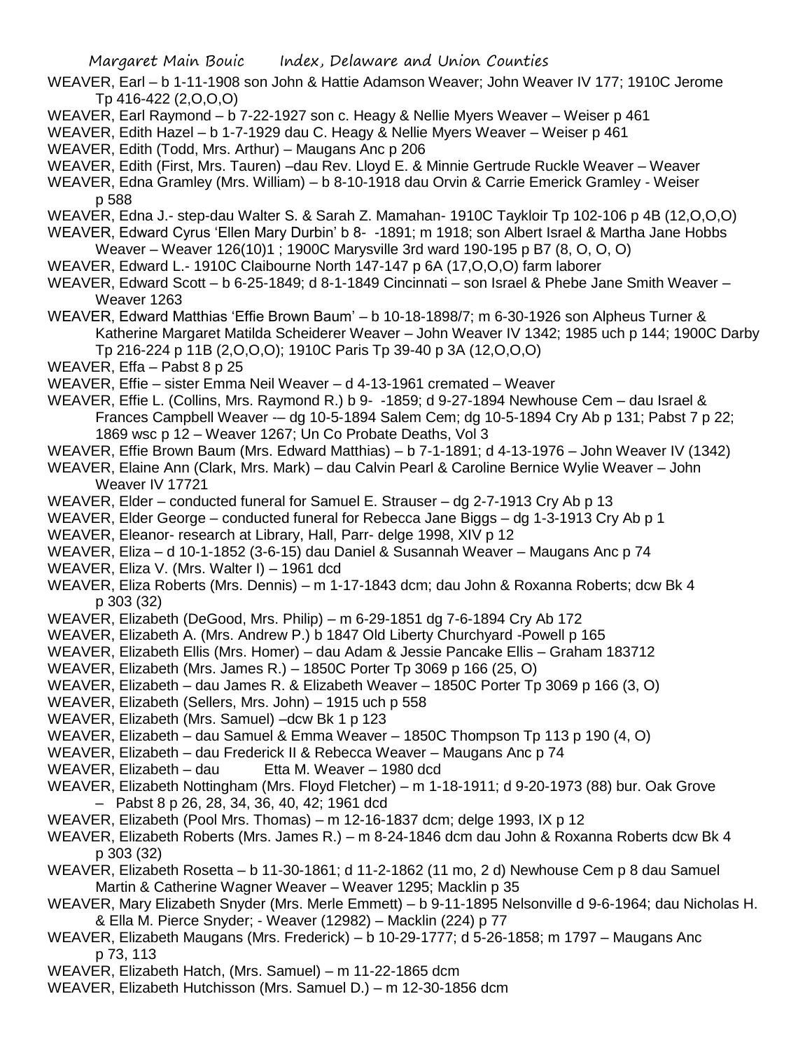WEAVER, Earl – b 1-11-1908 son John & Hattie Adamson Weaver; John Weaver IV 177; 1910C Jerome Tp 416-422 (2,O,O,O)

WEAVER, Earl Raymond – b 7-22-1927 son c. Heagy & Nellie Myers Weaver – Weiser p 461

WEAVER, Edith Hazel – b 1-7-1929 dau C. Heagy & Nellie Myers Weaver – Weiser p 461

WEAVER, Edith (Todd, Mrs. Arthur) – Maugans Anc p 206

WEAVER, Edith (First, Mrs. Tauren) –dau Rev. Lloyd E. & Minnie Gertrude Ruckle Weaver – Weaver

WEAVER, Edna Gramley (Mrs. William) – b 8-10-1918 dau Orvin & Carrie Emerick Gramley - Weiser p 588

WEAVER, Edna J.- step-dau Walter S. & Sarah Z. Mamahan- 1910C Taykloir Tp 102-106 p 4B (12,O,O,O)

WEAVER, Edward Cyrus 'Ellen Mary Durbin' b 8- -1891; m 1918; son Albert Israel & Martha Jane Hobbs Weaver – Weaver 126(10)1 ; 1900C Marysville 3rd ward 190-195 p B7 (8, O, O, O)

WEAVER, Edward L.- 1910C Claibourne North 147-147 p 6A (17,O,O,O) farm laborer

WEAVER, Edward Scott – b 6-25-1849; d 8-1-1849 Cincinnati – son Israel & Phebe Jane Smith Weaver – Weaver 1263

WEAVER, Edward Matthias 'Effie Brown Baum' – b 10-18-1898/7; m 6-30-1926 son Alpheus Turner & Katherine Margaret Matilda Scheiderer Weaver – John Weaver IV 1342; 1985 uch p 144; 1900C Darby Tp 216-224 p 11B (2,O,O,O); 1910C Paris Tp 39-40 p 3A (12,O,O,O)

WEAVER, Effa – Pabst 8 p 25

WEAVER, Effie – sister Emma Neil Weaver – d 4-13-1961 cremated – Weaver

WEAVER, Effie L. (Collins, Mrs. Raymond R.) b 9- -1859; d 9-27-1894 Newhouse Cem – dau Israel & Frances Campbell Weaver -– dg 10-5-1894 Salem Cem; dg 10-5-1894 Cry Ab p 131; Pabst 7 p 22; 1869 wsc p 12 – Weaver 1267; Un Co Probate Deaths, Vol 3

WEAVER, Effie Brown Baum (Mrs. Edward Matthias) – b 7-1-1891; d 4-13-1976 – John Weaver IV (1342)

WEAVER, Elaine Ann (Clark, Mrs. Mark) – dau Calvin Pearl & Caroline Bernice Wylie Weaver – John Weaver IV 17721

WEAVER, Elder – conducted funeral for Samuel E. Strauser – dg 2-7-1913 Cry Ab p 13

WEAVER, Elder George – conducted funeral for Rebecca Jane Biggs – dg 1-3-1913 Cry Ab p 1

WEAVER, Eleanor- research at Library, Hall, Parr- delge 1998, XIV p 12

WEAVER, Eliza – d 10-1-1852 (3-6-15) dau Daniel & Susannah Weaver – Maugans Anc p 74

WEAVER, Eliza V. (Mrs. Walter I) – 1961 dcd

WEAVER, Eliza Roberts (Mrs. Dennis) – m 1-17-1843 dcm; dau John & Roxanna Roberts; dcw Bk 4 p 303 (32)

WEAVER, Elizabeth (DeGood, Mrs. Philip) – m 6-29-1851 dg 7-6-1894 Cry Ab 172

WEAVER, Elizabeth A. (Mrs. Andrew P.) b 1847 Old Liberty Churchyard -Powell p 165

WEAVER, Elizabeth Ellis (Mrs. Homer) – dau Adam & Jessie Pancake Ellis – Graham 183712

WEAVER, Elizabeth (Mrs. James R.) – 1850C Porter Tp 3069 p 166 (25, O)

WEAVER, Elizabeth – dau James R. & Elizabeth Weaver – 1850C Porter Tp 3069 p 166 (3, O)

WEAVER, Elizabeth (Sellers, Mrs. John) – 1915 uch p 558

WEAVER, Elizabeth (Mrs. Samuel) –dcw Bk 1 p 123

WEAVER, Elizabeth – dau Samuel & Emma Weaver – 1850C Thompson Tp 113 p 190 (4, O)

WEAVER, Elizabeth – dau Frederick II & Rebecca Weaver – Maugans Anc p 74

WEAVER, Elizabeth – dau Etta M. Weaver – 1980 dcd

WEAVER, Elizabeth Nottingham (Mrs. Floyd Fletcher) – m 1-18-1911; d 9-20-1973 (88) bur. Oak Grove – Pabst 8 p 26, 28, 34, 36, 40, 42; 1961 dcd

WEAVER, Elizabeth (Pool Mrs. Thomas) – m 12-16-1837 dcm; delge 1993, IX p 12

WEAVER, Elizabeth Roberts (Mrs. James R.) – m 8-24-1846 dcm dau John & Roxanna Roberts dcw Bk 4 p 303 (32)

WEAVER, Elizabeth Rosetta – b 11-30-1861; d 11-2-1862 (11 mo, 2 d) Newhouse Cem p 8 dau Samuel Martin & Catherine Wagner Weaver – Weaver 1295; Macklin p 35

WEAVER, Mary Elizabeth Snyder (Mrs. Merle Emmett) – b 9-11-1895 Nelsonville d 9-6-1964; dau Nicholas H. & Ella M. Pierce Snyder; - Weaver (12982) – Macklin (224) p 77

WEAVER, Elizabeth Maugans (Mrs. Frederick) – b 10-29-1777; d 5-26-1858; m 1797 – Maugans Anc p 73, 113

WEAVER, Elizabeth Hatch, (Mrs. Samuel) – m 11-22-1865 dcm

WEAVER, Elizabeth Hutchisson (Mrs. Samuel D.) – m 12-30-1856 dcm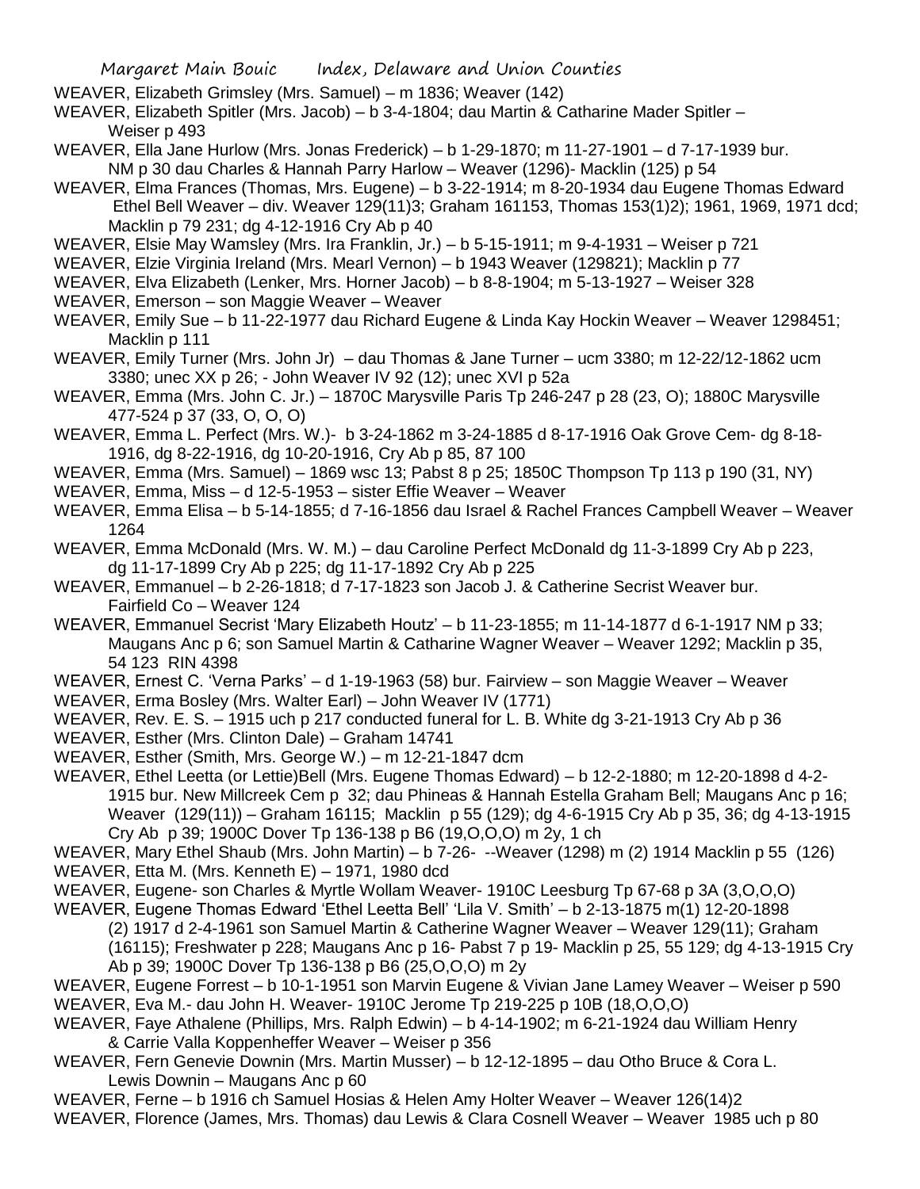WEAVER, Elizabeth Grimsley (Mrs. Samuel) – m 1836; Weaver (142)

WEAVER, Elizabeth Spitler (Mrs. Jacob) – b 3-4-1804; dau Martin & Catharine Mader Spitler – Weiser p 493

WEAVER, Ella Jane Hurlow (Mrs. Jonas Frederick) – b 1-29-1870; m 11-27-1901 – d 7-17-1939 bur. NM p 30 dau Charles & Hannah Parry Harlow – Weaver (1296)- Macklin (125) p 54

WEAVER, Elma Frances (Thomas, Mrs. Eugene) – b 3-22-1914; m 8-20-1934 dau Eugene Thomas Edward Ethel Bell Weaver – div. Weaver 129(11)3; Graham 161153, Thomas 153(1)2); 1961, 1969, 1971 dcd; Macklin p 79 231; dg 4-12-1916 Cry Ab p 40

WEAVER, Elsie May Wamsley (Mrs. Ira Franklin, Jr.) – b 5-15-1911; m 9-4-1931 – Weiser p 721

WEAVER, Elzie Virginia Ireland (Mrs. Mearl Vernon) – b 1943 Weaver (129821); Macklin p 77

WEAVER, Elva Elizabeth (Lenker, Mrs. Horner Jacob) – b 8-8-1904; m 5-13-1927 – Weiser 328

WEAVER, Emerson – son Maggie Weaver – Weaver

WEAVER, Emily Sue – b 11-22-1977 dau Richard Eugene & Linda Kay Hockin Weaver – Weaver 1298451; Macklin p 111

WEAVER, Emily Turner (Mrs. John Jr) – dau Thomas & Jane Turner – ucm 3380; m 12-22/12-1862 ucm 3380; unec XX p 26; - John Weaver IV 92 (12); unec XVI p 52a

WEAVER, Emma (Mrs. John C. Jr.) – 1870C Marysville Paris Tp 246-247 p 28 (23, O); 1880C Marysville 477-524 p 37 (33, O, O, O)

WEAVER, Emma L. Perfect (Mrs. W.)- b 3-24-1862 m 3-24-1885 d 8-17-1916 Oak Grove Cem- dg 8-18-1916, dg 8-22-1916, dg 10-20-1916, Cry Ab p 85, 87 100

WEAVER, Emma (Mrs. Samuel) – 1869 wsc 13; Pabst 8 p 25; 1850C Thompson Tp 113 p 190 (31, NY)

WEAVER, Emma, Miss – d 12-5-1953 – sister Effie Weaver – Weaver

WEAVER, Emma Elisa – b 5-14-1855; d 7-16-1856 dau Israel & Rachel Frances Campbell Weaver – Weaver 1264

WEAVER, Emma McDonald (Mrs. W. M.) – dau Caroline Perfect McDonald dg 11-3-1899 Cry Ab p 223, dg 11-17-1899 Cry Ab p 225; dg 11-17-1892 Cry Ab p 225

WEAVER, Emmanuel – b 2-26-1818; d 7-17-1823 son Jacob J. & Catherine Secrist Weaver bur. Fairfield Co – Weaver 124

WEAVER, Emmanuel Secrist 'Mary Elizabeth Houtz' – b 11-23-1855; m 11-14-1877 d 6-1-1917 NM p 33; Maugans Anc p 6; son Samuel Martin & Catharine Wagner Weaver – Weaver 1292; Macklin p 35, 54 123 RIN 4398

WEAVER, Ernest C. 'Verna Parks' – d 1-19-1963 (58) bur. Fairview – son Maggie Weaver – Weaver

WEAVER, Erma Bosley (Mrs. Walter Earl) – John Weaver IV (1771)

WEAVER, Rev. E. S. – 1915 uch p 217 conducted funeral for L. B. White dg 3-21-1913 Cry Ab p 36

WEAVER, Esther (Mrs. Clinton Dale) – Graham 14741

WEAVER, Esther (Smith, Mrs. George W.) – m 12-21-1847 dcm

WEAVER, Ethel Leetta (or Lettie)Bell (Mrs. Eugene Thomas Edward) – b 12-2-1880; m 12-20-1898 d 4-2-1915 bur. New Millcreek Cem p 32; dau Phineas & Hannah Estella Graham Bell; Maugans Anc p 16; Weaver (129(11)) – Graham 16115; Macklin p 55 (129); dg 4-6-1915 Cry Ab p 35, 36; dg 4-13-1915 Cry Ab p 39; 1900C Dover Tp 136-138 p B6 (19,O,O,O) m 2y, 1 ch

WEAVER, Mary Ethel Shaub (Mrs. John Martin) – b 7-26- --Weaver (1298) m (2) 1914 Macklin p 55 (126)

WEAVER, Etta M. (Mrs. Kenneth E) – 1971, 1980 dcd

WEAVER, Eugene- son Charles & Myrtle Wollam Weaver- 1910C Leesburg Tp 67-68 p 3A (3,O,O,O)

WEAVER, Eugene Thomas Edward 'Ethel Leetta Bell' 'Lila V. Smith' – b 2-13-1875 m(1) 12-20-1898 (2) 1917 d 2-4-1961 son Samuel Martin & Catherine Wagner Weaver – Weaver 129(11); Graham (16115); Freshwater p 228; Maugans Anc p 16- Pabst 7 p 19- Macklin p 25, 55 129; dg 4-13-1915 Cry Ab p 39; 1900C Dover Tp 136-138 p B6 (25,O,O,O) m 2y

WEAVER, Eugene Forrest – b 10-1-1951 son Marvin Eugene & Vivian Jane Lamey Weaver – Weiser p 590

WEAVER, Eva M.- dau John H. Weaver- 1910C Jerome Tp 219-225 p 10B (18,O,O,O)

WEAVER, Faye Athalene (Phillips, Mrs. Ralph Edwin) – b 4-14-1902; m 6-21-1924 dau William Henry & Carrie Valla Koppenheffer Weaver – Weiser p 356

WEAVER, Fern Genevie Downin (Mrs. Martin Musser) – b 12-12-1895 – dau Otho Bruce & Cora L. Lewis Downin – Maugans Anc p 60

WEAVER, Ferne – b 1916 ch Samuel Hosias & Helen Amy Holter Weaver – Weaver 126(14)2

WEAVER, Florence (James, Mrs. Thomas) dau Lewis & Clara Cosnell Weaver – Weaver 1985 uch p 80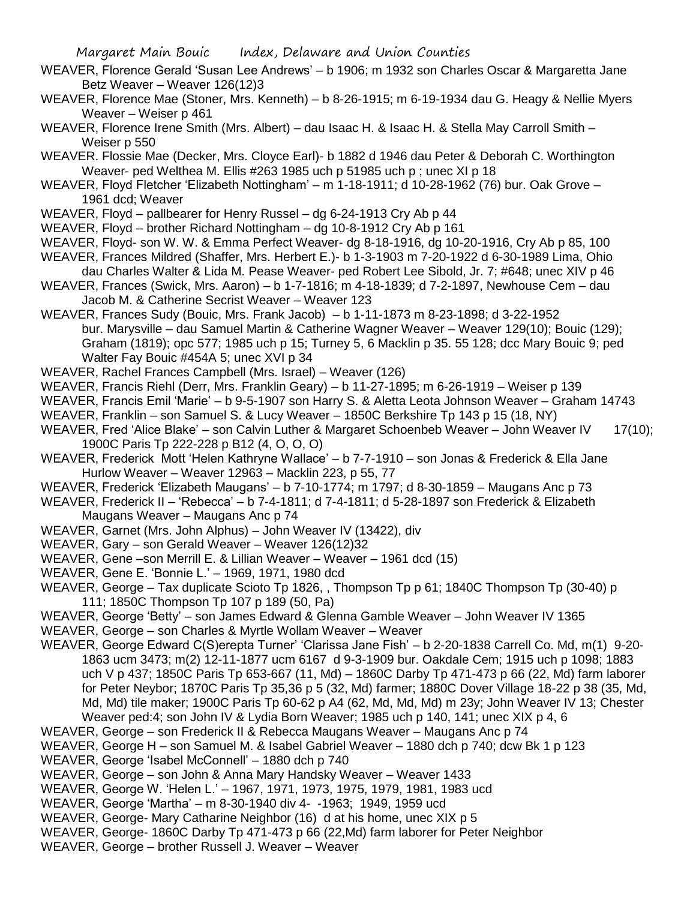WEAVER, Florence Gerald 'Susan Lee Andrews' – b 1906; m 1932 son Charles Oscar & Margaretta Jane Betz Weaver – Weaver 126(12)3

WEAVER, Florence Mae (Stoner, Mrs. Kenneth) – b 8-26-1915; m 6-19-1934 dau G. Heagy & Nellie Myers Weaver – Weiser p 461

WEAVER, Florence Irene Smith (Mrs. Albert) – dau Isaac H. & Isaac H. & Stella May Carroll Smith – Weiser p 550

WEAVER. Flossie Mae (Decker, Mrs. Cloyce Earl)- b 1882 d 1946 dau Peter & Deborah C. Worthington Weaver- ped Welthea M. Ellis #263 1985 uch p 51985 uch p ; unec XI p 18

WEAVER, Floyd Fletcher 'Elizabeth Nottingham' – m 1-18-1911; d 10-28-1962 (76) bur. Oak Grove – 1961 dcd; Weaver

WEAVER, Floyd – pallbearer for Henry Russel – dg 6-24-1913 Cry Ab p 44

WEAVER, Floyd – brother Richard Nottingham – dg 10-8-1912 Cry Ab p 161

WEAVER, Floyd- son W. W. & Emma Perfect Weaver- dg 8-18-1916, dg 10-20-1916, Cry Ab p 85, 100

WEAVER, Frances Mildred (Shaffer, Mrs. Herbert E.)- b 1-3-1903 m 7-20-1922 d 6-30-1989 Lima, Ohio dau Charles Walter & Lida M. Pease Weaver- ped Robert Lee Sibold, Jr. 7; #648; unec XIV p 46

WEAVER, Frances (Swick, Mrs. Aaron) – b 1-7-1816; m 4-18-1839; d 7-2-1897, Newhouse Cem – dau Jacob M. & Catherine Secrist Weaver – Weaver 123

WEAVER, Frances Sudy (Bouic, Mrs. Frank Jacob) – b 1-11-1873 m 8-23-1898; d 3-22-1952 bur. Marysville – dau Samuel Martin & Catherine Wagner Weaver – Weaver 129(10); Bouic (129); Graham (1819); opc 577; 1985 uch p 15; Turney 5, 6 Macklin p 35. 55 128; dcc Mary Bouic 9; ped Walter Fay Bouic #454A 5; unec XVI p 34

WEAVER, Rachel Frances Campbell (Mrs. Israel) – Weaver (126)

WEAVER, Francis Riehl (Derr, Mrs. Franklin Geary) – b 11-27-1895; m 6-26-1919 – Weiser p 139

WEAVER, Francis Emil 'Marie' – b 9-5-1907 son Harry S. & Aletta Leota Johnson Weaver – Graham 14743

WEAVER, Franklin – son Samuel S. & Lucy Weaver – 1850C Berkshire Tp 143 p 15 (18, NY)

WEAVER, Fred 'Alice Blake' – son Calvin Luther & Margaret Schoenbeb Weaver – John Weaver IV 17(10); 1900C Paris Tp 222-228 p B12 (4, O, O, O)

WEAVER, Frederick Mott 'Helen Kathryne Wallace' – b 7-7-1910 – son Jonas & Frederick & Ella Jane Hurlow Weaver – Weaver 12963 – Macklin 223, p 55, 77

WEAVER, Frederick 'Elizabeth Maugans' – b 7-10-1774; m 1797; d 8-30-1859 – Maugans Anc p 73

WEAVER, Frederick II – 'Rebecca' – b 7-4-1811; d 7-4-1811; d 5-28-1897 son Frederick & Elizabeth Maugans Weaver – Maugans Anc p 74

WEAVER, Garnet (Mrs. John Alphus) – John Weaver IV (13422), div

WEAVER, Gary – son Gerald Weaver – Weaver 126(12)32

WEAVER, Gene –son Merrill E. & Lillian Weaver – Weaver – 1961 dcd (15)

WEAVER, Gene E. 'Bonnie L.' – 1969, 1971, 1980 dcd

WEAVER, George – Tax duplicate Scioto Tp 1826, , Thompson Tp p 61; 1840C Thompson Tp (30-40) p 111; 1850C Thompson Tp 107 p 189 (50, Pa)

WEAVER, George 'Betty' – son James Edward & Glenna Gamble Weaver – John Weaver IV 1365

WEAVER, George – son Charles & Myrtle Wollam Weaver – Weaver

WEAVER, George Edward C(S)erepta Turner' 'Clarissa Jane Fish' – b 2-20-1838 Carrell Co. Md, m(1) 9-20-1863 ucm 3473; m(2) 12-11-1877 ucm 6167 d 9-3-1909 bur. Oakdale Cem; 1915 uch p 1098; 1883 uch V p 437; 1850C Paris Tp 653-667 (11, Md) – 1860C Darby Tp 471-473 p 66 (22, Md) farm laborer for Peter Neybor; 1870C Paris Tp 35,36 p 5 (32, Md) farmer; 1880C Dover Village 18-22 p 38 (35, Md, Md, Md) tile maker; 1900C Paris Tp 60-62 p A4 (62, Md, Md, Md) m 23y; John Weaver IV 13; Chester Weaver ped:4; son John IV & Lydia Born Weaver; 1985 uch p 140, 141; unec XIX p 4, 6

WEAVER, George – son Frederick II & Rebecca Maugans Weaver – Maugans Anc p 74

WEAVER, George H – son Samuel M. & Isabel Gabriel Weaver – 1880 dch p 740; dcw Bk 1 p 123

WEAVER, George 'Isabel McConnell' – 1880 dch p 740

WEAVER, George – son John & Anna Mary Handsky Weaver – Weaver 1433

WEAVER, George W. 'Helen L.' – 1967, 1971, 1973, 1975, 1979, 1981, 1983 ucd

WEAVER, George 'Martha' – m 8-30-1940 div 4- -1963; 1949, 1959 ucd

WEAVER, George- Mary Catharine Neighbor (16) d at his home, unec XIX p 5

WEAVER, George- 1860C Darby Tp 471-473 p 66 (22,Md) farm laborer for Peter Neighbor

WEAVER, George – brother Russell J. Weaver – Weaver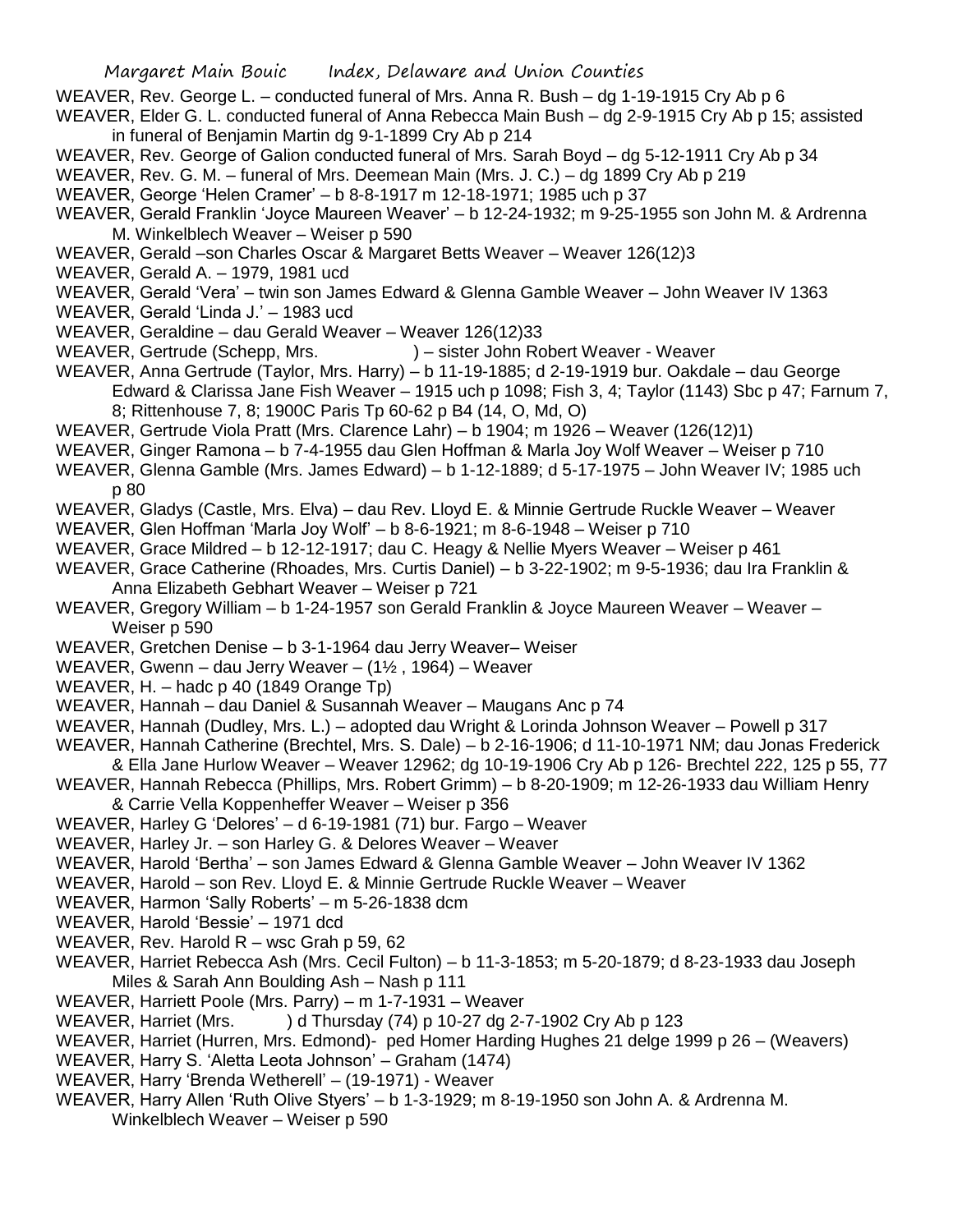WEAVER, Rev. George L. – conducted funeral of Mrs. Anna R. Bush – dg 1-19-1915 Cry Ab p 6

WEAVER, Elder G. L. conducted funeral of Anna Rebecca Main Bush – dg 2-9-1915 Cry Ab p 15; assisted in funeral of Benjamin Martin dg 9-1-1899 Cry Ab p 214

WEAVER, Rev. George of Galion conducted funeral of Mrs. Sarah Boyd – dg 5-12-1911 Cry Ab p 34

WEAVER, Rev. G. M. – funeral of Mrs. Deemean Main (Mrs. J. C.) – dg 1899 Cry Ab p 219

WEAVER, George 'Helen Cramer' – b 8-8-1917 m 12-18-1971; 1985 uch p 37

WEAVER, Gerald Franklin 'Joyce Maureen Weaver' – b 12-24-1932; m 9-25-1955 son John M. & Ardrenna M. Winkelblech Weaver – Weiser p 590

WEAVER, Gerald –son Charles Oscar & Margaret Betts Weaver – Weaver 126(12)3

WEAVER, Gerald A. – 1979, 1981 ucd

WEAVER, Gerald 'Vera' – twin son James Edward & Glenna Gamble Weaver – John Weaver IV 1363

WEAVER, Gerald 'Linda J.' – 1983 ucd

WEAVER, Geraldine – dau Gerald Weaver – Weaver 126(12)33

WEAVER, Gertrude (Schepp, Mrs. ) – sister John Robert Weaver - Weaver

WEAVER, Anna Gertrude (Taylor, Mrs. Harry) – b 11-19-1885; d 2-19-1919 bur. Oakdale – dau George Edward & Clarissa Jane Fish Weaver – 1915 uch p 1098; Fish 3, 4; Taylor (1143) Sbc p 47; Farnum 7, 8; Rittenhouse 7, 8; 1900C Paris Tp 60-62 p B4 (14, O, Md, O)

WEAVER, Gertrude Viola Pratt (Mrs. Clarence Lahr) – b 1904; m 1926 – Weaver (126(12)1)

WEAVER, Ginger Ramona – b 7-4-1955 dau Glen Hoffman & Marla Joy Wolf Weaver – Weiser p 710

WEAVER, Glenna Gamble (Mrs. James Edward) – b 1-12-1889; d 5-17-1975 – John Weaver IV; 1985 uch p 80

WEAVER, Gladys (Castle, Mrs. Elva) – dau Rev. Lloyd E. & Minnie Gertrude Ruckle Weaver – Weaver

WEAVER, Glen Hoffman 'Marla Joy Wolf' – b 8-6-1921; m 8-6-1948 – Weiser p 710

WEAVER, Grace Mildred – b 12-12-1917; dau C. Heagy & Nellie Myers Weaver – Weiser p 461

WEAVER, Grace Catherine (Rhoades, Mrs. Curtis Daniel) – b 3-22-1902; m 9-5-1936; dau Ira Franklin & Anna Elizabeth Gebhart Weaver – Weiser p 721

WEAVER, Gregory William – b 1-24-1957 son Gerald Franklin & Joyce Maureen Weaver – Weaver – Weiser p 590

WEAVER, Gretchen Denise – b 3-1-1964 dau Jerry Weaver– Weiser

WEAVER, Gwenn – dau Jerry Weaver – (1½ , 1964) – Weaver

WEAVER, H. – hadc p 40 (1849 Orange Tp)

WEAVER, Hannah – dau Daniel & Susannah Weaver – Maugans Anc p 74

WEAVER, Hannah (Dudley, Mrs. L.) – adopted dau Wright & Lorinda Johnson Weaver – Powell p 317

WEAVER, Hannah Catherine (Brechtel, Mrs. S. Dale) – b 2-16-1906; d 11-10-1971 NM; dau Jonas Frederick & Ella Jane Hurlow Weaver – Weaver 12962; dg 10-19-1906 Cry Ab p 126- Brechtel 222, 125 p 55, 77

WEAVER, Hannah Rebecca (Phillips, Mrs. Robert Grimm) – b 8-20-1909; m 12-26-1933 dau William Henry & Carrie Vella Koppenheffer Weaver – Weiser p 356

WEAVER, Harley G 'Delores' – d 6-19-1981 (71) bur. Fargo – Weaver

WEAVER, Harley Jr. – son Harley G. & Delores Weaver – Weaver

WEAVER, Harold 'Bertha' – son James Edward & Glenna Gamble Weaver – John Weaver IV 1362

WEAVER, Harold – son Rev. Lloyd E. & Minnie Gertrude Ruckle Weaver – Weaver

WEAVER, Harmon 'Sally Roberts' – m 5-26-1838 dcm

WEAVER, Harold 'Bessie' – 1971 dcd

WEAVER, Rev. Harold R – wsc Grah p 59, 62

WEAVER, Harriet Rebecca Ash (Mrs. Cecil Fulton) – b 11-3-1853; m 5-20-1879; d 8-23-1933 dau Joseph Miles & Sarah Ann Boulding Ash – Nash p 111

WEAVER, Harriett Poole (Mrs. Parry) – m 1-7-1931 – Weaver

WEAVER, Harriet (Mrs. ) d Thursday (74) p 10-27 dg 2-7-1902 Cry Ab p 123

WEAVER, Harriet (Hurren, Mrs. Edmond)- ped Homer Harding Hughes 21 delge 1999 p 26 – (Weavers)

WEAVER, Harry S. 'Aletta Leota Johnson' – Graham (1474)

WEAVER, Harry 'Brenda Wetherell' – (19-1971) - Weaver

WEAVER, Harry Allen 'Ruth Olive Styers' – b 1-3-1929; m 8-19-1950 son John A. & Ardrenna M. Winkelblech Weaver – Weiser p 590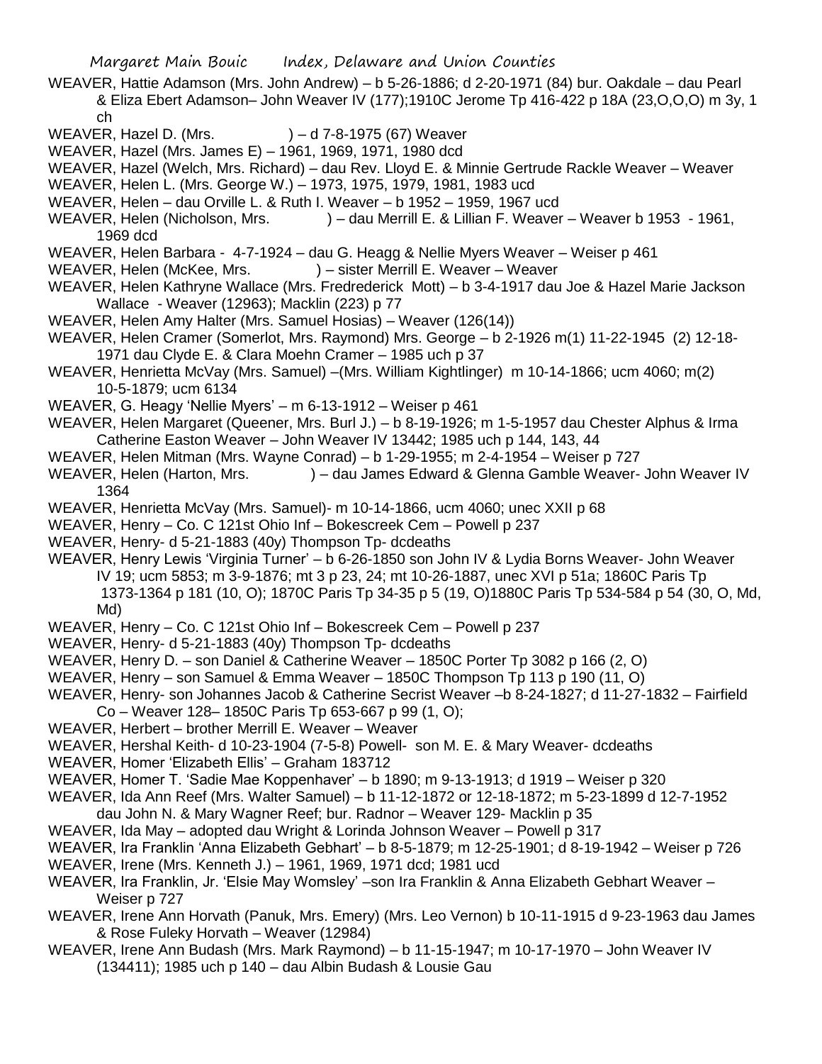WEAVER, Hattie Adamson (Mrs. John Andrew) – b 5-26-1886; d 2-20-1971 (84) bur. Oakdale – dau Pearl & Eliza Ebert Adamson– John Weaver IV (177);1910C Jerome Tp 416-422 p 18A (23,O,O,O) m 3y, 1 ch

WEAVER, Hazel D. (Mrs. ) – d 7-8-1975 (67) Weaver

WEAVER, Hazel (Mrs. James E) – 1961, 1969, 1971, 1980 dcd

WEAVER, Hazel (Welch, Mrs. Richard) – dau Rev. Lloyd E. & Minnie Gertrude Rackle Weaver – Weaver

WEAVER, Helen L. (Mrs. George W.) – 1973, 1975, 1979, 1981, 1983 ucd

WEAVER, Helen – dau Orville L. & Ruth I. Weaver – b 1952 – 1959, 1967 ucd

WEAVER, Helen (Nicholson, Mrs. ) – dau Merrill E. & Lillian F. Weaver – Weaver b 1953 - 1961, 1969 dcd

WEAVER, Helen Barbara - 4-7-1924 – dau G. Heagg & Nellie Myers Weaver – Weiser p 461

WEAVER, Helen (McKee, Mrs. ) – sister Merrill E. Weaver – Weaver

WEAVER, Helen Kathryne Wallace (Mrs. Fredrederick Mott) – b 3-4-1917 dau Joe & Hazel Marie Jackson Wallace - Weaver (12963); Macklin (223) p 77

WEAVER, Helen Amy Halter (Mrs. Samuel Hosias) – Weaver (126(14))

WEAVER, Helen Cramer (Somerlot, Mrs. Raymond) Mrs. George – b 2-1926 m(1) 11-22-1945 (2) 12-18-1971 dau Clyde E. & Clara Moehn Cramer – 1985 uch p 37

WEAVER, Henrietta McVay (Mrs. Samuel) –(Mrs. William Kightlinger) m 10-14-1866; ucm 4060; m(2) 10-5-1879; ucm 6134

WEAVER, G. Heagy 'Nellie Myers' – m 6-13-1912 – Weiser p 461

WEAVER, Helen Margaret (Queener, Mrs. Burl J.) – b 8-19-1926; m 1-5-1957 dau Chester Alphus & Irma Catherine Easton Weaver – John Weaver IV 13442; 1985 uch p 144, 143, 44

WEAVER, Helen Mitman (Mrs. Wayne Conrad) – b 1-29-1955; m 2-4-1954 – Weiser p 727

WEAVER, Helen (Harton, Mrs. ) – dau James Edward & Glenna Gamble Weaver- John Weaver IV 1364

WEAVER, Henrietta McVay (Mrs. Samuel)- m 10-14-1866, ucm 4060; unec XXII p 68

WEAVER, Henry – Co. C 121st Ohio Inf – Bokescreek Cem – Powell p 237

WEAVER, Henry- d 5-21-1883 (40y) Thompson Tp- dcdeaths

WEAVER, Henry Lewis 'Virginia Turner' – b 6-26-1850 son John IV & Lydia Borns Weaver- John Weaver IV 19; ucm 5853; m 3-9-1876; mt 3 p 23, 24; mt 10-26-1887, unec XVI p 51a; 1860C Paris Tp 1373-1364 p 181 (10, O); 1870C Paris Tp 34-35 p 5 (19, O)1880C Paris Tp 534-584 p 54 (30, O, Md, Md)

WEAVER, Henry – Co. C 121st Ohio Inf – Bokescreek Cem – Powell p 237

WEAVER, Henry- d 5-21-1883 (40y) Thompson Tp- dcdeaths

WEAVER, Henry D. – son Daniel & Catherine Weaver – 1850C Porter Tp 3082 p 166 (2, O)

WEAVER, Henry – son Samuel & Emma Weaver – 1850C Thompson Tp 113 p 190 (11, O)

WEAVER, Henry- son Johannes Jacob & Catherine Secrist Weaver –b 8-24-1827; d 11-27-1832 – Fairfield Co – Weaver 128– 1850C Paris Tp 653-667 p 99 (1, O);

WEAVER, Herbert – brother Merrill E. Weaver – Weaver

WEAVER, Hershal Keith- d 10-23-1904 (7-5-8) Powell- son M. E. & Mary Weaver- dcdeaths

WEAVER, Homer 'Elizabeth Ellis' – Graham 183712

WEAVER, Homer T. 'Sadie Mae Koppenhaver' – b 1890; m 9-13-1913; d 1919 – Weiser p 320

WEAVER, Ida Ann Reef (Mrs. Walter Samuel) – b 11-12-1872 or 12-18-1872; m 5-23-1899 d 12-7-1952 dau John N. & Mary Wagner Reef; bur. Radnor – Weaver 129- Macklin p 35

WEAVER, Ida May – adopted dau Wright & Lorinda Johnson Weaver – Powell p 317

WEAVER, Ira Franklin 'Anna Elizabeth Gebhart' – b 8-5-1879; m 12-25-1901; d 8-19-1942 – Weiser p 726

WEAVER, Irene (Mrs. Kenneth J.) – 1961, 1969, 1971 dcd; 1981 ucd

WEAVER, Ira Franklin, Jr. 'Elsie May Womsley' –son Ira Franklin & Anna Elizabeth Gebhart Weaver – Weiser p 727

WEAVER, Irene Ann Horvath (Panuk, Mrs. Emery) (Mrs. Leo Vernon) b 10-11-1915 d 9-23-1963 dau James & Rose Fuleky Horvath – Weaver (12984)

WEAVER, Irene Ann Budash (Mrs. Mark Raymond) – b 11-15-1947; m 10-17-1970 – John Weaver IV (134411); 1985 uch p 140 – dau Albin Budash & Lousie Gau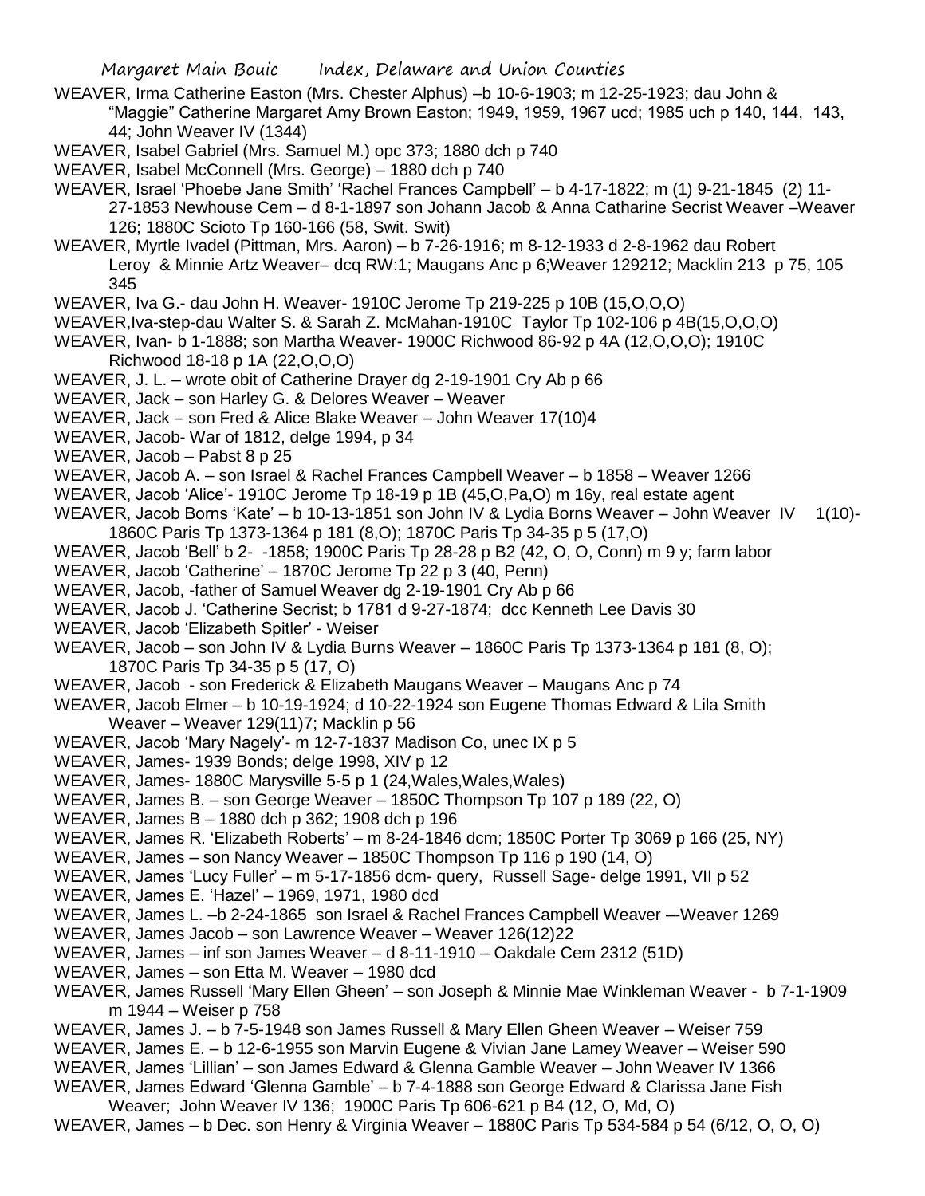WEAVER, Irma Catherine Easton (Mrs. Chester Alphus) –b 10-6-1903; m 12-25-1923; dau John & "Maggie" Catherine Margaret Amy Brown Easton; 1949, 1959, 1967 ucd; 1985 uch p 140, 144, 143, 44; John Weaver IV (1344)

WEAVER, Isabel Gabriel (Mrs. Samuel M.) opc 373; 1880 dch p 740

WEAVER, Isabel McConnell (Mrs. George) – 1880 dch p 740

WEAVER, Israel 'Phoebe Jane Smith' 'Rachel Frances Campbell' – b 4-17-1822; m (1) 9-21-1845 (2) 11-27-1853 Newhouse Cem – d 8-1-1897 son Johann Jacob & Anna Catharine Secrist Weaver –Weaver 126; 1880C Scioto Tp 160-166 (58, Swit. Swit)

WEAVER, Myrtle Ivadel (Pittman, Mrs. Aaron) – b 7-26-1916; m 8-12-1933 d 2-8-1962 dau Robert Leroy & Minnie Artz Weaver– dcq RW:1; Maugans Anc p 6;Weaver 129212; Macklin 213 p 75, 105 345

WEAVER, Iva G.- dau John H. Weaver- 1910C Jerome Tp 219-225 p 10B (15,O,O,O)

WEAVER,Iva-step-dau Walter S. & Sarah Z. McMahan-1910C Taylor Tp 102-106 p 4B(15,O,O,O)

WEAVER, Ivan- b 1-1888; son Martha Weaver- 1900C Richwood 86-92 p 4A (12,O,O,O); 1910C Richwood 18-18 p 1A (22,O,O,O)

WEAVER, J. L. – wrote obit of Catherine Drayer dg 2-19-1901 Cry Ab p 66

WEAVER, Jack – son Harley G. & Delores Weaver – Weaver

WEAVER, Jack – son Fred & Alice Blake Weaver – John Weaver 17(10)4

WEAVER, Jacob- War of 1812, delge 1994, p 34

WEAVER, Jacob – Pabst 8 p 25

WEAVER, Jacob A. – son Israel & Rachel Frances Campbell Weaver – b 1858 – Weaver 1266

WEAVER, Jacob 'Alice'- 1910C Jerome Tp 18-19 p 1B (45,O,Pa,O) m 16y, real estate agent

WEAVER, Jacob Borns 'Kate' – b 10-13-1851 son John IV & Lydia Borns Weaver – John Weaver IV 1(10)- 1860C Paris Tp 1373-1364 p 181 (8,O); 1870C Paris Tp 34-35 p 5 (17,O)

WEAVER, Jacob 'Bell' b 2- -1858; 1900C Paris Tp 28-28 p B2 (42, O, O, Conn) m 9 y; farm labor

WEAVER, Jacob 'Catherine' – 1870C Jerome Tp 22 p 3 (40, Penn)

WEAVER, Jacob, -father of Samuel Weaver dg 2-19-1901 Cry Ab p 66

WEAVER, Jacob J. 'Catherine Secrist; b 1781 d 9-27-1874; dcc Kenneth Lee Davis 30

WEAVER, Jacob 'Elizabeth Spitler' - Weiser

WEAVER, Jacob – son John IV & Lydia Burns Weaver – 1860C Paris Tp 1373-1364 p 181 (8, O); 1870C Paris Tp 34-35 p 5 (17, O)

WEAVER, Jacob - son Frederick & Elizabeth Maugans Weaver – Maugans Anc p 74

WEAVER, Jacob Elmer – b 10-19-1924; d 10-22-1924 son Eugene Thomas Edward & Lila Smith Weaver – Weaver 129(11)7; Macklin p 56

WEAVER, Jacob 'Mary Nagely'- m 12-7-1837 Madison Co, unec IX p 5

WEAVER, James- 1939 Bonds; delge 1998, XIV p 12

WEAVER, James- 1880C Marysville 5-5 p 1 (24,Wales,Wales,Wales)

WEAVER, James B. – son George Weaver – 1850C Thompson Tp 107 p 189 (22, O)

WEAVER, James B – 1880 dch p 362; 1908 dch p 196

WEAVER, James R. 'Elizabeth Roberts' – m 8-24-1846 dcm; 1850C Porter Tp 3069 p 166 (25, NY)

WEAVER, James – son Nancy Weaver – 1850C Thompson Tp 116 p 190 (14, O)

WEAVER, James 'Lucy Fuller' – m 5-17-1856 dcm- query, Russell Sage- delge 1991, VII p 52

WEAVER, James E. 'Hazel' – 1969, 1971, 1980 dcd

WEAVER, James L. –b 2-24-1865 son Israel & Rachel Frances Campbell Weaver –-Weaver 1269

WEAVER, James Jacob – son Lawrence Weaver – Weaver 126(12)22

WEAVER, James – inf son James Weaver – d 8-11-1910 – Oakdale Cem 2312 (51D)

WEAVER, James – son Etta M. Weaver – 1980 dcd

WEAVER, James Russell 'Mary Ellen Gheen' – son Joseph & Minnie Mae Winkleman Weaver - b 7-1-1909 m 1944 – Weiser p 758

WEAVER, James J. – b 7-5-1948 son James Russell & Mary Ellen Gheen Weaver – Weiser 759

WEAVER, James E. – b 12-6-1955 son Marvin Eugene & Vivian Jane Lamey Weaver – Weiser 590

WEAVER, James 'Lillian' – son James Edward & Glenna Gamble Weaver – John Weaver IV 1366

WEAVER, James Edward 'Glenna Gamble' – b 7-4-1888 son George Edward & Clarissa Jane Fish Weaver; John Weaver IV 136; 1900C Paris Tp 606-621 p B4 (12, O, Md, O)

WEAVER, James – b Dec. son Henry & Virginia Weaver – 1880C Paris Tp 534-584 p 54 (6/12, O, O, O)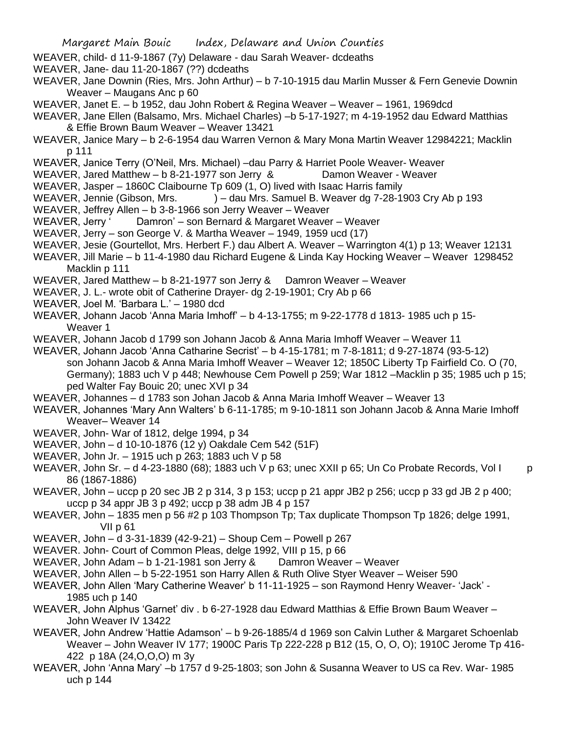WEAVER, child- d 11-9-1867 (7y) Delaware - dau Sarah Weaver- dcdeaths

WEAVER, Jane- dau 11-20-1867 (??) dcdeaths

WEAVER, Jane Downin (Ries, Mrs. John Arthur) – b 7-10-1915 dau Marlin Musser & Fern Genevie Downin Weaver – Maugans Anc p 60

WEAVER, Janet E. – b 1952, dau John Robert & Regina Weaver – Weaver – 1961, 1969dcd

WEAVER, Jane Ellen (Balsamo, Mrs. Michael Charles) –b 5-17-1927; m 4-19-1952 dau Edward Matthias & Effie Brown Baum Weaver – Weaver 13421

WEAVER, Janice Mary – b 2-6-1954 dau Warren Vernon & Mary Mona Martin Weaver 12984221; Macklin p 111

WEAVER, Janice Terry (O'Neil, Mrs. Michael) –dau Parry & Harriet Poole Weaver- Weaver

WEAVER, Jared Matthew – b 8-21-1977 son Jerry & Damon Weaver - Weaver

WEAVER, Jasper – 1860C Claibourne Tp 609 (1, O) lived with Isaac Harris family

WEAVER, Jennie (Gibson, Mrs. ) – dau Mrs. Samuel B. Weaver dg 7-28-1903 Cry Ab p 193

WEAVER, Jeffrey Allen – b 3-8-1966 son Jerry Weaver – Weaver

WEAVER, Jerry ' Damron' – son Bernard & Margaret Weaver – Weaver

WEAVER, Jerry – son George V. & Martha Weaver – 1949, 1959 ucd (17)

WEAVER, Jesie (Gourtellot, Mrs. Herbert F.) dau Albert A. Weaver – Warrington 4(1) p 13; Weaver 12131

WEAVER, Jill Marie – b 11-4-1980 dau Richard Eugene & Linda Kay Hocking Weaver – Weaver 1298452 Macklin p 111

WEAVER, Jared Matthew – b 8-21-1977 son Jerry & Damron Weaver – Weaver

WEAVER, J. L.- wrote obit of Catherine Drayer- dg 2-19-1901; Cry Ab p 66

WEAVER, Joel M. 'Barbara L.' – 1980 dcd

WEAVER, Johann Jacob 'Anna Maria Imhoff' – b 4-13-1755; m 9-22-1778 d 1813- 1985 uch p 15- Weaver 1

WEAVER, Johann Jacob d 1799 son Johann Jacob & Anna Maria Imhoff Weaver – Weaver 11

WEAVER, Johann Jacob 'Anna Catharine Secrist' – b 4-15-1781; m 7-8-1811; d 9-27-1874 (93-5-12) son Johann Jacob & Anna Maria Imhoff Weaver – Weaver 12; 1850C Liberty Tp Fairfield Co. O (70, Germany); 1883 uch V p 448; Newhouse Cem Powell p 259; War 1812 –Macklin p 35; 1985 uch p 15; ped Walter Fay Bouic 20; unec XVI p 34

WEAVER, Johannes – d 1783 son Johan Jacob & Anna Maria Imhoff Weaver – Weaver 13

WEAVER, Johannes 'Mary Ann Walters' b 6-11-1785; m 9-10-1811 son Johann Jacob & Anna Marie Imhoff Weaver– Weaver 14

WEAVER, John- War of 1812, delge 1994, p 34

WEAVER, John – d 10-10-1876 (12 y) Oakdale Cem 542 (51F)

WEAVER, John Jr. – 1915 uch p 263; 1883 uch V p 58

WEAVER, John Sr. – d 4-23-1880 (68); 1883 uch V p 63; unec XXII p 65; Un Co Probate Records, Vol I p 86 (1867-1886)

WEAVER, John – uccp p 20 sec JB 2 p 314, 3 p 153; uccp p 21 appr JB2 p 256; uccp p 33 gd JB 2 p 400; uccp p 34 appr JB 3 p 492; uccp p 38 adm JB 4 p 157

WEAVER, John – 1835 men p 56 #2 p 103 Thompson Tp; Tax duplicate Thompson Tp 1826; delge 1991, VII p 61

WEAVER, John – d 3-31-1839 (42-9-21) – Shoup Cem – Powell p 267

WEAVER. John- Court of Common Pleas, delge 1992, VIII p 15, p 66

WEAVER, John Adam – b 1-21-1981 son Jerry & Damron Weaver – Weaver

WEAVER, John Allen – b 5-22-1951 son Harry Allen & Ruth Olive Styer Weaver – Weiser 590

WEAVER, John Allen 'Mary Catherine Weaver' b 11-11-1925 – son Raymond Henry Weaver- 'Jack' - 1985 uch p 140

WEAVER, John Alphus 'Garnet' div . b 6-27-1928 dau Edward Matthias & Effie Brown Baum Weaver – John Weaver IV 13422

WEAVER, John Andrew 'Hattie Adamson' – b 9-26-1885/4 d 1969 son Calvin Luther & Margaret Schoenlab Weaver – John Weaver IV 177; 1900C Paris Tp 222-228 p B12 (15, O, O, O); 1910C Jerome Tp 416-422 p 18A (24,O,O,O) m 3y

WEAVER, John 'Anna Mary' –b 1757 d 9-25-1803; son John & Susanna Weaver to US ca Rev. War- 1985 uch p 144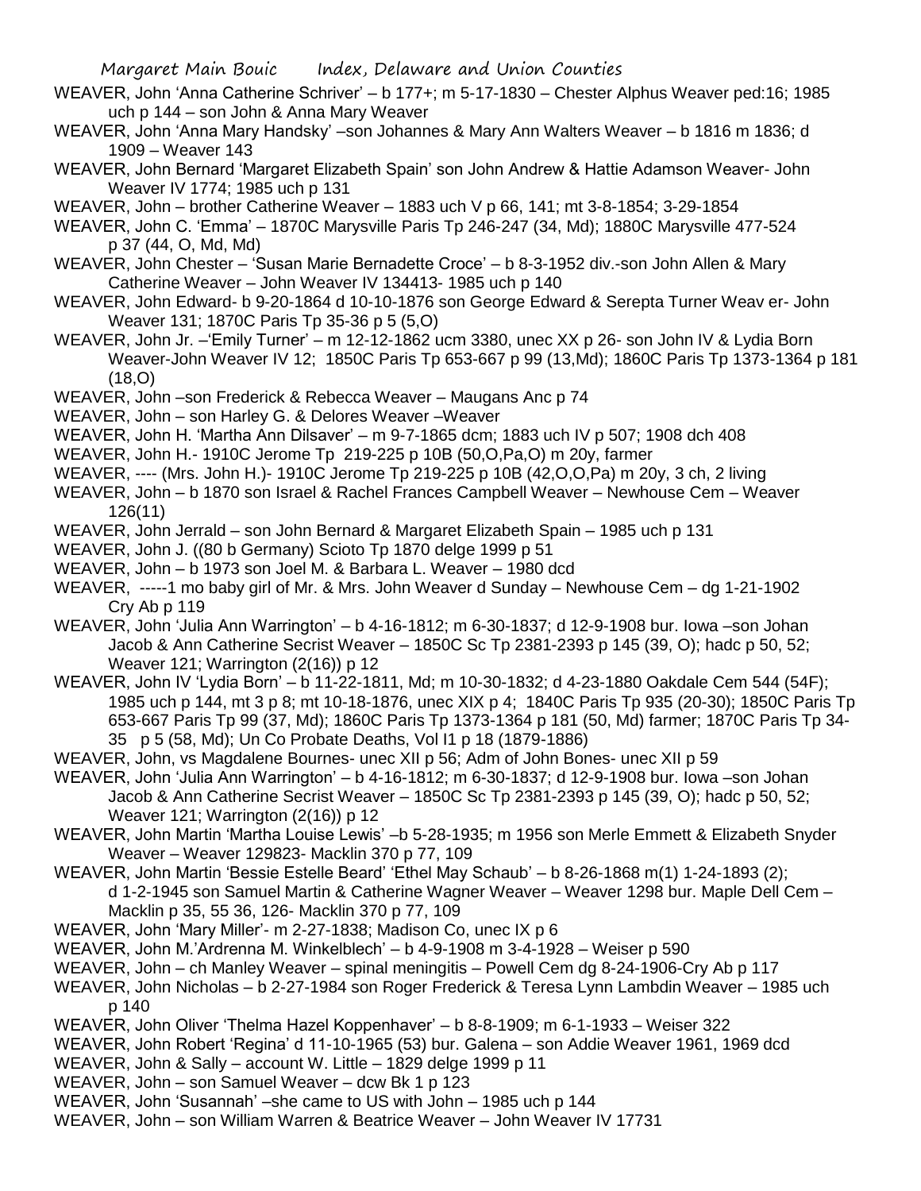WEAVER, John 'Anna Catherine Schriver' – b 177+; m 5-17-1830 – Chester Alphus Weaver ped:16; 1985 uch p 144 – son John & Anna Mary Weaver

WEAVER, John 'Anna Mary Handsky' –son Johannes & Mary Ann Walters Weaver – b 1816 m 1836; d 1909 – Weaver 143

WEAVER, John Bernard 'Margaret Elizabeth Spain' son John Andrew & Hattie Adamson Weaver- John Weaver IV 1774; 1985 uch p 131

WEAVER, John – brother Catherine Weaver – 1883 uch V p 66, 141; mt 3-8-1854; 3-29-1854

WEAVER, John C. 'Emma' – 1870C Marysville Paris Tp 246-247 (34, Md); 1880C Marysville 477-524 p 37 (44, O, Md, Md)

WEAVER, John Chester – 'Susan Marie Bernadette Croce' – b 8-3-1952 div.-son John Allen & Mary Catherine Weaver – John Weaver IV 134413- 1985 uch p 140

WEAVER, John Edward- b 9-20-1864 d 10-10-1876 son George Edward & Serepta Turner Weav er- John Weaver 131; 1870C Paris Tp 35-36 p 5 (5,O)

WEAVER, John Jr. –'Emily Turner' – m 12-12-1862 ucm 3380, unec XX p 26- son John IV & Lydia Born Weaver-John Weaver IV 12; 1850C Paris Tp 653-667 p 99 (13,Md); 1860C Paris Tp 1373-1364 p 181 (18,O)

WEAVER, John –son Frederick & Rebecca Weaver – Maugans Anc p 74

WEAVER, John – son Harley G. & Delores Weaver –Weaver

WEAVER, John H. 'Martha Ann Dilsaver' – m 9-7-1865 dcm; 1883 uch IV p 507; 1908 dch 408

WEAVER, John H.- 1910C Jerome Tp 219-225 p 10B (50,O,Pa,O) m 20y, farmer

WEAVER, ---- (Mrs. John H.)- 1910C Jerome Tp 219-225 p 10B (42,O,O,Pa) m 20y, 3 ch, 2 living

WEAVER, John – b 1870 son Israel & Rachel Frances Campbell Weaver – Newhouse Cem – Weaver 126(11)

WEAVER, John Jerrald – son John Bernard & Margaret Elizabeth Spain – 1985 uch p 131

WEAVER, John J. ((80 b Germany) Scioto Tp 1870 delge 1999 p 51

WEAVER, John – b 1973 son Joel M. & Barbara L. Weaver – 1980 dcd

WEAVER, -----1 mo baby girl of Mr. & Mrs. John Weaver d Sunday – Newhouse Cem – dg 1-21-1902 Cry Ab p 119

WEAVER, John 'Julia Ann Warrington' – b 4-16-1812; m 6-30-1837; d 12-9-1908 bur. Iowa –son Johan Jacob & Ann Catherine Secrist Weaver – 1850C Sc Tp 2381-2393 p 145 (39, O); hadc p 50, 52; Weaver 121; Warrington (2(16)) p 12

WEAVER, John IV 'Lydia Born' – b 11-22-1811, Md; m 10-30-1832; d 4-23-1880 Oakdale Cem 544 (54F); 1985 uch p 144, mt 3 p 8; mt 10-18-1876, unec XIX p 4; 1840C Paris Tp 935 (20-30); 1850C Paris Tp 653-667 Paris Tp 99 (37, Md); 1860C Paris Tp 1373-1364 p 181 (50, Md) farmer; 1870C Paris Tp 34-35 p 5 (58, Md); Un Co Probate Deaths, Vol I1 p 18 (1879-1886)

WEAVER, John, vs Magdalene Bournes- unec XII p 56; Adm of John Bones- unec XII p 59

WEAVER, John 'Julia Ann Warrington' – b 4-16-1812; m 6-30-1837; d 12-9-1908 bur. Iowa –son Johan Jacob & Ann Catherine Secrist Weaver – 1850C Sc Tp 2381-2393 p 145 (39, O); hadc p 50, 52; Weaver 121; Warrington (2(16)) p 12

WEAVER, John Martin 'Martha Louise Lewis' –b 5-28-1935; m 1956 son Merle Emmett & Elizabeth Snyder Weaver – Weaver 129823- Macklin 370 p 77, 109

WEAVER, John Martin 'Bessie Estelle Beard' 'Ethel May Schaub' – b 8-26-1868 m(1) 1-24-1893 (2); d 1-2-1945 son Samuel Martin & Catherine Wagner Weaver – Weaver 1298 bur. Maple Dell Cem – Macklin p 35, 55 36, 126- Macklin 370 p 77, 109

WEAVER, John 'Mary Miller'- m 2-27-1838; Madison Co, unec IX p 6

WEAVER, John M.'Ardrenna M. Winkelblech' – b 4-9-1908 m 3-4-1928 – Weiser p 590

WEAVER, John – ch Manley Weaver – spinal meningitis – Powell Cem dg 8-24-1906-Cry Ab p 117

WEAVER, John Nicholas – b 2-27-1984 son Roger Frederick & Teresa Lynn Lambdin Weaver – 1985 uch p 140

WEAVER, John Oliver 'Thelma Hazel Koppenhaver' – b 8-8-1909; m 6-1-1933 – Weiser 322

WEAVER, John Robert 'Regina' d 11-10-1965 (53) bur. Galena – son Addie Weaver 1961, 1969 dcd

WEAVER, John & Sally – account W. Little – 1829 delge 1999 p 11

WEAVER, John – son Samuel Weaver – dcw Bk 1 p 123

WEAVER, John 'Susannah' –she came to US with John – 1985 uch p 144

WEAVER, John – son William Warren & Beatrice Weaver – John Weaver IV 17731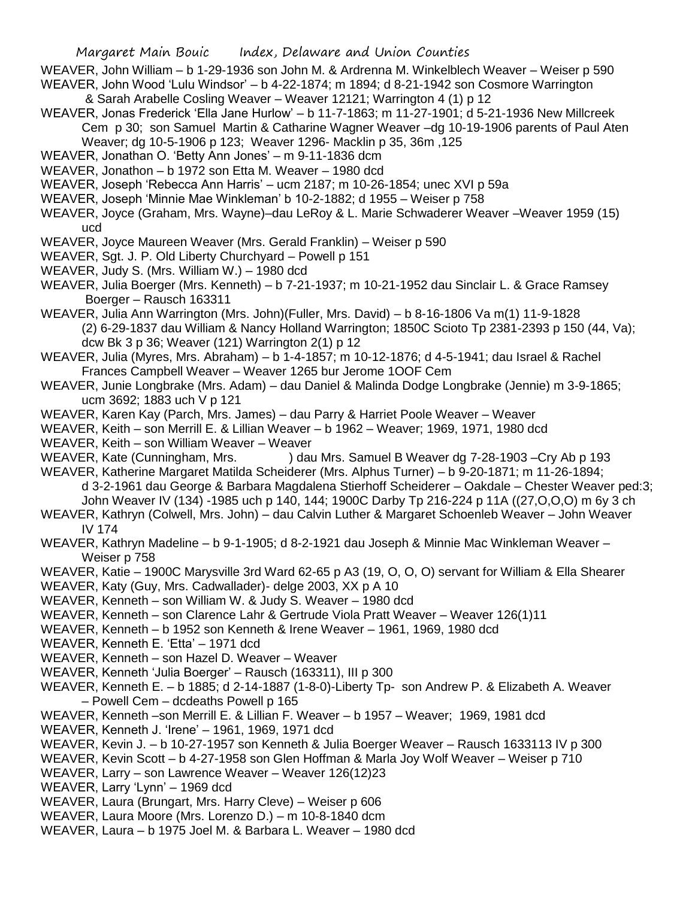WEAVER, John William – b 1-29-1936 son John M. & Ardrenna M. Winkelblech Weaver – Weiser p 590

WEAVER, John Wood 'Lulu Windsor' – b 4-22-1874; m 1894; d 8-21-1942 son Cosmore Warrington & Sarah Arabelle Cosling Weaver – Weaver 12121; Warrington 4 (1) p 12

WEAVER, Jonas Frederick 'Ella Jane Hurlow' – b 11-7-1863; m 11-27-1901; d 5-21-1936 New Millcreek Cem p 30; son Samuel Martin & Catharine Wagner Weaver –dg 10-19-1906 parents of Paul Aten Weaver; dg 10-5-1906 p 123; Weaver 1296- Macklin p 35, 36m ,125

WEAVER, Jonathan O. 'Betty Ann Jones' – m 9-11-1836 dcm

WEAVER, Jonathon – b 1972 son Etta M. Weaver – 1980 dcd

WEAVER, Joseph 'Rebecca Ann Harris' – ucm 2187; m 10-26-1854; unec XVI p 59a

WEAVER, Joseph 'Minnie Mae Winkleman' b 10-2-1882; d 1955 – Weiser p 758

WEAVER, Joyce (Graham, Mrs. Wayne)–dau LeRoy & L. Marie Schwaderer Weaver –Weaver 1959 (15) ucd

WEAVER, Joyce Maureen Weaver (Mrs. Gerald Franklin) – Weiser p 590

WEAVER, Sgt. J. P. Old Liberty Churchyard – Powell p 151

WEAVER, Judy S. (Mrs. William W.) – 1980 dcd

WEAVER, Julia Boerger (Mrs. Kenneth) – b 7-21-1937; m 10-21-1952 dau Sinclair L. & Grace Ramsey Boerger – Rausch 163311

WEAVER, Julia Ann Warrington (Mrs. John)(Fuller, Mrs. David) – b 8-16-1806 Va m(1) 11-9-1828 (2) 6-29-1837 dau William & Nancy Holland Warrington; 1850C Scioto Tp 2381-2393 p 150 (44, Va); dcw Bk 3 p 36; Weaver (121) Warrington 2(1) p 12

WEAVER, Julia (Myres, Mrs. Abraham) – b 1-4-1857; m 10-12-1876; d 4-5-1941; dau Israel & Rachel Frances Campbell Weaver – Weaver 1265 bur Jerome 1OOF Cem

WEAVER, Junie Longbrake (Mrs. Adam) – dau Daniel & Malinda Dodge Longbrake (Jennie) m 3-9-1865; ucm 3692; 1883 uch V p 121

WEAVER, Karen Kay (Parch, Mrs. James) – dau Parry & Harriet Poole Weaver – Weaver

WEAVER, Keith – son Merrill E. & Lillian Weaver – b 1962 – Weaver; 1969, 1971, 1980 dcd

WEAVER, Keith – son William Weaver – Weaver

WEAVER, Kate (Cunningham, Mrs. ) dau Mrs. Samuel B Weaver dg 7-28-1903 –Cry Ab p 193

WEAVER, Katherine Margaret Matilda Scheiderer (Mrs. Alphus Turner) – b 9-20-1871; m 11-26-1894; d 3-2-1961 dau George & Barbara Magdalena Stierhoff Scheiderer – Oakdale – Chester Weaver ped:3; John Weaver IV (134) -1985 uch p 140, 144; 1900C Darby Tp 216-224 p 11A ((27,O,O,O) m 6y 3 ch

WEAVER, Kathryn (Colwell, Mrs. John) – dau Calvin Luther & Margaret Schoenleb Weaver – John Weaver IV 174

WEAVER, Kathryn Madeline – b 9-1-1905; d 8-2-1921 dau Joseph & Minnie Mac Winkleman Weaver – Weiser p 758

WEAVER, Katie – 1900C Marysville 3rd Ward 62-65 p A3 (19, O, O, O) servant for William & Ella Shearer

WEAVER, Katy (Guy, Mrs. Cadwallader)- delge 2003, XX p A 10

WEAVER, Kenneth – son William W. & Judy S. Weaver – 1980 dcd

WEAVER, Kenneth – son Clarence Lahr & Gertrude Viola Pratt Weaver – Weaver 126(1)11

WEAVER, Kenneth – b 1952 son Kenneth & Irene Weaver – 1961, 1969, 1980 dcd

WEAVER, Kenneth E. 'Etta' – 1971 dcd

WEAVER, Kenneth – son Hazel D. Weaver – Weaver

WEAVER, Kenneth 'Julia Boerger' – Rausch (163311), III p 300

WEAVER, Kenneth E. – b 1885; d 2-14-1887 (1-8-0)-Liberty Tp- son Andrew P. & Elizabeth A. Weaver – Powell Cem – dcdeaths Powell p 165

WEAVER, Kenneth –son Merrill E. & Lillian F. Weaver – b 1957 – Weaver; 1969, 1981 dcd

WEAVER, Kenneth J. 'Irene' – 1961, 1969, 1971 dcd

WEAVER, Kevin J. – b 10-27-1957 son Kenneth & Julia Boerger Weaver – Rausch 1633113 IV p 300

WEAVER, Kevin Scott – b 4-27-1958 son Glen Hoffman & Marla Joy Wolf Weaver – Weiser p 710

WEAVER, Larry – son Lawrence Weaver – Weaver 126(12)23

WEAVER, Larry 'Lynn' – 1969 dcd

WEAVER, Laura (Brungart, Mrs. Harry Cleve) – Weiser p 606

WEAVER, Laura Moore (Mrs. Lorenzo D.) – m 10-8-1840 dcm

WEAVER, Laura – b 1975 Joel M. & Barbara L. Weaver – 1980 dcd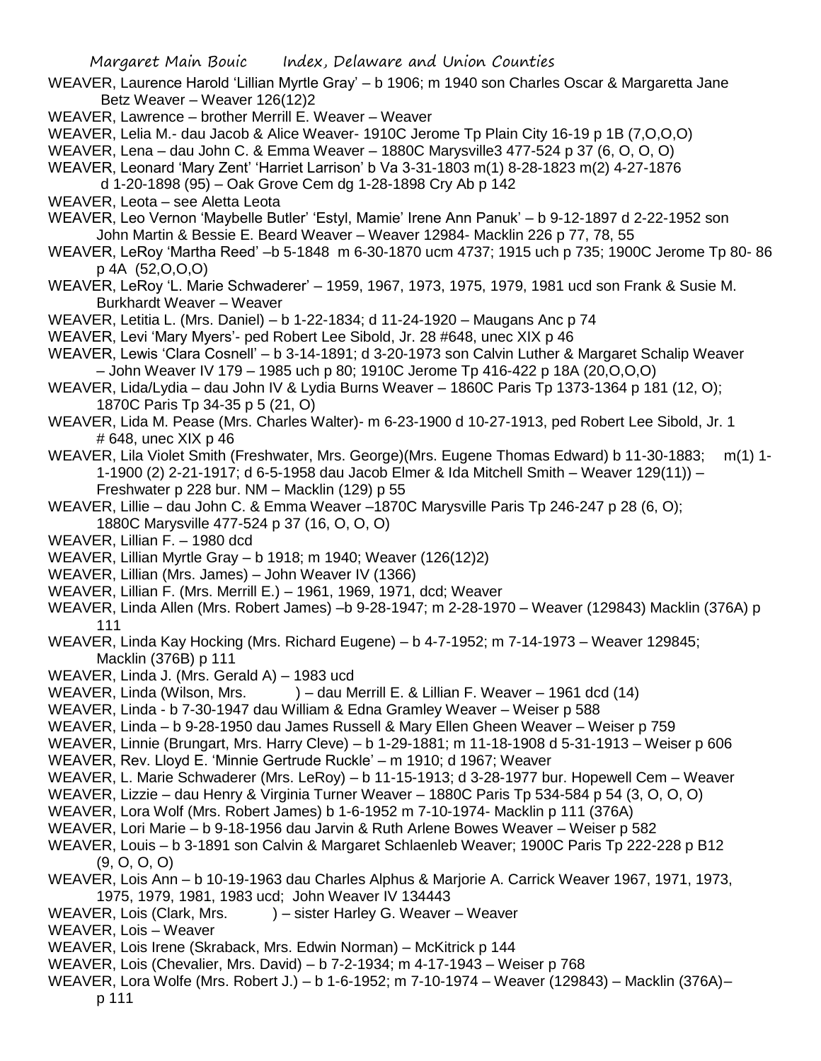WEAVER, Laurence Harold 'Lillian Myrtle Gray' – b 1906; m 1940 son Charles Oscar & Margaretta Jane Betz Weaver – Weaver 126(12)2

WEAVER, Lawrence – brother Merrill E. Weaver – Weaver

WEAVER, Lelia M.- dau Jacob & Alice Weaver- 1910C Jerome Tp Plain City 16-19 p 1B (7,O,O,O)

WEAVER, Lena – dau John C. & Emma Weaver – 1880C Marysville3 477-524 p 37 (6, O, O, O)

WEAVER, Leonard 'Mary Zent' 'Harriet Larrison' b Va 3-31-1803 m(1) 8-28-1823 m(2) 4-27-1876 d 1-20-1898 (95) – Oak Grove Cem dg 1-28-1898 Cry Ab p 142

WEAVER, Leota – see Aletta Leota

WEAVER, Leo Vernon 'Maybelle Butler' 'Estyl, Mamie' Irene Ann Panuk' – b 9-12-1897 d 2-22-1952 son John Martin & Bessie E. Beard Weaver – Weaver 12984- Macklin 226 p 77, 78, 55

WEAVER, LeRoy 'Martha Reed' –b 5-1848 m 6-30-1870 ucm 4737; 1915 uch p 735; 1900C Jerome Tp 80- 86 p 4A (52,O,O,O)

WEAVER, LeRoy 'L. Marie Schwaderer' – 1959, 1967, 1973, 1975, 1979, 1981 ucd son Frank & Susie M. Burkhardt Weaver – Weaver

WEAVER, Letitia L. (Mrs. Daniel) – b 1-22-1834; d 11-24-1920 – Maugans Anc p 74

WEAVER, Levi 'Mary Myers'- ped Robert Lee Sibold, Jr. 28 #648, unec XIX p 46

WEAVER, Lewis 'Clara Cosnell' – b 3-14-1891; d 3-20-1973 son Calvin Luther & Margaret Schalip Weaver – John Weaver IV 179 – 1985 uch p 80; 1910C Jerome Tp 416-422 p 18A (20,O,O,O)

WEAVER, Lida/Lydia – dau John IV & Lydia Burns Weaver – 1860C Paris Tp 1373-1364 p 181 (12, O); 1870C Paris Tp 34-35 p 5 (21, O)

WEAVER, Lida M. Pease (Mrs. Charles Walter)- m 6-23-1900 d 10-27-1913, ped Robert Lee Sibold, Jr. 1 # 648, unec XIX p 46

WEAVER, Lila Violet Smith (Freshwater, Mrs. George)(Mrs. Eugene Thomas Edward) b 11-30-1883; m(1) 1-1-1900 (2) 2-21-1917; d 6-5-1958 dau Jacob Elmer & Ida Mitchell Smith – Weaver 129(11)) – Freshwater p 228 bur. NM – Macklin (129) p 55

WEAVER, Lillie – dau John C. & Emma Weaver –1870C Marysville Paris Tp 246-247 p 28 (6, O); 1880C Marysville 477-524 p 37 (16, O, O, O)

WEAVER, Lillian F. – 1980 dcd

WEAVER, Lillian Myrtle Gray – b 1918; m 1940; Weaver (126(12)2)

WEAVER, Lillian (Mrs. James) – John Weaver IV (1366)

WEAVER, Lillian F. (Mrs. Merrill E.) – 1961, 1969, 1971, dcd; Weaver

WEAVER, Linda Allen (Mrs. Robert James) –b 9-28-1947; m 2-28-1970 – Weaver (129843) Macklin (376A) p 111

WEAVER, Linda Kay Hocking (Mrs. Richard Eugene) – b 4-7-1952; m 7-14-1973 – Weaver 129845; Macklin (376B) p 111

WEAVER, Linda J. (Mrs. Gerald A) – 1983 ucd

WEAVER, Linda (Wilson, Mrs. ) – dau Merrill E. & Lillian F. Weaver – 1961 dcd (14)

WEAVER, Linda - b 7-30-1947 dau William & Edna Gramley Weaver – Weiser p 588

WEAVER, Linda – b 9-28-1950 dau James Russell & Mary Ellen Gheen Weaver – Weiser p 759

WEAVER, Linnie (Brungart, Mrs. Harry Cleve) – b 1-29-1881; m 11-18-1908 d 5-31-1913 – Weiser p 606

WEAVER, Rev. Lloyd E. 'Minnie Gertrude Ruckle' – m 1910; d 1967; Weaver

WEAVER, L. Marie Schwaderer (Mrs. LeRoy) – b 11-15-1913; d 3-28-1977 bur. Hopewell Cem – Weaver

WEAVER, Lizzie – dau Henry & Virginia Turner Weaver – 1880C Paris Tp 534-584 p 54 (3, O, O, O)

WEAVER, Lora Wolf (Mrs. Robert James) b 1-6-1952 m 7-10-1974- Macklin p 111 (376A)

WEAVER, Lori Marie – b 9-18-1956 dau Jarvin & Ruth Arlene Bowes Weaver – Weiser p 582

WEAVER, Louis – b 3-1891 son Calvin & Margaret Schlaenleb Weaver; 1900C Paris Tp 222-228 p B12 (9, O, O, O)

WEAVER, Lois Ann – b 10-19-1963 dau Charles Alphus & Marjorie A. Carrick Weaver 1967, 1971, 1973, 1975, 1979, 1981, 1983 ucd; John Weaver IV 134443

WEAVER, Lois (Clark, Mrs. ) – sister Harley G. Weaver – Weaver

WEAVER, Lois – Weaver

WEAVER, Lois Irene (Skraback, Mrs. Edwin Norman) – McKitrick p 144

WEAVER, Lois (Chevalier, Mrs. David) – b 7-2-1934; m 4-17-1943 – Weiser p 768

WEAVER, Lora Wolfe (Mrs. Robert J.) – b 1-6-1952; m 7-10-1974 – Weaver (129843) – Macklin (376A)– p 111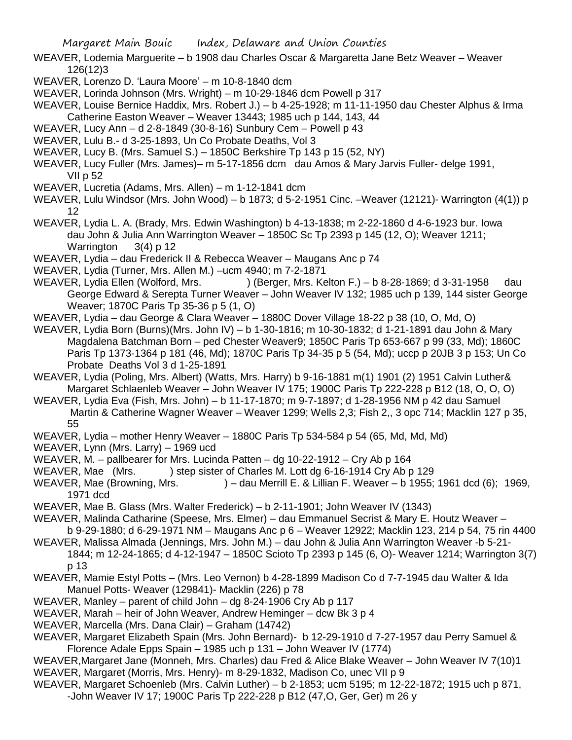WEAVER, Lodemia Marguerite – b 1908 dau Charles Oscar & Margaretta Jane Betz Weaver – Weaver 126(12)3

WEAVER, Lorenzo D. 'Laura Moore' – m 10-8-1840 dcm

WEAVER, Lorinda Johnson (Mrs. Wright) – m 10-29-1846 dcm Powell p 317

WEAVER, Louise Bernice Haddix, Mrs. Robert J.) – b 4-25-1928; m 11-11-1950 dau Chester Alphus & Irma Catherine Easton Weaver – Weaver 13443; 1985 uch p 144, 143, 44

WEAVER, Lucy Ann – d 2-8-1849 (30-8-16) Sunbury Cem – Powell p 43

WEAVER, Lulu B.- d 3-25-1893, Un Co Probate Deaths, Vol 3

WEAVER, Lucy B. (Mrs. Samuel S.) – 1850C Berkshire Tp 143 p 15 (52, NY)

WEAVER, Lucy Fuller (Mrs. James)– m 5-17-1856 dcm dau Amos & Mary Jarvis Fuller- delge 1991, VII p 52

WEAVER, Lucretia (Adams, Mrs. Allen) – m 1-12-1841 dcm

WEAVER, Lulu Windsor (Mrs. John Wood) – b 1873; d 5-2-1951 Cinc. –Weaver (12121)- Warrington (4(1)) p 12

WEAVER, Lydia L. A. (Brady, Mrs. Edwin Washington) b 4-13-1838; m 2-22-1860 d 4-6-1923 bur. Iowa dau John & Julia Ann Warrington Weaver – 1850C Sc Tp 2393 p 145 (12, O); Weaver 1211; Warrington 3(4) p 12

WEAVER, Lydia – dau Frederick II & Rebecca Weaver – Maugans Anc p 74

WEAVER, Lydia (Turner, Mrs. Allen M.) –ucm 4940; m 7-2-1871

WEAVER, Lydia Ellen (Wolford, Mrs. ) (Berger, Mrs. Kelton F.) – b 8-28-1869; d 3-31-1958 dau George Edward & Serepta Turner Weaver – John Weaver IV 132; 1985 uch p 139, 144 sister George Weaver; 1870C Paris Tp 35-36 p 5 (1, O)

WEAVER, Lydia – dau George & Clara Weaver – 1880C Dover Village 18-22 p 38 (10, O, Md, O)

WEAVER, Lydia Born (Burns)(Mrs. John IV) – b 1-30-1816; m 10-30-1832; d 1-21-1891 dau John & Mary Magdalena Batchman Born – ped Chester Weaver9; 1850C Paris Tp 653-667 p 99 (33, Md); 1860C Paris Tp 1373-1364 p 181 (46, Md); 1870C Paris Tp 34-35 p 5 (54, Md); uccp p 20JB 3 p 153; Un Co Probate Deaths Vol 3 d 1-25-1891

WEAVER, Lydia (Poling, Mrs. Albert) (Watts, Mrs. Harry) b 9-16-1881 m(1) 1901 (2) 1951 Calvin Luther& Margaret Schlaenleb Weaver – John Weaver IV 175; 1900C Paris Tp 222-228 p B12 (18, O, O, O)

WEAVER, Lydia Eva (Fish, Mrs. John) – b 11-17-1870; m 9-7-1897; d 1-28-1956 NM p 42 dau Samuel Martin & Catherine Wagner Weaver – Weaver 1299; Wells 2,3; Fish 2,, 3 opc 714; Macklin 127 p 35, 55

WEAVER, Lydia – mother Henry Weaver – 1880C Paris Tp 534-584 p 54 (65, Md, Md, Md)

WEAVER, Lynn (Mrs. Larry) – 1969 ucd

WEAVER, M. – pallbearer for Mrs. Lucinda Patten – dg 10-22-1912 – Cry Ab p 164

WEAVER, Mae (Mrs. ) step sister of Charles M. Lott dg 6-16-1914 Cry Ab p 129

WEAVER, Mae (Browning, Mrs. ) – dau Merrill E. & Lillian F. Weaver – b 1955; 1961 dcd (6); 1969, 1971 dcd

WEAVER, Mae B. Glass (Mrs. Walter Frederick) – b 2-11-1901; John Weaver IV (1343)

WEAVER, Malinda Catharine (Speese, Mrs. Elmer) – dau Emmanuel Secrist & Mary E. Houtz Weaver – b 9-29-1880; d 6-29-1971 NM – Maugans Anc p 6 – Weaver 12922; Macklin 123, 214 p 54, 75 rin 4400

WEAVER, Malissa Almada (Jennings, Mrs. John M.) – dau John & Julia Ann Warrington Weaver -b 5-21-1844; m 12-24-1865; d 4-12-1947 – 1850C Scioto Tp 2393 p 145 (6, O)- Weaver 1214; Warrington 3(7) p 13

WEAVER, Mamie Estyl Potts – (Mrs. Leo Vernon) b 4-28-1899 Madison Co d 7-7-1945 dau Walter & Ida Manuel Potts- Weaver (129841)- Macklin (226) p 78

WEAVER, Manley – parent of child John – dg 8-24-1906 Cry Ab p 117

WEAVER, Marah – heir of John Weaver, Andrew Heminger – dcw Bk 3 p 4

WEAVER, Marcella (Mrs. Dana Clair) – Graham (14742)

WEAVER, Margaret Elizabeth Spain (Mrs. John Bernard)- b 12-29-1910 d 7-27-1957 dau Perry Samuel & Florence Adale Epps Spain – 1985 uch p 131 – John Weaver IV (1774)

WEAVER,Margaret Jane (Monneh, Mrs. Charles) dau Fred & Alice Blake Weaver – John Weaver IV 7(10)1

WEAVER, Margaret (Morris, Mrs. Henry)- m 8-29-1832, Madison Co, unec VII p 9

WEAVER, Margaret Schoenleb (Mrs. Calvin Luther) – b 2-1853; ucm 5195; m 12-22-1872; 1915 uch p 871, -John Weaver IV 17; 1900C Paris Tp 222-228 p B12 (47,O, Ger, Ger) m 26 y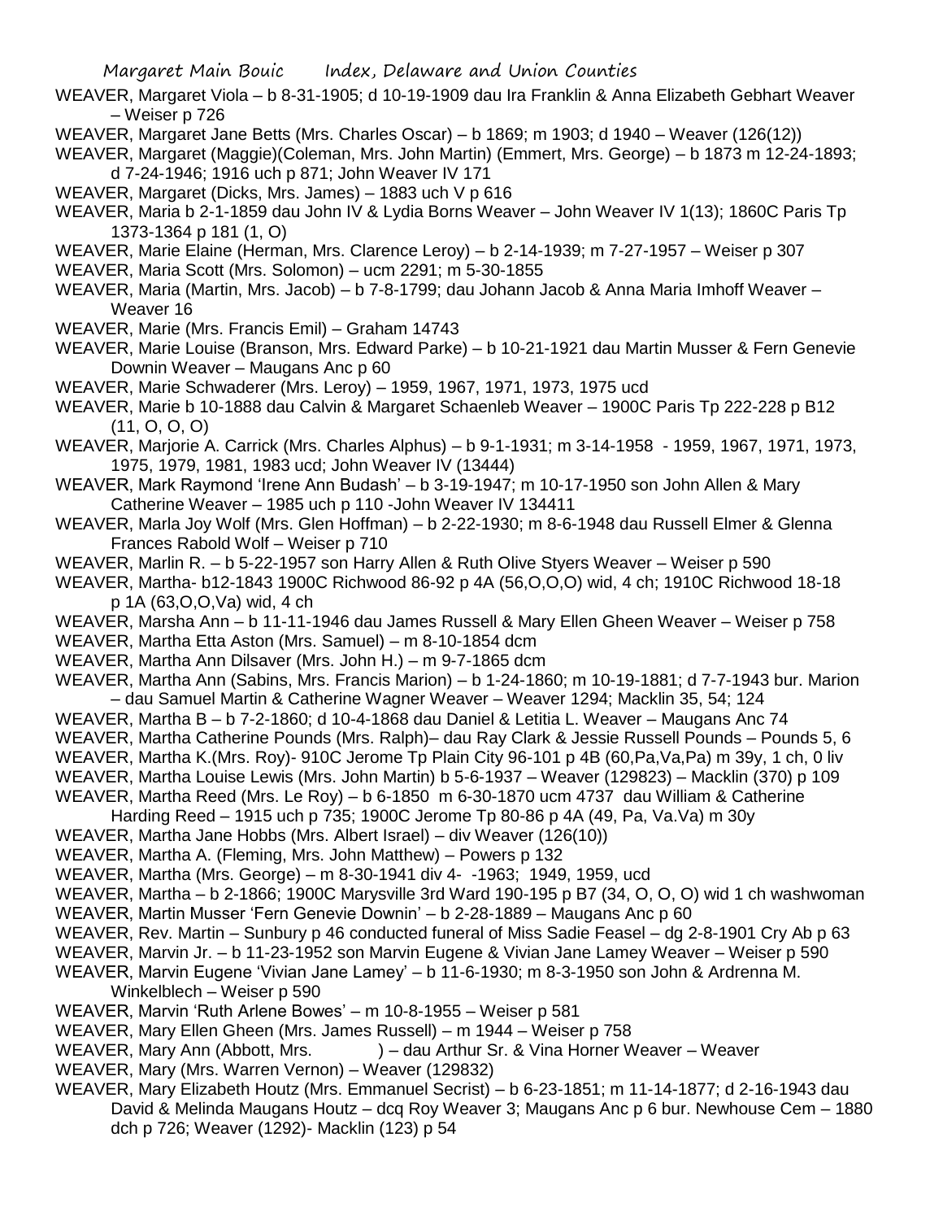WEAVER, Margaret Viola – b 8-31-1905; d 10-19-1909 dau Ira Franklin & Anna Elizabeth Gebhart Weaver – Weiser p 726

WEAVER, Margaret Jane Betts (Mrs. Charles Oscar) – b 1869; m 1903; d 1940 – Weaver (126(12))

WEAVER, Margaret (Maggie)(Coleman, Mrs. John Martin) (Emmert, Mrs. George) – b 1873 m 12-24-1893; d 7-24-1946; 1916 uch p 871; John Weaver IV 171

WEAVER, Margaret (Dicks, Mrs. James) – 1883 uch V p 616

WEAVER, Maria b 2-1-1859 dau John IV & Lydia Borns Weaver – John Weaver IV 1(13); 1860C Paris Tp 1373-1364 p 181 (1, O)

WEAVER, Marie Elaine (Herman, Mrs. Clarence Leroy) – b 2-14-1939; m 7-27-1957 – Weiser p 307

WEAVER, Maria Scott (Mrs. Solomon) – ucm 2291; m 5-30-1855

WEAVER, Maria (Martin, Mrs. Jacob) – b 7-8-1799; dau Johann Jacob & Anna Maria Imhoff Weaver – Weaver 16

WEAVER, Marie (Mrs. Francis Emil) – Graham 14743

WEAVER, Marie Louise (Branson, Mrs. Edward Parke) – b 10-21-1921 dau Martin Musser & Fern Genevie Downin Weaver – Maugans Anc p 60

WEAVER, Marie Schwaderer (Mrs. Leroy) – 1959, 1967, 1971, 1973, 1975 ucd

WEAVER, Marie b 10-1888 dau Calvin & Margaret Schaenleb Weaver – 1900C Paris Tp 222-228 p B12 (11, O, O, O)

WEAVER, Marjorie A. Carrick (Mrs. Charles Alphus) – b 9-1-1931; m 3-14-1958 - 1959, 1967, 1971, 1973, 1975, 1979, 1981, 1983 ucd; John Weaver IV (13444)

WEAVER, Mark Raymond 'Irene Ann Budash' – b 3-19-1947; m 10-17-1950 son John Allen & Mary Catherine Weaver – 1985 uch p 110 -John Weaver IV 134411

WEAVER, Marla Joy Wolf (Mrs. Glen Hoffman) – b 2-22-1930; m 8-6-1948 dau Russell Elmer & Glenna Frances Rabold Wolf – Weiser p 710

WEAVER, Marlin R. – b 5-22-1957 son Harry Allen & Ruth Olive Styers Weaver – Weiser p 590

WEAVER, Martha- b12-1843 1900C Richwood 86-92 p 4A (56,O,O,O) wid, 4 ch; 1910C Richwood 18-18 p 1A (63,O,O,Va) wid, 4 ch

WEAVER, Marsha Ann – b 11-11-1946 dau James Russell & Mary Ellen Gheen Weaver – Weiser p 758

WEAVER, Martha Etta Aston (Mrs. Samuel) – m 8-10-1854 dcm

WEAVER, Martha Ann Dilsaver (Mrs. John H.) – m 9-7-1865 dcm

WEAVER, Martha Ann (Sabins, Mrs. Francis Marion) – b 1-24-1860; m 10-19-1881; d 7-7-1943 bur. Marion – dau Samuel Martin & Catherine Wagner Weaver – Weaver 1294; Macklin 35, 54; 124

WEAVER, Martha B – b 7-2-1860; d 10-4-1868 dau Daniel & Letitia L. Weaver – Maugans Anc 74

WEAVER, Martha Catherine Pounds (Mrs. Ralph)– dau Ray Clark & Jessie Russell Pounds – Pounds 5, 6

WEAVER, Martha K.(Mrs. Roy)- 910C Jerome Tp Plain City 96-101 p 4B (60,Pa,Va,Pa) m 39y, 1 ch, 0 liv

WEAVER, Martha Louise Lewis (Mrs. John Martin) b 5-6-1937 – Weaver (129823) – Macklin (370) p 109

WEAVER, Martha Reed (Mrs. Le Roy) – b 6-1850 m 6-30-1870 ucm 4737 dau William & Catherine Harding Reed – 1915 uch p 735; 1900C Jerome Tp 80-86 p 4A (49, Pa, Va.Va) m 30y

WEAVER, Martha Jane Hobbs (Mrs. Albert Israel) – div Weaver (126(10))

WEAVER, Martha A. (Fleming, Mrs. John Matthew) – Powers p 132

WEAVER, Martha (Mrs. George) – m 8-30-1941 div 4- -1963; 1949, 1959, ucd

WEAVER, Martha – b 2-1866; 1900C Marysville 3rd Ward 190-195 p B7 (34, O, O, O) wid 1 ch washwoman

WEAVER, Martin Musser 'Fern Genevie Downin' – b 2-28-1889 – Maugans Anc p 60

WEAVER, Rev. Martin – Sunbury p 46 conducted funeral of Miss Sadie Feasel – dg 2-8-1901 Cry Ab p 63

WEAVER, Marvin Jr. – b 11-23-1952 son Marvin Eugene & Vivian Jane Lamey Weaver – Weiser p 590

WEAVER, Marvin Eugene 'Vivian Jane Lamey' – b 11-6-1930; m 8-3-1950 son John & Ardrenna M. Winkelblech – Weiser p 590

WEAVER, Marvin 'Ruth Arlene Bowes' – m 10-8-1955 – Weiser p 581

WEAVER, Mary Ellen Gheen (Mrs. James Russell) – m 1944 – Weiser p 758

WEAVER, Mary Ann (Abbott, Mrs. ) – dau Arthur Sr. & Vina Horner Weaver – Weaver

WEAVER, Mary (Mrs. Warren Vernon) – Weaver (129832)

WEAVER, Mary Elizabeth Houtz (Mrs. Emmanuel Secrist) – b 6-23-1851; m 11-14-1877; d 2-16-1943 dau David & Melinda Maugans Houtz – dcq Roy Weaver 3; Maugans Anc p 6 bur. Newhouse Cem – 1880 dch p 726; Weaver (1292)- Macklin (123) p 54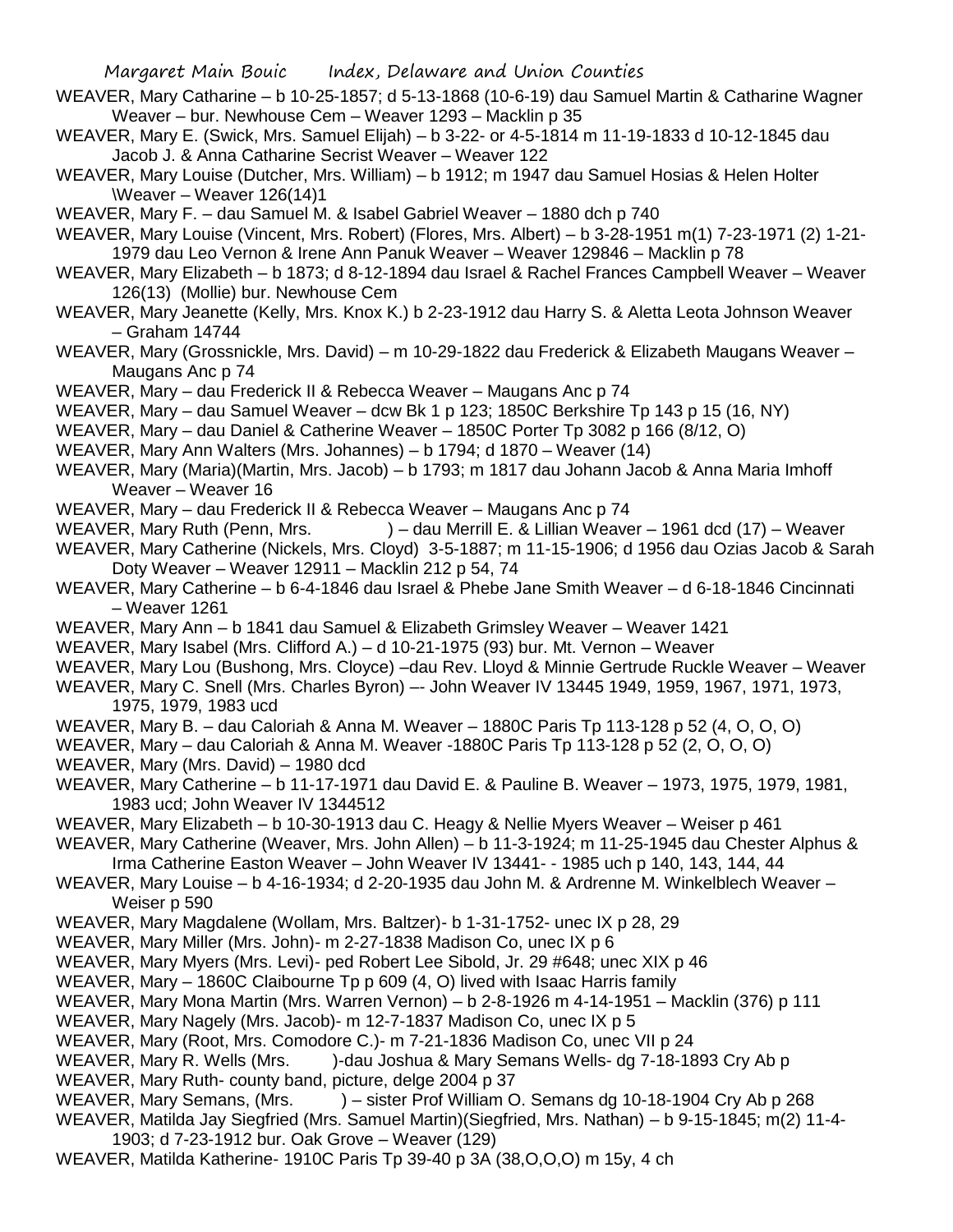WEAVER, Mary Catharine – b 10-25-1857; d 5-13-1868 (10-6-19) dau Samuel Martin & Catharine Wagner Weaver – bur. Newhouse Cem – Weaver 1293 – Macklin p 35

WEAVER, Mary E. (Swick, Mrs. Samuel Elijah) – b 3-22- or 4-5-1814 m 11-19-1833 d 10-12-1845 dau Jacob J. & Anna Catharine Secrist Weaver – Weaver 122

WEAVER, Mary Louise (Dutcher, Mrs. William) – b 1912; m 1947 dau Samuel Hosias & Helen Holter \Weaver – Weaver 126(14)1

WEAVER, Mary F. – dau Samuel M. & Isabel Gabriel Weaver – 1880 dch p 740

WEAVER, Mary Louise (Vincent, Mrs. Robert) (Flores, Mrs. Albert) – b 3-28-1951 m(1) 7-23-1971 (2) 1-21-1979 dau Leo Vernon & Irene Ann Panuk Weaver – Weaver 129846 – Macklin p 78

WEAVER, Mary Elizabeth – b 1873; d 8-12-1894 dau Israel & Rachel Frances Campbell Weaver – Weaver 126(13) (Mollie) bur. Newhouse Cem

WEAVER, Mary Jeanette (Kelly, Mrs. Knox K.) b 2-23-1912 dau Harry S. & Aletta Leota Johnson Weaver – Graham 14744

WEAVER, Mary (Grossnickle, Mrs. David) – m 10-29-1822 dau Frederick & Elizabeth Maugans Weaver – Maugans Anc p 74

WEAVER, Mary – dau Frederick II & Rebecca Weaver – Maugans Anc p 74

WEAVER, Mary – dau Samuel Weaver – dcw Bk 1 p 123; 1850C Berkshire Tp 143 p 15 (16, NY)

WEAVER, Mary – dau Daniel & Catherine Weaver – 1850C Porter Tp 3082 p 166 (8/12, O)

WEAVER, Mary Ann Walters (Mrs. Johannes) – b 1794; d 1870 – Weaver (14)

WEAVER, Mary (Maria)(Martin, Mrs. Jacob) – b 1793; m 1817 dau Johann Jacob & Anna Maria Imhoff Weaver – Weaver 16

WEAVER, Mary – dau Frederick II & Rebecca Weaver – Maugans Anc p 74

WEAVER, Mary Ruth (Penn, Mrs. ) – dau Merrill E. & Lillian Weaver – 1961 dcd (17) – Weaver

WEAVER, Mary Catherine (Nickels, Mrs. Cloyd) 3-5-1887; m 11-15-1906; d 1956 dau Ozias Jacob & Sarah Doty Weaver – Weaver 12911 – Macklin 212 p 54, 74

WEAVER, Mary Catherine – b 6-4-1846 dau Israel & Phebe Jane Smith Weaver – d 6-18-1846 Cincinnati – Weaver 1261

WEAVER, Mary Ann – b 1841 dau Samuel & Elizabeth Grimsley Weaver – Weaver 1421

WEAVER, Mary Isabel (Mrs. Clifford A.) – d 10-21-1975 (93) bur. Mt. Vernon – Weaver

WEAVER, Mary Lou (Bushong, Mrs. Cloyce) –dau Rev. Lloyd & Minnie Gertrude Ruckle Weaver – Weaver

WEAVER, Mary C. Snell (Mrs. Charles Byron) –- John Weaver IV 13445 1949, 1959, 1967, 1971, 1973, 1975, 1979, 1983 ucd

WEAVER, Mary B. – dau Caloriah & Anna M. Weaver – 1880C Paris Tp 113-128 p 52 (4, O, O, O)

WEAVER, Mary – dau Caloriah & Anna M. Weaver -1880C Paris Tp 113-128 p 52 (2, O, O, O)

WEAVER, Mary (Mrs. David) – 1980 dcd

WEAVER, Mary Catherine – b 11-17-1971 dau David E. & Pauline B. Weaver – 1973, 1975, 1979, 1981, 1983 ucd; John Weaver IV 1344512

WEAVER, Mary Elizabeth – b 10-30-1913 dau C. Heagy & Nellie Myers Weaver – Weiser p 461

WEAVER, Mary Catherine (Weaver, Mrs. John Allen) – b 11-3-1924; m 11-25-1945 dau Chester Alphus & Irma Catherine Easton Weaver – John Weaver IV 13441- - 1985 uch p 140, 143, 144, 44

WEAVER, Mary Louise – b 4-16-1934; d 2-20-1935 dau John M. & Ardrenne M. Winkelblech Weaver – Weiser p 590

WEAVER, Mary Magdalene (Wollam, Mrs. Baltzer)- b 1-31-1752- unec IX p 28, 29

WEAVER, Mary Miller (Mrs. John)- m 2-27-1838 Madison Co, unec IX p 6

WEAVER, Mary Myers (Mrs. Levi)- ped Robert Lee Sibold, Jr. 29 #648; unec XIX p 46

WEAVER, Mary – 1860C Claibourne Tp p 609 (4, O) lived with Isaac Harris family

WEAVER, Mary Mona Martin (Mrs. Warren Vernon) – b 2-8-1926 m 4-14-1951 – Macklin (376) p 111

WEAVER, Mary Nagely (Mrs. Jacob)- m 12-7-1837 Madison Co, unec IX p 5

WEAVER, Mary (Root, Mrs. Comodore C.)- m 7-21-1836 Madison Co, unec VII p 24

WEAVER, Mary R. Wells (Mrs. )-dau Joshua & Mary Semans Wells- dg 7-18-1893 Cry Ab p

WEAVER, Mary Ruth- county band, picture, delge 2004 p 37

WEAVER, Mary Semans, (Mrs. ) – sister Prof William O. Semans dg 10-18-1904 Cry Ab p 268

WEAVER, Matilda Jay Siegfried (Mrs. Samuel Martin)(Siegfried, Mrs. Nathan) – b 9-15-1845; m(2) 11-4-1903; d 7-23-1912 bur. Oak Grove – Weaver (129)

WEAVER, Matilda Katherine- 1910C Paris Tp 39-40 p 3A (38,O,O,O) m 15y, 4 ch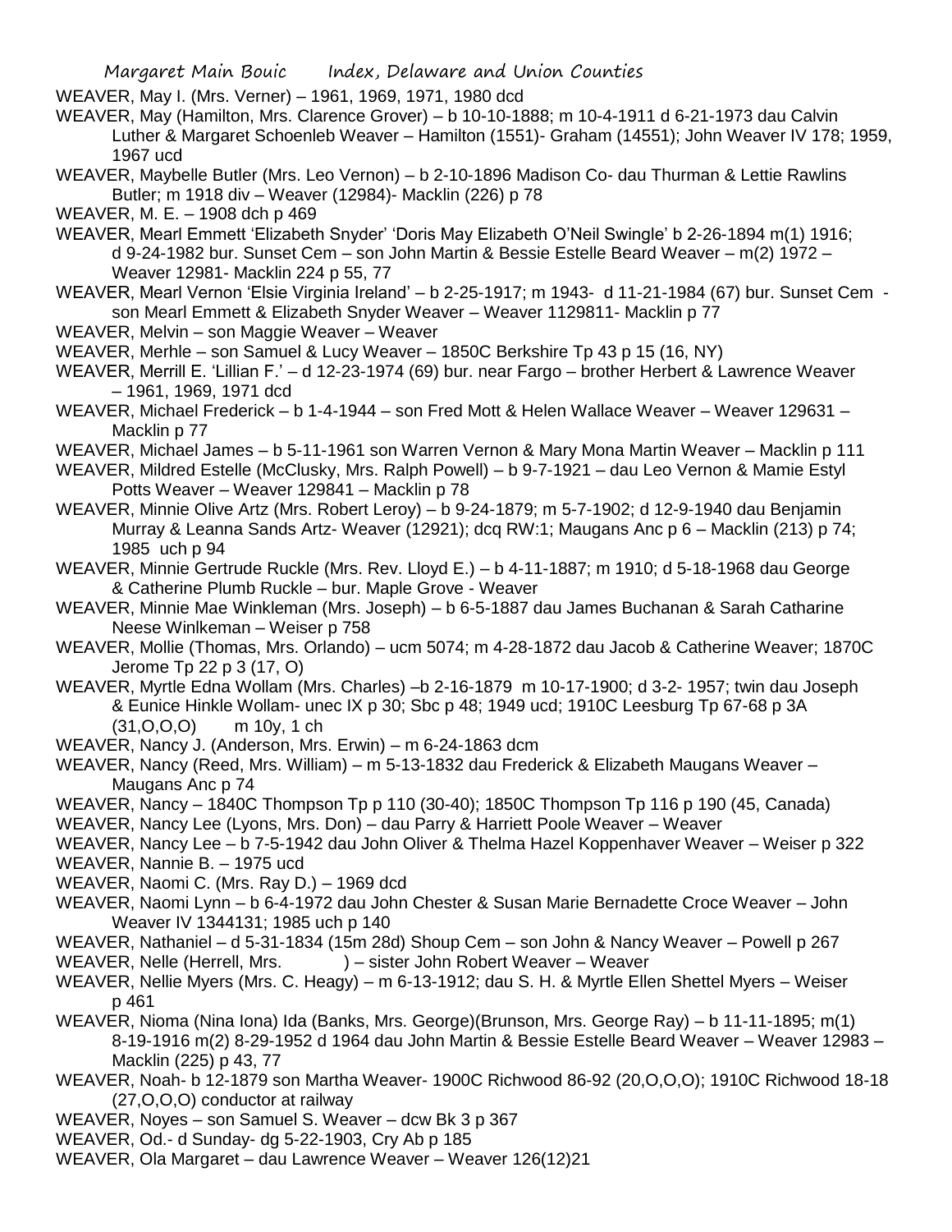WEAVER, May I. (Mrs. Verner) – 1961, 1969, 1971, 1980 dcd

WEAVER, May (Hamilton, Mrs. Clarence Grover) – b 10-10-1888; m 10-4-1911 d 6-21-1973 dau Calvin Luther & Margaret Schoenleb Weaver – Hamilton (1551)- Graham (14551); John Weaver IV 178; 1959, 1967 ucd

WEAVER, Maybelle Butler (Mrs. Leo Vernon) – b 2-10-1896 Madison Co- dau Thurman & Lettie Rawlins Butler; m 1918 div – Weaver (12984)- Macklin (226) p 78

WEAVER, M. E. – 1908 dch p 469

WEAVER, Mearl Emmett 'Elizabeth Snyder' 'Doris May Elizabeth O'Neil Swingle' b 2-26-1894 m(1) 1916; d 9-24-1982 bur. Sunset Cem – son John Martin & Bessie Estelle Beard Weaver – m(2) 1972 – Weaver 12981- Macklin 224 p 55, 77

WEAVER, Mearl Vernon 'Elsie Virginia Ireland' – b 2-25-1917; m 1943- d 11-21-1984 (67) bur. Sunset Cem - son Mearl Emmett & Elizabeth Snyder Weaver – Weaver 1129811- Macklin p 77

WEAVER, Melvin – son Maggie Weaver – Weaver

WEAVER, Merhle – son Samuel & Lucy Weaver – 1850C Berkshire Tp 43 p 15 (16, NY)

WEAVER, Merrill E. 'Lillian F.' – d 12-23-1974 (69) bur. near Fargo – brother Herbert & Lawrence Weaver – 1961, 1969, 1971 dcd

WEAVER, Michael Frederick – b 1-4-1944 – son Fred Mott & Helen Wallace Weaver – Weaver 129631 – Macklin p 77

WEAVER, Michael James – b 5-11-1961 son Warren Vernon & Mary Mona Martin Weaver – Macklin p 111

WEAVER, Mildred Estelle (McClusky, Mrs. Ralph Powell) – b 9-7-1921 – dau Leo Vernon & Mamie Estyl Potts Weaver – Weaver 129841 – Macklin p 78

WEAVER, Minnie Olive Artz (Mrs. Robert Leroy) – b 9-24-1879; m 5-7-1902; d 12-9-1940 dau Benjamin Murray & Leanna Sands Artz- Weaver (12921); dcq RW:1; Maugans Anc p 6 – Macklin (213) p 74; 1985 uch p 94

WEAVER, Minnie Gertrude Ruckle (Mrs. Rev. Lloyd E.) – b 4-11-1887; m 1910; d 5-18-1968 dau George & Catherine Plumb Ruckle – bur. Maple Grove - Weaver

WEAVER, Minnie Mae Winkleman (Mrs. Joseph) – b 6-5-1887 dau James Buchanan & Sarah Catharine Neese Winlkeman – Weiser p 758

WEAVER, Mollie (Thomas, Mrs. Orlando) – ucm 5074; m 4-28-1872 dau Jacob & Catherine Weaver; 1870C Jerome Tp 22 p 3 (17, O)

WEAVER, Myrtle Edna Wollam (Mrs. Charles) –b 2-16-1879 m 10-17-1900; d 3-2- 1957; twin dau Joseph & Eunice Hinkle Wollam- unec IX p 30; Sbc p 48; 1949 ucd; 1910C Leesburg Tp 67-68 p 3A (31,O,O,O) m 10y, 1 ch

WEAVER, Nancy J. (Anderson, Mrs. Erwin) – m 6-24-1863 dcm

WEAVER, Nancy (Reed, Mrs. William) – m 5-13-1832 dau Frederick & Elizabeth Maugans Weaver – Maugans Anc p 74

WEAVER, Nancy – 1840C Thompson Tp p 110 (30-40); 1850C Thompson Tp 116 p 190 (45, Canada)

WEAVER, Nancy Lee (Lyons, Mrs. Don) – dau Parry & Harriett Poole Weaver – Weaver

WEAVER, Nancy Lee – b 7-5-1942 dau John Oliver & Thelma Hazel Koppenhaver Weaver – Weiser p 322

WEAVER, Nannie B. – 1975 ucd

WEAVER, Naomi C. (Mrs. Ray D.) – 1969 dcd

WEAVER, Naomi Lynn – b 6-4-1972 dau John Chester & Susan Marie Bernadette Croce Weaver – John Weaver IV 1344131; 1985 uch p 140

WEAVER, Nathaniel – d 5-31-1834 (15m 28d) Shoup Cem – son John & Nancy Weaver – Powell p 267

WEAVER, Nelle (Herrell, Mrs. ) – sister John Robert Weaver – Weaver

WEAVER, Nellie Myers (Mrs. C. Heagy) – m 6-13-1912; dau S. H. & Myrtle Ellen Shettel Myers – Weiser p 461

WEAVER, Nioma (Nina Iona) Ida (Banks, Mrs. George)(Brunson, Mrs. George Ray) – b 11-11-1895; m(1) 8-19-1916 m(2) 8-29-1952 d 1964 dau John Martin & Bessie Estelle Beard Weaver – Weaver 12983 – Macklin (225) p 43, 77

WEAVER, Noah- b 12-1879 son Martha Weaver- 1900C Richwood 86-92 (20,O,O,O); 1910C Richwood 18-18 (27,O,O,O) conductor at railway

WEAVER, Noyes – son Samuel S. Weaver – dcw Bk 3 p 367

WEAVER, Od.- d Sunday- dg 5-22-1903, Cry Ab p 185

WEAVER, Ola Margaret – dau Lawrence Weaver – Weaver 126(12)21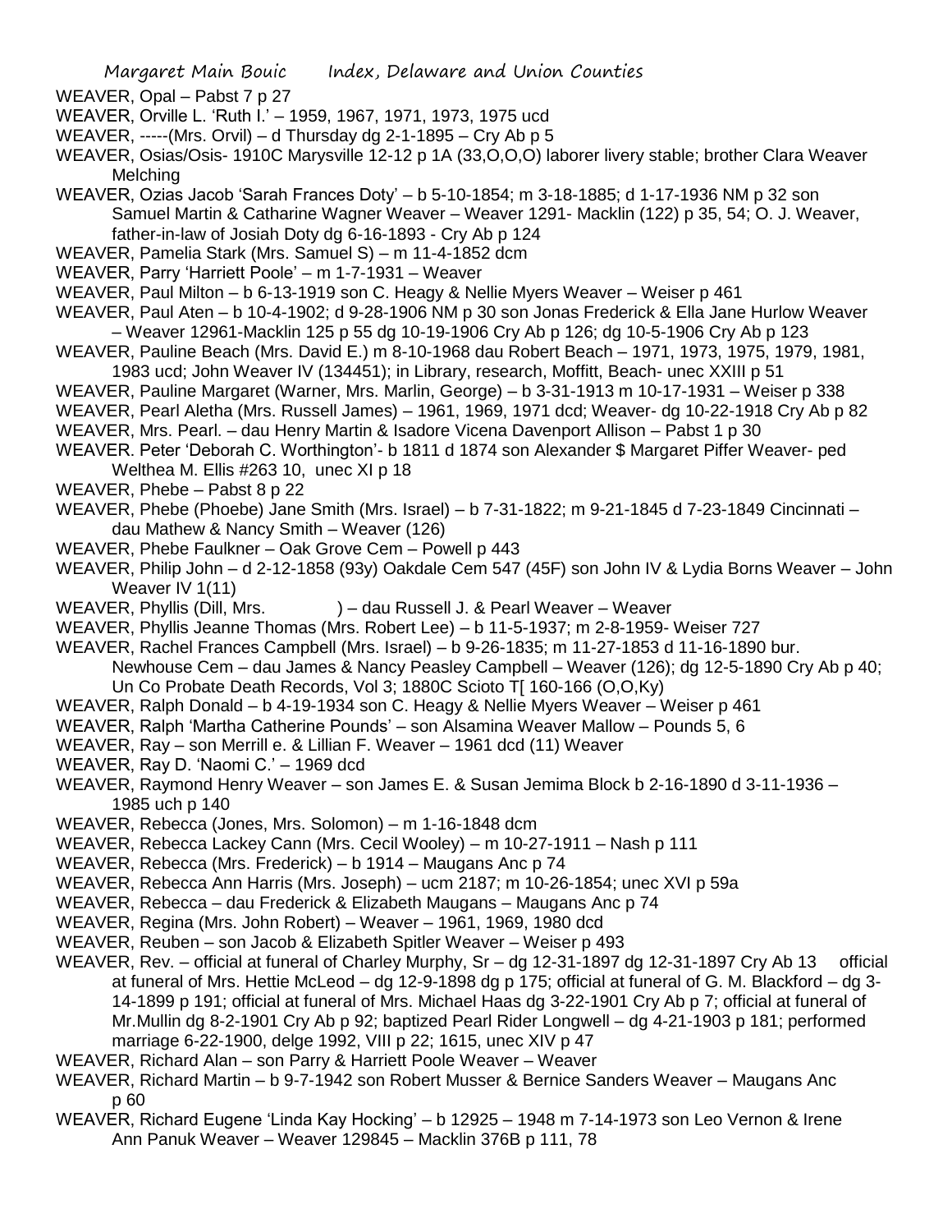WEAVER, Opal – Pabst 7 p 27

WEAVER, Orville L. 'Ruth I.' – 1959, 1967, 1971, 1973, 1975 ucd

WEAVER, -----(Mrs. Orvil) – d Thursday dg 2-1-1895 – Cry Ab p 5

WEAVER, Osias/Osis- 1910C Marysville 12-12 p 1A (33,O,O,O) laborer livery stable; brother Clara Weaver Melching

WEAVER, Ozias Jacob 'Sarah Frances Doty' – b 5-10-1854; m 3-18-1885; d 1-17-1936 NM p 32 son Samuel Martin & Catharine Wagner Weaver – Weaver 1291- Macklin (122) p 35, 54; O. J. Weaver, father-in-law of Josiah Doty dg 6-16-1893 - Cry Ab p 124

WEAVER, Pamelia Stark (Mrs. Samuel S) – m 11-4-1852 dcm

WEAVER, Parry 'Harriett Poole' – m 1-7-1931 – Weaver

WEAVER, Paul Milton – b 6-13-1919 son C. Heagy & Nellie Myers Weaver – Weiser p 461

WEAVER, Paul Aten – b 10-4-1902; d 9-28-1906 NM p 30 son Jonas Frederick & Ella Jane Hurlow Weaver – Weaver 12961-Macklin 125 p 55 dg 10-19-1906 Cry Ab p 126; dg 10-5-1906 Cry Ab p 123

WEAVER, Pauline Beach (Mrs. David E.) m 8-10-1968 dau Robert Beach – 1971, 1973, 1975, 1979, 1981, 1983 ucd; John Weaver IV (134451); in Library, research, Moffitt, Beach- unec XXIII p 51

WEAVER, Pauline Margaret (Warner, Mrs. Marlin, George) – b 3-31-1913 m 10-17-1931 – Weiser p 338

WEAVER, Pearl Aletha (Mrs. Russell James) – 1961, 1969, 1971 dcd; Weaver- dg 10-22-1918 Cry Ab p 82

WEAVER, Mrs. Pearl. – dau Henry Martin & Isadore Vicena Davenport Allison – Pabst 1 p 30

WEAVER. Peter 'Deborah C. Worthington'- b 1811 d 1874 son Alexander $ Margaret Piffer Weaver- ped Welthea M. Ellis #263 10, unec XI p 18

WEAVER, Phebe – Pabst 8 p 22

WEAVER, Phebe (Phoebe) Jane Smith (Mrs. Israel) – b 7-31-1822; m 9-21-1845 d 7-23-1849 Cincinnati – dau Mathew & Nancy Smith – Weaver (126)

WEAVER, Phebe Faulkner – Oak Grove Cem – Powell p 443

WEAVER, Philip John – d 2-12-1858 (93y) Oakdale Cem 547 (45F) son John IV & Lydia Borns Weaver – John Weaver IV 1(11)

WEAVER, Phyllis (Dill, Mrs. ) – dau Russell J. & Pearl Weaver – Weaver

WEAVER, Phyllis Jeanne Thomas (Mrs. Robert Lee) – b 11-5-1937; m 2-8-1959- Weiser 727

WEAVER, Rachel Frances Campbell (Mrs. Israel) – b 9-26-1835; m 11-27-1853 d 11-16-1890 bur. Newhouse Cem – dau James & Nancy Peasley Campbell – Weaver (126); dg 12-5-1890 Cry Ab p 40; Un Co Probate Death Records, Vol 3; 1880C Scioto T[ 160-166 (O,O,Ky)

WEAVER, Ralph Donald – b 4-19-1934 son C. Heagy & Nellie Myers Weaver – Weiser p 461

WEAVER, Ralph 'Martha Catherine Pounds' – son Alsamina Weaver Mallow – Pounds 5, 6

WEAVER, Ray – son Merrill e. & Lillian F. Weaver – 1961 dcd (11) Weaver

WEAVER, Ray D. 'Naomi C.' – 1969 dcd

WEAVER, Raymond Henry Weaver – son James E. & Susan Jemima Block b 2-16-1890 d 3-11-1936 – 1985 uch p 140

WEAVER, Rebecca (Jones, Mrs. Solomon) – m 1-16-1848 dcm

WEAVER, Rebecca Lackey Cann (Mrs. Cecil Wooley) – m 10-27-1911 – Nash p 111

WEAVER, Rebecca (Mrs. Frederick) – b 1914 – Maugans Anc p 74

WEAVER, Rebecca Ann Harris (Mrs. Joseph) – ucm 2187; m 10-26-1854; unec XVI p 59a

WEAVER, Rebecca – dau Frederick & Elizabeth Maugans – Maugans Anc p 74

WEAVER, Regina (Mrs. John Robert) – Weaver – 1961, 1969, 1980 dcd

WEAVER, Reuben – son Jacob & Elizabeth Spitler Weaver – Weiser p 493

WEAVER, Rev. – official at funeral of Charley Murphy, Sr – dg 12-31-1897 dg 12-31-1897 Cry Ab 13 official at funeral of Mrs. Hettie McLeod – dg 12-9-1898 dg p 175; official at funeral of G. M. Blackford – dg 3-14-1899 p 191; official at funeral of Mrs. Michael Haas dg 3-22-1901 Cry Ab p 7; official at funeral of Mr.Mullin dg 8-2-1901 Cry Ab p 92; baptized Pearl Rider Longwell – dg 4-21-1903 p 181; performed marriage 6-22-1900, delge 1992, VIII p 22; 1615, unec XIV p 47

WEAVER, Richard Alan – son Parry & Harriett Poole Weaver – Weaver

WEAVER, Richard Martin – b 9-7-1942 son Robert Musser & Bernice Sanders Weaver – Maugans Anc p 60

WEAVER, Richard Eugene 'Linda Kay Hocking' – b 12925 – 1948 m 7-14-1973 son Leo Vernon & Irene Ann Panuk Weaver – Weaver 129845 – Macklin 376B p 111, 78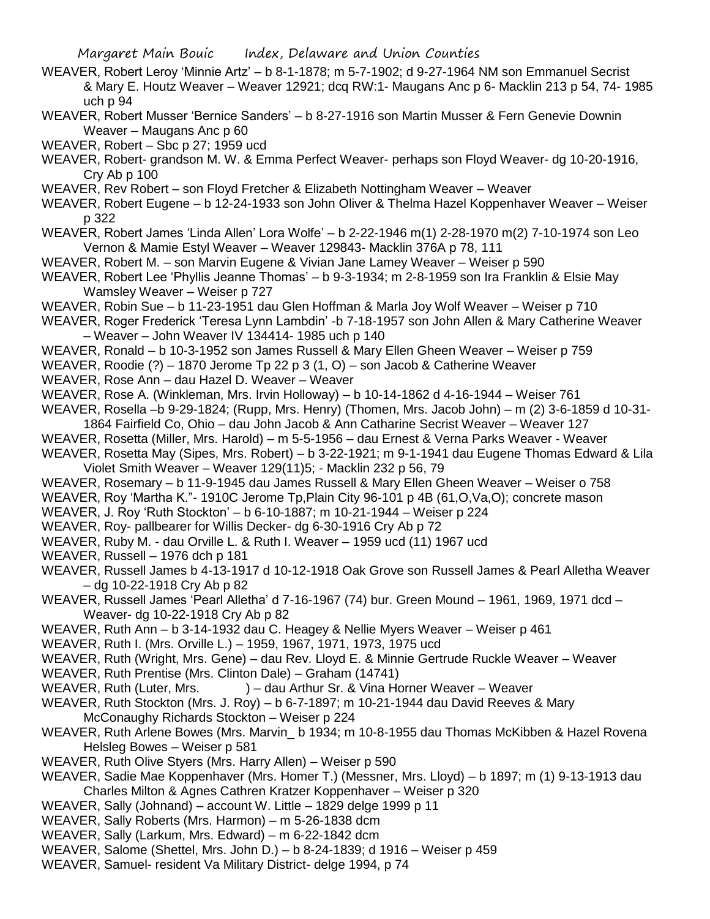WEAVER, Robert Leroy 'Minnie Artz' – b 8-1-1878; m 5-7-1902; d 9-27-1964 NM son Emmanuel Secrist & Mary E. Houtz Weaver – Weaver 12921; dcq RW:1- Maugans Anc p 6- Macklin 213 p 54, 74- 1985 uch p 94

WEAVER, Robert Musser 'Bernice Sanders' – b 8-27-1916 son Martin Musser & Fern Genevie Downin Weaver – Maugans Anc p 60

WEAVER, Robert – Sbc p 27; 1959 ucd

WEAVER, Robert- grandson M. W. & Emma Perfect Weaver- perhaps son Floyd Weaver- dg 10-20-1916, Cry Ab p 100

WEAVER, Rev Robert – son Floyd Fretcher & Elizabeth Nottingham Weaver – Weaver

WEAVER, Robert Eugene – b 12-24-1933 son John Oliver & Thelma Hazel Koppenhaver Weaver – Weiser p 322

WEAVER, Robert James 'Linda Allen' Lora Wolfe' – b 2-22-1946 m(1) 2-28-1970 m(2) 7-10-1974 son Leo Vernon & Mamie Estyl Weaver – Weaver 129843- Macklin 376A p 78, 111

WEAVER, Robert M. – son Marvin Eugene & Vivian Jane Lamey Weaver – Weiser p 590

WEAVER, Robert Lee 'Phyllis Jeanne Thomas' – b 9-3-1934; m 2-8-1959 son Ira Franklin & Elsie May Wamsley Weaver – Weiser p 727

WEAVER, Robin Sue – b 11-23-1951 dau Glen Hoffman & Marla Joy Wolf Weaver – Weiser p 710

WEAVER, Roger Frederick 'Teresa Lynn Lambdin' -b 7-18-1957 son John Allen & Mary Catherine Weaver – Weaver – John Weaver IV 134414- 1985 uch p 140

WEAVER, Ronald – b 10-3-1952 son James Russell & Mary Ellen Gheen Weaver – Weiser p 759

WEAVER, Roodie (?) – 1870 Jerome Tp 22 p 3 (1, O) – son Jacob & Catherine Weaver

WEAVER, Rose Ann – dau Hazel D. Weaver – Weaver

WEAVER, Rose A. (Winkleman, Mrs. Irvin Holloway) – b 10-14-1862 d 4-16-1944 – Weiser 761

WEAVER, Rosella –b 9-29-1824; (Rupp, Mrs. Henry) (Thomen, Mrs. Jacob John) – m (2) 3-6-1859 d 10-31-1864 Fairfield Co, Ohio – dau John Jacob & Ann Catharine Secrist Weaver – Weaver 127

WEAVER, Rosetta (Miller, Mrs. Harold) – m 5-5-1956 – dau Ernest & Verna Parks Weaver - Weaver

WEAVER, Rosetta May (Sipes, Mrs. Robert) – b 3-22-1921; m 9-1-1941 dau Eugene Thomas Edward & Lila Violet Smith Weaver – Weaver 129(11)5; - Macklin 232 p 56, 79

WEAVER, Rosemary – b 11-9-1945 dau James Russell & Mary Ellen Gheen Weaver – Weiser o 758

WEAVER, Roy 'Martha K."- 1910C Jerome Tp,Plain City 96-101 p 4B (61,O,Va,O); concrete mason

WEAVER, J. Roy 'Ruth Stockton' – b 6-10-1887; m 10-21-1944 – Weiser p 224

WEAVER, Roy- pallbearer for Willis Decker- dg 6-30-1916 Cry Ab p 72

WEAVER, Ruby M. - dau Orville L. & Ruth I. Weaver – 1959 ucd (11) 1967 ucd

WEAVER, Russell – 1976 dch p 181

WEAVER, Russell James b 4-13-1917 d 10-12-1918 Oak Grove son Russell James & Pearl Alletha Weaver – dg 10-22-1918 Cry Ab p 82

WEAVER, Russell James 'Pearl Alletha' d 7-16-1967 (74) bur. Green Mound – 1961, 1969, 1971 dcd – Weaver- dg 10-22-1918 Cry Ab p 82

WEAVER, Ruth Ann – b 3-14-1932 dau C. Heagey & Nellie Myers Weaver – Weiser p 461

WEAVER, Ruth I. (Mrs. Orville L.) – 1959, 1967, 1971, 1973, 1975 ucd

WEAVER, Ruth (Wright, Mrs. Gene) – dau Rev. Lloyd E. & Minnie Gertrude Ruckle Weaver – Weaver

WEAVER, Ruth Prentise (Mrs. Clinton Dale) – Graham (14741)

WEAVER, Ruth (Luter, Mrs. ) – dau Arthur Sr. & Vina Horner Weaver – Weaver

WEAVER, Ruth Stockton (Mrs. J. Roy) – b 6-7-1897; m 10-21-1944 dau David Reeves & Mary McConaughy Richards Stockton – Weiser p 224

WEAVER, Ruth Arlene Bowes (Mrs. Marvin_ b 1934; m 10-8-1955 dau Thomas McKibben & Hazel Rovena Helsleg Bowes – Weiser p 581

WEAVER, Ruth Olive Styers (Mrs. Harry Allen) – Weiser p 590

WEAVER, Sadie Mae Koppenhaver (Mrs. Homer T.) (Messner, Mrs. Lloyd) – b 1897; m (1) 9-13-1913 dau Charles Milton & Agnes Cathren Kratzer Koppenhaver – Weiser p 320

WEAVER, Sally (Johnand) – account W. Little – 1829 delge 1999 p 11

WEAVER, Sally Roberts (Mrs. Harmon) – m 5-26-1838 dcm

WEAVER, Sally (Larkum, Mrs. Edward) – m 6-22-1842 dcm

WEAVER, Salome (Shettel, Mrs. John D.) – b 8-24-1839; d 1916 – Weiser p 459

WEAVER, Samuel- resident Va Military District- delge 1994, p 74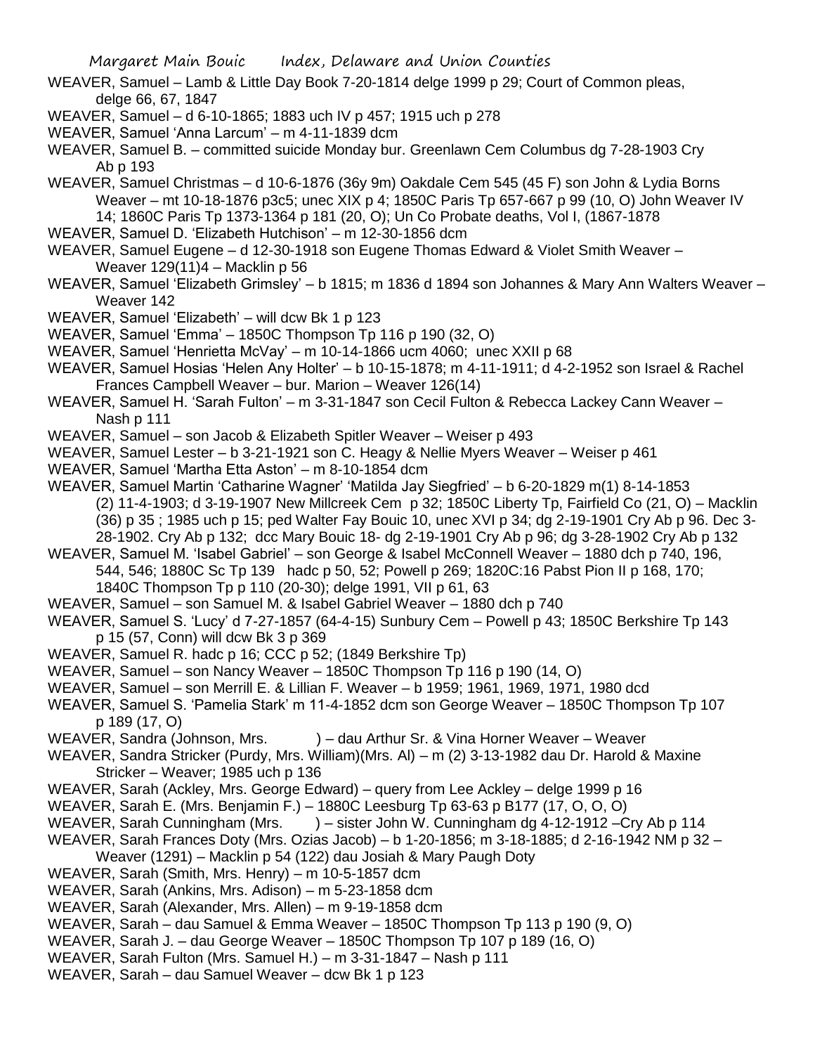WEAVER, Samuel – Lamb & Little Day Book 7-20-1814 delge 1999 p 29; Court of Common pleas, delge 66, 67, 1847

WEAVER, Samuel – d 6-10-1865; 1883 uch IV p 457; 1915 uch p 278

WEAVER, Samuel 'Anna Larcum' – m 4-11-1839 dcm

WEAVER, Samuel B. – committed suicide Monday bur. Greenlawn Cem Columbus dg 7-28-1903 Cry Ab p 193

WEAVER, Samuel Christmas – d 10-6-1876 (36y 9m) Oakdale Cem 545 (45 F) son John & Lydia Borns Weaver – mt 10-18-1876 p3c5; unec XIX p 4; 1850C Paris Tp 657-667 p 99 (10, O) John Weaver IV 14; 1860C Paris Tp 1373-1364 p 181 (20, O); Un Co Probate deaths, Vol I, (1867-1878

WEAVER, Samuel D. 'Elizabeth Hutchison' – m 12-30-1856 dcm

WEAVER, Samuel Eugene – d 12-30-1918 son Eugene Thomas Edward & Violet Smith Weaver – Weaver 129(11)4 – Macklin p 56

WEAVER, Samuel 'Elizabeth Grimsley' – b 1815; m 1836 d 1894 son Johannes & Mary Ann Walters Weaver – Weaver 142

WEAVER, Samuel 'Elizabeth' – will dcw Bk 1 p 123

WEAVER, Samuel 'Emma' – 1850C Thompson Tp 116 p 190 (32, O)

WEAVER, Samuel 'Henrietta McVay' – m 10-14-1866 ucm 4060; unec XXII p 68

WEAVER, Samuel Hosias 'Helen Any Holter' – b 10-15-1878; m 4-11-1911; d 4-2-1952 son Israel & Rachel Frances Campbell Weaver – bur. Marion – Weaver 126(14)

WEAVER, Samuel H. 'Sarah Fulton' – m 3-31-1847 son Cecil Fulton & Rebecca Lackey Cann Weaver – Nash p 111

WEAVER, Samuel – son Jacob & Elizabeth Spitler Weaver – Weiser p 493

WEAVER, Samuel Lester – b 3-21-1921 son C. Heagy & Nellie Myers Weaver – Weiser p 461

WEAVER, Samuel 'Martha Etta Aston' – m 8-10-1854 dcm

WEAVER, Samuel Martin 'Catharine Wagner' 'Matilda Jay Siegfried' – b 6-20-1829 m(1) 8-14-1853 (2) 11-4-1903; d 3-19-1907 New Millcreek Cem p 32; 1850C Liberty Tp, Fairfield Co (21, O) – Macklin (36) p 35 ; 1985 uch p 15; ped Walter Fay Bouic 10, unec XVI p 34; dg 2-19-1901 Cry Ab p 96. Dec 3-28-1902. Cry Ab p 132; dcc Mary Bouic 18- dg 2-19-1901 Cry Ab p 96; dg 3-28-1902 Cry Ab p 132

WEAVER, Samuel M. 'Isabel Gabriel' – son George & Isabel McConnell Weaver – 1880 dch p 740, 196, 544, 546; 1880C Sc Tp 139 hadc p 50, 52; Powell p 269; 1820C:16 Pabst Pion II p 168, 170; 1840C Thompson Tp p 110 (20-30); delge 1991, VII p 61, 63

WEAVER, Samuel – son Samuel M. & Isabel Gabriel Weaver – 1880 dch p 740

WEAVER, Samuel S. 'Lucy' d 7-27-1857 (64-4-15) Sunbury Cem – Powell p 43; 1850C Berkshire Tp 143 p 15 (57, Conn) will dcw Bk 3 p 369

WEAVER, Samuel R. hadc p 16; CCC p 52; (1849 Berkshire Tp)

WEAVER, Samuel – son Nancy Weaver – 1850C Thompson Tp 116 p 190 (14, O)

WEAVER, Samuel – son Merrill E. & Lillian F. Weaver – b 1959; 1961, 1969, 1971, 1980 dcd

WEAVER, Samuel S. 'Pamelia Stark' m 11-4-1852 dcm son George Weaver – 1850C Thompson Tp 107 p 189 (17, O)

WEAVER, Sandra (Johnson, Mrs. ) – dau Arthur Sr. & Vina Horner Weaver – Weaver

WEAVER, Sandra Stricker (Purdy, Mrs. William)(Mrs. Al) – m (2) 3-13-1982 dau Dr. Harold & Maxine Stricker – Weaver; 1985 uch p 136

WEAVER, Sarah (Ackley, Mrs. George Edward) – query from Lee Ackley – delge 1999 p 16

WEAVER, Sarah E. (Mrs. Benjamin F.) – 1880C Leesburg Tp 63-63 p B177 (17, O, O, O)

WEAVER, Sarah Cunningham (Mrs. ) – sister John W. Cunningham dg 4-12-1912 –Cry Ab p 114

WEAVER, Sarah Frances Doty (Mrs. Ozias Jacob) – b 1-20-1856; m 3-18-1885; d 2-16-1942 NM p 32 – Weaver (1291) – Macklin p 54 (122) dau Josiah & Mary Paugh Doty

WEAVER, Sarah (Smith, Mrs. Henry) – m 10-5-1857 dcm

WEAVER, Sarah (Ankins, Mrs. Adison) – m 5-23-1858 dcm

WEAVER, Sarah (Alexander, Mrs. Allen) – m 9-19-1858 dcm

WEAVER, Sarah – dau Samuel & Emma Weaver – 1850C Thompson Tp 113 p 190 (9, O)

WEAVER, Sarah J. – dau George Weaver – 1850C Thompson Tp 107 p 189 (16, O)

WEAVER, Sarah Fulton (Mrs. Samuel H.) – m 3-31-1847 – Nash p 111

WEAVER, Sarah – dau Samuel Weaver – dcw Bk 1 p 123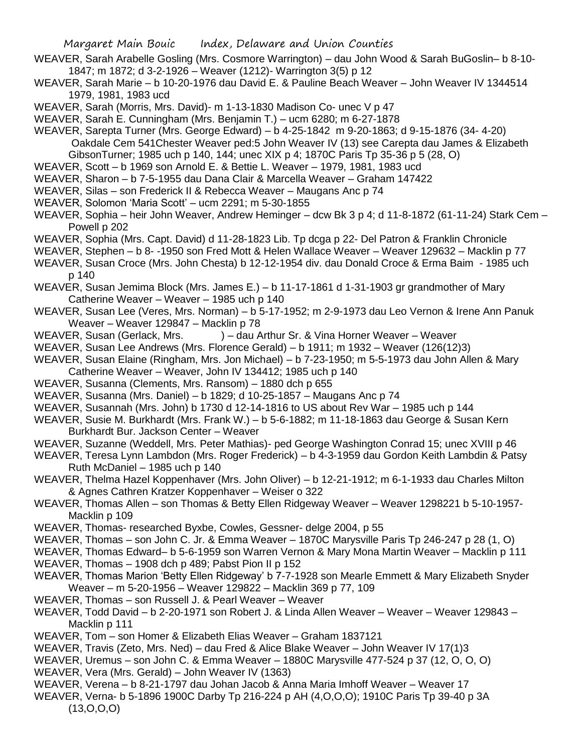WEAVER, Sarah Arabelle Gosling (Mrs. Cosmore Warrington) – dau John Wood & Sarah BuGoslin– b 8-10-1847; m 1872; d 3-2-1926 – Weaver (1212)- Warrington 3(5) p 12

WEAVER, Sarah Marie – b 10-20-1976 dau David E. & Pauline Beach Weaver – John Weaver IV 1344514 1979, 1981, 1983 ucd

WEAVER, Sarah (Morris, Mrs. David)- m 1-13-1830 Madison Co- unec V p 47

WEAVER, Sarah E. Cunningham (Mrs. Benjamin T.) – ucm 6280; m 6-27-1878

WEAVER, Sarepta Turner (Mrs. George Edward) – b 4-25-1842 m 9-20-1863; d 9-15-1876 (34- 4-20) Oakdale Cem 541Chester Weaver ped:5 John Weaver IV (13) see Carepta dau James & Elizabeth GibsonTurner; 1985 uch p 140, 144; unec XIX p 4; 1870C Paris Tp 35-36 p 5 (28, O)

WEAVER, Scott – b 1969 son Arnold E. & Bettie L. Weaver – 1979, 1981, 1983 ucd

WEAVER, Sharon – b 7-5-1955 dau Dana Clair & Marcella Weaver – Graham 147422

WEAVER, Silas – son Frederick II & Rebecca Weaver – Maugans Anc p 74

WEAVER, Solomon 'Maria Scott' – ucm 2291; m 5-30-1855

WEAVER, Sophia – heir John Weaver, Andrew Heminger – dcw Bk 3 p 4; d 11-8-1872 (61-11-24) Stark Cem – Powell p 202

WEAVER, Sophia (Mrs. Capt. David) d 11-28-1823 Lib. Tp dcga p 22- Del Patron & Franklin Chronicle

WEAVER, Stephen – b 8- -1950 son Fred Mott & Helen Wallace Weaver – Weaver 129632 – Macklin p 77

WEAVER, Susan Croce (Mrs. John Chesta) b 12-12-1954 div. dau Donald Croce & Erma Baim - 1985 uch p 140

WEAVER, Susan Jemima Block (Mrs. James E.) – b 11-17-1861 d 1-31-1903 gr grandmother of Mary Catherine Weaver – Weaver – 1985 uch p 140

WEAVER, Susan Lee (Veres, Mrs. Norman) – b 5-17-1952; m 2-9-1973 dau Leo Vernon & Irene Ann Panuk Weaver – Weaver 129847 – Macklin p 78

WEAVER, Susan (Gerlack, Mrs. ) – dau Arthur Sr. & Vina Horner Weaver – Weaver

WEAVER, Susan Lee Andrews (Mrs. Florence Gerald) – b 1911; m 1932 – Weaver (126(12)3)

WEAVER, Susan Elaine (Ringham, Mrs. Jon Michael) – b 7-23-1950; m 5-5-1973 dau John Allen & Mary Catherine Weaver – Weaver, John IV 134412; 1985 uch p 140

WEAVER, Susanna (Clements, Mrs. Ransom) – 1880 dch p 655

WEAVER, Susanna (Mrs. Daniel) – b 1829; d 10-25-1857 – Maugans Anc p 74

WEAVER, Susannah (Mrs. John) b 1730 d 12-14-1816 to US about Rev War – 1985 uch p 144

WEAVER, Susie M. Burkhardt (Mrs. Frank W.) – b 5-6-1882; m 11-18-1863 dau George & Susan Kern Burkhardt Bur. Jackson Center – Weaver

WEAVER, Suzanne (Weddell, Mrs. Peter Mathias)- ped George Washington Conrad 15; unec XVIII p 46

WEAVER, Teresa Lynn Lambdon (Mrs. Roger Frederick) – b 4-3-1959 dau Gordon Keith Lambdin & Patsy Ruth McDaniel – 1985 uch p 140

WEAVER, Thelma Hazel Koppenhaver (Mrs. John Oliver) – b 12-21-1912; m 6-1-1933 dau Charles Milton & Agnes Cathren Kratzer Koppenhaver – Weiser o 322

WEAVER, Thomas Allen – son Thomas & Betty Ellen Ridgeway Weaver – Weaver 1298221 b 5-10-1957- Macklin p 109

WEAVER, Thomas- researched Byxbe, Cowles, Gessner- delge 2004, p 55

WEAVER, Thomas – son John C. Jr. & Emma Weaver – 1870C Marysville Paris Tp 246-247 p 28 (1, O)

WEAVER, Thomas Edward– b 5-6-1959 son Warren Vernon & Mary Mona Martin Weaver – Macklin p 111

WEAVER, Thomas – 1908 dch p 489; Pabst Pion II p 152

WEAVER, Thomas Marion 'Betty Ellen Ridgeway' b 7-7-1928 son Mearle Emmett & Mary Elizabeth Snyder Weaver – m 5-20-1956 – Weaver 129822 – Macklin 369 p 77, 109

WEAVER, Thomas – son Russell J. & Pearl Weaver – Weaver

WEAVER, Todd David – b 2-20-1971 son Robert J. & Linda Allen Weaver – Weaver – Weaver 129843 – Macklin p 111

WEAVER, Tom – son Homer & Elizabeth Elias Weaver – Graham 1837121

WEAVER, Travis (Zeto, Mrs. Ned) – dau Fred & Alice Blake Weaver – John Weaver IV 17(1)3

WEAVER, Uremus – son John C. & Emma Weaver – 1880C Marysville 477-524 p 37 (12, O, O, O)

WEAVER, Vera (Mrs. Gerald) – John Weaver IV (1363)

WEAVER, Verena – b 8-21-1797 dau Johan Jacob & Anna Maria Imhoff Weaver – Weaver 17

WEAVER, Verna- b 5-1896 1900C Darby Tp 216-224 p AH (4,O,O,O); 1910C Paris Tp 39-40 p 3A (13,O,O,O)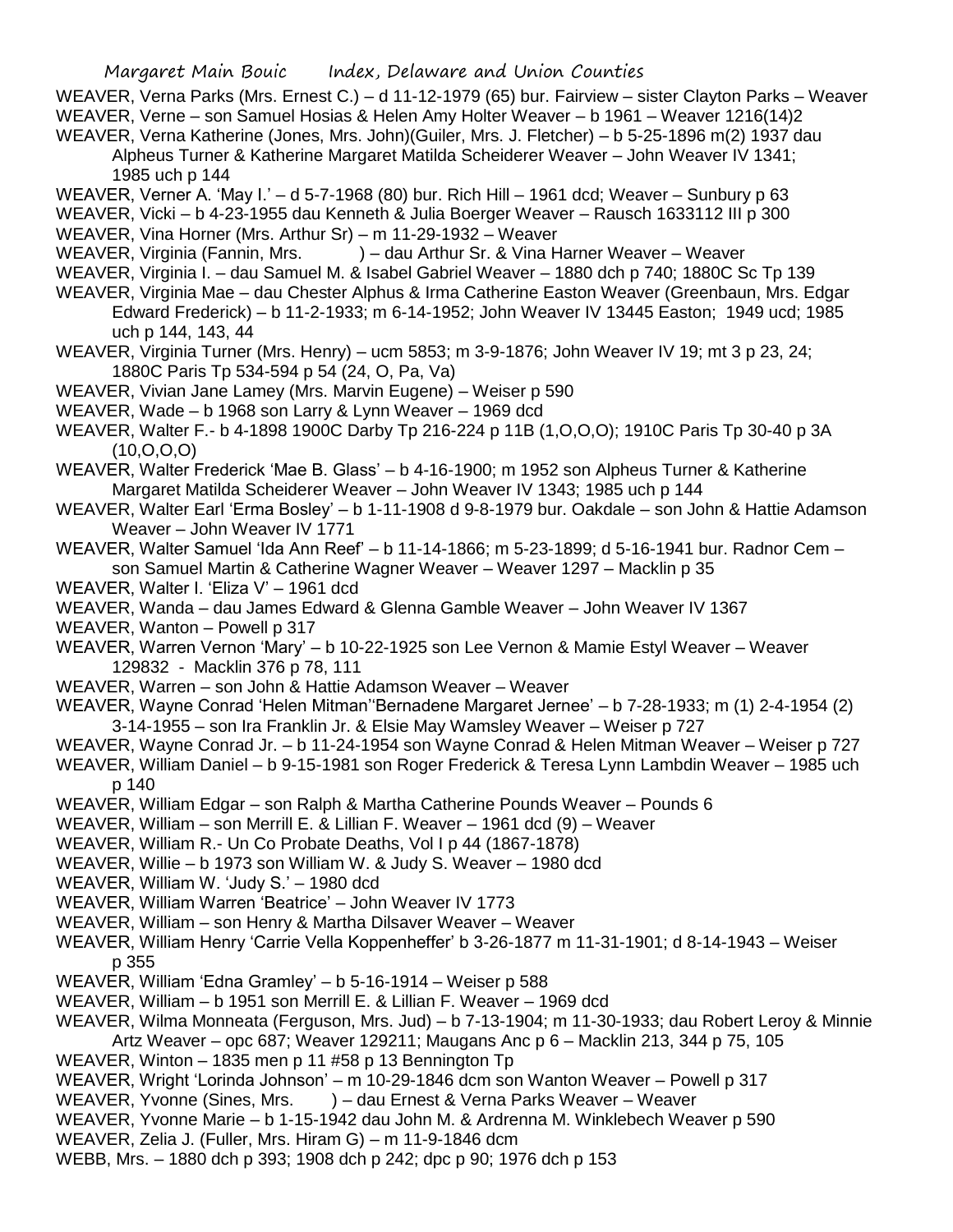WEAVER, Verna Parks (Mrs. Ernest C.) – d 11-12-1979 (65) bur. Fairview – sister Clayton Parks – Weaver

WEAVER, Verne – son Samuel Hosias & Helen Amy Holter Weaver – b 1961 – Weaver 1216(14)2

WEAVER, Verna Katherine (Jones, Mrs. John)(Guiler, Mrs. J. Fletcher) – b 5-25-1896 m(2) 1937 dau Alpheus Turner & Katherine Margaret Matilda Scheiderer Weaver – John Weaver IV 1341; 1985 uch p 144

WEAVER, Verner A. 'May I.' – d 5-7-1968 (80) bur. Rich Hill – 1961 dcd; Weaver – Sunbury p 63

WEAVER, Vicki – b 4-23-1955 dau Kenneth & Julia Boerger Weaver – Rausch 1633112 III p 300

WEAVER, Vina Horner (Mrs. Arthur Sr) – m 11-29-1932 – Weaver

WEAVER, Virginia (Fannin, Mrs. ) – dau Arthur Sr. & Vina Harner Weaver – Weaver

WEAVER, Virginia I. – dau Samuel M. & Isabel Gabriel Weaver – 1880 dch p 740; 1880C Sc Tp 139

WEAVER, Virginia Mae – dau Chester Alphus & Irma Catherine Easton Weaver (Greenbaun, Mrs. Edgar Edward Frederick) – b 11-2-1933; m 6-14-1952; John Weaver IV 13445 Easton; 1949 ucd; 1985 uch p 144, 143, 44

WEAVER, Virginia Turner (Mrs. Henry) – ucm 5853; m 3-9-1876; John Weaver IV 19; mt 3 p 23, 24; 1880C Paris Tp 534-594 p 54 (24, O, Pa, Va)

WEAVER, Vivian Jane Lamey (Mrs. Marvin Eugene) – Weiser p 590

WEAVER, Wade – b 1968 son Larry & Lynn Weaver – 1969 dcd

WEAVER, Walter F.- b 4-1898 1900C Darby Tp 216-224 p 11B (1,O,O,O); 1910C Paris Tp 30-40 p 3A (10,O,O,O)

WEAVER, Walter Frederick 'Mae B. Glass' – b 4-16-1900; m 1952 son Alpheus Turner & Katherine Margaret Matilda Scheiderer Weaver – John Weaver IV 1343; 1985 uch p 144

WEAVER, Walter Earl 'Erma Bosley' – b 1-11-1908 d 9-8-1979 bur. Oakdale – son John & Hattie Adamson Weaver – John Weaver IV 1771

WEAVER, Walter Samuel 'Ida Ann Reef' – b 11-14-1866; m 5-23-1899; d 5-16-1941 bur. Radnor Cem – son Samuel Martin & Catherine Wagner Weaver – Weaver 1297 – Macklin p 35

WEAVER, Walter I. 'Eliza V' – 1961 dcd

WEAVER, Wanda – dau James Edward & Glenna Gamble Weaver – John Weaver IV 1367

WEAVER, Wanton – Powell p 317

WEAVER, Warren Vernon 'Mary' – b 10-22-1925 son Lee Vernon & Mamie Estyl Weaver – Weaver 129832 - Macklin 376 p 78, 111

WEAVER, Warren – son John & Hattie Adamson Weaver – Weaver

WEAVER, Wayne Conrad 'Helen Mitman''Bernadene Margaret Jernee' – b 7-28-1933; m (1) 2-4-1954 (2) 3-14-1955 – son Ira Franklin Jr. & Elsie May Wamsley Weaver – Weiser p 727

WEAVER, Wayne Conrad Jr. – b 11-24-1954 son Wayne Conrad & Helen Mitman Weaver – Weiser p 727

WEAVER, William Daniel – b 9-15-1981 son Roger Frederick & Teresa Lynn Lambdin Weaver – 1985 uch p 140

WEAVER, William Edgar – son Ralph & Martha Catherine Pounds Weaver – Pounds 6

WEAVER, William – son Merrill E. & Lillian F. Weaver – 1961 dcd (9) – Weaver

WEAVER, William R.- Un Co Probate Deaths, Vol I p 44 (1867-1878)

WEAVER, Willie – b 1973 son William W. & Judy S. Weaver – 1980 dcd

WEAVER, William W. 'Judy S.' – 1980 dcd

WEAVER, William Warren 'Beatrice' – John Weaver IV 1773

WEAVER, William – son Henry & Martha Dilsaver Weaver – Weaver

WEAVER, William Henry 'Carrie Vella Koppenheffer' b 3-26-1877 m 11-31-1901; d 8-14-1943 – Weiser p 355

WEAVER, William 'Edna Gramley' – b 5-16-1914 – Weiser p 588

WEAVER, William – b 1951 son Merrill E. & Lillian F. Weaver – 1969 dcd

WEAVER, Wilma Monneata (Ferguson, Mrs. Jud) – b 7-13-1904; m 11-30-1933; dau Robert Leroy & Minnie Artz Weaver – opc 687; Weaver 129211; Maugans Anc p 6 – Macklin 213, 344 p 75, 105

WEAVER, Winton – 1835 men p 11 #58 p 13 Bennington Tp

WEAVER, Wright 'Lorinda Johnson' – m 10-29-1846 dcm son Wanton Weaver – Powell p 317

WEAVER, Yvonne (Sines, Mrs. ) – dau Ernest & Verna Parks Weaver – Weaver

WEAVER, Yvonne Marie – b 1-15-1942 dau John M. & Ardrenna M. Winklebech Weaver p 590

WEAVER, Zelia J. (Fuller, Mrs. Hiram G) – m 11-9-1846 dcm

WEBB, Mrs. – 1880 dch p 393; 1908 dch p 242; dpc p 90; 1976 dch p 153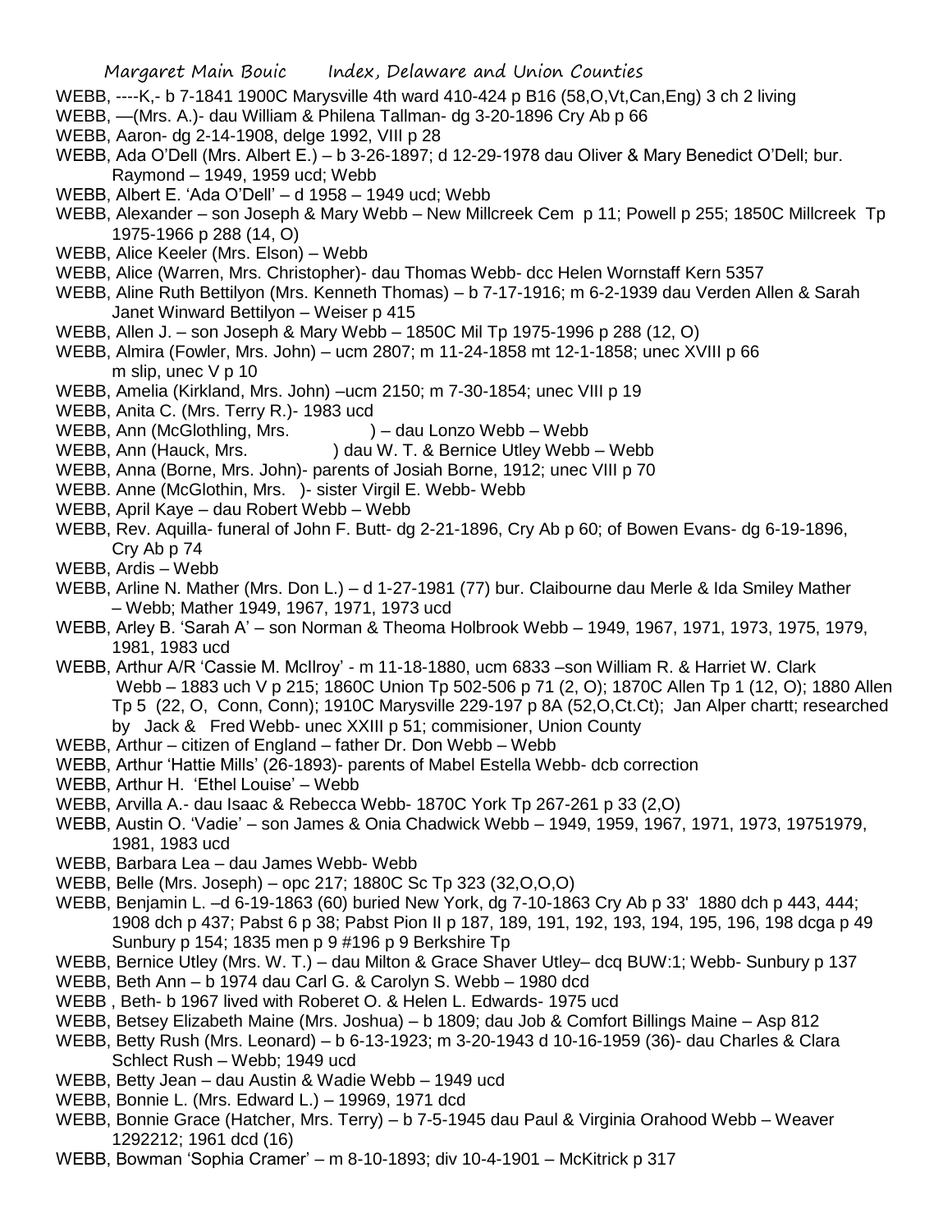WEBB, ----K,- b 7-1841 1900C Marysville 4th ward 410-424 p B16 (58,O,Vt,Can,Eng) 3 ch 2 living

WEBB, —(Mrs. A.)- dau William & Philena Tallman- dg 3-20-1896 Cry Ab p 66

WEBB, Aaron- dg 2-14-1908, delge 1992, VIII p 28

WEBB, Ada O'Dell (Mrs. Albert E.) – b 3-26-1897; d 12-29-1978 dau Oliver & Mary Benedict O'Dell; bur. Raymond – 1949, 1959 ucd; Webb

WEBB, Albert E. 'Ada O'Dell' – d 1958 – 1949 ucd; Webb

WEBB, Alexander – son Joseph & Mary Webb – New Millcreek Cem p 11; Powell p 255; 1850C Millcreek Tp 1975-1966 p 288 (14, O)

WEBB, Alice Keeler (Mrs. Elson) – Webb

WEBB, Alice (Warren, Mrs. Christopher)- dau Thomas Webb- dcc Helen Wornstaff Kern 5357

WEBB, Aline Ruth Bettilyon (Mrs. Kenneth Thomas) – b 7-17-1916; m 6-2-1939 dau Verden Allen & Sarah Janet Winward Bettilyon – Weiser p 415

WEBB, Allen J. – son Joseph & Mary Webb – 1850C Mil Tp 1975-1996 p 288 (12, O)

WEBB, Almira (Fowler, Mrs. John) – ucm 2807; m 11-24-1858 mt 12-1-1858; unec XVIII p 66 m slip, unec V p 10

WEBB, Amelia (Kirkland, Mrs. John) –ucm 2150; m 7-30-1854; unec VIII p 19

WEBB, Anita C. (Mrs. Terry R.)- 1983 ucd

WEBB, Ann (McGlothling, Mrs. ) – dau Lonzo Webb – Webb

WEBB, Ann (Hauck, Mrs. ) dau W. T. & Bernice Utley Webb – Webb

WEBB, Anna (Borne, Mrs. John)- parents of Josiah Borne, 1912; unec VIII p 70

WEBB. Anne (McGlothin, Mrs. )- sister Virgil E. Webb- Webb

WEBB, April Kaye – dau Robert Webb – Webb

WEBB, Rev. Aquilla- funeral of John F. Butt- dg 2-21-1896, Cry Ab p 60; of Bowen Evans- dg 6-19-1896, Cry Ab p 74

WEBB, Ardis – Webb

WEBB, Arline N. Mather (Mrs. Don L.) – d 1-27-1981 (77) bur. Claibourne dau Merle & Ida Smiley Mather – Webb; Mather 1949, 1967, 1971, 1973 ucd

WEBB, Arley B. 'Sarah A' – son Norman & Theoma Holbrook Webb – 1949, 1967, 1971, 1973, 1975, 1979, 1981, 1983 ucd

WEBB, Arthur A/R 'Cassie M. McIlroy' - m 11-18-1880, ucm 6833 –son William R. & Harriet W. Clark Webb – 1883 uch V p 215; 1860C Union Tp 502-506 p 71 (2, O); 1870C Allen Tp 1 (12, O); 1880 Allen Tp 5 (22, O, Conn, Conn); 1910C Marysville 229-197 p 8A (52,O,Ct.Ct); Jan Alper chartt; researched by Jack & Fred Webb- unec XXIII p 51; commisioner, Union County

WEBB, Arthur – citizen of England – father Dr. Don Webb – Webb

WEBB, Arthur 'Hattie Mills' (26-1893)- parents of Mabel Estella Webb- dcb correction

WEBB, Arthur H. 'Ethel Louise' – Webb

WEBB, Arvilla A.- dau Isaac & Rebecca Webb- 1870C York Tp 267-261 p 33 (2,O)

WEBB, Austin O. 'Vadie' – son James & Onia Chadwick Webb – 1949, 1959, 1967, 1971, 1973, 19751979, 1981, 1983 ucd

WEBB, Barbara Lea – dau James Webb- Webb

WEBB, Belle (Mrs. Joseph) – opc 217; 1880C Sc Tp 323 (32,O,O,O)

WEBB, Benjamin L. –d 6-19-1863 (60) buried New York, dg 7-10-1863 Cry Ab p 33' 1880 dch p 443, 444; 1908 dch p 437; Pabst 6 p 38; Pabst Pion II p 187, 189, 191, 192, 193, 194, 195, 196, 198 dcga p 49 Sunbury p 154; 1835 men p 9 #196 p 9 Berkshire Tp

WEBB, Bernice Utley (Mrs. W. T.) – dau Milton & Grace Shaver Utley– dcq BUW:1; Webb- Sunbury p 137

WEBB, Beth Ann – b 1974 dau Carl G. & Carolyn S. Webb – 1980 dcd

WEBB , Beth- b 1967 lived with Roberet O. & Helen L. Edwards- 1975 ucd

WEBB, Betsey Elizabeth Maine (Mrs. Joshua) – b 1809; dau Job & Comfort Billings Maine – Asp 812

WEBB, Betty Rush (Mrs. Leonard) – b 6-13-1923; m 3-20-1943 d 10-16-1959 (36)- dau Charles & Clara Schlect Rush – Webb; 1949 ucd

WEBB, Betty Jean – dau Austin & Wadie Webb – 1949 ucd

WEBB, Bonnie L. (Mrs. Edward L.) – 19969, 1971 dcd

WEBB, Bonnie Grace (Hatcher, Mrs. Terry) – b 7-5-1945 dau Paul & Virginia Orahood Webb – Weaver 1292212; 1961 dcd (16)

WEBB, Bowman 'Sophia Cramer' – m 8-10-1893; div 10-4-1901 – McKitrick p 317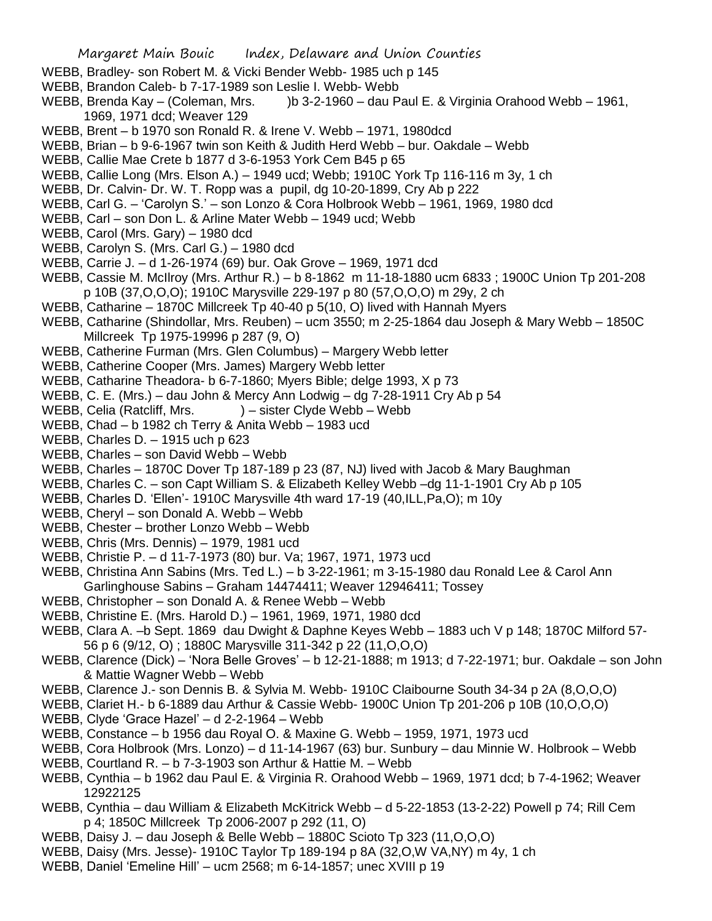WEBB, Bradley- son Robert M. & Vicki Bender Webb- 1985 uch p 145

WEBB, Brandon Caleb- b 7-17-1989 son Leslie I. Webb- Webb

WEBB, Brenda Kay – (Coleman, Mrs. )b 3-2-1960 – dau Paul E. & Virginia Orahood Webb – 1961, 1969, 1971 dcd; Weaver 129

WEBB, Brent – b 1970 son Ronald R. & Irene V. Webb – 1971, 1980dcd

WEBB, Brian – b 9-6-1967 twin son Keith & Judith Herd Webb – bur. Oakdale – Webb

WEBB, Callie Mae Crete b 1877 d 3-6-1953 York Cem B45 p 65

WEBB, Callie Long (Mrs. Elson A.) – 1949 ucd; Webb; 1910C York Tp 116-116 m 3y, 1 ch

WEBB, Dr. Calvin- Dr. W. T. Ropp was a pupil, dg 10-20-1899, Cry Ab p 222

WEBB, Carl G. – 'Carolyn S.' – son Lonzo & Cora Holbrook Webb – 1961, 1969, 1980 dcd

WEBB, Carl – son Don L. & Arline Mater Webb – 1949 ucd; Webb

WEBB, Carol (Mrs. Gary) – 1980 dcd

WEBB, Carolyn S. (Mrs. Carl G.) – 1980 dcd

WEBB, Carrie J. – d 1-26-1974 (69) bur. Oak Grove – 1969, 1971 dcd

WEBB, Cassie M. McIlroy (Mrs. Arthur R.) – b 8-1862 m 11-18-1880 ucm 6833 ; 1900C Union Tp 201-208 p 10B (37,O,O,O); 1910C Marysville 229-197 p 80 (57,O,O,O) m 29y, 2 ch

WEBB, Catharine – 1870C Millcreek Tp 40-40 p 5(10, O) lived with Hannah Myers

WEBB, Catharine (Shindollar, Mrs. Reuben) – ucm 3550; m 2-25-1864 dau Joseph & Mary Webb – 1850C Millcreek Tp 1975-19996 p 287 (9, O)

WEBB, Catherine Furman (Mrs. Glen Columbus) – Margery Webb letter

WEBB, Catherine Cooper (Mrs. James) Margery Webb letter

WEBB, Catharine Theadora- b 6-7-1860; Myers Bible; delge 1993, X p 73

WEBB, C. E. (Mrs.) – dau John & Mercy Ann Lodwig – dg 7-28-1911 Cry Ab p 54

WEBB, Celia (Ratcliff, Mrs. ) – sister Clyde Webb – Webb

WEBB, Chad – b 1982 ch Terry & Anita Webb – 1983 ucd

WEBB, Charles D. – 1915 uch p 623

WEBB, Charles – son David Webb – Webb

WEBB, Charles – 1870C Dover Tp 187-189 p 23 (87, NJ) lived with Jacob & Mary Baughman

WEBB, Charles C. – son Capt William S. & Elizabeth Kelley Webb –dg 11-1-1901 Cry Ab p 105

WEBB, Charles D. 'Ellen'- 1910C Marysville 4th ward 17-19 (40,ILL,Pa,O); m 10y

WEBB, Cheryl – son Donald A. Webb – Webb

WEBB, Chester – brother Lonzo Webb – Webb

WEBB, Chris (Mrs. Dennis) – 1979, 1981 ucd

WEBB, Christie P. – d 11-7-1973 (80) bur. Va; 1967, 1971, 1973 ucd

WEBB, Christina Ann Sabins (Mrs. Ted L.) – b 3-22-1961; m 3-15-1980 dau Ronald Lee & Carol Ann Garlinghouse Sabins – Graham 14474411; Weaver 12946411; Tossey

WEBB, Christopher – son Donald A. & Renee Webb – Webb

WEBB, Christine E. (Mrs. Harold D.) – 1961, 1969, 1971, 1980 dcd

WEBB, Clara A. –b Sept. 1869 dau Dwight & Daphne Keyes Webb – 1883 uch V p 148; 1870C Milford 57-56 p 6 (9/12, O) ; 1880C Marysville 311-342 p 22 (11,O,O,O)

WEBB, Clarence (Dick) – 'Nora Belle Groves' – b 12-21-1888; m 1913; d 7-22-1971; bur. Oakdale – son John & Mattie Wagner Webb – Webb

WEBB, Clarence J.- son Dennis B. & Sylvia M. Webb- 1910C Claibourne South 34-34 p 2A (8,O,O,O)

WEBB, Clariet H.- b 6-1889 dau Arthur & Cassie Webb- 1900C Union Tp 201-206 p 10B (10,O,O,O)

WEBB, Clyde 'Grace Hazel' – d 2-2-1964 – Webb

WEBB, Constance – b 1956 dau Royal O. & Maxine G. Webb – 1959, 1971, 1973 ucd

WEBB, Cora Holbrook (Mrs. Lonzo) – d 11-14-1967 (63) bur. Sunbury – dau Minnie W. Holbrook – Webb

WEBB, Courtland R. – b 7-3-1903 son Arthur & Hattie M. – Webb

WEBB, Cynthia – b 1962 dau Paul E. & Virginia R. Orahood Webb – 1969, 1971 dcd; b 7-4-1962; Weaver 12922125

WEBB, Cynthia – dau William & Elizabeth McKitrick Webb – d 5-22-1853 (13-2-22) Powell p 74; Rill Cem p 4; 1850C Millcreek Tp 2006-2007 p 292 (11, O)

WEBB, Daisy J. – dau Joseph & Belle Webb – 1880C Scioto Tp 323 (11,O,O,O)

WEBB, Daisy (Mrs. Jesse)- 1910C Taylor Tp 189-194 p 8A (32,O,W VA,NY) m 4y, 1 ch

WEBB, Daniel 'Emeline Hill' – ucm 2568; m 6-14-1857; unec XVIII p 19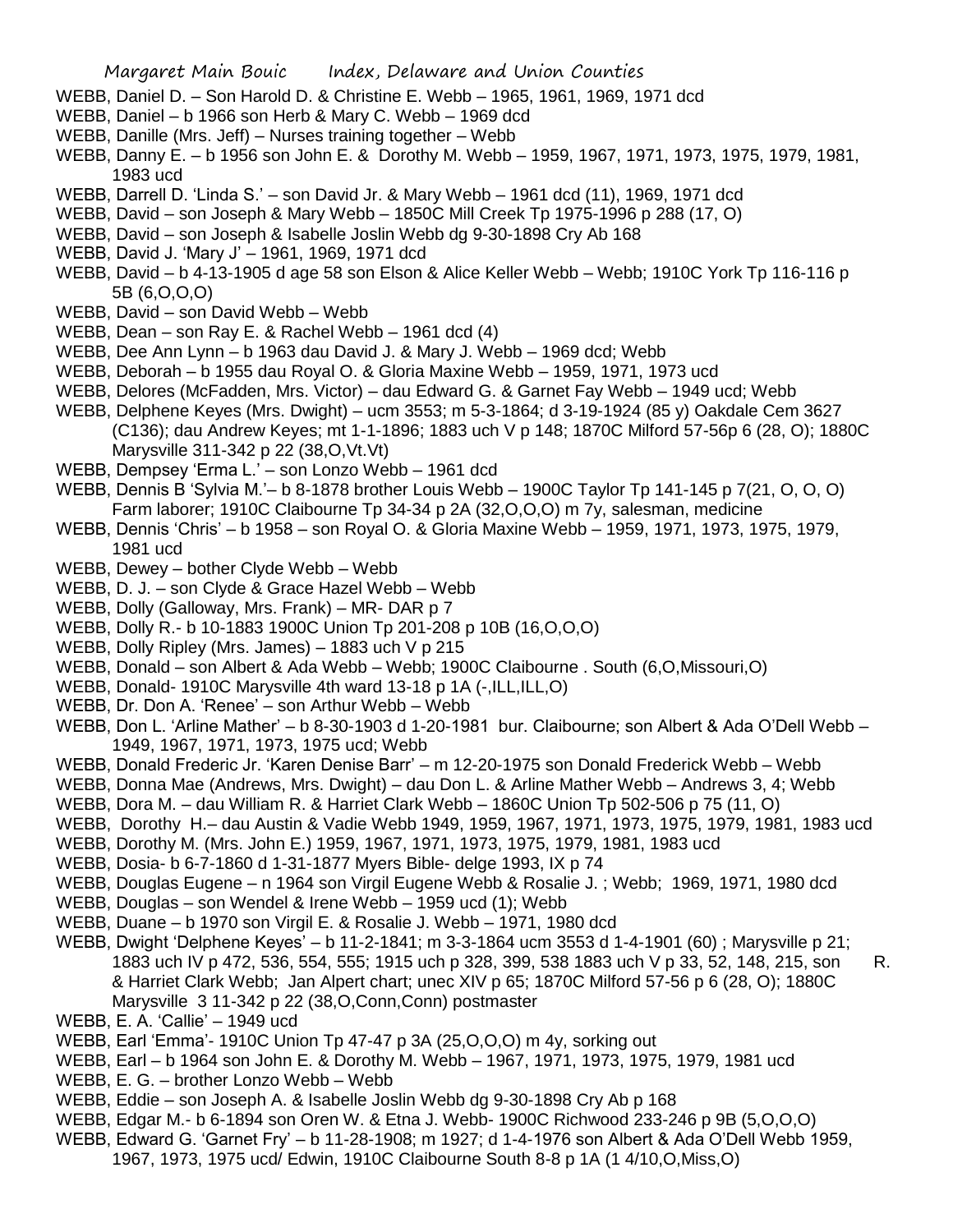WEBB, Daniel D. – Son Harold D. & Christine E. Webb – 1965, 1961, 1969, 1971 dcd

WEBB, Daniel – b 1966 son Herb & Mary C. Webb – 1969 dcd

WEBB, Danille (Mrs. Jeff) – Nurses training together – Webb

WEBB, Danny E. – b 1956 son John E. & Dorothy M. Webb – 1959, 1967, 1971, 1973, 1975, 1979, 1981, 1983 ucd

WEBB, Darrell D. 'Linda S.' – son David Jr. & Mary Webb – 1961 dcd (11), 1969, 1971 dcd

WEBB, David – son Joseph & Mary Webb – 1850C Mill Creek Tp 1975-1996 p 288 (17, O)

WEBB, David – son Joseph & Isabelle Joslin Webb dg 9-30-1898 Cry Ab 168

WEBB, David J. 'Mary J' – 1961, 1969, 1971 dcd

WEBB, David – b 4-13-1905 d age 58 son Elson & Alice Keller Webb – Webb; 1910C York Tp 116-116 p 5B (6,O,O,O)

WEBB, David – son David Webb – Webb

WEBB, Dean – son Ray E. & Rachel Webb – 1961 dcd (4)

WEBB, Dee Ann Lynn – b 1963 dau David J. & Mary J. Webb – 1969 dcd; Webb

WEBB, Deborah – b 1955 dau Royal O. & Gloria Maxine Webb – 1959, 1971, 1973 ucd

WEBB, Delores (McFadden, Mrs. Victor) – dau Edward G. & Garnet Fay Webb – 1949 ucd; Webb

WEBB, Delphene Keyes (Mrs. Dwight) – ucm 3553; m 5-3-1864; d 3-19-1924 (85 y) Oakdale Cem 3627 (C136); dau Andrew Keyes; mt 1-1-1896; 1883 uch V p 148; 1870C Milford 57-56p 6 (28, O); 1880C Marysville 311-342 p 22 (38,O,Vt.Vt)

WEBB, Dempsey 'Erma L.' – son Lonzo Webb – 1961 dcd

WEBB, Dennis B 'Sylvia M.'– b 8-1878 brother Louis Webb – 1900C Taylor Tp 141-145 p 7(21, O, O, O) Farm laborer; 1910C Claibourne Tp 34-34 p 2A (32,O,O,O) m 7y, salesman, medicine

WEBB, Dennis 'Chris' – b 1958 – son Royal O. & Gloria Maxine Webb – 1959, 1971, 1973, 1975, 1979, 1981 ucd

WEBB, Dewey – bother Clyde Webb – Webb

WEBB, D. J. – son Clyde & Grace Hazel Webb – Webb

WEBB, Dolly (Galloway, Mrs. Frank) – MR- DAR p 7

WEBB, Dolly R.- b 10-1883 1900C Union Tp 201-208 p 10B (16,O,O,O)

WEBB, Dolly Ripley (Mrs. James) – 1883 uch V p 215

WEBB, Donald – son Albert & Ada Webb – Webb; 1900C Claibourne . South (6,O,Missouri,O)

WEBB, Donald- 1910C Marysville 4th ward 13-18 p 1A (-,ILL,ILL,O)

WEBB, Dr. Don A. 'Renee' – son Arthur Webb – Webb

WEBB, Don L. 'Arline Mather' – b 8-30-1903 d 1-20-1981 bur. Claibourne; son Albert & Ada O'Dell Webb – 1949, 1967, 1971, 1973, 1975 ucd; Webb

WEBB, Donald Frederic Jr. 'Karen Denise Barr' – m 12-20-1975 son Donald Frederick Webb – Webb

WEBB, Donna Mae (Andrews, Mrs. Dwight) – dau Don L. & Arline Mather Webb – Andrews 3, 4; Webb

WEBB, Dora M. – dau William R. & Harriet Clark Webb – 1860C Union Tp 502-506 p 75 (11, O)

WEBB, Dorothy H.– dau Austin & Vadie Webb 1949, 1959, 1967, 1971, 1973, 1975, 1979, 1981, 1983 ucd

WEBB, Dorothy M. (Mrs. John E.) 1959, 1967, 1971, 1973, 1975, 1979, 1981, 1983 ucd

WEBB, Dosia- b 6-7-1860 d 1-31-1877 Myers Bible- delge 1993, IX p 74

WEBB, Douglas Eugene – n 1964 son Virgil Eugene Webb & Rosalie J. ; Webb; 1969, 1971, 1980 dcd

WEBB, Douglas – son Wendel & Irene Webb – 1959 ucd (1); Webb

WEBB, Duane – b 1970 son Virgil E. & Rosalie J. Webb – 1971, 1980 dcd

WEBB, Dwight 'Delphene Keyes' – b 11-2-1841; m 3-3-1864 ucm 3553 d 1-4-1901 (60) ; Marysville p 21; 1883 uch IV p 472, 536, 554, 555; 1915 uch p 328, 399, 538 1883 uch V p 33, 52, 148, 215, son R. & Harriet Clark Webb; Jan Alpert chart; unec XIV p 65; 1870C Milford 57-56 p 6 (28, O); 1880C Marysville 3 11-342 p 22 (38,O,Conn,Conn) postmaster

WEBB, E. A. 'Callie' – 1949 ucd

WEBB, Earl 'Emma'- 1910C Union Tp 47-47 p 3A (25,O,O,O) m 4y, sorking out

WEBB, Earl – b 1964 son John E. & Dorothy M. Webb – 1967, 1971, 1973, 1975, 1979, 1981 ucd

WEBB, E. G. – brother Lonzo Webb – Webb

WEBB, Eddie – son Joseph A. & Isabelle Joslin Webb dg 9-30-1898 Cry Ab p 168

WEBB, Edgar M.- b 6-1894 son Oren W. & Etna J. Webb- 1900C Richwood 233-246 p 9B (5,O,O,O)

WEBB, Edward G. 'Garnet Fry' – b 11-28-1908; m 1927; d 1-4-1976 son Albert & Ada O'Dell Webb 1959, 1967, 1973, 1975 ucd/ Edwin, 1910C Claibourne South 8-8 p 1A (1 4/10,O,Miss,O)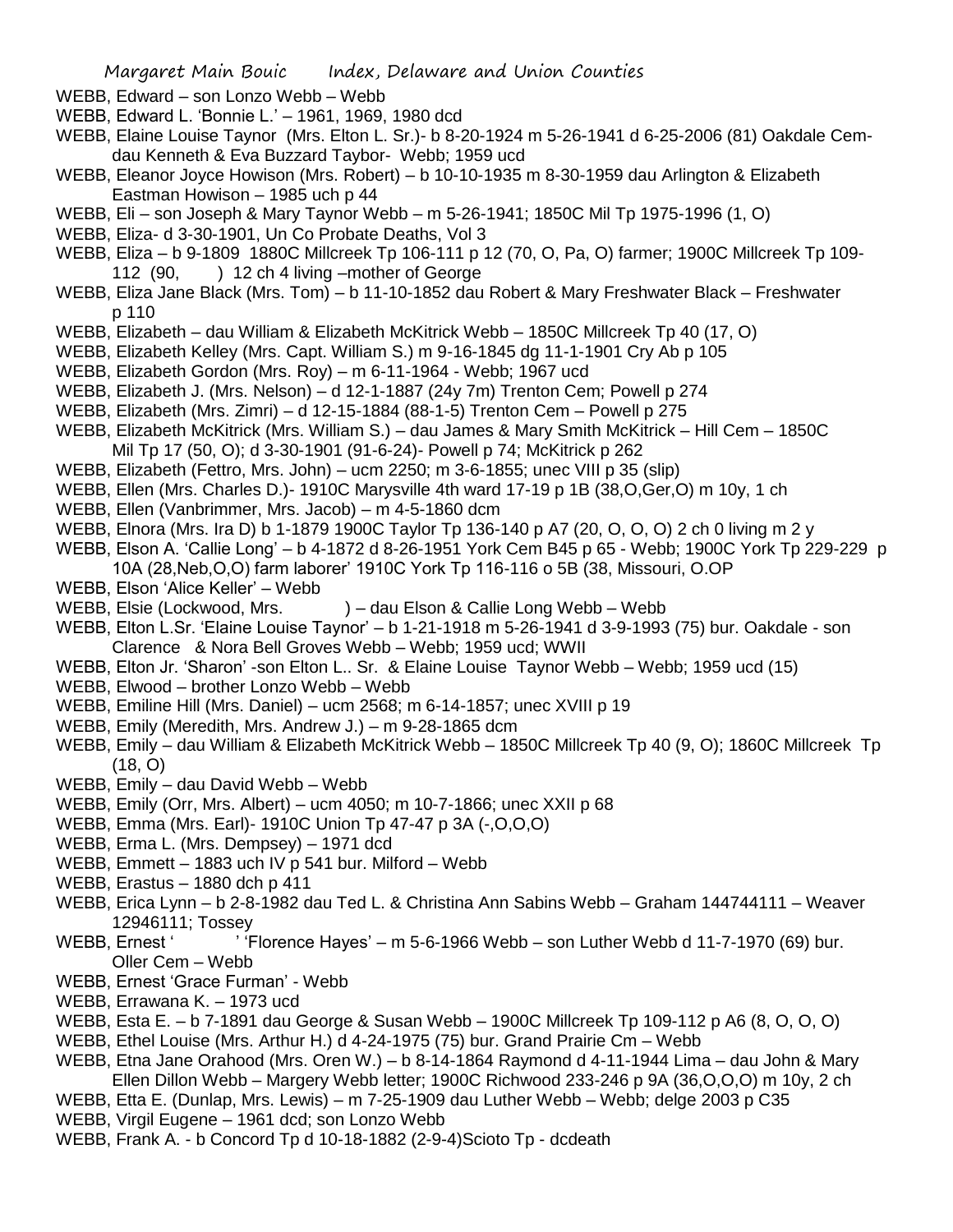WEBB, Edward – son Lonzo Webb – Webb

WEBB, Edward L. 'Bonnie L.' – 1961, 1969, 1980 dcd

WEBB, Elaine Louise Taynor (Mrs. Elton L. Sr.)- b 8-20-1924 m 5-26-1941 d 6-25-2006 (81) Oakdale Cem- dau Kenneth & Eva Buzzard Taybor- Webb; 1959 ucd

WEBB, Eleanor Joyce Howison (Mrs. Robert) – b 10-10-1935 m 8-30-1959 dau Arlington & Elizabeth Eastman Howison – 1985 uch p 44

WEBB, Eli – son Joseph & Mary Taynor Webb – m 5-26-1941; 1850C Mil Tp 1975-1996 (1, O)

WEBB, Eliza- d 3-30-1901, Un Co Probate Deaths, Vol 3

WEBB, Eliza – b 9-1809 1880C Millcreek Tp 106-111 p 12 (70, O, Pa, O) farmer; 1900C Millcreek Tp 109-112 (90, ) 12 ch 4 living –mother of George

WEBB, Eliza Jane Black (Mrs. Tom) – b 11-10-1852 dau Robert & Mary Freshwater Black – Freshwater p 110

WEBB, Elizabeth – dau William & Elizabeth McKitrick Webb – 1850C Millcreek Tp 40 (17, O)

WEBB, Elizabeth Kelley (Mrs. Capt. William S.) m 9-16-1845 dg 11-1-1901 Cry Ab p 105

WEBB, Elizabeth Gordon (Mrs. Roy) – m 6-11-1964 - Webb; 1967 ucd

WEBB, Elizabeth J. (Mrs. Nelson) – d 12-1-1887 (24y 7m) Trenton Cem; Powell p 274

WEBB, Elizabeth (Mrs. Zimri) – d 12-15-1884 (88-1-5) Trenton Cem – Powell p 275

WEBB, Elizabeth McKitrick (Mrs. William S.) – dau James & Mary Smith McKitrick – Hill Cem – 1850C Mil Tp 17 (50, O); d 3-30-1901 (91-6-24)- Powell p 74; McKitrick p 262

WEBB, Elizabeth (Fettro, Mrs. John) – ucm 2250; m 3-6-1855; unec VIII p 35 (slip)

WEBB, Ellen (Mrs. Charles D.)- 1910C Marysville 4th ward 17-19 p 1B (38,O,Ger,O) m 10y, 1 ch

WEBB, Ellen (Vanbrimmer, Mrs. Jacob) – m 4-5-1860 dcm

WEBB, Elnora (Mrs. Ira D) b 1-1879 1900C Taylor Tp 136-140 p A7 (20, O, O, O) 2 ch 0 living m 2 y

WEBB, Elson A. 'Callie Long' – b 4-1872 d 8-26-1951 York Cem B45 p 65 - Webb; 1900C York Tp 229-229 p 10A (28,Neb,O,O) farm laborer' 1910C York Tp 116-116 o 5B (38, Missouri, O.OP

WEBB, Elson 'Alice Keller' – Webb

WEBB, Elsie (Lockwood, Mrs. ) – dau Elson & Callie Long Webb – Webb

WEBB, Elton L.Sr. 'Elaine Louise Taynor' – b 1-21-1918 m 5-26-1941 d 3-9-1993 (75) bur. Oakdale - son Clarence & Nora Bell Groves Webb – Webb; 1959 ucd; WWII

WEBB, Elton Jr. 'Sharon' -son Elton L.. Sr. & Elaine Louise Taynor Webb – Webb; 1959 ucd (15)

WEBB, Elwood – brother Lonzo Webb – Webb

WEBB, Emiline Hill (Mrs. Daniel) – ucm 2568; m 6-14-1857; unec XVIII p 19

WEBB, Emily (Meredith, Mrs. Andrew J.) – m 9-28-1865 dcm

WEBB, Emily – dau William & Elizabeth McKitrick Webb – 1850C Millcreek Tp 40 (9, O); 1860C Millcreek Tp (18, O)

WEBB, Emily – dau David Webb – Webb

WEBB, Emily (Orr, Mrs. Albert) – ucm 4050; m 10-7-1866; unec XXII p 68

WEBB, Emma (Mrs. Earl)- 1910C Union Tp 47-47 p 3A (-,O,O,O)

WEBB, Erma L. (Mrs. Dempsey) – 1971 dcd

WEBB, Emmett – 1883 uch IV p 541 bur. Milford – Webb

WEBB, Erastus – 1880 dch p 411

WEBB, Erica Lynn – b 2-8-1982 dau Ted L. & Christina Ann Sabins Webb – Graham 144744111 – Weaver 12946111; Tossey

WEBB, Ernest ' ' 'Florence Hayes' – m 5-6-1966 Webb – son Luther Webb d 11-7-1970 (69) bur. Oller Cem – Webb

WEBB, Ernest 'Grace Furman' - Webb

WEBB, Errawana K. – 1973 ucd

WEBB, Esta E. – b 7-1891 dau George & Susan Webb – 1900C Millcreek Tp 109-112 p A6 (8, O, O, O)

WEBB, Ethel Louise (Mrs. Arthur H.) d 4-24-1975 (75) bur. Grand Prairie Cm – Webb

WEBB, Etna Jane Orahood (Mrs. Oren W.) – b 8-14-1864 Raymond d 4-11-1944 Lima – dau John & Mary Ellen Dillon Webb – Margery Webb letter; 1900C Richwood 233-246 p 9A (36,O,O,O) m 10y, 2 ch

WEBB, Etta E. (Dunlap, Mrs. Lewis) – m 7-25-1909 dau Luther Webb – Webb; delge 2003 p C35

WEBB, Virgil Eugene – 1961 dcd; son Lonzo Webb

WEBB, Frank A. - b Concord Tp d 10-18-1882 (2-9-4)Scioto Tp - dcdeath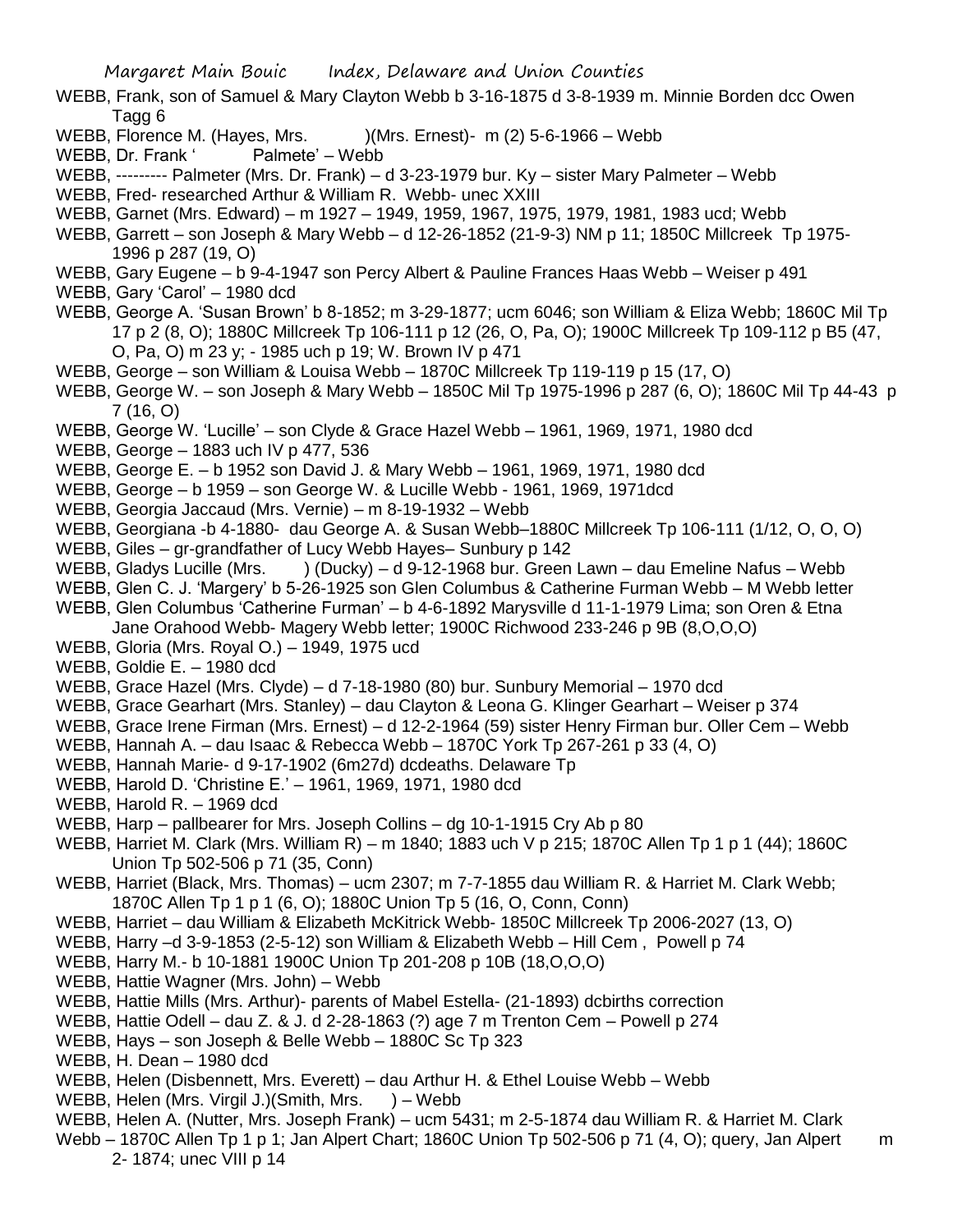WEBB, Frank, son of Samuel & Mary Clayton Webb b 3-16-1875 d 3-8-1939 m. Minnie Borden dcc Owen Tagg 6

WEBB, Florence M. (Hayes, Mrs. )(Mrs. Ernest)- m (2) 5-6-1966 – Webb

WEBB, Dr. Frank ' Palmete' – Webb

WEBB, --------- Palmeter (Mrs. Dr. Frank) – d 3-23-1979 bur. Ky – sister Mary Palmeter – Webb

WEBB, Fred- researched Arthur & William R. Webb- unec XXIII

WEBB, Garnet (Mrs. Edward) – m 1927 – 1949, 1959, 1967, 1975, 1979, 1981, 1983 ucd; Webb

WEBB, Garrett – son Joseph & Mary Webb – d 12-26-1852 (21-9-3) NM p 11; 1850C Millcreek Tp 1975-1996 p 287 (19, O)

WEBB, Gary Eugene – b 9-4-1947 son Percy Albert & Pauline Frances Haas Webb – Weiser p 491

WEBB, Gary 'Carol' – 1980 dcd

WEBB, George A. 'Susan Brown' b 8-1852; m 3-29-1877; ucm 6046; son William & Eliza Webb; 1860C Mil Tp 17 p 2 (8, O); 1880C Millcreek Tp 106-111 p 12 (26, O, Pa, O); 1900C Millcreek Tp 109-112 p B5 (47, O, Pa, O) m 23 y; - 1985 uch p 19; W. Brown IV p 471

WEBB, George – son William & Louisa Webb – 1870C Millcreek Tp 119-119 p 15 (17, O)

WEBB, George W. – son Joseph & Mary Webb – 1850C Mil Tp 1975-1996 p 287 (6, O); 1860C Mil Tp 44-43 p 7 (16, O)

WEBB, George W. 'Lucille' – son Clyde & Grace Hazel Webb – 1961, 1969, 1971, 1980 dcd

WEBB, George – 1883 uch IV p 477, 536

WEBB, George E. – b 1952 son David J. & Mary Webb – 1961, 1969, 1971, 1980 dcd

WEBB, George – b 1959 – son George W. & Lucille Webb - 1961, 1969, 1971dcd

WEBB, Georgia Jaccaud (Mrs. Vernie) – m 8-19-1932 – Webb

WEBB, Georgiana -b 4-1880- dau George A. & Susan Webb–1880C Millcreek Tp 106-111 (1/12, O, O, O)

WEBB, Giles – gr-grandfather of Lucy Webb Hayes– Sunbury p 142

WEBB, Gladys Lucille (Mrs. ) (Ducky) – d 9-12-1968 bur. Green Lawn – dau Emeline Nafus – Webb

WEBB, Glen C. J. 'Margery' b 5-26-1925 son Glen Columbus & Catherine Furman Webb – M Webb letter

WEBB, Glen Columbus 'Catherine Furman' – b 4-6-1892 Marysville d 11-1-1979 Lima; son Oren & Etna Jane Orahood Webb- Magery Webb letter; 1900C Richwood 233-246 p 9B (8,O,O,O)

WEBB, Gloria (Mrs. Royal O.) – 1949, 1975 ucd

WEBB, Goldie E. – 1980 dcd

WEBB, Grace Hazel (Mrs. Clyde) – d 7-18-1980 (80) bur. Sunbury Memorial – 1970 dcd

WEBB, Grace Gearhart (Mrs. Stanley) – dau Clayton & Leona G. Klinger Gearhart – Weiser p 374

WEBB, Grace Irene Firman (Mrs. Ernest) – d 12-2-1964 (59) sister Henry Firman bur. Oller Cem – Webb

WEBB, Hannah A. – dau Isaac & Rebecca Webb – 1870C York Tp 267-261 p 33 (4, O)

WEBB, Hannah Marie- d 9-17-1902 (6m27d) dcdeaths. Delaware Tp

WEBB, Harold D. 'Christine E.' – 1961, 1969, 1971, 1980 dcd

WEBB, Harold R. – 1969 dcd

WEBB, Harp – pallbearer for Mrs. Joseph Collins – dg 10-1-1915 Cry Ab p 80

WEBB, Harriet M. Clark (Mrs. William R) – m 1840; 1883 uch V p 215; 1870C Allen Tp 1 p 1 (44); 1860C Union Tp 502-506 p 71 (35, Conn)

WEBB, Harriet (Black, Mrs. Thomas) – ucm 2307; m 7-7-1855 dau William R. & Harriet M. Clark Webb; 1870C Allen Tp 1 p 1 (6, O); 1880C Union Tp 5 (16, O, Conn, Conn)

WEBB, Harriet – dau William & Elizabeth McKitrick Webb- 1850C Millcreek Tp 2006-2027 (13, O)

WEBB, Harry –d 3-9-1853 (2-5-12) son William & Elizabeth Webb – Hill Cem , Powell p 74

WEBB, Harry M.- b 10-1881 1900C Union Tp 201-208 p 10B (18,O,O,O)

WEBB, Hattie Wagner (Mrs. John) – Webb

WEBB, Hattie Mills (Mrs. Arthur)- parents of Mabel Estella- (21-1893) dcbirths correction

WEBB, Hattie Odell – dau Z. & J. d 2-28-1863 (?) age 7 m Trenton Cem – Powell p 274

WEBB, Hays – son Joseph & Belle Webb – 1880C Sc Tp 323

WEBB, H. Dean – 1980 dcd

WEBB, Helen (Disbennett, Mrs. Everett) – dau Arthur H. & Ethel Louise Webb – Webb

WEBB, Helen (Mrs. Virgil J.)(Smith, Mrs. ) – Webb

WEBB, Helen A. (Nutter, Mrs. Joseph Frank) – ucm 5431; m 2-5-1874 dau William R. & Harriet M. Clark Webb – 1870C Allen Tp 1 p 1; Jan Alpert Chart; 1860C Union Tp 502-506 p 71 (4, O); query, Jan Alpert m 2- 1874; unec VIII p 14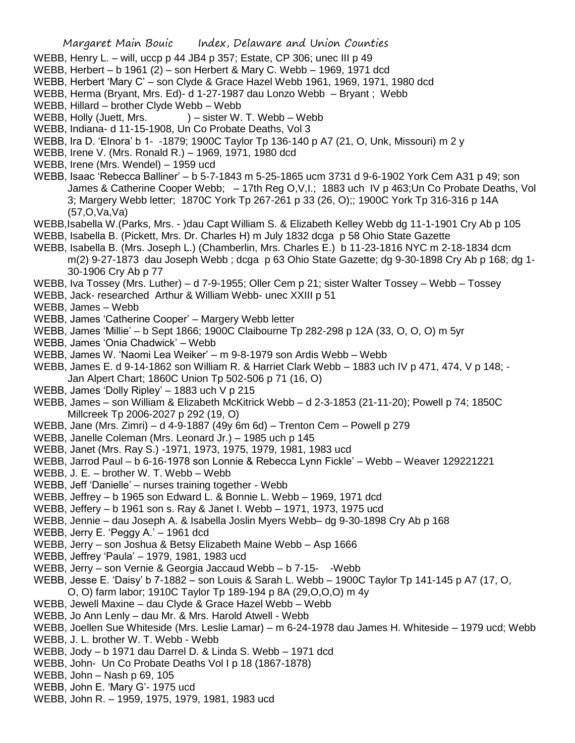WEBB, Henry L. – will, uccp p 44 JB4 p 357; Estate, CP 306; unec III p 49

WEBB, Herbert – b 1961 (2) – son Herbert & Mary C. Webb – 1969, 1971 dcd

WEBB, Herbert 'Mary C' – son Clyde & Grace Hazel Webb 1961, 1969, 1971, 1980 dcd

WEBB, Herma (Bryant, Mrs. Ed)- d 1-27-1987 dau Lonzo Webb – Bryant ; Webb

WEBB, Hillard – brother Clyde Webb – Webb

WEBB, Holly (Juett, Mrs. ) – sister W. T. Webb – Webb

WEBB, Indiana- d 11-15-1908, Un Co Probate Deaths, Vol 3

WEBB, Ira D. 'Elnora' b 1- -1879; 1900C Taylor Tp 136-140 p A7 (21, O, Unk, Missouri) m 2 y

WEBB, Irene V. (Mrs. Ronald R.) – 1969, 1971, 1980 dcd

WEBB, Irene (Mrs. Wendel) – 1959 ucd

WEBB, Isaac 'Rebecca Balliner' – b 5-7-1843 m 5-25-1865 ucm 3731 d 9-6-1902 York Cem A31 p 49; son James & Catherine Cooper Webb; – 17th Reg O,V,I.; 1883 uch IV p 463;Un Co Probate Deaths, Vol 3; Margery Webb letter; 1870C York Tp 267-261 p 33 (26, O);; 1900C York Tp 316-316 p 14A (57,O,Va,Va)

WEBB,Isabella W.(Parks, Mrs. - )dau Capt William S. & Elizabeth Kelley Webb dg 11-1-1901 Cry Ab p 105

WEBB, Isabella B. (Pickett, Mrs. Dr. Charles H) m July 1832 dcga p 58 Ohio State Gazette

WEBB, Isabella B. (Mrs. Joseph L.) (Chamberlin, Mrs. Charles E.) b 11-23-1816 NYC m 2-18-1834 dcm m(2) 9-27-1873 dau Joseph Webb ; dcga p 63 Ohio State Gazette; dg 9-30-1898 Cry Ab p 168; dg 1-30-1906 Cry Ab p 77

WEBB, Iva Tossey (Mrs. Luther) – d 7-9-1955; Oller Cem p 21; sister Walter Tossey – Webb – Tossey

WEBB, Jack- researched Arthur & William Webb- unec XXIII p 51

WEBB, James – Webb

WEBB, James 'Catherine Cooper' – Margery Webb letter

WEBB, James 'Millie' – b Sept 1866; 1900C Claibourne Tp 282-298 p 12A (33, O, O, O) m 5yr

WEBB, James 'Onia Chadwick' – Webb

WEBB, James W. 'Naomi Lea Weiker' – m 9-8-1979 son Ardis Webb – Webb

WEBB, James E. d 9-14-1862 son William R. & Harriet Clark Webb – 1883 uch IV p 471, 474, V p 148; - Jan Alpert Chart; 1860C Union Tp 502-506 p 71 (16, O)

WEBB, James 'Dolly Ripley' – 1883 uch V p 215

WEBB, James – son William & Elizabeth McKitrick Webb – d 2-3-1853 (21-11-20); Powell p 74; 1850C Millcreek Tp 2006-2027 p 292 (19, O)

WEBB, Jane (Mrs. Zimri) – d 4-9-1887 (49y 6m 6d) – Trenton Cem – Powell p 279

WEBB, Janelle Coleman (Mrs. Leonard Jr.) – 1985 uch p 145

WEBB, Janet (Mrs. Ray S.) -1971, 1973, 1975, 1979, 1981, 1983 ucd

WEBB, Jarrod Paul – b 6-16-1978 son Lonnie & Rebecca Lynn Fickle' – Webb – Weaver 129221221

WEBB, J. E. – brother W. T. Webb – Webb

WEBB, Jeff 'Danielle' – nurses training together - Webb

WEBB, Jeffrey – b 1965 son Edward L. & Bonnie L. Webb – 1969, 1971 dcd

WEBB, Jeffery – b 1961 son s. Ray & Janet I. Webb – 1971, 1973, 1975 ucd

WEBB, Jennie – dau Joseph A. & Isabella Joslin Myers Webb– dg 9-30-1898 Cry Ab p 168

WEBB, Jerry E. 'Peggy A.' – 1961 dcd

WEBB, Jerry – son Joshua & Betsy Elizabeth Maine Webb – Asp 1666

WEBB, Jeffrey 'Paula' – 1979, 1981, 1983 ucd

WEBB, Jerry – son Vernie & Georgia Jaccaud Webb – b 7-15- -Webb

WEBB, Jesse E. 'Daisy' b 7-1882 – son Louis & Sarah L. Webb – 1900C Taylor Tp 141-145 p A7 (17, O, O, O) farm labor; 1910C Taylor Tp 189-194 p 8A (29,O,O,O) m 4y

WEBB, Jewell Maxine – dau Clyde & Grace Hazel Webb – Webb

WEBB, Jo Ann Lenly – dau Mr. & Mrs. Harold Atwell - Webb

WEBB, Joellen Sue Whiteside (Mrs. Leslie Lamar) – m 6-24-1978 dau James H. Whiteside – 1979 ucd; Webb

WEBB, J. L. brother W. T. Webb - Webb

WEBB, Jody – b 1971 dau Darrel D. & Linda S. Webb – 1971 dcd

WEBB, John- Un Co Probate Deaths Vol I p 18 (1867-1878)

WEBB, John – Nash p 69, 105

WEBB, John E. 'Mary G'- 1975 ucd

WEBB, John R. – 1959, 1975, 1979, 1981, 1983 ucd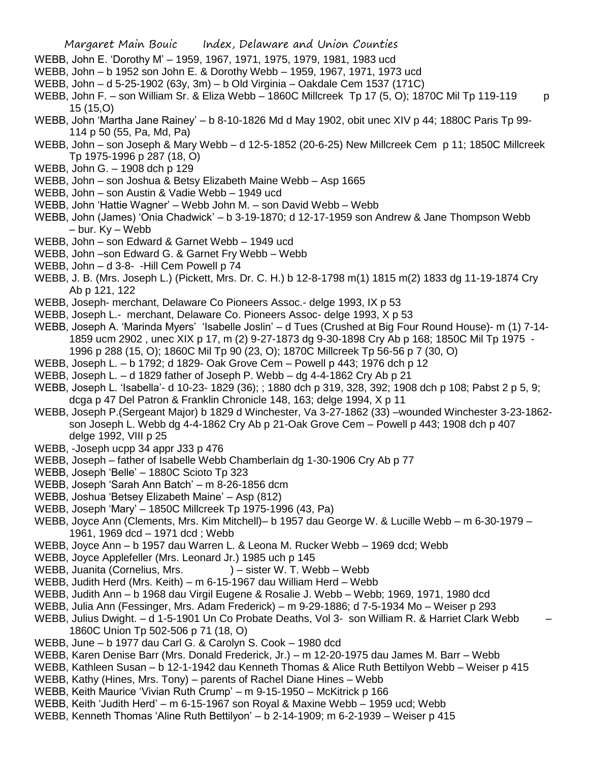WEBB, John E. 'Dorothy M' – 1959, 1967, 1971, 1975, 1979, 1981, 1983 ucd

WEBB, John – b 1952 son John E. & Dorothy Webb – 1959, 1967, 1971, 1973 ucd

WEBB, John – d 5-25-1902 (63y, 3m) – b Old Virginia – Oakdale Cem 1537 (171C)

WEBB, John F. – son William Sr. & Eliza Webb – 1860C Millcreek Tp 17 (5, O); 1870C Mil Tp 119-119 p 15 (15,O)

WEBB, John 'Martha Jane Rainey' – b 8-10-1826 Md d May 1902, obit unec XIV p 44; 1880C Paris Tp 99-114 p 50 (55, Pa, Md, Pa)

WEBB, John – son Joseph & Mary Webb – d 12-5-1852 (20-6-25) New Millcreek Cem p 11; 1850C Millcreek Tp 1975-1996 p 287 (18, O)

WEBB, John G. – 1908 dch p 129

WEBB, John – son Joshua & Betsy Elizabeth Maine Webb – Asp 1665

WEBB, John – son Austin & Vadie Webb – 1949 ucd

WEBB, John 'Hattie Wagner' – Webb John M. – son David Webb – Webb

WEBB, John (James) 'Onia Chadwick' – b 3-19-1870; d 12-17-1959 son Andrew & Jane Thompson Webb – bur. Ky – Webb

WEBB, John – son Edward & Garnet Webb – 1949 ucd

WEBB, John –son Edward G. & Garnet Fry Webb – Webb

WEBB, John – d 3-8- -Hill Cem Powell p 74

WEBB, J. B. (Mrs. Joseph L.) (Pickett, Mrs. Dr. C. H.) b 12-8-1798 m(1) 1815 m(2) 1833 dg 11-19-1874 Cry Ab p 121, 122

WEBB, Joseph- merchant, Delaware Co Pioneers Assoc.- delge 1993, IX p 53

WEBB, Joseph L.- merchant, Delaware Co. Pioneers Assoc- delge 1993, X p 53

WEBB, Joseph A. 'Marinda Myers' 'Isabelle Joslin' – d Tues (Crushed at Big Four Round House)- m (1) 7-14-1859 ucm 2902 , unec XIX p 17, m (2) 9-27-1873 dg 9-30-1898 Cry Ab p 168; 1850C Mil Tp 1975 - 1996 p 288 (15, O); 1860C Mil Tp 90 (23, O); 1870C Millcreek Tp 56-56 p 7 (30, O)

WEBB, Joseph L. – b 1792; d 1829- Oak Grove Cem – Powell p 443; 1976 dch p 12

WEBB, Joseph L. – d 1829 father of Joseph P. Webb – dg 4-4-1862 Cry Ab p 21

WEBB, Joseph L. 'Isabella'- d 10-23- 1829 (36); ; 1880 dch p 319, 328, 392; 1908 dch p 108; Pabst 2 p 5, 9; dcga p 47 Del Patron & Franklin Chronicle 148, 163; delge 1994, X p 11

WEBB, Joseph P.(Sergeant Major) b 1829 d Winchester, Va 3-27-1862 (33) –wounded Winchester 3-23-1862- son Joseph L. Webb dg 4-4-1862 Cry Ab p 21-Oak Grove Cem – Powell p 443; 1908 dch p 407 delge 1992, VIII p 25

WEBB, -Joseph ucpp 34 appr J33 p 476

WEBB, Joseph – father of Isabelle Webb Chamberlain dg 1-30-1906 Cry Ab p 77

WEBB, Joseph 'Belle' – 1880C Scioto Tp 323

WEBB, Joseph 'Sarah Ann Batch' – m 8-26-1856 dcm

WEBB, Joshua 'Betsey Elizabeth Maine' – Asp (812)

WEBB, Joseph 'Mary' – 1850C Millcreek Tp 1975-1996 (43, Pa)

WEBB, Joyce Ann (Clements, Mrs. Kim Mitchell)– b 1957 dau George W. & Lucille Webb – m 6-30-1979 – 1961, 1969 dcd – 1971 dcd ; Webb

WEBB, Joyce Ann – b 1957 dau Warren L. & Leona M. Rucker Webb – 1969 dcd; Webb

WEBB, Joyce Applefeller (Mrs. Leonard Jr.) 1985 uch p 145

WEBB, Juanita (Cornelius, Mrs. ) – sister W. T. Webb – Webb

WEBB, Judith Herd (Mrs. Keith) – m 6-15-1967 dau William Herd – Webb

WEBB, Judith Ann – b 1968 dau Virgil Eugene & Rosalie J. Webb – Webb; 1969, 1971, 1980 dcd

WEBB, Julia Ann (Fessinger, Mrs. Adam Frederick) – m 9-29-1886; d 7-5-1934 Mo – Weiser p 293

WEBB, Julius Dwight. – d 1-5-1901 Un Co Probate Deaths, Vol 3- son William R. & Harriet Clark Webb – 1860C Union Tp 502-506 p 71 (18, O)

WEBB, June – b 1977 dau Carl G. & Carolyn S. Cook – 1980 dcd

WEBB, Karen Denise Barr (Mrs. Donald Frederick, Jr.) – m 12-20-1975 dau James M. Barr – Webb

WEBB, Kathleen Susan – b 12-1-1942 dau Kenneth Thomas & Alice Ruth Bettilyon Webb – Weiser p 415

WEBB, Kathy (Hines, Mrs. Tony) – parents of Rachel Diane Hines – Webb

WEBB, Keith Maurice 'Vivian Ruth Crump' – m 9-15-1950 – McKitrick p 166

WEBB, Keith 'Judith Herd' – m 6-15-1967 son Royal & Maxine Webb – 1959 ucd; Webb

WEBB, Kenneth Thomas 'Aline Ruth Bettilyon' – b 2-14-1909; m 6-2-1939 – Weiser p 415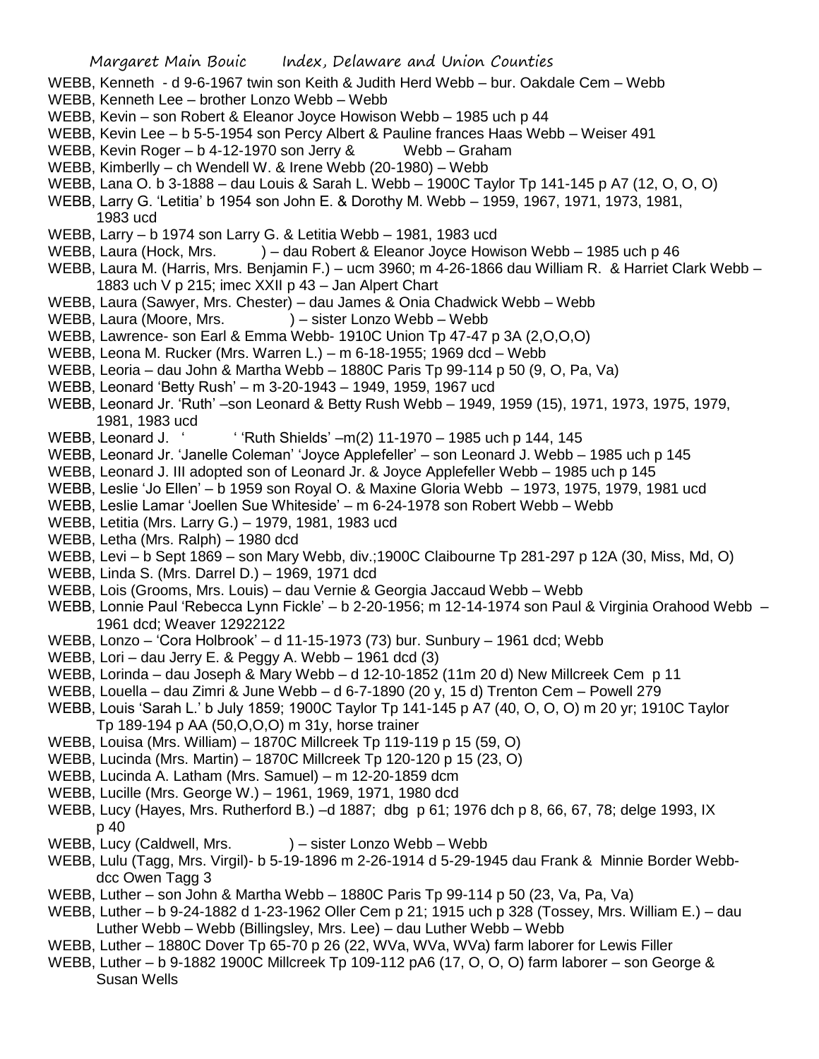WEBB, Kenneth - d 9-6-1967 twin son Keith & Judith Herd Webb – bur. Oakdale Cem – Webb

WEBB, Kenneth Lee – brother Lonzo Webb – Webb

WEBB, Kevin – son Robert & Eleanor Joyce Howison Webb – 1985 uch p 44

WEBB, Kevin Lee – b 5-5-1954 son Percy Albert & Pauline frances Haas Webb – Weiser 491

WEBB, Kevin Roger – b 4-12-1970 son Jerry & Webb – Graham

WEBB, Kimberlly – ch Wendell W. & Irene Webb (20-1980) – Webb

WEBB, Lana O. b 3-1888 – dau Louis & Sarah L. Webb – 1900C Taylor Tp 141-145 p A7 (12, O, O, O)

WEBB, Larry G. 'Letitia' b 1954 son John E. & Dorothy M. Webb – 1959, 1967, 1971, 1973, 1981, 1983 ucd

WEBB, Larry – b 1974 son Larry G. & Letitia Webb – 1981, 1983 ucd

WEBB, Laura (Hock, Mrs. ) – dau Robert & Eleanor Joyce Howison Webb – 1985 uch p 46

WEBB, Laura M. (Harris, Mrs. Benjamin F.) – ucm 3960; m 4-26-1866 dau William R. & Harriet Clark Webb – 1883 uch V p 215; imec XXII p 43 – Jan Alpert Chart

WEBB, Laura (Sawyer, Mrs. Chester) – dau James & Onia Chadwick Webb – Webb

WEBB, Laura (Moore, Mrs. ) – sister Lonzo Webb – Webb

WEBB, Lawrence- son Earl & Emma Webb- 1910C Union Tp 47-47 p 3A (2,O,O,O)

WEBB, Leona M. Rucker (Mrs. Warren L.) – m 6-18-1955; 1969 dcd – Webb

WEBB, Leoria – dau John & Martha Webb – 1880C Paris Tp 99-114 p 50 (9, O, Pa, Va)

WEBB, Leonard 'Betty Rush' – m 3-20-1943 – 1949, 1959, 1967 ucd

WEBB, Leonard Jr. 'Ruth' –son Leonard & Betty Rush Webb – 1949, 1959 (15), 1971, 1973, 1975, 1979, 1981, 1983 ucd

WEBB, Leonard J. ' ' 'Ruth Shields' –m(2) 11-1970 – 1985 uch p 144, 145

WEBB, Leonard Jr. 'Janelle Coleman' 'Joyce Applefeller' – son Leonard J. Webb – 1985 uch p 145

WEBB, Leonard J. III adopted son of Leonard Jr. & Joyce Applefeller Webb – 1985 uch p 145

WEBB, Leslie 'Jo Ellen' – b 1959 son Royal O. & Maxine Gloria Webb – 1973, 1975, 1979, 1981 ucd

WEBB, Leslie Lamar 'Joellen Sue Whiteside' – m 6-24-1978 son Robert Webb – Webb

WEBB, Letitia (Mrs. Larry G.) – 1979, 1981, 1983 ucd

WEBB, Letha (Mrs. Ralph) – 1980 dcd

WEBB, Levi – b Sept 1869 – son Mary Webb, div.;1900C Claibourne Tp 281-297 p 12A (30, Miss, Md, O)

WEBB, Linda S. (Mrs. Darrel D.) – 1969, 1971 dcd

WEBB, Lois (Grooms, Mrs. Louis) – dau Vernie & Georgia Jaccaud Webb – Webb

WEBB, Lonnie Paul 'Rebecca Lynn Fickle' – b 2-20-1956; m 12-14-1974 son Paul & Virginia Orahood Webb – 1961 dcd; Weaver 12922122

WEBB, Lonzo – 'Cora Holbrook' – d 11-15-1973 (73) bur. Sunbury – 1961 dcd; Webb

WEBB, Lori – dau Jerry E. & Peggy A. Webb – 1961 dcd (3)

WEBB, Lorinda – dau Joseph & Mary Webb – d 12-10-1852 (11m 20 d) New Millcreek Cem p 11

WEBB, Louella – dau Zimri & June Webb – d 6-7-1890 (20 y, 15 d) Trenton Cem – Powell 279

WEBB, Louis 'Sarah L.' b July 1859; 1900C Taylor Tp 141-145 p A7 (40, O, O, O) m 20 yr; 1910C Taylor Tp 189-194 p AA (50,O,O,O) m 31y, horse trainer

WEBB, Louisa (Mrs. William) – 1870C Millcreek Tp 119-119 p 15 (59, O)

WEBB, Lucinda (Mrs. Martin) – 1870C Millcreek Tp 120-120 p 15 (23, O)

WEBB, Lucinda A. Latham (Mrs. Samuel) – m 12-20-1859 dcm

WEBB, Lucille (Mrs. George W.) – 1961, 1969, 1971, 1980 dcd

WEBB, Lucy (Hayes, Mrs. Rutherford B.) –d 1887; dbg p 61; 1976 dch p 8, 66, 67, 78; delge 1993, IX p 40

WEBB, Lucy (Caldwell, Mrs. ) – sister Lonzo Webb – Webb

WEBB, Lulu (Tagg, Mrs. Virgil)- b 5-19-1896 m 2-26-1914 d 5-29-1945 dau Frank & Minnie Border Webb- dcc Owen Tagg 3

WEBB, Luther – son John & Martha Webb – 1880C Paris Tp 99-114 p 50 (23, Va, Pa, Va)

WEBB, Luther – b 9-24-1882 d 1-23-1962 Oller Cem p 21; 1915 uch p 328 (Tossey, Mrs. William E.) – dau Luther Webb – Webb (Billingsley, Mrs. Lee) – dau Luther Webb – Webb

WEBB, Luther – 1880C Dover Tp 65-70 p 26 (22, WVa, WVa, WVa) farm laborer for Lewis Filler

WEBB, Luther – b 9-1882 1900C Millcreek Tp 109-112 pA6 (17, O, O, O) farm laborer – son George & Susan Wells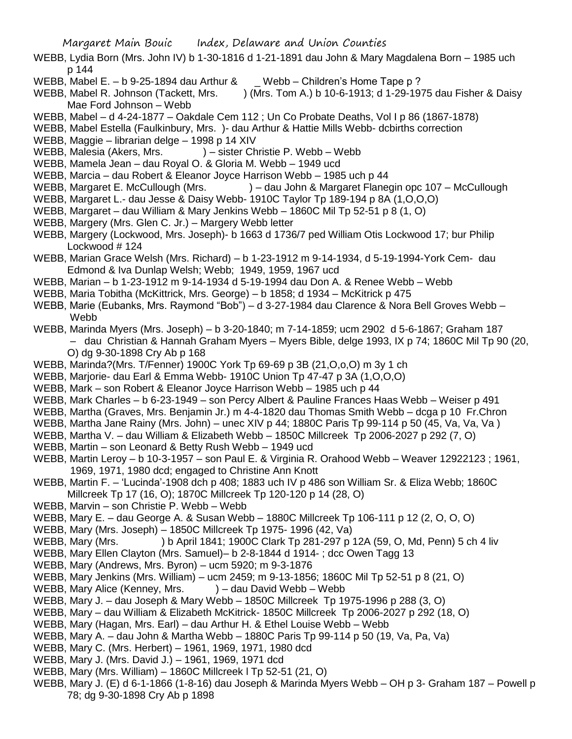WEBB, Lydia Born (Mrs. John IV) b 1-30-1816 d 1-21-1891 dau John & Mary Magdalena Born – 1985 uch p 144

WEBB, Mabel E. – b 9-25-1894 dau Arthur & _ Webb – Children's Home Tape p ?

WEBB, Mabel R. Johnson (Tackett, Mrs. ) (Mrs. Tom A.) b 10-6-1913; d 1-29-1975 dau Fisher & Daisy Mae Ford Johnson – Webb

WEBB, Mabel – d 4-24-1877 – Oakdale Cem 112 ; Un Co Probate Deaths, Vol I p 86 (1867-1878)

WEBB, Mabel Estella (Faulkinbury, Mrs. )- dau Arthur & Hattie Mills Webb- dcbirths correction

WEBB, Maggie – librarian delge – 1998 p 14 XIV

WEBB, Malesia (Akers, Mrs. ) – sister Christie P. Webb – Webb

WEBB, Mamela Jean – dau Royal O. & Gloria M. Webb – 1949 ucd

WEBB, Marcia – dau Robert & Eleanor Joyce Harrison Webb – 1985 uch p 44

WEBB, Margaret E. McCullough (Mrs. ) – dau John & Margaret Flanegin opc 107 – McCullough

WEBB, Margaret L.- dau Jesse & Daisy Webb- 1910C Taylor Tp 189-194 p 8A (1,O,O,O)

WEBB, Margaret – dau William & Mary Jenkins Webb – 1860C Mil Tp 52-51 p 8 (1, O)

WEBB, Margery (Mrs. Glen C. Jr.) – Margery Webb letter

WEBB, Margery (Lockwood, Mrs. Joseph)- b 1663 d 1736/7 ped William Otis Lockwood 17; bur Philip Lockwood # 124

WEBB, Marian Grace Welsh (Mrs. Richard) – b 1-23-1912 m 9-14-1934, d 5-19-1994-York Cem- dau Edmond & Iva Dunlap Welsh; Webb; 1949, 1959, 1967 ucd

WEBB, Marian – b 1-23-1912 m 9-14-1934 d 5-19-1994 dau Don A. & Renee Webb – Webb

WEBB, Maria Tobitha (McKittrick, Mrs. George) – b 1858; d 1934 – McKitrick p 475

WEBB, Marie (Eubanks, Mrs. Raymond "Bob") – d 3-27-1984 dau Clarence & Nora Bell Groves Webb – Webb

WEBB, Marinda Myers (Mrs. Joseph) – b 3-20-1840; m 7-14-1859; ucm 2902 d 5-6-1867; Graham 187 – dau Christian & Hannah Graham Myers – Myers Bible, delge 1993, IX p 74; 1860C Mil Tp 90 (20, O) dg 9-30-1898 Cry Ab p 168

WEBB, Marinda?(Mrs. T/Fenner) 1900C York Tp 69-69 p 3B (21,O,o,O) m 3y 1 ch

WEBB, Marjorie- dau Earl & Emma Webb- 1910C Union Tp 47-47 p 3A (1,O,O,O)

WEBB, Mark – son Robert & Eleanor Joyce Harrison Webb – 1985 uch p 44

WEBB, Mark Charles – b 6-23-1949 – son Percy Albert & Pauline Frances Haas Webb – Weiser p 491

WEBB, Martha (Graves, Mrs. Benjamin Jr.) m 4-4-1820 dau Thomas Smith Webb – dcga p 10 Fr.Chron

WEBB, Martha Jane Rainy (Mrs. John) – unec XIV p 44; 1880C Paris Tp 99-114 p 50 (45, Va, Va, Va )

WEBB, Martha V. – dau William & Elizabeth Webb – 1850C Millcreek Tp 2006-2027 p 292 (7, O)

WEBB, Martin – son Leonard & Betty Rush Webb – 1949 ucd

WEBB, Martin Leroy – b 10-3-1957 – son Paul E. & Virginia R. Orahood Webb – Weaver 12922123 ; 1961, 1969, 1971, 1980 dcd; engaged to Christine Ann Knott

WEBB, Martin F. – 'Lucinda'-1908 dch p 408; 1883 uch IV p 486 son William Sr. & Eliza Webb; 1860C Millcreek Tp 17 (16, O); 1870C Millcreek Tp 120-120 p 14 (28, O)

WEBB, Marvin – son Christie P. Webb – Webb

WEBB, Mary E. – dau George A. & Susan Webb – 1880C Millcreek Tp 106-111 p 12 (2, O, O, O)

WEBB, Mary (Mrs. Joseph) – 1850C Millcreek Tp 1975- 1996 (42, Va)

WEBB, Mary (Mrs. ) b April 1841; 1900C Clark Tp 281-297 p 12A (59, O, Md, Penn) 5 ch 4 liv

WEBB, Mary Ellen Clayton (Mrs. Samuel)– b 2-8-1844 d 1914- ; dcc Owen Tagg 13

WEBB, Mary (Andrews, Mrs. Byron) – ucm 5920; m 9-3-1876

WEBB, Mary Jenkins (Mrs. William) – ucm 2459; m 9-13-1856; 1860C Mil Tp 52-51 p 8 (21, O)

WEBB, Mary Alice (Kenney, Mrs. ) – dau David Webb – Webb

WEBB, Mary J. – dau Joseph & Mary Webb – 1850C Millcreek Tp 1975-1996 p 288 (3, O)

WEBB, Mary – dau William & Elizabeth McKitrick- 1850C Millcreek Tp 2006-2027 p 292 (18, O)

WEBB, Mary (Hagan, Mrs. Earl) – dau Arthur H. & Ethel Louise Webb – Webb

WEBB, Mary A. – dau John & Martha Webb – 1880C Paris Tp 99-114 p 50 (19, Va, Pa, Va)

WEBB, Mary C. (Mrs. Herbert) – 1961, 1969, 1971, 1980 dcd

WEBB, Mary J. (Mrs. David J.) – 1961, 1969, 1971 dcd

WEBB, Mary (Mrs. William) – 1860C Millcreek l Tp 52-51 (21, O)

WEBB, Mary J. (E) d 6-1-1866 (1-8-16) dau Joseph & Marinda Myers Webb – OH p 3- Graham 187 – Powell p 78; dg 9-30-1898 Cry Ab p 1898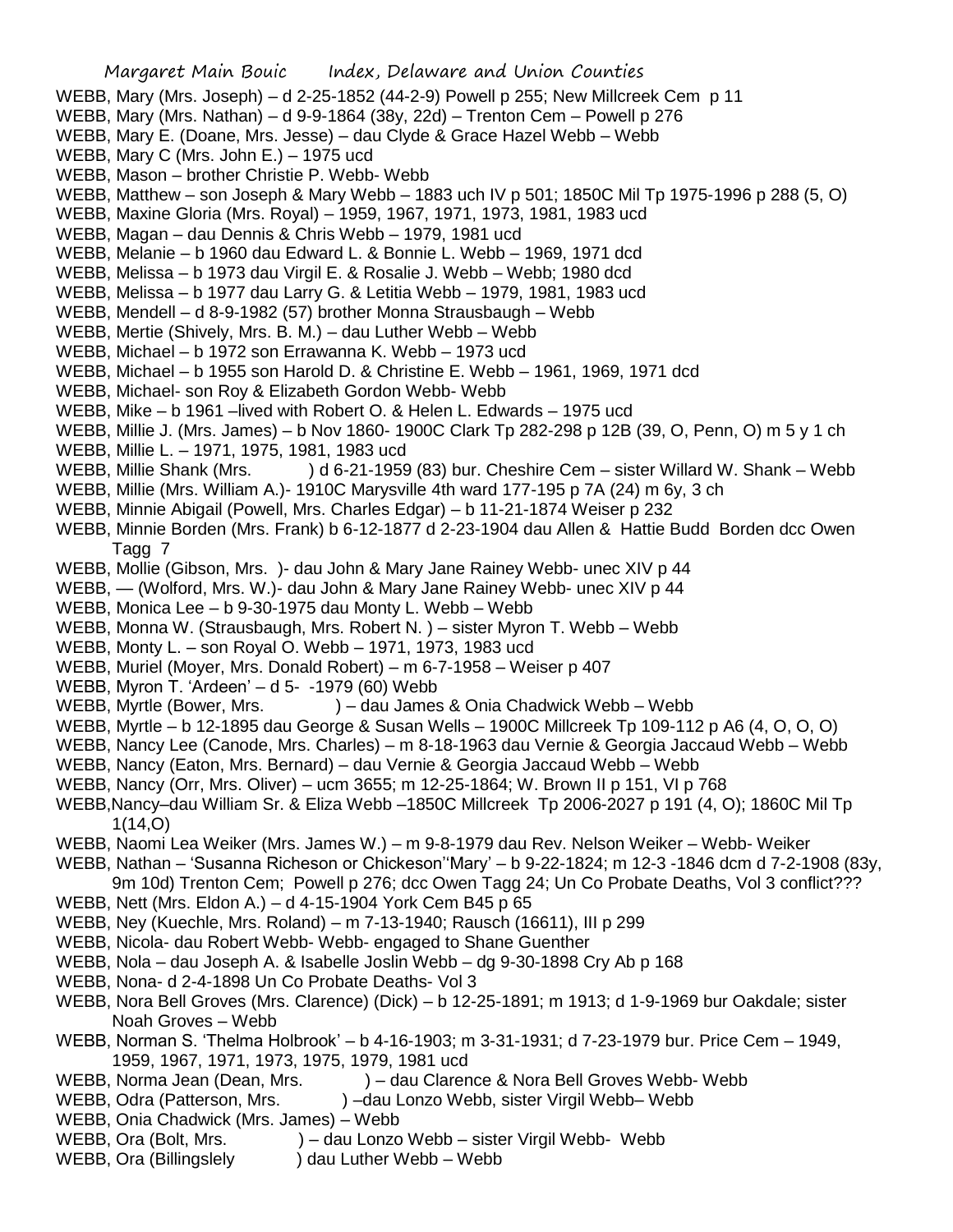WEBB, Mary (Mrs. Joseph) – d 2-25-1852 (44-2-9) Powell p 255; New Millcreek Cem p 11

WEBB, Mary (Mrs. Nathan) – d 9-9-1864 (38y, 22d) – Trenton Cem – Powell p 276

WEBB, Mary E. (Doane, Mrs. Jesse) – dau Clyde & Grace Hazel Webb – Webb

WEBB, Mary C (Mrs. John E.) – 1975 ucd

WEBB, Mason – brother Christie P. Webb- Webb

WEBB, Matthew – son Joseph & Mary Webb – 1883 uch IV p 501; 1850C Mil Tp 1975-1996 p 288 (5, O)

WEBB, Maxine Gloria (Mrs. Royal) – 1959, 1967, 1971, 1973, 1981, 1983 ucd

WEBB, Magan – dau Dennis & Chris Webb – 1979, 1981 ucd

WEBB, Melanie – b 1960 dau Edward L. & Bonnie L. Webb – 1969, 1971 dcd

WEBB, Melissa – b 1973 dau Virgil E. & Rosalie J. Webb – Webb; 1980 dcd

WEBB, Melissa – b 1977 dau Larry G. & Letitia Webb – 1979, 1981, 1983 ucd

WEBB, Mendell – d 8-9-1982 (57) brother Monna Strausbaugh – Webb

WEBB, Mertie (Shively, Mrs. B. M.) – dau Luther Webb – Webb

WEBB, Michael – b 1972 son Errawanna K. Webb – 1973 ucd

WEBB, Michael – b 1955 son Harold D. & Christine E. Webb – 1961, 1969, 1971 dcd

WEBB, Michael- son Roy & Elizabeth Gordon Webb- Webb

WEBB, Mike – b 1961 –lived with Robert O. & Helen L. Edwards – 1975 ucd

WEBB, Millie J. (Mrs. James) – b Nov 1860- 1900C Clark Tp 282-298 p 12B (39, O, Penn, O) m 5 y 1 ch

WEBB, Millie L. – 1971, 1975, 1981, 1983 ucd

WEBB, Millie Shank (Mrs. ) d 6-21-1959 (83) bur. Cheshire Cem – sister Willard W. Shank – Webb

WEBB, Millie (Mrs. William A.)- 1910C Marysville 4th ward 177-195 p 7A (24) m 6y, 3 ch

WEBB, Minnie Abigail (Powell, Mrs. Charles Edgar) – b 11-21-1874 Weiser p 232

WEBB, Minnie Borden (Mrs. Frank) b 6-12-1877 d 2-23-1904 dau Allen & Hattie Budd Borden dcc Owen Tagg 7

WEBB, Mollie (Gibson, Mrs. )- dau John & Mary Jane Rainey Webb- unec XIV p 44

WEBB, — (Wolford, Mrs. W.)- dau John & Mary Jane Rainey Webb- unec XIV p 44

WEBB, Monica Lee – b 9-30-1975 dau Monty L. Webb – Webb

WEBB, Monna W. (Strausbaugh, Mrs. Robert N. ) – sister Myron T. Webb – Webb

WEBB, Monty L. – son Royal O. Webb – 1971, 1973, 1983 ucd

WEBB, Muriel (Moyer, Mrs. Donald Robert) – m 6-7-1958 – Weiser p 407

WEBB, Myron T. 'Ardeen' – d 5- -1979 (60) Webb

WEBB, Myrtle (Bower, Mrs. ) – dau James & Onia Chadwick Webb – Webb

WEBB, Myrtle – b 12-1895 dau George & Susan Wells – 1900C Millcreek Tp 109-112 p A6 (4, O, O, O)

WEBB, Nancy Lee (Canode, Mrs. Charles) – m 8-18-1963 dau Vernie & Georgia Jaccaud Webb – Webb

WEBB, Nancy (Eaton, Mrs. Bernard) – dau Vernie & Georgia Jaccaud Webb – Webb

WEBB, Nancy (Orr, Mrs. Oliver) – ucm 3655; m 12-25-1864; W. Brown II p 151, VI p 768

WEBB,Nancy–dau William Sr. & Eliza Webb –1850C Millcreek Tp 2006-2027 p 191 (4, O); 1860C Mil Tp 1(14,O)

WEBB, Naomi Lea Weiker (Mrs. James W.) – m 9-8-1979 dau Rev. Nelson Weiker – Webb- Weiker

WEBB, Nathan – 'Susanna Richeson or Chickeson''Mary' – b 9-22-1824; m 12-3 -1846 dcm d 7-2-1908 (83y, 9m 10d) Trenton Cem; Powell p 276; dcc Owen Tagg 24; Un Co Probate Deaths, Vol 3 conflict???

WEBB, Nett (Mrs. Eldon A.) – d 4-15-1904 York Cem B45 p 65

WEBB, Ney (Kuechle, Mrs. Roland) – m 7-13-1940; Rausch (16611), III p 299

WEBB, Nicola- dau Robert Webb- Webb- engaged to Shane Guenther

WEBB, Nola – dau Joseph A. & Isabelle Joslin Webb – dg 9-30-1898 Cry Ab p 168

WEBB, Nona- d 2-4-1898 Un Co Probate Deaths- Vol 3

WEBB, Nora Bell Groves (Mrs. Clarence) (Dick) – b 12-25-1891; m 1913; d 1-9-1969 bur Oakdale; sister Noah Groves – Webb

WEBB, Norman S. 'Thelma Holbrook' – b 4-16-1903; m 3-31-1931; d 7-23-1979 bur. Price Cem – 1949, 1959, 1967, 1971, 1973, 1975, 1979, 1981 ucd

WEBB, Norma Jean (Dean, Mrs. ) – dau Clarence & Nora Bell Groves Webb- Webb

WEBB, Odra (Patterson, Mrs. ) –dau Lonzo Webb, sister Virgil Webb– Webb

WEBB, Onia Chadwick (Mrs. James) – Webb

WEBB, Ora (Bolt, Mrs. ) – dau Lonzo Webb – sister Virgil Webb- Webb

WEBB, Ora (Billingslely ) dau Luther Webb – Webb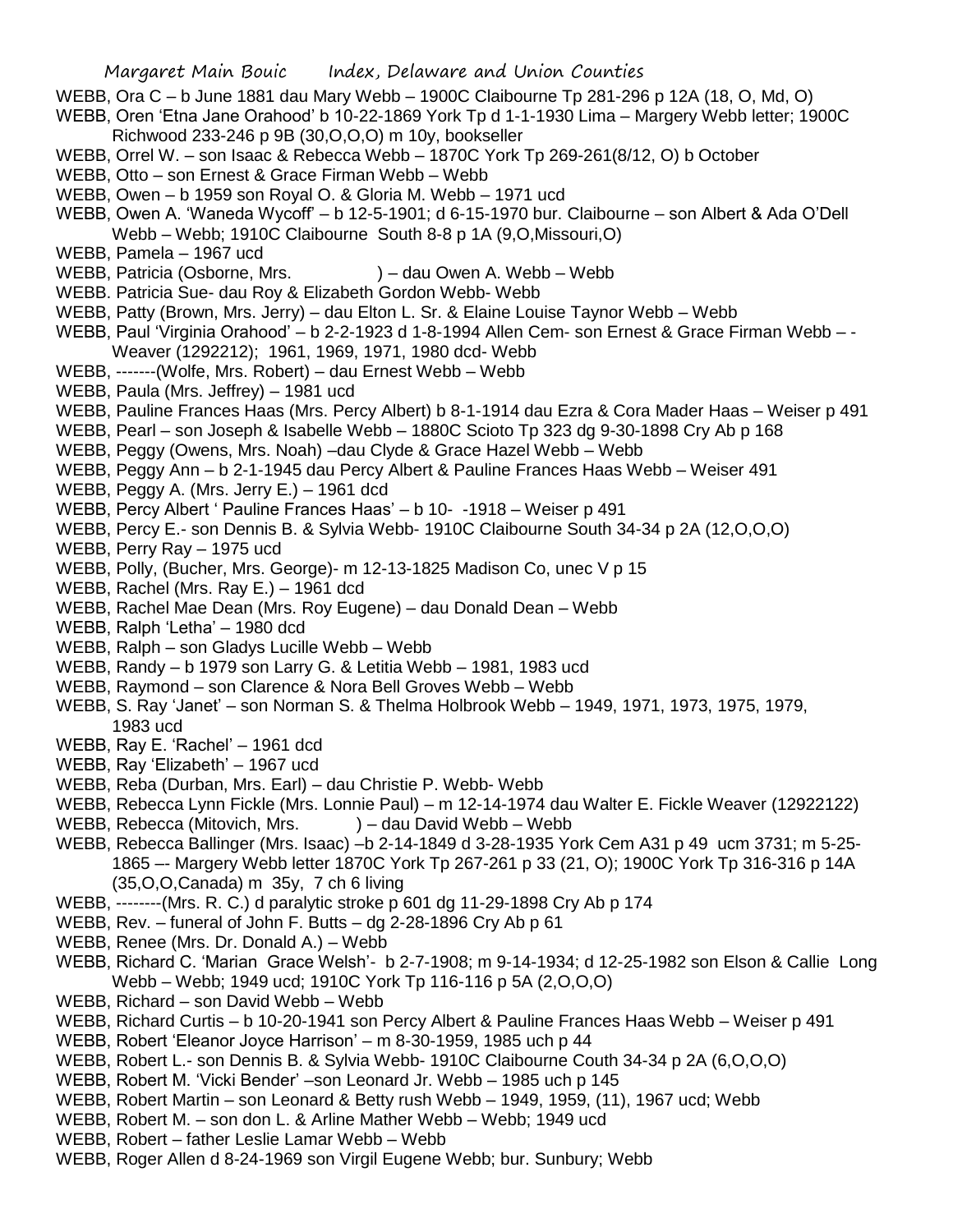WEBB, Ora C – b June 1881 dau Mary Webb – 1900C Claibourne Tp 281-296 p 12A (18, O, Md, O)

WEBB, Oren 'Etna Jane Orahood' b 10-22-1869 York Tp d 1-1-1930 Lima – Margery Webb letter; 1900C Richwood 233-246 p 9B (30,O,O,O) m 10y, bookseller

WEBB, Orrel W. – son Isaac & Rebecca Webb – 1870C York Tp 269-261(8/12, O) b October

WEBB, Otto – son Ernest & Grace Firman Webb – Webb

WEBB, Owen – b 1959 son Royal O. & Gloria M. Webb – 1971 ucd

WEBB, Owen A. 'Waneda Wycoff' – b 12-5-1901; d 6-15-1970 bur. Claibourne – son Albert & Ada O'Dell Webb – Webb; 1910C Claibourne South 8-8 p 1A (9,O,Missouri,O)

WEBB, Pamela – 1967 ucd

WEBB, Patricia (Osborne, Mrs. ) – dau Owen A. Webb – Webb

WEBB. Patricia Sue- dau Roy & Elizabeth Gordon Webb- Webb

WEBB, Patty (Brown, Mrs. Jerry) – dau Elton L. Sr. & Elaine Louise Taynor Webb – Webb

WEBB, Paul 'Virginia Orahood' – b 2-2-1923 d 1-8-1994 Allen Cem- son Ernest & Grace Firman Webb – - Weaver (1292212); 1961, 1969, 1971, 1980 dcd- Webb

WEBB, -------(Wolfe, Mrs. Robert) – dau Ernest Webb – Webb

WEBB, Paula (Mrs. Jeffrey) – 1981 ucd

WEBB, Pauline Frances Haas (Mrs. Percy Albert) b 8-1-1914 dau Ezra & Cora Mader Haas – Weiser p 491

WEBB, Pearl – son Joseph & Isabelle Webb – 1880C Scioto Tp 323 dg 9-30-1898 Cry Ab p 168

WEBB, Peggy (Owens, Mrs. Noah) –dau Clyde & Grace Hazel Webb – Webb

WEBB, Peggy Ann – b 2-1-1945 dau Percy Albert & Pauline Frances Haas Webb – Weiser 491

WEBB, Peggy A. (Mrs. Jerry E.) – 1961 dcd

WEBB, Percy Albert ' Pauline Frances Haas' – b 10- -1918 – Weiser p 491

WEBB, Percy E.- son Dennis B. & Sylvia Webb- 1910C Claibourne South 34-34 p 2A (12,O,O,O)

WEBB, Perry Ray – 1975 ucd

WEBB, Polly, (Bucher, Mrs. George)- m 12-13-1825 Madison Co, unec V p 15

WEBB, Rachel (Mrs. Ray E.) – 1961 dcd

WEBB, Rachel Mae Dean (Mrs. Roy Eugene) – dau Donald Dean – Webb

WEBB, Ralph 'Letha' – 1980 dcd

WEBB, Ralph – son Gladys Lucille Webb – Webb

WEBB, Randy – b 1979 son Larry G. & Letitia Webb – 1981, 1983 ucd

WEBB, Raymond – son Clarence & Nora Bell Groves Webb – Webb

WEBB, S. Ray 'Janet' – son Norman S. & Thelma Holbrook Webb – 1949, 1971, 1973, 1975, 1979, 1983 ucd

WEBB, Ray E. 'Rachel' – 1961 dcd

WEBB, Ray 'Elizabeth' – 1967 ucd

WEBB, Reba (Durban, Mrs. Earl) – dau Christie P. Webb- Webb

WEBB, Rebecca Lynn Fickle (Mrs. Lonnie Paul) – m 12-14-1974 dau Walter E. Fickle Weaver (12922122)

WEBB, Rebecca (Mitovich, Mrs. ) – dau David Webb – Webb

WEBB, Rebecca Ballinger (Mrs. Isaac) –b 2-14-1849 d 3-28-1935 York Cem A31 p 49 ucm 3731; m 5-25-1865 –- Margery Webb letter 1870C York Tp 267-261 p 33 (21, O); 1900C York Tp 316-316 p 14A (35,O,O,Canada) m 35y, 7 ch 6 living

WEBB, --------(Mrs. R. C.) d paralytic stroke p 601 dg 11-29-1898 Cry Ab p 174

WEBB, Rev. – funeral of John F. Butts – dg 2-28-1896 Cry Ab p 61

WEBB, Renee (Mrs. Dr. Donald A.) – Webb

WEBB, Richard C. 'Marian Grace Welsh'- b 2-7-1908; m 9-14-1934; d 12-25-1982 son Elson & Callie Long Webb – Webb; 1949 ucd; 1910C York Tp 116-116 p 5A (2,O,O,O)

WEBB, Richard – son David Webb – Webb

WEBB, Richard Curtis – b 10-20-1941 son Percy Albert & Pauline Frances Haas Webb – Weiser p 491

WEBB, Robert 'Eleanor Joyce Harrison' – m 8-30-1959, 1985 uch p 44

WEBB, Robert L.- son Dennis B. & Sylvia Webb- 1910C Claibourne Couth 34-34 p 2A (6,O,O,O)

WEBB, Robert M. 'Vicki Bender' –son Leonard Jr. Webb – 1985 uch p 145

WEBB, Robert Martin – son Leonard & Betty rush Webb – 1949, 1959, (11), 1967 ucd; Webb

WEBB, Robert M. – son don L. & Arline Mather Webb – Webb; 1949 ucd

WEBB, Robert – father Leslie Lamar Webb – Webb

WEBB, Roger Allen d 8-24-1969 son Virgil Eugene Webb; bur. Sunbury; Webb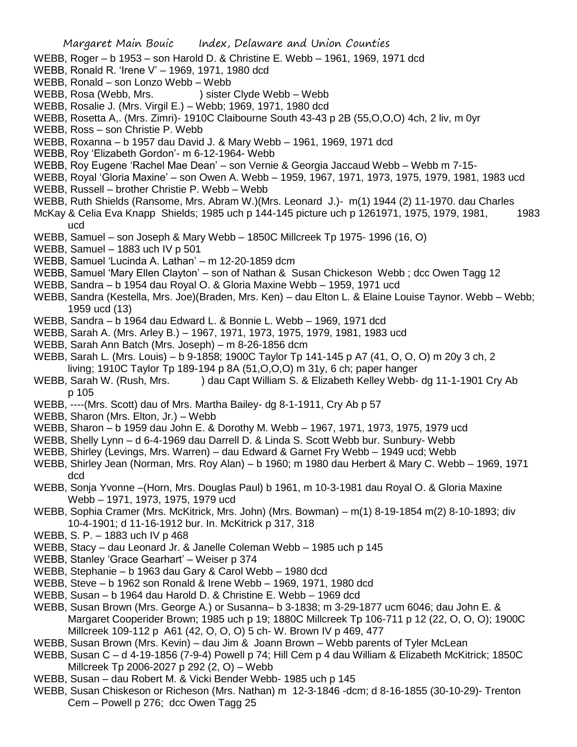WEBB, Roger – b 1953 – son Harold D. & Christine E. Webb – 1961, 1969, 1971 dcd

WEBB, Ronald R. 'Irene V' – 1969, 1971, 1980 dcd

WEBB, Ronald – son Lonzo Webb – Webb

WEBB, Rosa (Webb, Mrs. ) sister Clyde Webb – Webb

WEBB, Rosalie J. (Mrs. Virgil E.) – Webb; 1969, 1971, 1980 dcd

WEBB, Rosetta A,. (Mrs. Zimri)- 1910C Claibourne South 43-43 p 2B (55,O,O,O) 4ch, 2 liv, m 0yr

WEBB, Ross – son Christie P. Webb

WEBB, Roxanna – b 1957 dau David J. & Mary Webb – 1961, 1969, 1971 dcd

WEBB, Roy 'Elizabeth Gordon'- m 6-12-1964- Webb

WEBB, Roy Eugene 'Rachel Mae Dean' – son Vernie & Georgia Jaccaud Webb – Webb m 7-15-

WEBB, Royal 'Gloria Maxine' – son Owen A. Webb – 1959, 1967, 1971, 1973, 1975, 1979, 1981, 1983 ucd

WEBB, Russell – brother Christie P. Webb – Webb

WEBB, Ruth Shields (Ransome, Mrs. Abram W.)(Mrs. Leonard J.)- m(1) 1944 (2) 11-1970. dau Charles McKay & Celia Eva Knapp Shields; 1985 uch p 144-145 picture uch p 1261971, 1975, 1979, 1981, 1983 ucd

WEBB, Samuel – son Joseph & Mary Webb – 1850C Millcreek Tp 1975- 1996 (16, O)

WEBB, Samuel – 1883 uch IV p 501

WEBB, Samuel 'Lucinda A. Lathan' – m 12-20-1859 dcm

WEBB, Samuel 'Mary Ellen Clayton' – son of Nathan & Susan Chickeson Webb ; dcc Owen Tagg 12

WEBB, Sandra – b 1954 dau Royal O. & Gloria Maxine Webb – 1959, 1971 ucd

WEBB, Sandra (Kestella, Mrs. Joe)(Braden, Mrs. Ken) – dau Elton L. & Elaine Louise Taynor. Webb – Webb; 1959 ucd (13)

WEBB, Sandra – b 1964 dau Edward L. & Bonnie L. Webb – 1969, 1971 dcd

WEBB, Sarah A. (Mrs. Arley B.) – 1967, 1971, 1973, 1975, 1979, 1981, 1983 ucd

WEBB, Sarah Ann Batch (Mrs. Joseph) – m 8-26-1856 dcm

WEBB, Sarah L. (Mrs. Louis) – b 9-1858; 1900C Taylor Tp 141-145 p A7 (41, O, O, O) m 20y 3 ch, 2 living; 1910C Taylor Tp 189-194 p 8A (51,O,O,O) m 31y, 6 ch; paper hanger

WEBB, Sarah W. (Rush, Mrs. ) dau Capt William S. & Elizabeth Kelley Webb- dg 11-1-1901 Cry Ab p 105

WEBB, ----(Mrs. Scott) dau of Mrs. Martha Bailey- dg 8-1-1911, Cry Ab p 57

WEBB, Sharon (Mrs. Elton, Jr.) – Webb

WEBB, Sharon – b 1959 dau John E. & Dorothy M. Webb – 1967, 1971, 1973, 1975, 1979 ucd

WEBB, Shelly Lynn – d 6-4-1969 dau Darrell D. & Linda S. Scott Webb bur. Sunbury- Webb

WEBB, Shirley (Levings, Mrs. Warren) – dau Edward & Garnet Fry Webb – 1949 ucd; Webb

WEBB, Shirley Jean (Norman, Mrs. Roy Alan) – b 1960; m 1980 dau Herbert & Mary C. Webb – 1969, 1971 dcd

WEBB, Sonja Yvonne –(Horn, Mrs. Douglas Paul) b 1961, m 10-3-1981 dau Royal O. & Gloria Maxine Webb – 1971, 1973, 1975, 1979 ucd

WEBB, Sophia Cramer (Mrs. McKitrick, Mrs. John) (Mrs. Bowman) – m(1) 8-19-1854 m(2) 8-10-1893; div 10-4-1901; d 11-16-1912 bur. In. McKitrick p 317, 318

WEBB, S. P. – 1883 uch IV p 468

WEBB, Stacy – dau Leonard Jr. & Janelle Coleman Webb – 1985 uch p 145

WEBB, Stanley 'Grace Gearhart' – Weiser p 374

WEBB, Stephanie – b 1963 dau Gary & Carol Webb – 1980 dcd

WEBB, Steve – b 1962 son Ronald & Irene Webb – 1969, 1971, 1980 dcd

WEBB, Susan – b 1964 dau Harold D. & Christine E. Webb – 1969 dcd

WEBB, Susan Brown (Mrs. George A.) or Susanna– b 3-1838; m 3-29-1877 ucm 6046; dau John E. & Margaret Cooperider Brown; 1985 uch p 19; 1880C Millcreek Tp 106-711 p 12 (22, O, O, O); 1900C Millcreek 109-112 p A61 (42, O, O, O) 5 ch- W. Brown IV p 469, 477

WEBB, Susan Brown (Mrs. Kevin) – dau Jim & Joann Brown – Webb parents of Tyler McLean

WEBB, Susan C – d 4-19-1856 (7-9-4) Powell p 74; Hill Cem p 4 dau William & Elizabeth McKitrick; 1850C Millcreek Tp 2006-2027 p 292 (2, O) – Webb

WEBB, Susan – dau Robert M. & Vicki Bender Webb- 1985 uch p 145

WEBB, Susan Chiskeson or Richeson (Mrs. Nathan) m 12-3-1846 -dcm; d 8-16-1855 (30-10-29)- Trenton Cem – Powell p 276; dcc Owen Tagg 25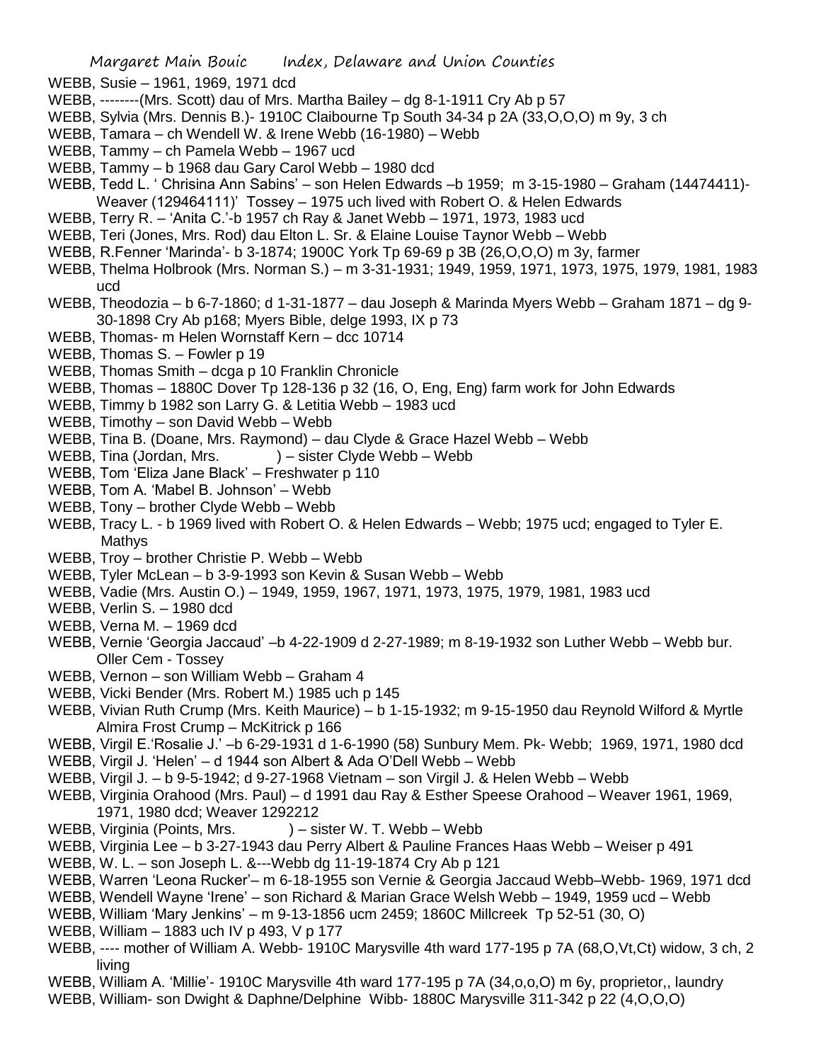WEBB, Susie – 1961, 1969, 1971 dcd

WEBB, --------(Mrs. Scott) dau of Mrs. Martha Bailey – dg 8-1-1911 Cry Ab p 57

WEBB, Sylvia (Mrs. Dennis B.)- 1910C Claibourne Tp South 34-34 p 2A (33,O,O,O) m 9y, 3 ch

WEBB, Tamara – ch Wendell W. & Irene Webb (16-1980) – Webb

WEBB, Tammy – ch Pamela Webb – 1967 ucd

WEBB, Tammy – b 1968 dau Gary Carol Webb – 1980 dcd

WEBB, Tedd L. ' Chrisina Ann Sabins' – son Helen Edwards –b 1959; m 3-15-1980 – Graham (14474411)- Weaver (129464111)' Tossey – 1975 uch lived with Robert O. & Helen Edwards

WEBB, Terry R. – 'Anita C.'-b 1957 ch Ray & Janet Webb – 1971, 1973, 1983 ucd

WEBB, Teri (Jones, Mrs. Rod) dau Elton L. Sr. & Elaine Louise Taynor Webb – Webb

WEBB, R.Fenner 'Marinda'- b 3-1874; 1900C York Tp 69-69 p 3B (26,O,O,O) m 3y, farmer

WEBB, Thelma Holbrook (Mrs. Norman S.) – m 3-31-1931; 1949, 1959, 1971, 1973, 1975, 1979, 1981, 1983 ucd

WEBB, Theodozia – b 6-7-1860; d 1-31-1877 – dau Joseph & Marinda Myers Webb – Graham 1871 – dg 9-30-1898 Cry Ab p168; Myers Bible, delge 1993, IX p 73

WEBB, Thomas- m Helen Wornstaff Kern – dcc 10714

WEBB, Thomas S. – Fowler p 19

WEBB, Thomas Smith – dcga p 10 Franklin Chronicle

WEBB, Thomas – 1880C Dover Tp 128-136 p 32 (16, O, Eng, Eng) farm work for John Edwards

WEBB, Timmy b 1982 son Larry G. & Letitia Webb – 1983 ucd

WEBB, Timothy – son David Webb – Webb

WEBB, Tina B. (Doane, Mrs. Raymond) – dau Clyde & Grace Hazel Webb – Webb

WEBB, Tina (Jordan, Mrs. ) – sister Clyde Webb – Webb

WEBB, Tom 'Eliza Jane Black' – Freshwater p 110

WEBB, Tom A. 'Mabel B. Johnson' – Webb

WEBB, Tony – brother Clyde Webb – Webb

WEBB, Tracy L. - b 1969 lived with Robert O. & Helen Edwards – Webb; 1975 ucd; engaged to Tyler E. Mathys

WEBB, Troy – brother Christie P. Webb – Webb

WEBB, Tyler McLean – b 3-9-1993 son Kevin & Susan Webb – Webb

WEBB, Vadie (Mrs. Austin O.) – 1949, 1959, 1967, 1971, 1973, 1975, 1979, 1981, 1983 ucd

WEBB, Verlin S. – 1980 dcd

WEBB, Verna M. – 1969 dcd

WEBB, Vernie 'Georgia Jaccaud' –b 4-22-1909 d 2-27-1989; m 8-19-1932 son Luther Webb – Webb bur. Oller Cem - Tossey

WEBB, Vernon – son William Webb – Graham 4

WEBB, Vicki Bender (Mrs. Robert M.) 1985 uch p 145

WEBB, Vivian Ruth Crump (Mrs. Keith Maurice) – b 1-15-1932; m 9-15-1950 dau Reynold Wilford & Myrtle Almira Frost Crump – McKitrick p 166

WEBB, Virgil E.'Rosalie J.' –b 6-29-1931 d 1-6-1990 (58) Sunbury Mem. Pk- Webb; 1969, 1971, 1980 dcd

WEBB, Virgil J. 'Helen' – d 1944 son Albert & Ada O'Dell Webb – Webb

WEBB, Virgil J. – b 9-5-1942; d 9-27-1968 Vietnam – son Virgil J. & Helen Webb – Webb

WEBB, Virginia Orahood (Mrs. Paul) – d 1991 dau Ray & Esther Speese Orahood – Weaver 1961, 1969, 1971, 1980 dcd; Weaver 1292212

WEBB, Virginia (Points, Mrs. ) – sister W. T. Webb – Webb

WEBB, Virginia Lee – b 3-27-1943 dau Perry Albert & Pauline Frances Haas Webb – Weiser p 491

WEBB, W. L. – son Joseph L. &---Webb dg 11-19-1874 Cry Ab p 121

WEBB, Warren 'Leona Rucker'– m 6-18-1955 son Vernie & Georgia Jaccaud Webb–Webb- 1969, 1971 dcd

WEBB, Wendell Wayne 'Irene' – son Richard & Marian Grace Welsh Webb – 1949, 1959 ucd – Webb

WEBB, William 'Mary Jenkins' – m 9-13-1856 ucm 2459; 1860C Millcreek Tp 52-51 (30, O)

WEBB, William – 1883 uch IV p 493, V p 177

WEBB, ---- mother of William A. Webb- 1910C Marysville 4th ward 177-195 p 7A (68,O,Vt,Ct) widow, 3 ch, 2 living

WEBB, William A. 'Millie'- 1910C Marysville 4th ward 177-195 p 7A (34,o,o,O) m 6y, proprietor,, laundry

WEBB, William- son Dwight & Daphne/Delphine Wibb- 1880C Marysville 311-342 p 22 (4,O,O,O)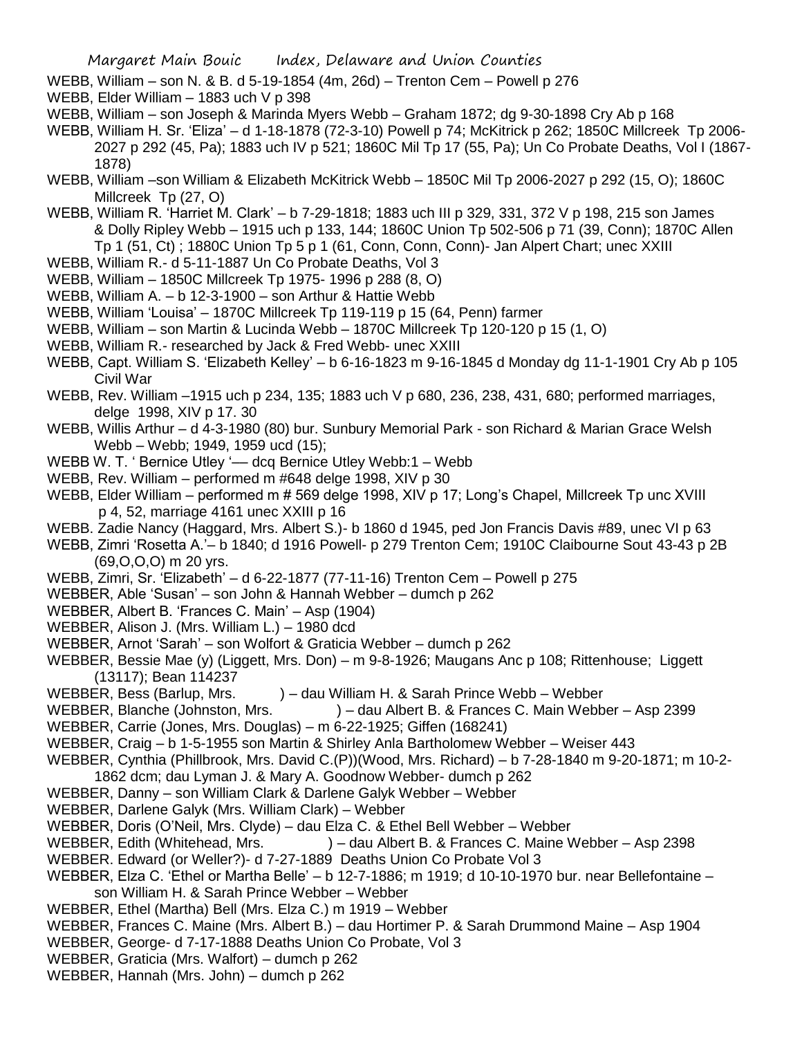WEBB, William – son N. & B. d 5-19-1854 (4m, 26d) – Trenton Cem – Powell p 276

WEBB, Elder William – 1883 uch V p 398

WEBB, William – son Joseph & Marinda Myers Webb – Graham 1872; dg 9-30-1898 Cry Ab p 168

WEBB, William H. Sr. 'Eliza' – d 1-18-1878 (72-3-10) Powell p 74; McKitrick p 262; 1850C Millcreek Tp 2006-2027 p 292 (45, Pa); 1883 uch IV p 521; 1860C Mil Tp 17 (55, Pa); Un Co Probate Deaths, Vol I (1867-1878)

WEBB, William –son William & Elizabeth McKitrick Webb – 1850C Mil Tp 2006-2027 p 292 (15, O); 1860C Millcreek Tp (27, O)

WEBB, William R. 'Harriet M. Clark' – b 7-29-1818; 1883 uch III p 329, 331, 372 V p 198, 215 son James & Dolly Ripley Webb – 1915 uch p 133, 144; 1860C Union Tp 502-506 p 71 (39, Conn); 1870C Allen Tp 1 (51, Ct) ; 1880C Union Tp 5 p 1 (61, Conn, Conn, Conn)- Jan Alpert Chart; unec XXIII

WEBB, William R.- d 5-11-1887 Un Co Probate Deaths, Vol 3

WEBB, William – 1850C Millcreek Tp 1975- 1996 p 288 (8, O)

WEBB, William A. – b 12-3-1900 – son Arthur & Hattie Webb

WEBB, William 'Louisa' – 1870C Millcreek Tp 119-119 p 15 (64, Penn) farmer

WEBB, William – son Martin & Lucinda Webb – 1870C Millcreek Tp 120-120 p 15 (1, O)

WEBB, William R.- researched by Jack & Fred Webb- unec XXIII

WEBB, Capt. William S. 'Elizabeth Kelley' – b 6-16-1823 m 9-16-1845 d Monday dg 11-1-1901 Cry Ab p 105 Civil War

WEBB, Rev. William –1915 uch p 234, 135; 1883 uch V p 680, 236, 238, 431, 680; performed marriages, delge 1998, XIV p 17. 30

WEBB, Willis Arthur – d 4-3-1980 (80) bur. Sunbury Memorial Park - son Richard & Marian Grace Welsh Webb – Webb; 1949, 1959 ucd (15);

WEBB W. T. ' Bernice Utley '— dcq Bernice Utley Webb:1 – Webb

WEBB, Rev. William – performed m #648 delge 1998, XIV p 30

WEBB, Elder William – performed m # 569 delge 1998, XIV p 17; Long's Chapel, Millcreek Tp unc XVIII p 4, 52, marriage 4161 unec XXIII p 16

WEBB. Zadie Nancy (Haggard, Mrs. Albert S.)- b 1860 d 1945, ped Jon Francis Davis #89, unec VI p 63

WEBB, Zimri 'Rosetta A.'– b 1840; d 1916 Powell- p 279 Trenton Cem; 1910C Claibourne Sout 43-43 p 2B (69,O,O,O) m 20 yrs.

WEBB, Zimri, Sr. 'Elizabeth' – d 6-22-1877 (77-11-16) Trenton Cem – Powell p 275

WEBBER, Able 'Susan' – son John & Hannah Webber – dumch p 262

WEBBER, Albert B. 'Frances C. Main' – Asp (1904)

WEBBER, Alison J. (Mrs. William L.) – 1980 dcd

WEBBER, Arnot 'Sarah' – son Wolfort & Graticia Webber – dumch p 262

WEBBER, Bessie Mae (y) (Liggett, Mrs. Don) – m 9-8-1926; Maugans Anc p 108; Rittenhouse; Liggett (13117); Bean 114237

WEBBER, Bess (Barlup, Mrs. ) – dau William H. & Sarah Prince Webb – Webber

WEBBER, Blanche (Johnston, Mrs. ) – dau Albert B. & Frances C. Main Webber – Asp 2399

WEBBER, Carrie (Jones, Mrs. Douglas) – m 6-22-1925; Giffen (168241)

WEBBER, Craig – b 1-5-1955 son Martin & Shirley Anla Bartholomew Webber – Weiser 443

WEBBER, Cynthia (Phillbrook, Mrs. David C.(P))(Wood, Mrs. Richard) – b 7-28-1840 m 9-20-1871; m 10-2-1862 dcm; dau Lyman J. & Mary A. Goodnow Webber- dumch p 262

WEBBER, Danny – son William Clark & Darlene Galyk Webber – Webber

WEBBER, Darlene Galyk (Mrs. William Clark) – Webber

WEBBER, Doris (O'Neil, Mrs. Clyde) – dau Elza C. & Ethel Bell Webber – Webber

WEBBER, Edith (Whitehead, Mrs. ) – dau Albert B. & Frances C. Maine Webber – Asp 2398

WEBBER. Edward (or Weller?)- d 7-27-1889 Deaths Union Co Probate Vol 3

WEBBER, Elza C. 'Ethel or Martha Belle' – b 12-7-1886; m 1919; d 10-10-1970 bur. near Bellefontaine – son William H. & Sarah Prince Webber – Webber

WEBBER, Ethel (Martha) Bell (Mrs. Elza C.) m 1919 – Webber

WEBBER, Frances C. Maine (Mrs. Albert B.) – dau Hortimer P. & Sarah Drummond Maine – Asp 1904

WEBBER, George- d 7-17-1888 Deaths Union Co Probate, Vol 3

WEBBER, Graticia (Mrs. Walfort) – dumch p 262

WEBBER, Hannah (Mrs. John) – dumch p 262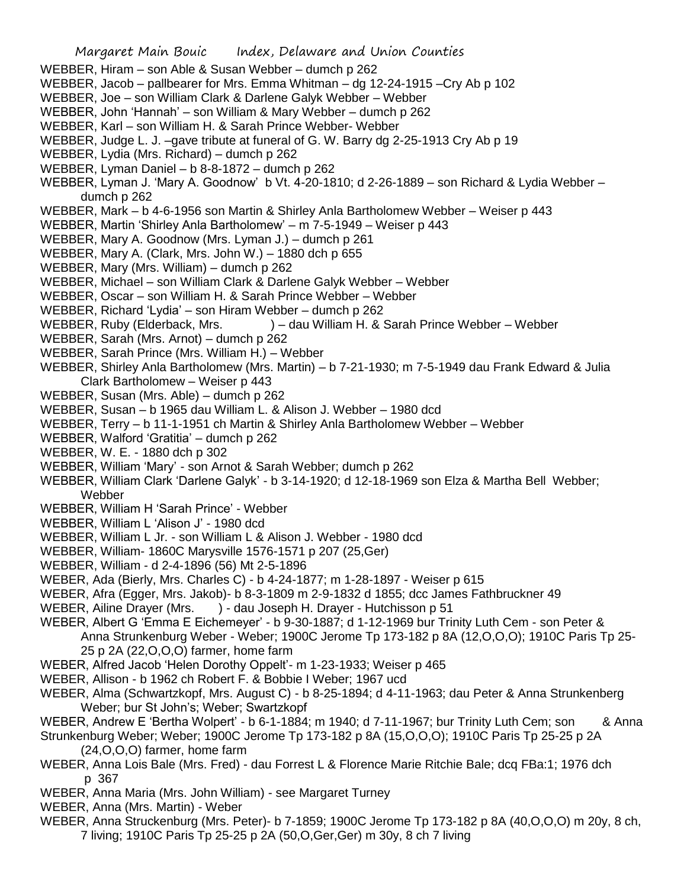WEBBER, Hiram – son Able & Susan Webber – dumch p 262
WEBBER, Jacob – pallbearer for Mrs. Emma Whitman – dg 12-24-1915 –Cry Ab p 102
WEBBER, Joe – son William Clark & Darlene Galyk Webber – Webber
WEBBER, John 'Hannah' – son William & Mary Webber – dumch p 262
WEBBER, Karl – son William H. & Sarah Prince Webber- Webber
WEBBER, Judge L. J. –gave tribute at funeral of G. W. Barry dg 2-25-1913 Cry Ab p 19
WEBBER, Lydia (Mrs. Richard) – dumch p 262
WEBBER, Lyman Daniel – b 8-8-1872 – dumch p 262
WEBBER, Lyman J. 'Mary A. Goodnow' b Vt. 4-20-1810; d 2-26-1889 – son Richard & Lydia Webber – dumch p 262
WEBBER, Mark – b 4-6-1956 son Martin & Shirley Anla Bartholomew Webber – Weiser p 443
WEBBER, Martin 'Shirley Anla Bartholomew' – m 7-5-1949 – Weiser p 443
WEBBER, Mary A. Goodnow (Mrs. Lyman J.) – dumch p 261
WEBBER, Mary A. (Clark, Mrs. John W.) – 1880 dch p 655
WEBBER, Mary (Mrs. William) – dumch p 262
WEBBER, Michael – son William Clark & Darlene Galyk Webber – Webber
WEBBER, Oscar – son William H. & Sarah Prince Webber – Webber
WEBBER, Richard 'Lydia' – son Hiram Webber – dumch p 262
WEBBER, Ruby (Elderback, Mrs. ) – dau William H. & Sarah Prince Webber – Webber
WEBBER, Sarah (Mrs. Arnot) – dumch p 262
WEBBER, Sarah Prince (Mrs. William H.) – Webber
WEBBER, Shirley Anla Bartholomew (Mrs. Martin) – b 7-21-1930; m 7-5-1949 dau Frank Edward & Julia Clark Bartholomew – Weiser p 443
WEBBER, Susan (Mrs. Able) – dumch p 262
WEBBER, Susan – b 1965 dau William L. & Alison J. Webber – 1980 dcd
WEBBER, Terry – b 11-1-1951 ch Martin & Shirley Anla Bartholomew Webber – Webber
WEBBER, Walford 'Gratitia' – dumch p 262
WEBBER, W. E. - 1880 dch p 302
WEBBER, William 'Mary' - son Arnot & Sarah Webber; dumch p 262
WEBBER, William Clark 'Darlene Galyk' - b 3-14-1920; d 12-18-1969 son Elza & Martha Bell Webber; Webber
WEBBER, William H 'Sarah Prince' - Webber
WEBBER, William L 'Alison J' - 1980 dcd
WEBBER, William L Jr. - son William L & Alison J. Webber - 1980 dcd
WEBBER, William- 1860C Marysville 1576-1571 p 207 (25,Ger)
WEBBER, William - d 2-4-1896 (56) Mt 2-5-1896
WEBER, Ada (Bierly, Mrs. Charles C) - b 4-24-1877; m 1-28-1897 - Weiser p 615
WEBER, Afra (Egger, Mrs. Jakob)- b 8-3-1809 m 2-9-1832 d 1855; dcc James Fathbruckner 49
WEBER, Ailine Drayer (Mrs. ) - dau Joseph H. Drayer - Hutchisson p 51
WEBER, Albert G 'Emma E Eichemeyer' - b 9-30-1887; d 1-12-1969 bur Trinity Luth Cem - son Peter & Anna Strunkenburg Weber - Weber; 1900C Jerome Tp 173-182 p 8A (12,O,O,O); 1910C Paris Tp 25-25 p 2A (22,O,O,O) farmer, home farm
WEBER, Alfred Jacob 'Helen Dorothy Oppelt'- m 1-23-1933; Weiser p 465
WEBER, Allison - b 1962 ch Robert F. & Bobbie I Weber; 1967 ucd
WEBER, Alma (Schwartzkopf, Mrs. August C) - b 8-25-1894; d 4-11-1963; dau Peter & Anna Strunkenberg Weber; bur St John's; Weber; Swartzkopf
WEBER, Andrew E 'Bertha Wolpert' - b 6-1-1884; m 1940; d 7-11-1967; bur Trinity Luth Cem; son & Anna Strunkenburg Weber; Weber; 1900C Jerome Tp 173-182 p 8A (15,O,O,O); 1910C Paris Tp 25-25 p 2A (24,O,O,O) farmer, home farm
WEBER, Anna Lois Bale (Mrs. Fred) - dau Forrest L & Florence Marie Ritchie Bale; dcq FBa:1; 1976 dch p 367
WEBER, Anna Maria (Mrs. John William) - see Margaret Turney
WEBER, Anna (Mrs. Martin) - Weber
WEBER, Anna Struckenburg (Mrs. Peter)- b 7-1859; 1900C Jerome Tp 173-182 p 8A (40,O,O,O) m 20y, 8 ch, 7 living; 1910C Paris Tp 25-25 p 2A (50,O,Ger,Ger) m 30y, 8 ch 7 living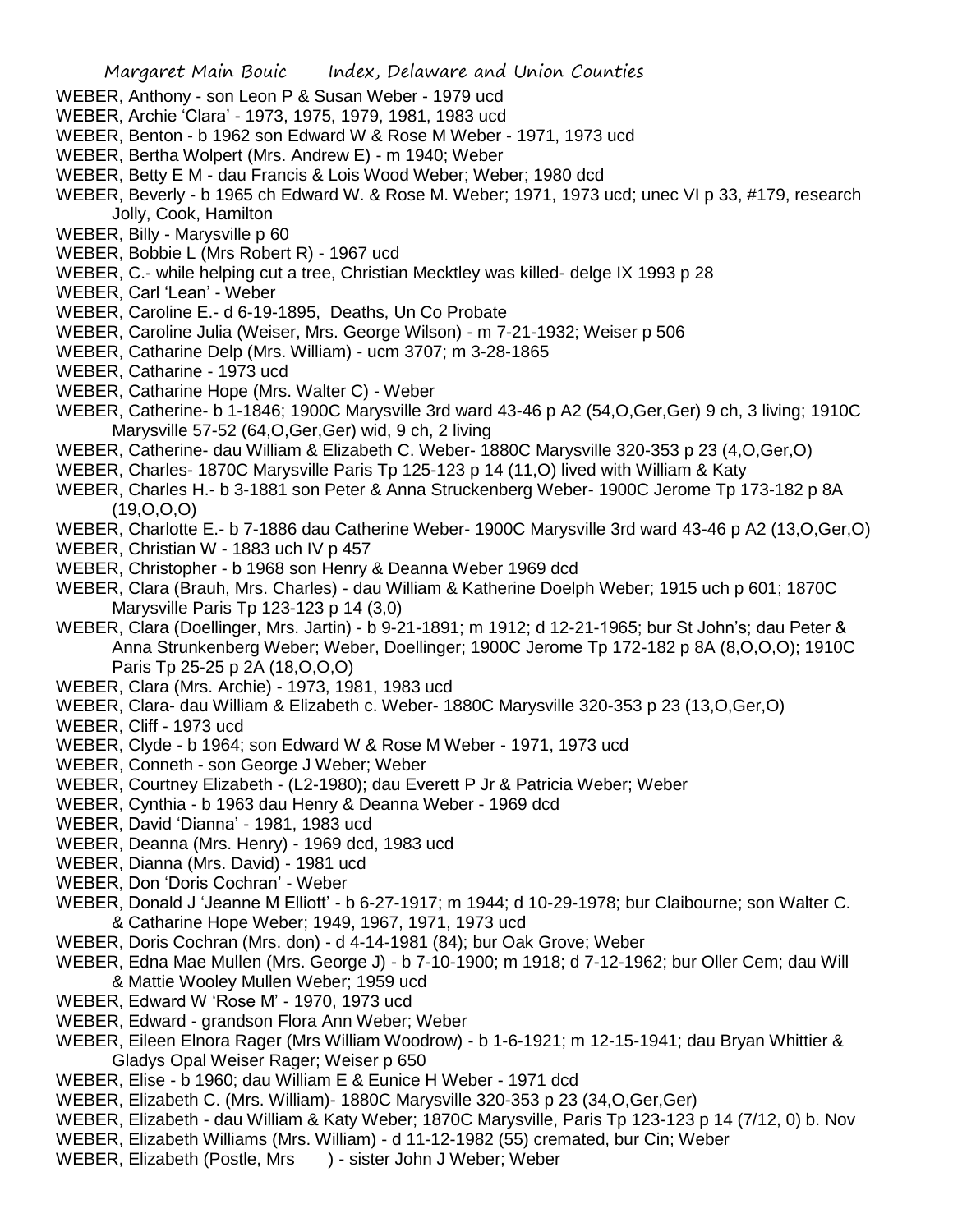WEBER, Anthony - son Leon P & Susan Weber - 1979 ucd

WEBER, Archie 'Clara' - 1973, 1975, 1979, 1981, 1983 ucd

WEBER, Benton - b 1962 son Edward W & Rose M Weber - 1971, 1973 ucd

WEBER, Bertha Wolpert (Mrs. Andrew E) - m 1940; Weber

WEBER, Betty E M - dau Francis & Lois Wood Weber; Weber; 1980 dcd

WEBER, Beverly - b 1965 ch Edward W. & Rose M. Weber; 1971, 1973 ucd; unec VI p 33, #179, research Jolly, Cook, Hamilton

WEBER, Billy - Marysville p 60

WEBER, Bobbie L (Mrs Robert R) - 1967 ucd

WEBER, C.- while helping cut a tree, Christian Mecktley was killed- delge IX 1993 p 28

WEBER, Carl 'Lean' - Weber

WEBER, Caroline E.- d 6-19-1895, Deaths, Un Co Probate

WEBER, Caroline Julia (Weiser, Mrs. George Wilson) - m 7-21-1932; Weiser p 506

WEBER, Catharine Delp (Mrs. William) - ucm 3707; m 3-28-1865

WEBER, Catharine - 1973 ucd

WEBER, Catharine Hope (Mrs. Walter C) - Weber

WEBER, Catherine- b 1-1846; 1900C Marysville 3rd ward 43-46 p A2 (54,O,Ger,Ger) 9 ch, 3 living; 1910C Marysville 57-52 (64,O,Ger,Ger) wid, 9 ch, 2 living

WEBER, Catherine- dau William & Elizabeth C. Weber- 1880C Marysville 320-353 p 23 (4,O,Ger,O)

WEBER, Charles- 1870C Marysville Paris Tp 125-123 p 14 (11,O) lived with William & Katy

WEBER, Charles H.- b 3-1881 son Peter & Anna Struckenberg Weber- 1900C Jerome Tp 173-182 p 8A (19,O,O,O)

WEBER, Charlotte E.- b 7-1886 dau Catherine Weber- 1900C Marysville 3rd ward 43-46 p A2 (13,O,Ger,O)

WEBER, Christian W - 1883 uch IV p 457

WEBER, Christopher - b 1968 son Henry & Deanna Weber 1969 dcd

WEBER, Clara (Brauh, Mrs. Charles) - dau William & Katherine Doelph Weber; 1915 uch p 601; 1870C Marysville Paris Tp 123-123 p 14 (3,0)

WEBER, Clara (Doellinger, Mrs. Jartin) - b 9-21-1891; m 1912; d 12-21-1965; bur St John's; dau Peter & Anna Strunkenberg Weber; Weber, Doellinger; 1900C Jerome Tp 172-182 p 8A (8,O,O,O); 1910C Paris Tp 25-25 p 2A (18,O,O,O)

WEBER, Clara (Mrs. Archie) - 1973, 1981, 1983 ucd

WEBER, Clara- dau William & Elizabeth c. Weber- 1880C Marysville 320-353 p 23 (13,O,Ger,O)

WEBER, Cliff - 1973 ucd

WEBER, Clyde - b 1964; son Edward W & Rose M Weber - 1971, 1973 ucd

WEBER, Conneth - son George J Weber; Weber

WEBER, Courtney Elizabeth - (L2-1980); dau Everett P Jr & Patricia Weber; Weber

WEBER, Cynthia - b 1963 dau Henry & Deanna Weber - 1969 dcd

WEBER, David 'Dianna' - 1981, 1983 ucd

WEBER, Deanna (Mrs. Henry) - 1969 dcd, 1983 ucd

WEBER, Dianna (Mrs. David) - 1981 ucd

WEBER, Don 'Doris Cochran' - Weber

WEBER, Donald J 'Jeanne M Elliott' - b 6-27-1917; m 1944; d 10-29-1978; bur Claibourne; son Walter C. & Catharine Hope Weber; 1949, 1967, 1971, 1973 ucd

WEBER, Doris Cochran (Mrs. don) - d 4-14-1981 (84); bur Oak Grove; Weber

WEBER, Edna Mae Mullen (Mrs. George J) - b 7-10-1900; m 1918; d 7-12-1962; bur Oller Cem; dau Will & Mattie Wooley Mullen Weber; 1959 ucd

WEBER, Edward W 'Rose M' - 1970, 1973 ucd

WEBER, Edward - grandson Flora Ann Weber; Weber

WEBER, Eileen Elnora Rager (Mrs William Woodrow) - b 1-6-1921; m 12-15-1941; dau Bryan Whittier & Gladys Opal Weiser Rager; Weiser p 650

WEBER, Elise - b 1960; dau William E & Eunice H Weber - 1971 dcd

WEBER, Elizabeth C. (Mrs. William)- 1880C Marysville 320-353 p 23 (34,O,Ger,Ger)

WEBER, Elizabeth - dau William & Katy Weber; 1870C Marysville, Paris Tp 123-123 p 14 (7/12, 0) b. Nov

WEBER, Elizabeth Williams (Mrs. William) - d 11-12-1982 (55) cremated, bur Cin; Weber

WEBER, Elizabeth (Postle, Mrs ) - sister John J Weber; Weber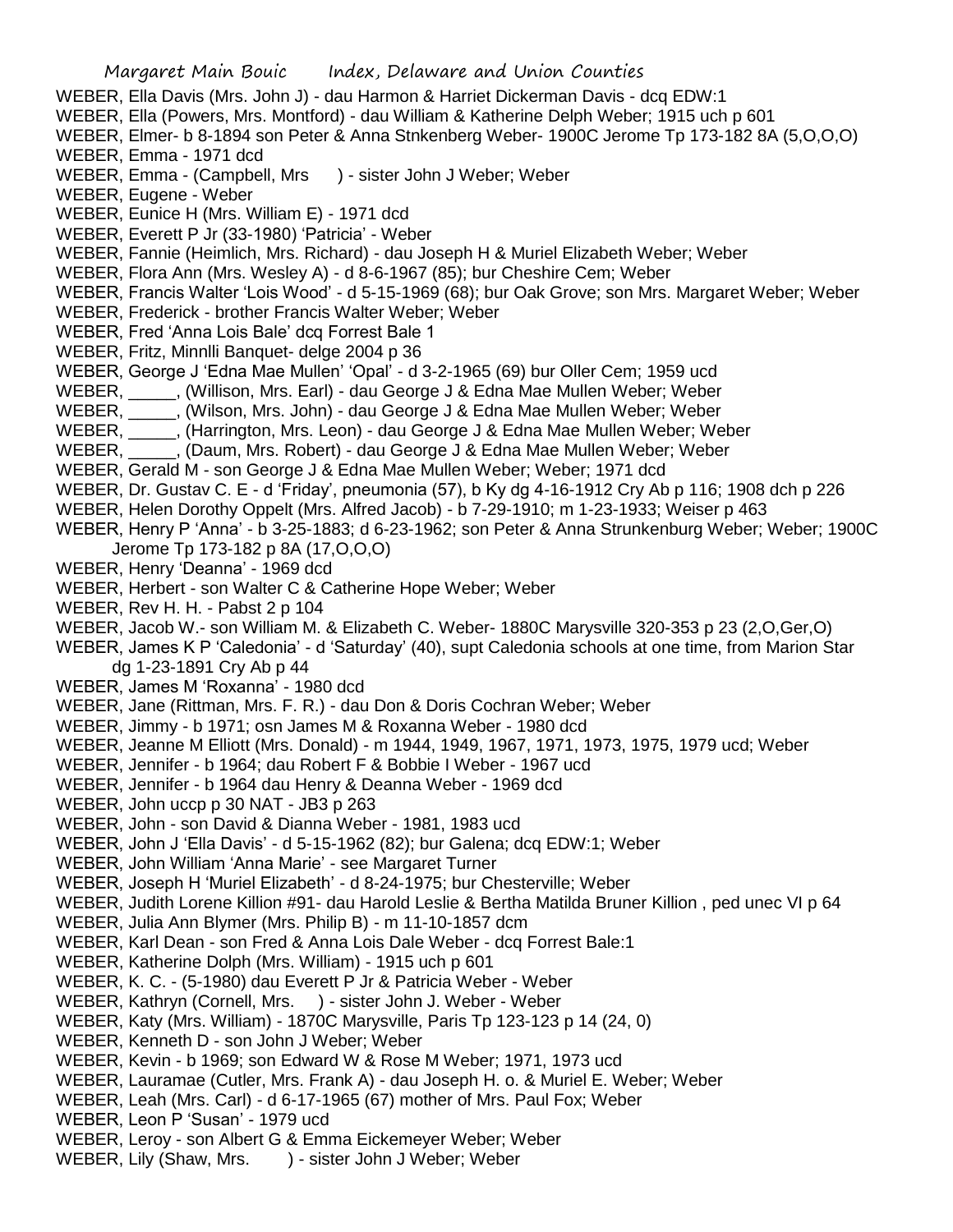WEBER, Ella Davis (Mrs. John J) - dau Harmon & Harriet Dickerman Davis - dcq EDW:1

WEBER, Ella (Powers, Mrs. Montford) - dau William & Katherine Delph Weber; 1915 uch p 601

WEBER, Elmer- b 8-1894 son Peter & Anna Stnkenberg Weber- 1900C Jerome Tp 173-182 8A (5,O,O,O)

WEBER, Emma - 1971 dcd

WEBER, Emma - (Campbell, Mrs ) - sister John J Weber; Weber

WEBER, Eugene - Weber

WEBER, Eunice H (Mrs. William E) - 1971 dcd

WEBER, Everett P Jr (33-1980) 'Patricia' - Weber

WEBER, Fannie (Heimlich, Mrs. Richard) - dau Joseph H & Muriel Elizabeth Weber; Weber

WEBER, Flora Ann (Mrs. Wesley A) - d 8-6-1967 (85); bur Cheshire Cem; Weber

WEBER, Francis Walter 'Lois Wood' - d 5-15-1969 (68); bur Oak Grove; son Mrs. Margaret Weber; Weber

WEBER, Frederick - brother Francis Walter Weber; Weber

WEBER, Fred 'Anna Lois Bale' dcq Forrest Bale 1

WEBER, Fritz, Minnlli Banquet- delge 2004 p 36

WEBER, George J 'Edna Mae Mullen' 'Opal' - d 3-2-1965 (69) bur Oller Cem; 1959 ucd

WEBER, _____, (Willison, Mrs. Earl) - dau George J & Edna Mae Mullen Weber; Weber

WEBER, _____, (Wilson, Mrs. John) - dau George J & Edna Mae Mullen Weber; Weber

WEBER, _____, (Harrington, Mrs. Leon) - dau George J & Edna Mae Mullen Weber; Weber

WEBER, _____, (Daum, Mrs. Robert) - dau George J & Edna Mae Mullen Weber; Weber

WEBER, Gerald M - son George J & Edna Mae Mullen Weber; Weber; 1971 dcd

WEBER, Dr. Gustav C. E - d 'Friday', pneumonia (57), b Ky dg 4-16-1912 Cry Ab p 116; 1908 dch p 226

WEBER, Helen Dorothy Oppelt (Mrs. Alfred Jacob) - b 7-29-1910; m 1-23-1933; Weiser p 463

WEBER, Henry P 'Anna' - b 3-25-1883; d 6-23-1962; son Peter & Anna Strunkenburg Weber; Weber; 1900C Jerome Tp 173-182 p 8A (17,O,O,O)

WEBER, Henry 'Deanna' - 1969 dcd

WEBER, Herbert - son Walter C & Catherine Hope Weber; Weber

WEBER, Rev H. H. - Pabst 2 p 104

WEBER, Jacob W.- son William M. & Elizabeth C. Weber- 1880C Marysville 320-353 p 23 (2,O,Ger,O)

WEBER, James K P 'Caledonia' - d 'Saturday' (40), supt Caledonia schools at one time, from Marion Star dg 1-23-1891 Cry Ab p 44

WEBER, James M 'Roxanna' - 1980 dcd

WEBER, Jane (Rittman, Mrs. F. R.) - dau Don & Doris Cochran Weber; Weber

WEBER, Jimmy - b 1971; osn James M & Roxanna Weber - 1980 dcd

WEBER, Jeanne M Elliott (Mrs. Donald) - m 1944, 1949, 1967, 1971, 1973, 1975, 1979 ucd; Weber

WEBER, Jennifer - b 1964; dau Robert F & Bobbie I Weber - 1967 ucd

WEBER, Jennifer - b 1964 dau Henry & Deanna Weber - 1969 dcd

WEBER, John uccp p 30 NAT - JB3 p 263

WEBER, John - son David & Dianna Weber - 1981, 1983 ucd

WEBER, John J 'Ella Davis' - d 5-15-1962 (82); bur Galena; dcq EDW:1; Weber

WEBER, John William 'Anna Marie' - see Margaret Turner

WEBER, Joseph H 'Muriel Elizabeth' - d 8-24-1975; bur Chesterville; Weber

WEBER, Judith Lorene Killion #91- dau Harold Leslie & Bertha Matilda Bruner Killion , ped unec VI p 64

WEBER, Julia Ann Blymer (Mrs. Philip B) - m 11-10-1857 dcm

WEBER, Karl Dean - son Fred & Anna Lois Dale Weber - dcq Forrest Bale:1

WEBER, Katherine Dolph (Mrs. William) - 1915 uch p 601

WEBER, K. C. - (5-1980) dau Everett P Jr & Patricia Weber - Weber

WEBER, Kathryn (Cornell, Mrs. ) - sister John J. Weber - Weber

WEBER, Katy (Mrs. William) - 1870C Marysville, Paris Tp 123-123 p 14 (24, 0)

WEBER, Kenneth D - son John J Weber; Weber

WEBER, Kevin - b 1969; son Edward W & Rose M Weber; 1971, 1973 ucd

WEBER, Lauramae (Cutler, Mrs. Frank A) - dau Joseph H. o. & Muriel E. Weber; Weber

WEBER, Leah (Mrs. Carl) - d 6-17-1965 (67) mother of Mrs. Paul Fox; Weber

WEBER, Leon P 'Susan' - 1979 ucd

WEBER, Leroy - son Albert G & Emma Eickemeyer Weber; Weber

WEBER, Lily (Shaw, Mrs. ) - sister John J Weber; Weber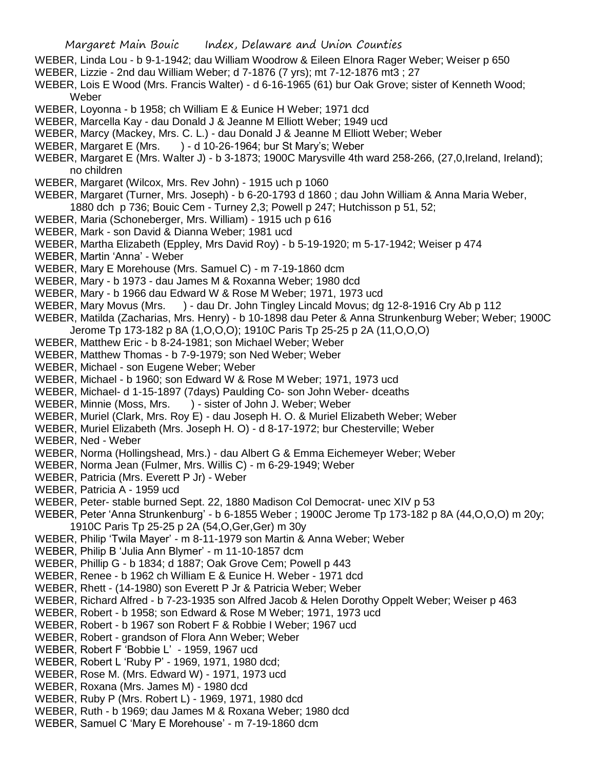WEBER, Linda Lou - b 9-1-1942; dau William Woodrow & Eileen Elnora Rager Weber; Weiser p 650

WEBER, Lizzie - 2nd dau William Weber; d 7-1876 (7 yrs); mt 7-12-1876 mt3 ; 27

WEBER, Lois E Wood (Mrs. Francis Walter) - d 6-16-1965 (61) bur Oak Grove; sister of Kenneth Wood; Weber

WEBER, Loyonna - b 1958; ch William E & Eunice H Weber; 1971 dcd

WEBER, Marcella Kay - dau Donald J & Jeanne M Elliott Weber; 1949 ucd

WEBER, Marcy (Mackey, Mrs. C. L.) - dau Donald J & Jeanne M Elliott Weber; Weber

WEBER, Margaret E (Mrs. ) - d 10-26-1964; bur St Mary's; Weber

WEBER, Margaret E (Mrs. Walter J) - b 3-1873; 1900C Marysville 4th ward 258-266, (27,0,Ireland, Ireland); no children

WEBER, Margaret (Wilcox, Mrs. Rev John) - 1915 uch p 1060

WEBER, Margaret (Turner, Mrs. Joseph) - b 6-20-1793 d 1860 ; dau John William & Anna Maria Weber, 1880 dch p 736; Bouic Cem - Turney 2,3; Powell p 247; Hutchisson p 51, 52;

WEBER, Maria (Schoneberger, Mrs. William) - 1915 uch p 616

WEBER, Mark - son David & Dianna Weber; 1981 ucd

WEBER, Martha Elizabeth (Eppley, Mrs David Roy) - b 5-19-1920; m 5-17-1942; Weiser p 474

WEBER, Martin 'Anna' - Weber

WEBER, Mary E Morehouse (Mrs. Samuel C) - m 7-19-1860 dcm

WEBER, Mary - b 1973 - dau James M & Roxanna Weber; 1980 dcd

WEBER, Mary - b 1966 dau Edward W & Rose M Weber; 1971, 1973 ucd

WEBER, Mary Movus (Mrs. ) - dau Dr. John Tingley Lincald Movus; dg 12-8-1916 Cry Ab p 112

WEBER, Matilda (Zacharias, Mrs. Henry) - b 10-1898 dau Peter & Anna Strunkenburg Weber; Weber; 1900C Jerome Tp 173-182 p 8A (1,O,O,O); 1910C Paris Tp 25-25 p 2A (11,O,O,O)

WEBER, Matthew Eric - b 8-24-1981; son Michael Weber; Weber

WEBER, Matthew Thomas - b 7-9-1979; son Ned Weber; Weber

WEBER, Michael - son Eugene Weber; Weber

WEBER, Michael - b 1960; son Edward W & Rose M Weber; 1971, 1973 ucd

WEBER, Michael- d 1-15-1897 (7days) Paulding Co- son John Weber- dceaths

WEBER, Minnie (Moss, Mrs. ) - sister of John J. Weber; Weber

WEBER, Muriel (Clark, Mrs. Roy E) - dau Joseph H. O. & Muriel Elizabeth Weber; Weber

WEBER, Muriel Elizabeth (Mrs. Joseph H. O) - d 8-17-1972; bur Chesterville; Weber

WEBER, Ned - Weber

WEBER, Norma (Hollingshead, Mrs.) - dau Albert G & Emma Eichemeyer Weber; Weber

WEBER, Norma Jean (Fulmer, Mrs. Willis C) - m 6-29-1949; Weber

WEBER, Patricia (Mrs. Everett P Jr) - Weber

WEBER, Patricia A - 1959 ucd

WEBER, Peter- stable burned Sept. 22, 1880 Madison Col Democrat- unec XIV p 53

WEBER, Peter 'Anna Strunkenburg' - b 6-1855 Weber ; 1900C Jerome Tp 173-182 p 8A (44,O,O,O) m 20y; 1910C Paris Tp 25-25 p 2A (54,O,Ger,Ger) m 30y

WEBER, Philip 'Twila Mayer' - m 8-11-1979 son Martin & Anna Weber; Weber

WEBER, Philip B 'Julia Ann Blymer' - m 11-10-1857 dcm

WEBER, Phillip G - b 1834; d 1887; Oak Grove Cem; Powell p 443

WEBER, Renee - b 1962 ch William E & Eunice H. Weber - 1971 dcd

WEBER, Rhett - (14-1980) son Everett P Jr & Patricia Weber; Weber

WEBER, Richard Alfred - b 7-23-1935 son Alfred Jacob & Helen Dorothy Oppelt Weber; Weiser p 463

WEBER, Robert - b 1958; son Edward & Rose M Weber; 1971, 1973 ucd

WEBER, Robert - b 1967 son Robert F & Robbie I Weber; 1967 ucd

WEBER, Robert - grandson of Flora Ann Weber; Weber

WEBER, Robert F 'Bobbie L' - 1959, 1967 ucd

WEBER, Robert L 'Ruby P' - 1969, 1971, 1980 dcd;

WEBER, Rose M. (Mrs. Edward W) - 1971, 1973 ucd

WEBER, Roxana (Mrs. James M) - 1980 dcd

WEBER, Ruby P (Mrs. Robert L) - 1969, 1971, 1980 dcd

WEBER, Ruth - b 1969; dau James M & Roxana Weber; 1980 dcd

WEBER, Samuel C 'Mary E Morehouse' - m 7-19-1860 dcm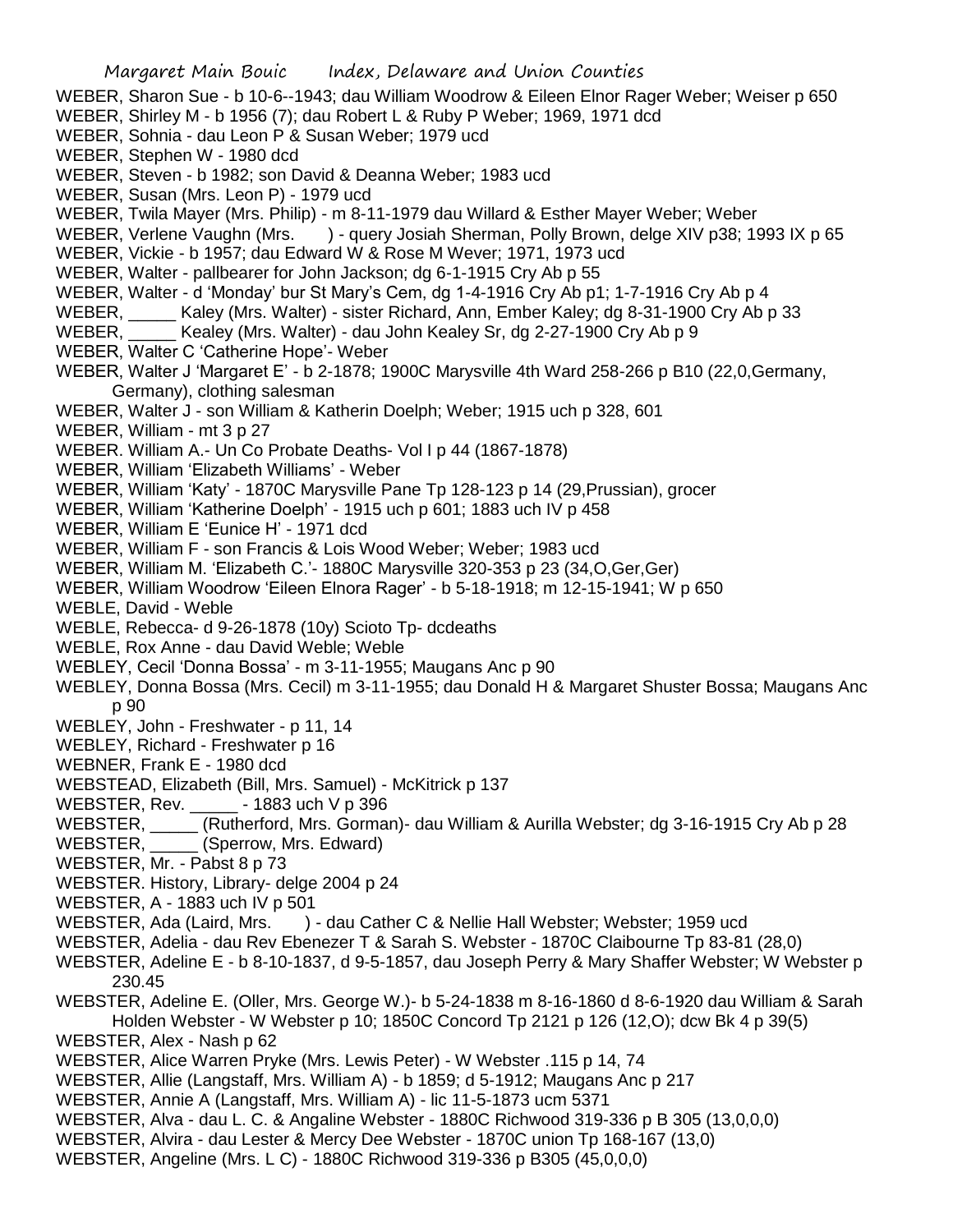WEBER, Sharon Sue - b 10-6--1943; dau William Woodrow & Eileen Elnor Rager Weber; Weiser p 650

WEBER, Shirley M - b 1956 (7); dau Robert L & Ruby P Weber; 1969, 1971 dcd

WEBER, Sohnia - dau Leon P & Susan Weber; 1979 ucd

WEBER, Stephen W - 1980 dcd

WEBER, Steven - b 1982; son David & Deanna Weber; 1983 ucd

WEBER, Susan (Mrs. Leon P) - 1979 ucd

WEBER, Twila Mayer (Mrs. Philip) - m 8-11-1979 dau Willard & Esther Mayer Weber; Weber

WEBER, Verlene Vaughn (Mrs. ) - query Josiah Sherman, Polly Brown, delge XIV p38; 1993 IX p 65

WEBER, Vickie - b 1957; dau Edward W & Rose M Wever; 1971, 1973 ucd

WEBER, Walter - pallbearer for John Jackson; dg 6-1-1915 Cry Ab p 55

WEBER, Walter - d 'Monday' bur St Mary's Cem, dg 1-4-1916 Cry Ab p1; 1-7-1916 Cry Ab p 4

WEBER, _____ Kaley (Mrs. Walter) - sister Richard, Ann, Ember Kaley; dg 8-31-1900 Cry Ab p 33

WEBER, _____ Kealey (Mrs. Walter) - dau John Kealey Sr, dg 2-27-1900 Cry Ab p 9

WEBER, Walter C 'Catherine Hope'- Weber

WEBER, Walter J 'Margaret E' - b 2-1878; 1900C Marysville 4th Ward 258-266 p B10 (22,0,Germany, Germany), clothing salesman

WEBER, Walter J - son William & Katherin Doelph; Weber; 1915 uch p 328, 601

WEBER, William - mt 3 p 27

WEBER. William A.- Un Co Probate Deaths- Vol I p 44 (1867-1878)

WEBER, William 'Elizabeth Williams' - Weber

WEBER, William 'Katy' - 1870C Marysville Pane Tp 128-123 p 14 (29,Prussian), grocer

WEBER, William 'Katherine Doelph' - 1915 uch p 601; 1883 uch IV p 458

WEBER, William E 'Eunice H' - 1971 dcd

WEBER, William F - son Francis & Lois Wood Weber; Weber; 1983 ucd

WEBER, William M. 'Elizabeth C.'- 1880C Marysville 320-353 p 23 (34,O,Ger,Ger)

WEBER, William Woodrow 'Eileen Elnora Rager' - b 5-18-1918; m 12-15-1941; W p 650

WEBLE, David - Weble

WEBLE, Rebecca- d 9-26-1878 (10y) Scioto Tp- dcdeaths

WEBLE, Rox Anne - dau David Weble; Weble

WEBLEY, Cecil 'Donna Bossa' - m 3-11-1955; Maugans Anc p 90

WEBLEY, Donna Bossa (Mrs. Cecil) m 3-11-1955; dau Donald H & Margaret Shuster Bossa; Maugans Anc p 90

WEBLEY, John - Freshwater - p 11, 14

WEBLEY, Richard - Freshwater p 16

WEBNER, Frank E - 1980 dcd

WEBSTEAD, Elizabeth (Bill, Mrs. Samuel) - McKitrick p 137

WEBSTER, Rev. _____ - 1883 uch V p 396

WEBSTER, _____ (Rutherford, Mrs. Gorman)- dau William & Aurilla Webster; dg 3-16-1915 Cry Ab p 28

WEBSTER, _____ (Sperrow, Mrs. Edward)

WEBSTER, Mr. - Pabst 8 p 73

WEBSTER. History, Library- delge 2004 p 24

WEBSTER, A - 1883 uch IV p 501

WEBSTER, Ada (Laird, Mrs. ) - dau Cather C & Nellie Hall Webster; Webster; 1959 ucd

WEBSTER, Adelia - dau Rev Ebenezer T & Sarah S. Webster - 1870C Claibourne Tp 83-81 (28,0)

WEBSTER, Adeline E - b 8-10-1837, d 9-5-1857, dau Joseph Perry & Mary Shaffer Webster; W Webster p 230.45

WEBSTER, Adeline E. (Oller, Mrs. George W.)- b 5-24-1838 m 8-16-1860 d 8-6-1920 dau William & Sarah Holden Webster - W Webster p 10; 1850C Concord Tp 2121 p 126 (12,O); dcw Bk 4 p 39(5)

WEBSTER, Alex - Nash p 62

WEBSTER, Alice Warren Pryke (Mrs. Lewis Peter) - W Webster .115 p 14, 74

WEBSTER, Allie (Langstaff, Mrs. William A) - b 1859; d 5-1912; Maugans Anc p 217

WEBSTER, Annie A (Langstaff, Mrs. William A) - lic 11-5-1873 ucm 5371

WEBSTER, Alva - dau L. C. & Angaline Webster - 1880C Richwood 319-336 p B 305 (13,0,0,0)

WEBSTER, Alvira - dau Lester & Mercy Dee Webster - 1870C union Tp 168-167 (13,0)

WEBSTER, Angeline (Mrs. L C) - 1880C Richwood 319-336 p B305 (45,0,0,0)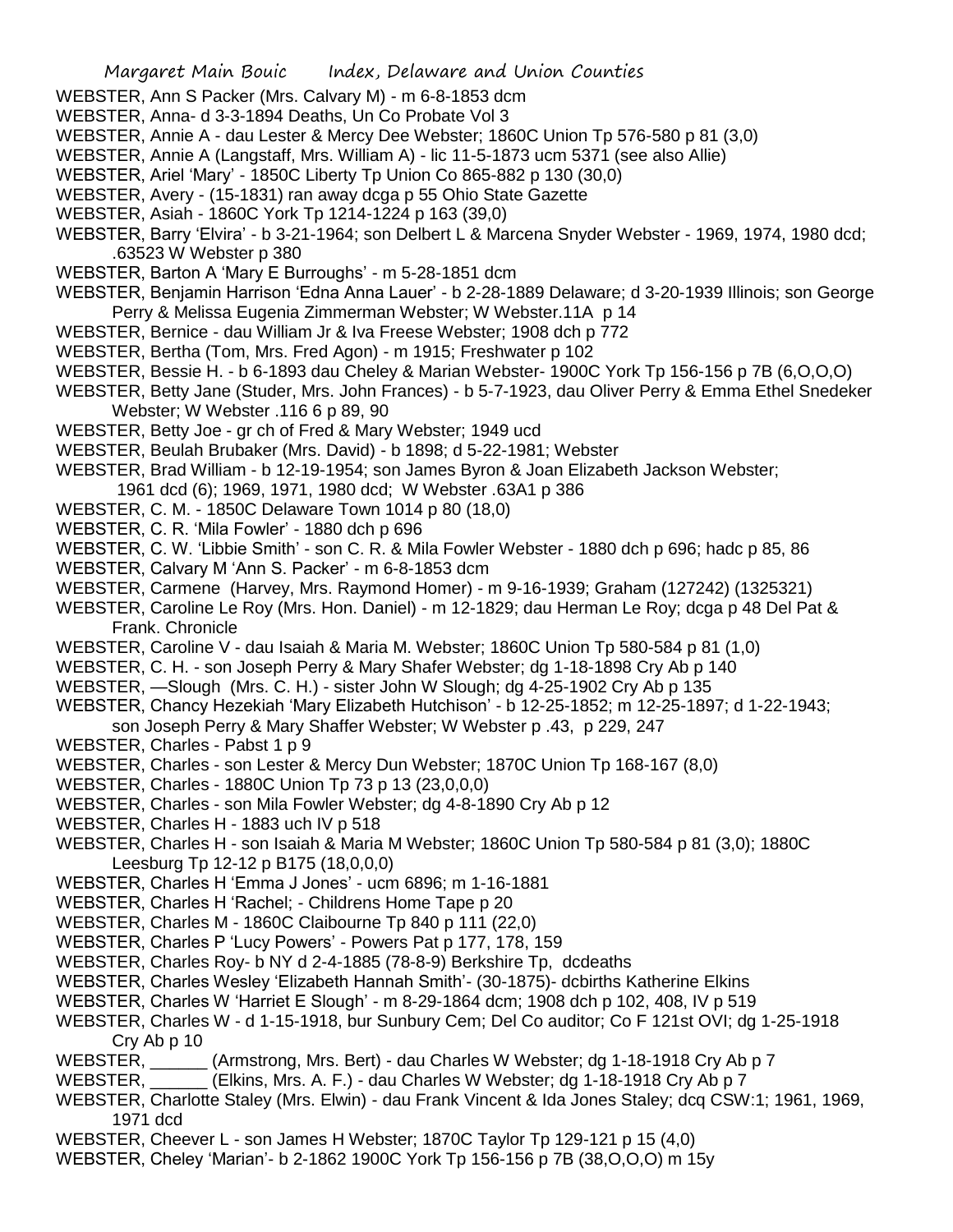WEBSTER, Ann S Packer (Mrs. Calvary M) - m 6-8-1853 dcm

WEBSTER, Anna- d 3-3-1894 Deaths, Un Co Probate Vol 3

WEBSTER, Annie A - dau Lester & Mercy Dee Webster; 1860C Union Tp 576-580 p 81 (3,0)

WEBSTER, Annie A (Langstaff, Mrs. William A) - lic 11-5-1873 ucm 5371 (see also Allie)

WEBSTER, Ariel 'Mary' - 1850C Liberty Tp Union Co 865-882 p 130 (30,0)

WEBSTER, Avery - (15-1831) ran away dcga p 55 Ohio State Gazette

WEBSTER, Asiah - 1860C York Tp 1214-1224 p 163 (39,0)

WEBSTER, Barry 'Elvira' - b 3-21-1964; son Delbert L & Marcena Snyder Webster - 1969, 1974, 1980 dcd; .63523 W Webster p 380

WEBSTER, Barton A 'Mary E Burroughs' - m 5-28-1851 dcm

WEBSTER, Benjamin Harrison 'Edna Anna Lauer' - b 2-28-1889 Delaware; d 3-20-1939 Illinois; son George Perry & Melissa Eugenia Zimmerman Webster; W Webster.11A p 14

WEBSTER, Bernice - dau William Jr & Iva Freese Webster; 1908 dch p 772

WEBSTER, Bertha (Tom, Mrs. Fred Agon) - m 1915; Freshwater p 102

WEBSTER, Bessie H. - b 6-1893 dau Cheley & Marian Webster- 1900C York Tp 156-156 p 7B (6,O,O,O)

WEBSTER, Betty Jane (Studer, Mrs. John Frances) - b 5-7-1923, dau Oliver Perry & Emma Ethel Snedeker Webster; W Webster .116 6 p 89, 90

WEBSTER, Betty Joe - gr ch of Fred & Mary Webster; 1949 ucd

WEBSTER, Beulah Brubaker (Mrs. David) - b 1898; d 5-22-1981; Webster

WEBSTER, Brad William - b 12-19-1954; son James Byron & Joan Elizabeth Jackson Webster; 1961 dcd (6); 1969, 1971, 1980 dcd; W Webster .63A1 p 386

WEBSTER, C. M. - 1850C Delaware Town 1014 p 80 (18,0)

WEBSTER, C. R. 'Mila Fowler' - 1880 dch p 696

WEBSTER, C. W. 'Libbie Smith' - son C. R. & Mila Fowler Webster - 1880 dch p 696; hadc p 85, 86

WEBSTER, Calvary M 'Ann S. Packer' - m 6-8-1853 dcm

WEBSTER, Carmene (Harvey, Mrs. Raymond Homer) - m 9-16-1939; Graham (127242) (1325321)

WEBSTER, Caroline Le Roy (Mrs. Hon. Daniel) - m 12-1829; dau Herman Le Roy; dcga p 48 Del Pat & Frank. Chronicle

WEBSTER, Caroline V - dau Isaiah & Maria M. Webster; 1860C Union Tp 580-584 p 81 (1,0)

WEBSTER, C. H. - son Joseph Perry & Mary Shafer Webster; dg 1-18-1898 Cry Ab p 140

WEBSTER, —Slough (Mrs. C. H.) - sister John W Slough; dg 4-25-1902 Cry Ab p 135

WEBSTER, Chancy Hezekiah 'Mary Elizabeth Hutchison' - b 12-25-1852; m 12-25-1897; d 1-22-1943; son Joseph Perry & Mary Shaffer Webster; W Webster p .43, p 229, 247

WEBSTER, Charles - Pabst 1 p 9

WEBSTER, Charles - son Lester & Mercy Dun Webster; 1870C Union Tp 168-167 (8,0)

WEBSTER, Charles - 1880C Union Tp 73 p 13 (23,0,0,0)

WEBSTER, Charles - son Mila Fowler Webster; dg 4-8-1890 Cry Ab p 12

WEBSTER, Charles H - 1883 uch IV p 518

WEBSTER, Charles H - son Isaiah & Maria M Webster; 1860C Union Tp 580-584 p 81 (3,0); 1880C Leesburg Tp 12-12 p B175 (18,0,0,0)

WEBSTER, Charles H 'Emma J Jones' - ucm 6896; m 1-16-1881

WEBSTER, Charles H 'Rachel; - Childrens Home Tape p 20

WEBSTER, Charles M - 1860C Claibourne Tp 840 p 111 (22,0)

WEBSTER, Charles P 'Lucy Powers' - Powers Pat p 177, 178, 159

WEBSTER, Charles Roy- b NY d 2-4-1885 (78-8-9) Berkshire Tp, dcdeaths

WEBSTER, Charles Wesley 'Elizabeth Hannah Smith'- (30-1875)- dcbirths Katherine Elkins

WEBSTER, Charles W 'Harriet E Slough' - m 8-29-1864 dcm; 1908 dch p 102, 408, IV p 519

WEBSTER, Charles W - d 1-15-1918, bur Sunbury Cem; Del Co auditor; Co F 121st OVI; dg 1-25-1918 Cry Ab p 10

WEBSTER, ______ (Armstrong, Mrs. Bert) - dau Charles W Webster; dg 1-18-1918 Cry Ab p 7

WEBSTER, ______ (Elkins, Mrs. A. F.) - dau Charles W Webster; dg 1-18-1918 Cry Ab p 7

WEBSTER, Charlotte Staley (Mrs. Elwin) - dau Frank Vincent & Ida Jones Staley; dcq CSW:1; 1961, 1969, 1971 dcd

WEBSTER, Cheever L - son James H Webster; 1870C Taylor Tp 129-121 p 15 (4,0)

WEBSTER, Cheley 'Marian'- b 2-1862 1900C York Tp 156-156 p 7B (38,O,O,O) m 15y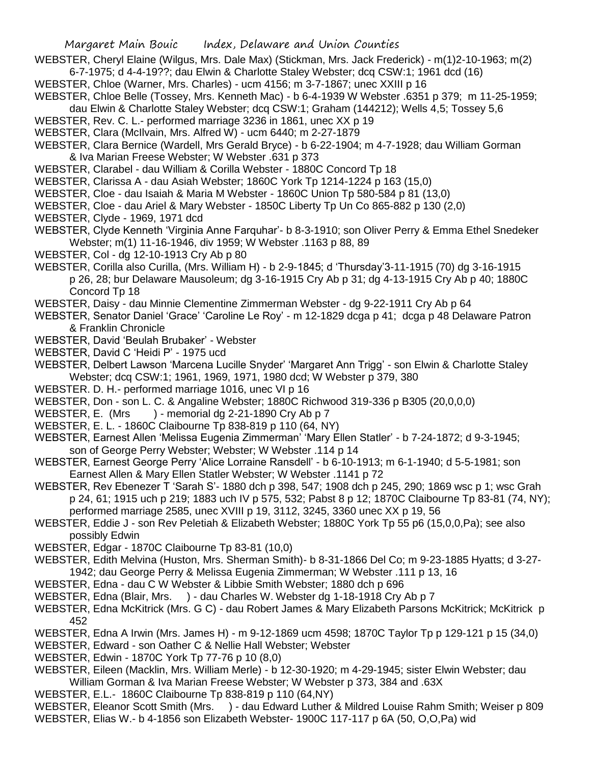WEBSTER, Cheryl Elaine (Wilgus, Mrs. Dale Max) (Stickman, Mrs. Jack Frederick) - m(1)2-10-1963; m(2) 6-7-1975; d 4-4-19??; dau Elwin & Charlotte Staley Webster; dcq CSW:1; 1961 dcd (16)

WEBSTER, Chloe (Warner, Mrs. Charles) - ucm 4156; m 3-7-1867; unec XXIII p 16

WEBSTER, Chloe Belle (Tossey, Mrs. Kenneth Mac) - b 6-4-1939 W Webster .6351 p 379; m 11-25-1959; dau Elwin & Charlotte Staley Webster; dcq CSW:1; Graham (144212); Wells 4,5; Tossey 5,6

WEBSTER, Rev. C. L.- performed marriage 3236 in 1861, unec XX p 19

WEBSTER, Clara (McIlvain, Mrs. Alfred W) - ucm 6440; m 2-27-1879

WEBSTER, Clara Bernice (Wardell, Mrs Gerald Bryce) - b 6-22-1904; m 4-7-1928; dau William Gorman & Iva Marian Freese Webster; W Webster .631 p 373

WEBSTER, Clarabel - dau William & Corilla Webster - 1880C Concord Tp 18

WEBSTER, Clarissa A - dau Asiah Webster; 1860C York Tp 1214-1224 p 163 (15,0)

WEBSTER, Cloe - dau Isaiah & Maria M Webster - 1860C Union Tp 580-584 p 81 (13,0)

WEBSTER, Cloe - dau Ariel & Mary Webster - 1850C Liberty Tp Un Co 865-882 p 130 (2,0)

WEBSTER, Clyde - 1969, 1971 dcd

WEBSTER, Clyde Kenneth 'Virginia Anne Farquhar'- b 8-3-1910; son Oliver Perry & Emma Ethel Snedeker Webster; m(1) 11-16-1946, div 1959; W Webster .1163 p 88, 89

WEBSTER, Col - dg 12-10-1913 Cry Ab p 80

WEBSTER, Corilla also Curilla, (Mrs. William H) - b 2-9-1845; d 'Thursday'3-11-1915 (70) dg 3-16-1915 p 26, 28; bur Delaware Mausoleum; dg 3-16-1915 Cry Ab p 31; dg 4-13-1915 Cry Ab p 40; 1880C Concord Tp 18

WEBSTER, Daisy - dau Minnie Clementine Zimmerman Webster - dg 9-22-1911 Cry Ab p 64

WEBSTER, Senator Daniel 'Grace' 'Caroline Le Roy' - m 12-1829 dcga p 41; dcga p 48 Delaware Patron & Franklin Chronicle

WEBSTER, David 'Beulah Brubaker' - Webster

WEBSTER, David C 'Heidi P' - 1975 ucd

WEBSTER, Delbert Lawson 'Marcena Lucille Snyder' 'Margaret Ann Trigg' - son Elwin & Charlotte Staley Webster; dcq CSW:1; 1961, 1969, 1971, 1980 dcd; W Webster p 379, 380

WEBSTER. D. H.- performed marriage 1016, unec VI p 16

WEBSTER, Don - son L. C. & Angaline Webster; 1880C Richwood 319-336 p B305 (20,0,0,0)

WEBSTER, E. (Mrs ) - memorial dg 2-21-1890 Cry Ab p 7

WEBSTER, E. L. - 1860C Claibourne Tp 838-819 p 110 (64, NY)

WEBSTER, Earnest Allen 'Melissa Eugenia Zimmerman' 'Mary Ellen Statler' - b 7-24-1872; d 9-3-1945; son of George Perry Webster; Webster; W Webster .114 p 14

WEBSTER, Earnest George Perry 'Alice Lorraine Ransdell' - b 6-10-1913; m 6-1-1940; d 5-5-1981; son Earnest Allen & Mary Ellen Statler Webster; W Webster .1141 p 72

WEBSTER, Rev Ebenezer T 'Sarah S'- 1880 dch p 398, 547; 1908 dch p 245, 290; 1869 wsc p 1; wsc Grah p 24, 61; 1915 uch p 219; 1883 uch IV p 575, 532; Pabst 8 p 12; 1870C Claibourne Tp 83-81 (74, NY); performed marriage 2585, unec XVIII p 19, 3112, 3245, 3360 unec XX p 19, 56

WEBSTER, Eddie J - son Rev Peletiah & Elizabeth Webster; 1880C York Tp 55 p6 (15,0,0,Pa); see also possibly Edwin

WEBSTER, Edgar - 1870C Claibourne Tp 83-81 (10,0)

WEBSTER, Edith Melvina (Huston, Mrs. Sherman Smith)- b 8-31-1866 Del Co; m 9-23-1885 Hyatts; d 3-27-1942; dau George Perry & Melissa Eugenia Zimmerman; W Webster .111 p 13, 16

WEBSTER, Edna - dau C W Webster & Libbie Smith Webster; 1880 dch p 696

WEBSTER, Edna (Blair, Mrs. ) - dau Charles W. Webster dg 1-18-1918 Cry Ab p 7

WEBSTER, Edna McKitrick (Mrs. G C) - dau Robert James & Mary Elizabeth Parsons McKitrick; McKitrick p 452

WEBSTER, Edna A Irwin (Mrs. James H) - m 9-12-1869 ucm 4598; 1870C Taylor Tp p 129-121 p 15 (34,0)

WEBSTER, Edward - son Oather C & Nellie Hall Webster; Webster

WEBSTER, Edwin - 1870C York Tp 77-76 p 10 (8,0)

WEBSTER, Eileen (Macklin, Mrs. William Merle) - b 12-30-1920; m 4-29-1945; sister Elwin Webster; dau William Gorman & Iva Marian Freese Webster; W Webster p 373, 384 and .63X

WEBSTER, E.L.- 1860C Claibourne Tp 838-819 p 110 (64,NY)

WEBSTER, Eleanor Scott Smith (Mrs. ) - dau Edward Luther & Mildred Louise Rahm Smith; Weiser p 809

WEBSTER, Elias W.- b 4-1856 son Elizabeth Webster- 1900C 117-117 p 6A (50, O,O,Pa) wid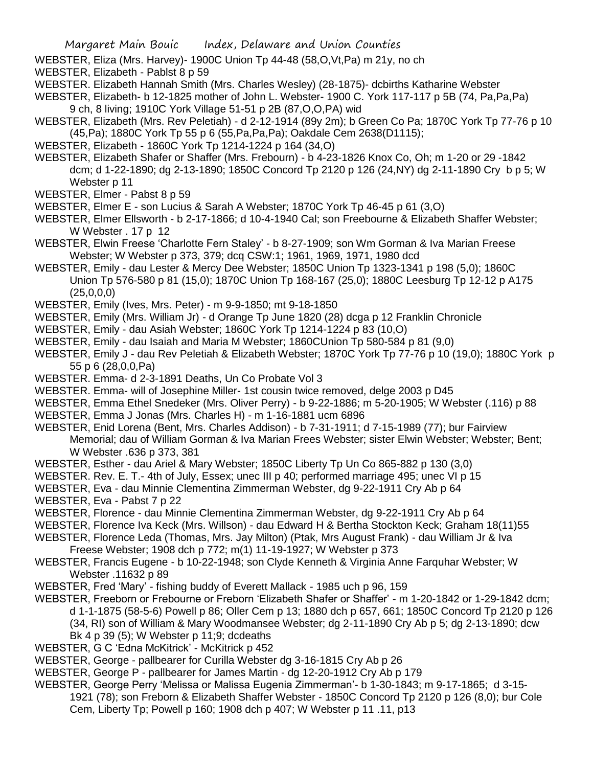WEBSTER, Eliza (Mrs. Harvey)- 1900C Union Tp 44-48 (58,O,Vt,Pa) m 21y, no ch

WEBSTER, Elizabeth - Pablst 8 p 59

WEBSTER. Elizabeth Hannah Smith (Mrs. Charles Wesley) (28-1875)- dcbirths Katharine Webster

WEBSTER, Elizabeth- b 12-1825 mother of John L. Webster- 1900 C. York 117-117 p 5B (74, Pa,Pa,Pa) 9 ch, 8 living; 1910C York Village 51-51 p 2B (87,O,O,PA) wid

WEBSTER, Elizabeth (Mrs. Rev Peletiah) - d 2-12-1914 (89y 2m); b Green Co Pa; 1870C York Tp 77-76 p 10 (45,Pa); 1880C York Tp 55 p 6 (55,Pa,Pa,Pa); Oakdale Cem 2638(D1115);

WEBSTER, Elizabeth - 1860C York Tp 1214-1224 p 164 (34,O)

WEBSTER, Elizabeth Shafer or Shaffer (Mrs. Frebourn) - b 4-23-1826 Knox Co, Oh; m 1-20 or 29 -1842 dcm; d 1-22-1890; dg 2-13-1890; 1850C Concord Tp 2120 p 126 (24,NY) dg 2-11-1890 Cry b p 5; W Webster p 11

WEBSTER, Elmer - Pabst 8 p 59

WEBSTER, Elmer E - son Lucius & Sarah A Webster; 1870C York Tp 46-45 p 61 (3,O)

WEBSTER, Elmer Ellsworth - b 2-17-1866; d 10-4-1940 Cal; son Freebourne & Elizabeth Shaffer Webster; W Webster . 17 p 12

WEBSTER, Elwin Freese 'Charlotte Fern Staley' - b 8-27-1909; son Wm Gorman & Iva Marian Freese Webster; W Webster p 373, 379; dcq CSW:1; 1961, 1969, 1971, 1980 dcd

WEBSTER, Emily - dau Lester & Mercy Dee Webster; 1850C Union Tp 1323-1341 p 198 (5,0); 1860C Union Tp 576-580 p 81 (15,0); 1870C Union Tp 168-167 (25,0); 1880C Leesburg Tp 12-12 p A175 (25,0,0,0)

WEBSTER, Emily (Ives, Mrs. Peter) - m 9-9-1850; mt 9-18-1850

WEBSTER, Emily (Mrs. William Jr) - d Orange Tp June 1820 (28) dcga p 12 Franklin Chronicle

WEBSTER, Emily - dau Asiah Webster; 1860C York Tp 1214-1224 p 83 (10,O)

WEBSTER, Emily - dau Isaiah and Maria M Webster; 1860CUnion Tp 580-584 p 81 (9,0)

WEBSTER, Emily J - dau Rev Peletiah & Elizabeth Webster; 1870C York Tp 77-76 p 10 (19,0); 1880C York p 55 p 6 (28,0,0,Pa)

WEBSTER. Emma- d 2-3-1891 Deaths, Un Co Probate Vol 3

WEBSTER. Emma- will of Josephine Miller- 1st cousin twice removed, delge 2003 p D45

WEBSTER, Emma Ethel Snedeker (Mrs. Oliver Perry) - b 9-22-1886; m 5-20-1905; W Webster (.116) p 88

WEBSTER, Emma J Jonas (Mrs. Charles H) - m 1-16-1881 ucm 6896

WEBSTER, Enid Lorena (Bent, Mrs. Charles Addison) - b 7-31-1911; d 7-15-1989 (77); bur Fairview Memorial; dau of William Gorman & Iva Marian Frees Webster; sister Elwin Webster; Webster; Bent; W Webster .636 p 373, 381

WEBSTER, Esther - dau Ariel & Mary Webster; 1850C Liberty Tp Un Co 865-882 p 130 (3,0)

WEBSTER. Rev. E. T.- 4th of July, Essex; unec III p 40; performed marriage 495; unec VI p 15

WEBSTER, Eva - dau Minnie Clementina Zimmerman Webster, dg 9-22-1911 Cry Ab p 64

WEBSTER, Eva - Pabst 7 p 22

WEBSTER, Florence - dau Minnie Clementina Zimmerman Webster, dg 9-22-1911 Cry Ab p 64

WEBSTER, Florence Iva Keck (Mrs. Willson) - dau Edward H & Bertha Stockton Keck; Graham 18(11)55

WEBSTER, Florence Leda (Thomas, Mrs. Jay Milton) (Ptak, Mrs August Frank) - dau William Jr & Iva Freese Webster; 1908 dch p 772; m(1) 11-19-1927; W Webster p 373

WEBSTER, Francis Eugene - b 10-22-1948; son Clyde Kenneth & Virginia Anne Farquhar Webster; W Webster .11632 p 89

WEBSTER, Fred 'Mary' - fishing buddy of Everett Mallack - 1985 uch p 96, 159

WEBSTER, Freeborn or Frebourne or Freborn 'Elizabeth Shafer or Shaffer' - m 1-20-1842 or 1-29-1842 dcm; d 1-1-1875 (58-5-6) Powell p 86; Oller Cem p 13; 1880 dch p 657, 661; 1850C Concord Tp 2120 p 126 (34, RI) son of William & Mary Woodmansee Webster; dg 2-11-1890 Cry Ab p 5; dg 2-13-1890; dcw Bk 4 p 39 (5); W Webster p 11;9; dcdeaths

WEBSTER, G C 'Edna McKitrick' - McKitrick p 452

WEBSTER, George - pallbearer for Curilla Webster dg 3-16-1815 Cry Ab p 26

WEBSTER, George P - pallbearer for James Martin - dg 12-20-1912 Cry Ab p 179

WEBSTER, George Perry 'Melissa or Malissa Eugenia Zimmerman'- b 1-30-1843; m 9-17-1865; d 3-15-1921 (78); son Freborn & Elizabeth Shaffer Webster - 1850C Concord Tp 2120 p 126 (8,0); bur Cole Cem, Liberty Tp; Powell p 160; 1908 dch p 407; W Webster p 11 .11, p13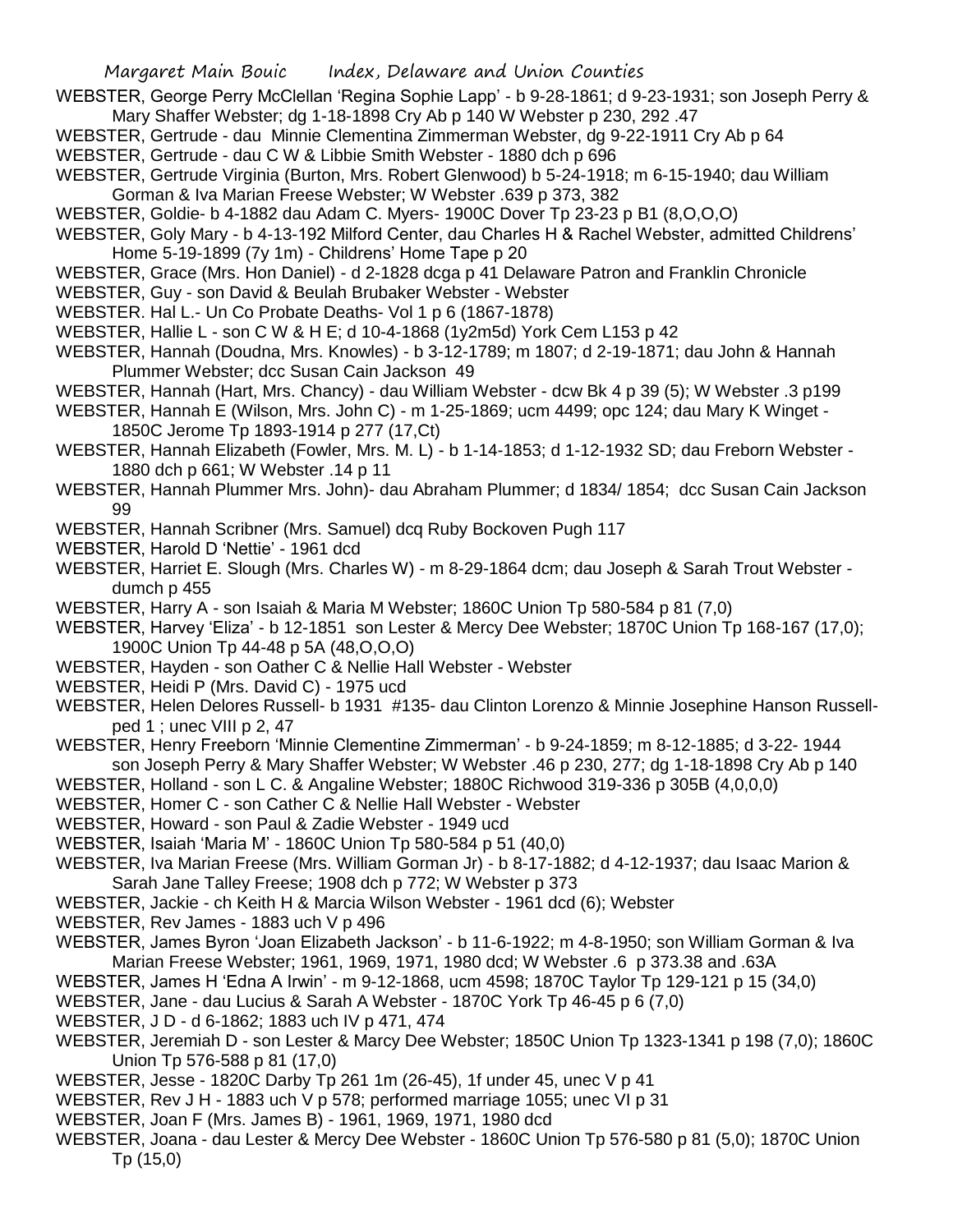WEBSTER, George Perry McClellan 'Regina Sophie Lapp' - b 9-28-1861; d 9-23-1931; son Joseph Perry & Mary Shaffer Webster; dg 1-18-1898 Cry Ab p 140 W Webster p 230, 292 .47

WEBSTER, Gertrude - dau Minnie Clementina Zimmerman Webster, dg 9-22-1911 Cry Ab p 64

WEBSTER, Gertrude - dau C W & Libbie Smith Webster - 1880 dch p 696

WEBSTER, Gertrude Virginia (Burton, Mrs. Robert Glenwood) b 5-24-1918; m 6-15-1940; dau William Gorman & Iva Marian Freese Webster; W Webster .639 p 373, 382

WEBSTER, Goldie- b 4-1882 dau Adam C. Myers- 1900C Dover Tp 23-23 p B1 (8,O,O,O)

WEBSTER, Goly Mary - b 4-13-192 Milford Center, dau Charles H & Rachel Webster, admitted Childrens' Home 5-19-1899 (7y 1m) - Childrens' Home Tape p 20

WEBSTER, Grace (Mrs. Hon Daniel) - d 2-1828 dcga p 41 Delaware Patron and Franklin Chronicle

WEBSTER, Guy - son David & Beulah Brubaker Webster - Webster

WEBSTER. Hal L.- Un Co Probate Deaths- Vol 1 p 6 (1867-1878)

WEBSTER, Hallie L - son C W & H E; d 10-4-1868 (1y2m5d) York Cem L153 p 42

WEBSTER, Hannah (Doudna, Mrs. Knowles) - b 3-12-1789; m 1807; d 2-19-1871; dau John & Hannah Plummer Webster; dcc Susan Cain Jackson 49

WEBSTER, Hannah (Hart, Mrs. Chancy) - dau William Webster - dcw Bk 4 p 39 (5); W Webster .3 p199

WEBSTER, Hannah E (Wilson, Mrs. John C) - m 1-25-1869; ucm 4499; opc 124; dau Mary K Winget - 1850C Jerome Tp 1893-1914 p 277 (17,Ct)

WEBSTER, Hannah Elizabeth (Fowler, Mrs. M. L) - b 1-14-1853; d 1-12-1932 SD; dau Freborn Webster - 1880 dch p 661; W Webster .14 p 11

WEBSTER, Hannah Plummer Mrs. John)- dau Abraham Plummer; d 1834/ 1854; dcc Susan Cain Jackson 99

WEBSTER, Hannah Scribner (Mrs. Samuel) dcq Ruby Bockoven Pugh 117

WEBSTER, Harold D 'Nettie' - 1961 dcd

WEBSTER, Harriet E. Slough (Mrs. Charles W) - m 8-29-1864 dcm; dau Joseph & Sarah Trout Webster - dumch p 455

WEBSTER, Harry A - son Isaiah & Maria M Webster; 1860C Union Tp 580-584 p 81 (7,0)

WEBSTER, Harvey 'Eliza' - b 12-1851 son Lester & Mercy Dee Webster; 1870C Union Tp 168-167 (17,0); 1900C Union Tp 44-48 p 5A (48,O,O,O)

WEBSTER, Hayden - son Oather C & Nellie Hall Webster - Webster

WEBSTER, Heidi P (Mrs. David C) - 1975 ucd

WEBSTER, Helen Delores Russell- b 1931 #135- dau Clinton Lorenzo & Minnie Josephine Hanson Russell- ped 1 ; unec VIII p 2, 47

WEBSTER, Henry Freeborn 'Minnie Clementine Zimmerman' - b 9-24-1859; m 8-12-1885; d 3-22- 1944 son Joseph Perry & Mary Shaffer Webster; W Webster .46 p 230, 277; dg 1-18-1898 Cry Ab p 140

WEBSTER, Holland - son L C. & Angaline Webster; 1880C Richwood 319-336 p 305B (4,0,0,0)

WEBSTER, Homer C - son Cather C & Nellie Hall Webster - Webster

WEBSTER, Howard - son Paul & Zadie Webster - 1949 ucd

WEBSTER, Isaiah 'Maria M' - 1860C Union Tp 580-584 p 51 (40,0)

WEBSTER, Iva Marian Freese (Mrs. William Gorman Jr) - b 8-17-1882; d 4-12-1937; dau Isaac Marion & Sarah Jane Talley Freese; 1908 dch p 772; W Webster p 373

WEBSTER, Jackie - ch Keith H & Marcia Wilson Webster - 1961 dcd (6); Webster

WEBSTER, Rev James - 1883 uch V p 496

WEBSTER, James Byron 'Joan Elizabeth Jackson' - b 11-6-1922; m 4-8-1950; son William Gorman & Iva Marian Freese Webster; 1961, 1969, 1971, 1980 dcd; W Webster .6 p 373.38 and .63A

WEBSTER, James H 'Edna A Irwin' - m 9-12-1868, ucm 4598; 1870C Taylor Tp 129-121 p 15 (34,0)

WEBSTER, Jane - dau Lucius & Sarah A Webster - 1870C York Tp 46-45 p 6 (7,0)

WEBSTER, J D - d 6-1862; 1883 uch IV p 471, 474

WEBSTER, Jeremiah D - son Lester & Marcy Dee Webster; 1850C Union Tp 1323-1341 p 198 (7,0); 1860C Union Tp 576-588 p 81 (17,0)

WEBSTER, Jesse - 1820C Darby Tp 261 1m (26-45), 1f under 45, unec V p 41

WEBSTER, Rev J H - 1883 uch V p 578; performed marriage 1055; unec VI p 31

WEBSTER, Joan F (Mrs. James B) - 1961, 1969, 1971, 1980 dcd

WEBSTER, Joana - dau Lester & Mercy Dee Webster - 1860C Union Tp 576-580 p 81 (5,0); 1870C Union Tp (15,0)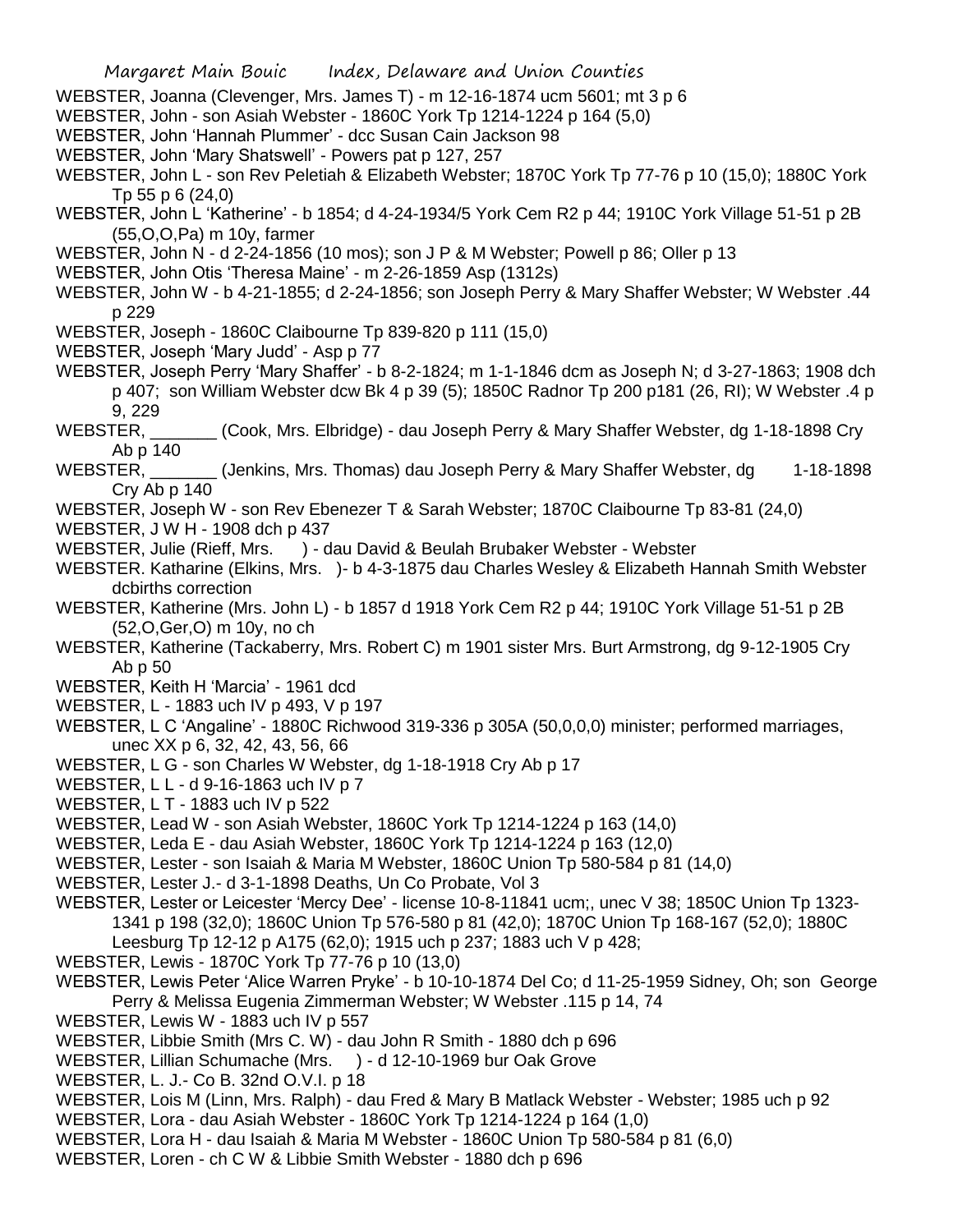WEBSTER, Joanna (Clevenger, Mrs. James T) - m 12-16-1874 ucm 5601; mt 3 p 6

WEBSTER, John - son Asiah Webster - 1860C York Tp 1214-1224 p 164 (5,0)

WEBSTER, John 'Hannah Plummer' - dcc Susan Cain Jackson 98

WEBSTER, John 'Mary Shatswell' - Powers pat p 127, 257

WEBSTER, John L - son Rev Peletiah & Elizabeth Webster; 1870C York Tp 77-76 p 10 (15,0); 1880C York Tp 55 p 6 (24,0)

WEBSTER, John L 'Katherine' - b 1854; d 4-24-1934/5 York Cem R2 p 44; 1910C York Village 51-51 p 2B (55,O,O,Pa) m 10y, farmer

WEBSTER, John N - d 2-24-1856 (10 mos); son J P & M Webster; Powell p 86; Oller p 13

WEBSTER, John Otis 'Theresa Maine' - m 2-26-1859 Asp (1312s)

WEBSTER, John W - b 4-21-1855; d 2-24-1856; son Joseph Perry & Mary Shaffer Webster; W Webster .44 p 229

WEBSTER, Joseph - 1860C Claibourne Tp 839-820 p 111 (15,0)

WEBSTER, Joseph 'Mary Judd' - Asp p 77

WEBSTER, Joseph Perry 'Mary Shaffer' - b 8-2-1824; m 1-1-1846 dcm as Joseph N; d 3-27-1863; 1908 dch p 407; son William Webster dcw Bk 4 p 39 (5); 1850C Radnor Tp 200 p181 (26, RI); W Webster .4 p 9, 229

WEBSTER, _______ (Cook, Mrs. Elbridge) - dau Joseph Perry & Mary Shaffer Webster, dg 1-18-1898 Cry Ab p 140

WEBSTER, _______ (Jenkins, Mrs. Thomas) dau Joseph Perry & Mary Shaffer Webster, dg 1-18-1898 Cry Ab p 140

WEBSTER, Joseph W - son Rev Ebenezer T & Sarah Webster; 1870C Claibourne Tp 83-81 (24,0)

WEBSTER, J W H - 1908 dch p 437

WEBSTER, Julie (Rieff, Mrs. ) - dau David & Beulah Brubaker Webster - Webster

WEBSTER. Katharine (Elkins, Mrs. )- b 4-3-1875 dau Charles Wesley & Elizabeth Hannah Smith Webster dcbirths correction

WEBSTER, Katherine (Mrs. John L) - b 1857 d 1918 York Cem R2 p 44; 1910C York Village 51-51 p 2B (52,O,Ger,O) m 10y, no ch

WEBSTER, Katherine (Tackaberry, Mrs. Robert C) m 1901 sister Mrs. Burt Armstrong, dg 9-12-1905 Cry Ab p 50

WEBSTER, Keith H 'Marcia' - 1961 dcd

WEBSTER, L - 1883 uch IV p 493, V p 197

WEBSTER, L C 'Angaline' - 1880C Richwood 319-336 p 305A (50,0,0,0) minister; performed marriages, unec XX p 6, 32, 42, 43, 56, 66

WEBSTER, L G - son Charles W Webster, dg 1-18-1918 Cry Ab p 17

WEBSTER, L L - d 9-16-1863 uch IV p 7

WEBSTER, L T - 1883 uch IV p 522

WEBSTER, Lead W - son Asiah Webster, 1860C York Tp 1214-1224 p 163 (14,0)

WEBSTER, Leda E - dau Asiah Webster, 1860C York Tp 1214-1224 p 163 (12,0)

WEBSTER, Lester - son Isaiah & Maria M Webster, 1860C Union Tp 580-584 p 81 (14,0)

WEBSTER, Lester J.- d 3-1-1898 Deaths, Un Co Probate, Vol 3

WEBSTER, Lester or Leicester 'Mercy Dee' - license 10-8-11841 ucm;, unec V 38; 1850C Union Tp 1323-1341 p 198 (32,0); 1860C Union Tp 576-580 p 81 (42,0); 1870C Union Tp 168-167 (52,0); 1880C Leesburg Tp 12-12 p A175 (62,0); 1915 uch p 237; 1883 uch V p 428;

WEBSTER, Lewis - 1870C York Tp 77-76 p 10 (13,0)

WEBSTER, Lewis Peter 'Alice Warren Pryke' - b 10-10-1874 Del Co; d 11-25-1959 Sidney, Oh; son George Perry & Melissa Eugenia Zimmerman Webster; W Webster .115 p 14, 74

WEBSTER, Lewis W - 1883 uch IV p 557

WEBSTER, Libbie Smith (Mrs C. W) - dau John R Smith - 1880 dch p 696

WEBSTER, Lillian Schumache (Mrs. ) - d 12-10-1969 bur Oak Grove

WEBSTER, L. J.- Co B. 32nd O.V.I. p 18

WEBSTER, Lois M (Linn, Mrs. Ralph) - dau Fred & Mary B Matlack Webster - Webster; 1985 uch p 92

WEBSTER, Lora - dau Asiah Webster - 1860C York Tp 1214-1224 p 164 (1,0)

WEBSTER, Lora H - dau Isaiah & Maria M Webster - 1860C Union Tp 580-584 p 81 (6,0)

WEBSTER, Loren - ch C W & Libbie Smith Webster - 1880 dch p 696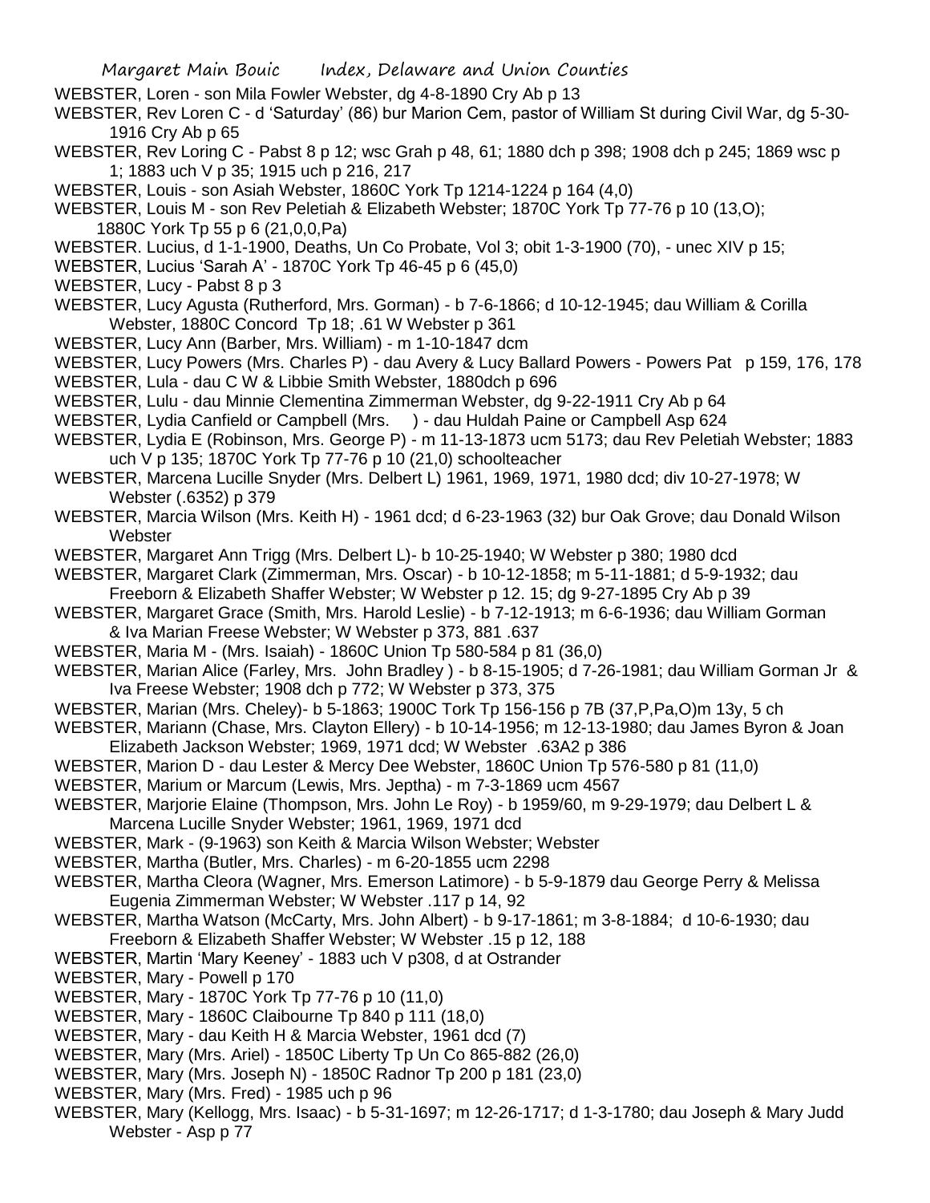WEBSTER, Loren - son Mila Fowler Webster, dg 4-8-1890 Cry Ab p 13

WEBSTER, Rev Loren C - d 'Saturday' (86) bur Marion Cem, pastor of William St during Civil War, dg 5-30-1916 Cry Ab p 65

WEBSTER, Rev Loring C - Pabst 8 p 12; wsc Grah p 48, 61; 1880 dch p 398; 1908 dch p 245; 1869 wsc p 1; 1883 uch V p 35; 1915 uch p 216, 217

WEBSTER, Louis - son Asiah Webster, 1860C York Tp 1214-1224 p 164 (4,0)

WEBSTER, Louis M - son Rev Peletiah & Elizabeth Webster; 1870C York Tp 77-76 p 10 (13,O); 1880C York Tp 55 p 6 (21,0,0,Pa)

WEBSTER. Lucius, d 1-1-1900, Deaths, Un Co Probate, Vol 3; obit 1-3-1900 (70), - unec XIV p 15;

WEBSTER, Lucius 'Sarah A' - 1870C York Tp 46-45 p 6 (45,0)

WEBSTER, Lucy - Pabst 8 p 3

WEBSTER, Lucy Agusta (Rutherford, Mrs. Gorman) - b 7-6-1866; d 10-12-1945; dau William & Corilla Webster, 1880C Concord Tp 18; .61 W Webster p 361

WEBSTER, Lucy Ann (Barber, Mrs. William) - m 1-10-1847 dcm

WEBSTER, Lucy Powers (Mrs. Charles P) - dau Avery & Lucy Ballard Powers - Powers Pat p 159, 176, 178

WEBSTER, Lula - dau C W & Libbie Smith Webster, 1880dch p 696

WEBSTER, Lulu - dau Minnie Clementina Zimmerman Webster, dg 9-22-1911 Cry Ab p 64

WEBSTER, Lydia Canfield or Campbell (Mrs. ) - dau Huldah Paine or Campbell Asp 624

WEBSTER, Lydia E (Robinson, Mrs. George P) - m 11-13-1873 ucm 5173; dau Rev Peletiah Webster; 1883 uch V p 135; 1870C York Tp 77-76 p 10 (21,0) schoolteacher

WEBSTER, Marcena Lucille Snyder (Mrs. Delbert L) 1961, 1969, 1971, 1980 dcd; div 10-27-1978; W Webster (.6352) p 379

WEBSTER, Marcia Wilson (Mrs. Keith H) - 1961 dcd; d 6-23-1963 (32) bur Oak Grove; dau Donald Wilson Webster

WEBSTER, Margaret Ann Trigg (Mrs. Delbert L)- b 10-25-1940; W Webster p 380; 1980 dcd

WEBSTER, Margaret Clark (Zimmerman, Mrs. Oscar) - b 10-12-1858; m 5-11-1881; d 5-9-1932; dau Freeborn & Elizabeth Shaffer Webster; W Webster p 12. 15; dg 9-27-1895 Cry Ab p 39

WEBSTER, Margaret Grace (Smith, Mrs. Harold Leslie) - b 7-12-1913; m 6-6-1936; dau William Gorman & Iva Marian Freese Webster; W Webster p 373, 881 .637

WEBSTER, Maria M - (Mrs. Isaiah) - 1860C Union Tp 580-584 p 81 (36,0)

WEBSTER, Marian Alice (Farley, Mrs. John Bradley ) - b 8-15-1905; d 7-26-1981; dau William Gorman Jr & Iva Freese Webster; 1908 dch p 772; W Webster p 373, 375

WEBSTER, Marian (Mrs. Cheley)- b 5-1863; 1900C Tork Tp 156-156 p 7B (37,P,Pa,O)m 13y, 5 ch

WEBSTER, Mariann (Chase, Mrs. Clayton Ellery) - b 10-14-1956; m 12-13-1980; dau James Byron & Joan Elizabeth Jackson Webster; 1969, 1971 dcd; W Webster .63A2 p 386

WEBSTER, Marion D - dau Lester & Mercy Dee Webster, 1860C Union Tp 576-580 p 81 (11,0)

WEBSTER, Marium or Marcum (Lewis, Mrs. Jeptha) - m 7-3-1869 ucm 4567

WEBSTER, Marjorie Elaine (Thompson, Mrs. John Le Roy) - b 1959/60, m 9-29-1979; dau Delbert L & Marcena Lucille Snyder Webster; 1961, 1969, 1971 dcd

WEBSTER, Mark - (9-1963) son Keith & Marcia Wilson Webster; Webster

WEBSTER, Martha (Butler, Mrs. Charles) - m 6-20-1855 ucm 2298

WEBSTER, Martha Cleora (Wagner, Mrs. Emerson Latimore) - b 5-9-1879 dau George Perry & Melissa Eugenia Zimmerman Webster; W Webster .117 p 14, 92

WEBSTER, Martha Watson (McCarty, Mrs. John Albert) - b 9-17-1861; m 3-8-1884; d 10-6-1930; dau Freeborn & Elizabeth Shaffer Webster; W Webster .15 p 12, 188

WEBSTER, Martin 'Mary Keeney' - 1883 uch V p308, d at Ostrander

WEBSTER, Mary - Powell p 170

WEBSTER, Mary - 1870C York Tp 77-76 p 10 (11,0)

WEBSTER, Mary - 1860C Claibourne Tp 840 p 111 (18,0)

WEBSTER, Mary - dau Keith H & Marcia Webster, 1961 dcd (7)

WEBSTER, Mary (Mrs. Ariel) - 1850C Liberty Tp Un Co 865-882 (26,0)

WEBSTER, Mary (Mrs. Joseph N) - 1850C Radnor Tp 200 p 181 (23,0)

WEBSTER, Mary (Mrs. Fred) - 1985 uch p 96

WEBSTER, Mary (Kellogg, Mrs. Isaac) - b 5-31-1697; m 12-26-1717; d 1-3-1780; dau Joseph & Mary Judd Webster - Asp p 77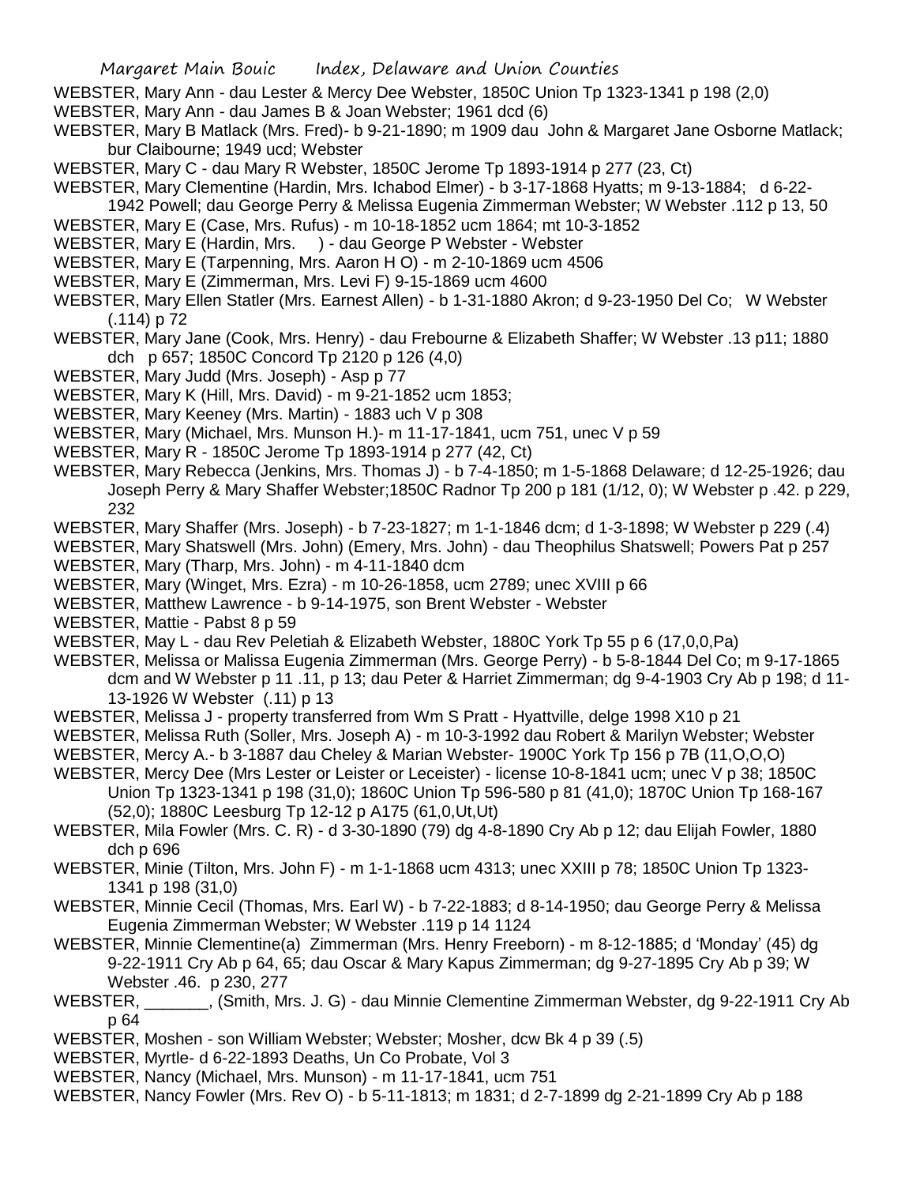WEBSTER, Mary Ann - dau Lester & Mercy Dee Webster, 1850C Union Tp 1323-1341 p 198 (2,0)

WEBSTER, Mary Ann - dau James B & Joan Webster; 1961 dcd (6)

WEBSTER, Mary B Matlack (Mrs. Fred)- b 9-21-1890; m 1909 dau John & Margaret Jane Osborne Matlack; bur Claibourne; 1949 ucd; Webster

WEBSTER, Mary C - dau Mary R Webster, 1850C Jerome Tp 1893-1914 p 277 (23, Ct)

WEBSTER, Mary Clementine (Hardin, Mrs. Ichabod Elmer) - b 3-17-1868 Hyatts; m 9-13-1884; d 6-22-1942 Powell; dau George Perry & Melissa Eugenia Zimmerman Webster; W Webster .112 p 13, 50

WEBSTER, Mary E (Case, Mrs. Rufus) - m 10-18-1852 ucm 1864; mt 10-3-1852

WEBSTER, Mary E (Hardin, Mrs. ) - dau George P Webster - Webster

WEBSTER, Mary E (Tarpenning, Mrs. Aaron H O) - m 2-10-1869 ucm 4506

WEBSTER, Mary E (Zimmerman, Mrs. Levi F) 9-15-1869 ucm 4600

WEBSTER, Mary Ellen Statler (Mrs. Earnest Allen) - b 1-31-1880 Akron; d 9-23-1950 Del Co; W Webster (.114) p 72

WEBSTER, Mary Jane (Cook, Mrs. Henry) - dau Frebourne & Elizabeth Shaffer; W Webster .13 p11; 1880 dch p 657; 1850C Concord Tp 2120 p 126 (4,0)

WEBSTER, Mary Judd (Mrs. Joseph) - Asp p 77

WEBSTER, Mary K (Hill, Mrs. David) - m 9-21-1852 ucm 1853;

WEBSTER, Mary Keeney (Mrs. Martin) - 1883 uch V p 308

WEBSTER, Mary (Michael, Mrs. Munson H.)- m 11-17-1841, ucm 751, unec V p 59

WEBSTER, Mary R - 1850C Jerome Tp 1893-1914 p 277 (42, Ct)

WEBSTER, Mary Rebecca (Jenkins, Mrs. Thomas J) - b 7-4-1850; m 1-5-1868 Delaware; d 12-25-1926; dau Joseph Perry & Mary Shaffer Webster;1850C Radnor Tp 200 p 181 (1/12, 0); W Webster p .42. p 229, 232

WEBSTER, Mary Shaffer (Mrs. Joseph) - b 7-23-1827; m 1-1-1846 dcm; d 1-3-1898; W Webster p 229 (.4)

WEBSTER, Mary Shatswell (Mrs. John) (Emery, Mrs. John) - dau Theophilus Shatswell; Powers Pat p 257

WEBSTER, Mary (Tharp, Mrs. John) - m 4-11-1840 dcm

WEBSTER, Mary (Winget, Mrs. Ezra) - m 10-26-1858, ucm 2789; unec XVIII p 66

WEBSTER, Matthew Lawrence - b 9-14-1975, son Brent Webster - Webster

WEBSTER, Mattie - Pabst 8 p 59

WEBSTER, May L - dau Rev Peletiah & Elizabeth Webster, 1880C York Tp 55 p 6 (17,0,0,Pa)

WEBSTER, Melissa or Malissa Eugenia Zimmerman (Mrs. George Perry) - b 5-8-1844 Del Co; m 9-17-1865 dcm and W Webster p 11 .11, p 13; dau Peter & Harriet Zimmerman; dg 9-4-1903 Cry Ab p 198; d 11-13-1926 W Webster (.11) p 13

WEBSTER, Melissa J - property transferred from Wm S Pratt - Hyattville, delge 1998 X10 p 21

WEBSTER, Melissa Ruth (Soller, Mrs. Joseph A) - m 10-3-1992 dau Robert & Marilyn Webster; Webster

WEBSTER, Mercy A.- b 3-1887 dau Cheley & Marian Webster- 1900C York Tp 156 p 7B (11,O,O,O)

WEBSTER, Mercy Dee (Mrs Lester or Leister or Leceister) - license 10-8-1841 ucm; unec V p 38; 1850C Union Tp 1323-1341 p 198 (31,0); 1860C Union Tp 596-580 p 81 (41,0); 1870C Union Tp 168-167 (52,0); 1880C Leesburg Tp 12-12 p A175 (61,0,Ut,Ut)

WEBSTER, Mila Fowler (Mrs. C. R) - d 3-30-1890 (79) dg 4-8-1890 Cry Ab p 12; dau Elijah Fowler, 1880 dch p 696

WEBSTER, Minie (Tilton, Mrs. John F) - m 1-1-1868 ucm 4313; unec XXIII p 78; 1850C Union Tp 1323-1341 p 198 (31,0)

WEBSTER, Minnie Cecil (Thomas, Mrs. Earl W) - b 7-22-1883; d 8-14-1950; dau George Perry & Melissa Eugenia Zimmerman Webster; W Webster .119 p 14 1124

WEBSTER, Minnie Clementine(a) Zimmerman (Mrs. Henry Freeborn) - m 8-12-1885; d 'Monday' (45) dg 9-22-1911 Cry Ab p 64, 65; dau Oscar & Mary Kapus Zimmerman; dg 9-27-1895 Cry Ab p 39; W Webster .46. p 230, 277

WEBSTER, _______, (Smith, Mrs. J. G) - dau Minnie Clementine Zimmerman Webster, dg 9-22-1911 Cry Ab p 64

WEBSTER, Moshen - son William Webster; Webster; Mosher, dcw Bk 4 p 39 (.5)

WEBSTER, Myrtle- d 6-22-1893 Deaths, Un Co Probate, Vol 3

WEBSTER, Nancy (Michael, Mrs. Munson) - m 11-17-1841, ucm 751

WEBSTER, Nancy Fowler (Mrs. Rev O) - b 5-11-1813; m 1831; d 2-7-1899 dg 2-21-1899 Cry Ab p 188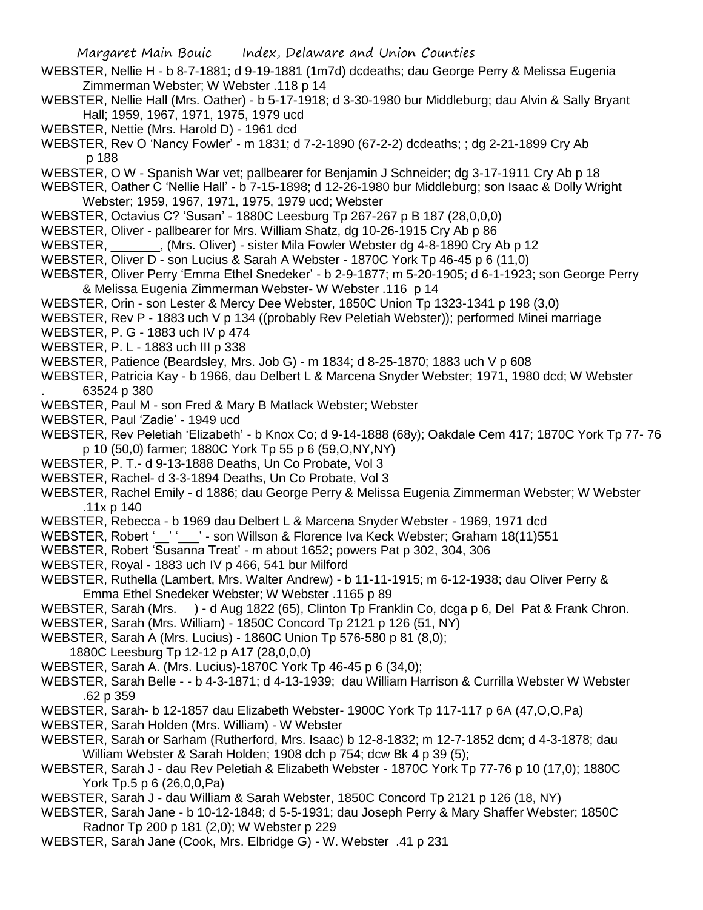WEBSTER, Nellie H - b 8-7-1881; d 9-19-1881 (1m7d) dcdeaths; dau George Perry & Melissa Eugenia Zimmerman Webster; W Webster .118 p 14

WEBSTER, Nellie Hall (Mrs. Oather) - b 5-17-1918; d 3-30-1980 bur Middleburg; dau Alvin & Sally Bryant Hall; 1959, 1967, 1971, 1975, 1979 ucd

WEBSTER, Nettie (Mrs. Harold D) - 1961 dcd

WEBSTER, Rev O 'Nancy Fowler' - m 1831; d 7-2-1890 (67-2-2) dcdeaths; ; dg 2-21-1899 Cry Ab p 188

WEBSTER, O W - Spanish War vet; pallbearer for Benjamin J Schneider; dg 3-17-1911 Cry Ab p 18

WEBSTER, Oather C 'Nellie Hall' - b 7-15-1898; d 12-26-1980 bur Middleburg; son Isaac & Dolly Wright Webster; 1959, 1967, 1971, 1975, 1979 ucd; Webster

WEBSTER, Octavius C? 'Susan' - 1880C Leesburg Tp 267-267 p B 187 (28,0,0,0)

WEBSTER, Oliver - pallbearer for Mrs. William Shatz, dg 10-26-1915 Cry Ab p 86

WEBSTER, _______, (Mrs. Oliver) - sister Mila Fowler Webster dg 4-8-1890 Cry Ab p 12

WEBSTER, Oliver D - son Lucius & Sarah A Webster - 1870C York Tp 46-45 p 6 (11,0)

WEBSTER, Oliver Perry 'Emma Ethel Snedeker' - b 2-9-1877; m 5-20-1905; d 6-1-1923; son George Perry & Melissa Eugenia Zimmerman Webster- W Webster .116 p 14

WEBSTER, Orin - son Lester & Mercy Dee Webster, 1850C Union Tp 1323-1341 p 198 (3,0)

WEBSTER, Rev P - 1883 uch V p 134 ((probably Rev Peletiah Webster)); performed Minei marriage

WEBSTER, P. G - 1883 uch IV p 474

WEBSTER, P. L - 1883 uch III p 338

WEBSTER, Patience (Beardsley, Mrs. Job G) - m 1834; d 8-25-1870; 1883 uch V p 608

WEBSTER, Patricia Kay - b 1966, dau Delbert L & Marcena Snyder Webster; 1971, 1980 dcd; W Webster . 63524 p 380

WEBSTER, Paul M - son Fred & Mary B Matlack Webster; Webster

WEBSTER, Paul 'Zadie' - 1949 ucd

WEBSTER, Rev Peletiah 'Elizabeth' - b Knox Co; d 9-14-1888 (68y); Oakdale Cem 417; 1870C York Tp 77- 76 p 10 (50,0) farmer; 1880C York Tp 55 p 6 (59,O,NY,NY)

WEBSTER, P. T.- d 9-13-1888 Deaths, Un Co Probate, Vol 3

WEBSTER, Rachel- d 3-3-1894 Deaths, Un Co Probate, Vol 3

WEBSTER, Rachel Emily - d 1886; dau George Perry & Melissa Eugenia Zimmerman Webster; W Webster .11x p 140

WEBSTER, Rebecca - b 1969 dau Delbert L & Marcena Snyder Webster - 1969, 1971 dcd

WEBSTER, Robert '__' '___' - son Willson & Florence Iva Keck Webster; Graham 18(11)551

WEBSTER, Robert 'Susanna Treat' - m about 1652; powers Pat p 302, 304, 306

WEBSTER, Royal - 1883 uch IV p 466, 541 bur Milford

WEBSTER, Ruthella (Lambert, Mrs. Walter Andrew) - b 11-11-1915; m 6-12-1938; dau Oliver Perry & Emma Ethel Snedeker Webster; W Webster .1165 p 89

WEBSTER, Sarah (Mrs. ) - d Aug 1822 (65), Clinton Tp Franklin Co, dcga p 6, Del Pat & Frank Chron.

WEBSTER, Sarah (Mrs. William) - 1850C Concord Tp 2121 p 126 (51, NY)

WEBSTER, Sarah A (Mrs. Lucius) - 1860C Union Tp 576-580 p 81 (8,0); 1880C Leesburg Tp 12-12 p A17 (28,0,0,0)

WEBSTER, Sarah A. (Mrs. Lucius)-1870C York Tp 46-45 p 6 (34,0);

WEBSTER, Sarah Belle - - b 4-3-1871; d 4-13-1939; dau William Harrison & Currilla Webster W Webster .62 p 359

WEBSTER, Sarah- b 12-1857 dau Elizabeth Webster- 1900C York Tp 117-117 p 6A (47,O,O,Pa)

WEBSTER, Sarah Holden (Mrs. William) - W Webster

WEBSTER, Sarah or Sarham (Rutherford, Mrs. Isaac) b 12-8-1832; m 12-7-1852 dcm; d 4-3-1878; dau William Webster & Sarah Holden; 1908 dch p 754; dcw Bk 4 p 39 (5);

WEBSTER, Sarah J - dau Rev Peletiah & Elizabeth Webster - 1870C York Tp 77-76 p 10 (17,0); 1880C York Tp.5 p 6 (26,0,0,Pa)

WEBSTER, Sarah J - dau William & Sarah Webster, 1850C Concord Tp 2121 p 126 (18, NY)

WEBSTER, Sarah Jane - b 10-12-1848; d 5-5-1931; dau Joseph Perry & Mary Shaffer Webster; 1850C Radnor Tp 200 p 181 (2,0); W Webster p 229

WEBSTER, Sarah Jane (Cook, Mrs. Elbridge G) - W. Webster .41 p 231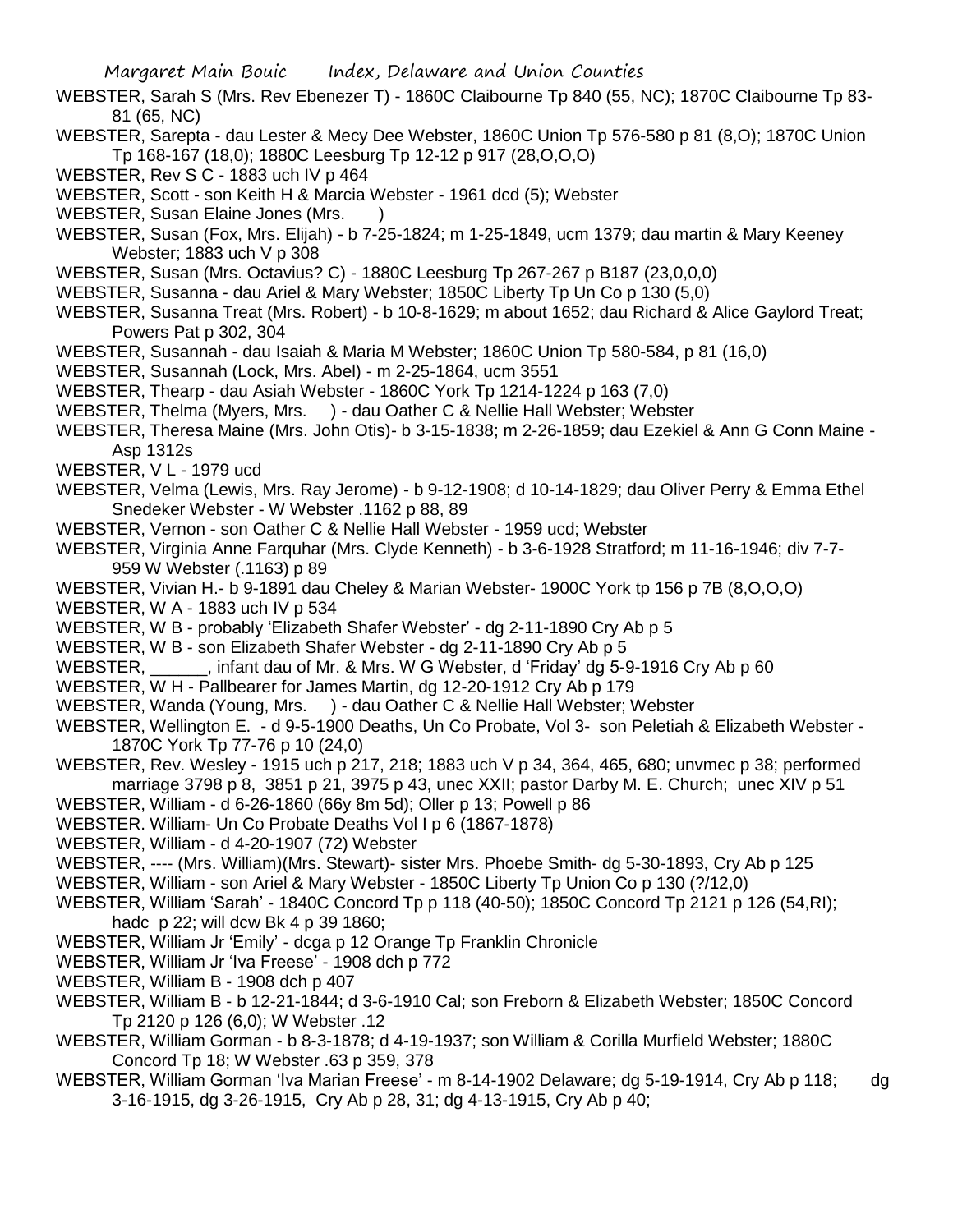WEBSTER, Sarah S (Mrs. Rev Ebenezer T) - 1860C Claibourne Tp 840 (55, NC); 1870C Claibourne Tp 83-81 (65, NC)

WEBSTER, Sarepta - dau Lester & Mecy Dee Webster, 1860C Union Tp 576-580 p 81 (8,O); 1870C Union Tp 168-167 (18,0); 1880C Leesburg Tp 12-12 p 917 (28,O,O,O)

WEBSTER, Rev S C - 1883 uch IV p 464

WEBSTER, Scott - son Keith H & Marcia Webster - 1961 dcd (5); Webster

WEBSTER, Susan Elaine Jones (Mrs. )

WEBSTER, Susan (Fox, Mrs. Elijah) - b 7-25-1824; m 1-25-1849, ucm 1379; dau martin & Mary Keeney Webster; 1883 uch V p 308

WEBSTER, Susan (Mrs. Octavius? C) - 1880C Leesburg Tp 267-267 p B187 (23,0,0,0)

WEBSTER, Susanna - dau Ariel & Mary Webster; 1850C Liberty Tp Un Co p 130 (5,0)

WEBSTER, Susanna Treat (Mrs. Robert) - b 10-8-1629; m about 1652; dau Richard & Alice Gaylord Treat; Powers Pat p 302, 304

WEBSTER, Susannah - dau Isaiah & Maria M Webster; 1860C Union Tp 580-584, p 81 (16,0)

WEBSTER, Susannah (Lock, Mrs. Abel) - m 2-25-1864, ucm 3551

WEBSTER, Thearp - dau Asiah Webster - 1860C York Tp 1214-1224 p 163 (7,0)

WEBSTER, Thelma (Myers, Mrs. ) - dau Oather C & Nellie Hall Webster; Webster

WEBSTER, Theresa Maine (Mrs. John Otis)- b 3-15-1838; m 2-26-1859; dau Ezekiel & Ann G Conn Maine - Asp 1312s

WEBSTER, V L - 1979 ucd

WEBSTER, Velma (Lewis, Mrs. Ray Jerome) - b 9-12-1908; d 10-14-1829; dau Oliver Perry & Emma Ethel Snedeker Webster - W Webster .1162 p 88, 89

WEBSTER, Vernon - son Oather C & Nellie Hall Webster - 1959 ucd; Webster

WEBSTER, Virginia Anne Farquhar (Mrs. Clyde Kenneth) - b 3-6-1928 Stratford; m 11-16-1946; div 7-7-959 W Webster (.1163) p 89

WEBSTER, Vivian H.- b 9-1891 dau Cheley & Marian Webster- 1900C York tp 156 p 7B (8,O,O,O)

WEBSTER, W A - 1883 uch IV p 534

WEBSTER, W B - probably 'Elizabeth Shafer Webster' - dg 2-11-1890 Cry Ab p 5

WEBSTER, W B - son Elizabeth Shafer Webster - dg 2-11-1890 Cry Ab p 5

WEBSTER, ______, infant dau of Mr. & Mrs. W G Webster, d 'Friday' dg 5-9-1916 Cry Ab p 60

WEBSTER, W H - Pallbearer for James Martin, dg 12-20-1912 Cry Ab p 179

WEBSTER, Wanda (Young, Mrs. ) - dau Oather C & Nellie Hall Webster; Webster

WEBSTER, Wellington E. - d 9-5-1900 Deaths, Un Co Probate, Vol 3- son Peletiah & Elizabeth Webster - 1870C York Tp 77-76 p 10 (24,0)

WEBSTER, Rev. Wesley - 1915 uch p 217, 218; 1883 uch V p 34, 364, 465, 680; unvmec p 38; performed marriage 3798 p 8, 3851 p 21, 3975 p 43, unec XXII; pastor Darby M. E. Church; unec XIV p 51

WEBSTER, William - d 6-26-1860 (66y 8m 5d); Oller p 13; Powell p 86

WEBSTER. William- Un Co Probate Deaths Vol I p 6 (1867-1878)

WEBSTER, William - d 4-20-1907 (72) Webster

WEBSTER, ---- (Mrs. William)(Mrs. Stewart)- sister Mrs. Phoebe Smith- dg 5-30-1893, Cry Ab p 125

WEBSTER, William - son Ariel & Mary Webster - 1850C Liberty Tp Union Co p 130 (?/12,0)

WEBSTER, William 'Sarah' - 1840C Concord Tp p 118 (40-50); 1850C Concord Tp 2121 p 126 (54,RI); hadc p 22; will dcw Bk 4 p 39 1860;

WEBSTER, William Jr 'Emily' - dcga p 12 Orange Tp Franklin Chronicle

WEBSTER, William Jr 'Iva Freese' - 1908 dch p 772

WEBSTER, William B - 1908 dch p 407

WEBSTER, William B - b 12-21-1844; d 3-6-1910 Cal; son Freborn & Elizabeth Webster; 1850C Concord Tp 2120 p 126 (6,0); W Webster .12

WEBSTER, William Gorman - b 8-3-1878; d 4-19-1937; son William & Corilla Murfield Webster; 1880C Concord Tp 18; W Webster .63 p 359, 378

WEBSTER, William Gorman 'Iva Marian Freese' - m 8-14-1902 Delaware; dg 5-19-1914, Cry Ab p 118; dg 3-16-1915, dg 3-26-1915, Cry Ab p 28, 31; dg 4-13-1915, Cry Ab p 40;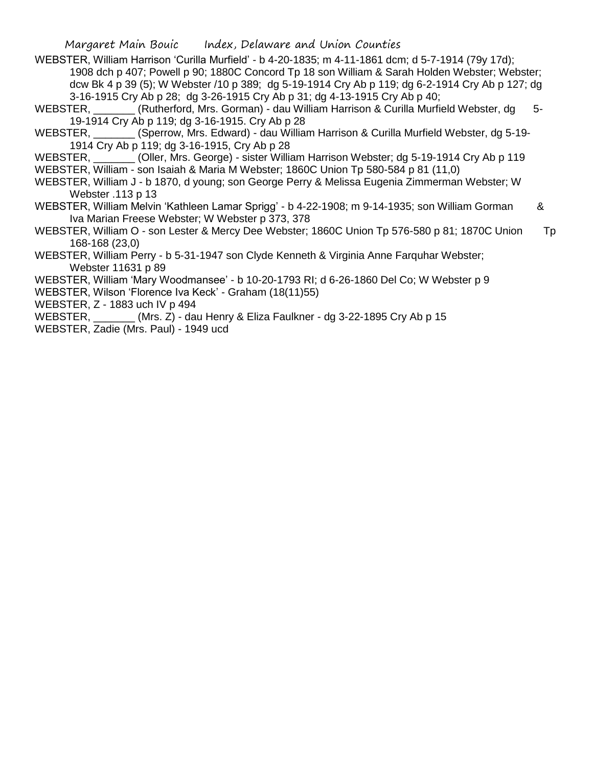WEBSTER, William Harrison 'Curilla Murfield' - b 4-20-1835; m 4-11-1861 dcm; d 5-7-1914 (79y 17d); 1908 dch p 407; Powell p 90; 1880C Concord Tp 18 son William & Sarah Holden Webster; Webster; dcw Bk 4 p 39 (5); W Webster /10 p 389; dg 5-19-1914 Cry Ab p 119; dg 6-2-1914 Cry Ab p 127; dg 3-16-1915 Cry Ab p 28; dg 3-26-1915 Cry Ab p 31; dg 4-13-1915 Cry Ab p 40;

WEBSTER, _______ (Rutherford, Mrs. Gorman) - dau William Harrison & Curilla Murfield Webster, dg 5-19-1914 Cry Ab p 119; dg 3-16-1915. Cry Ab p 28

WEBSTER, _______ (Sperrow, Mrs. Edward) - dau William Harrison & Curilla Murfield Webster, dg 5-19-1914 Cry Ab p 119; dg 3-16-1915, Cry Ab p 28

WEBSTER, _______ (Oller, Mrs. George) - sister William Harrison Webster; dg 5-19-1914 Cry Ab p 119

WEBSTER, William - son Isaiah & Maria M Webster; 1860C Union Tp 580-584 p 81 (11,0)

WEBSTER, William J - b 1870, d young; son George Perry & Melissa Eugenia Zimmerman Webster; W Webster .113 p 13

WEBSTER, William Melvin 'Kathleen Lamar Sprigg' - b 4-22-1908; m 9-14-1935; son William Gorman & Iva Marian Freese Webster; W Webster p 373, 378

WEBSTER, William O - son Lester & Mercy Dee Webster; 1860C Union Tp 576-580 p 81; 1870C Union Tp 168-168 (23,0)

WEBSTER, William Perry - b 5-31-1947 son Clyde Kenneth & Virginia Anne Farquhar Webster; Webster 11631 p 89

WEBSTER, William 'Mary Woodmansee' - b 10-20-1793 RI; d 6-26-1860 Del Co; W Webster p 9

WEBSTER, Wilson 'Florence Iva Keck' - Graham (18(11)55)

WEBSTER, Z - 1883 uch IV p 494

WEBSTER, _______ (Mrs. Z) - dau Henry & Eliza Faulkner - dg 3-22-1895 Cry Ab p 15

WEBSTER, Zadie (Mrs. Paul) - 1949 ucd